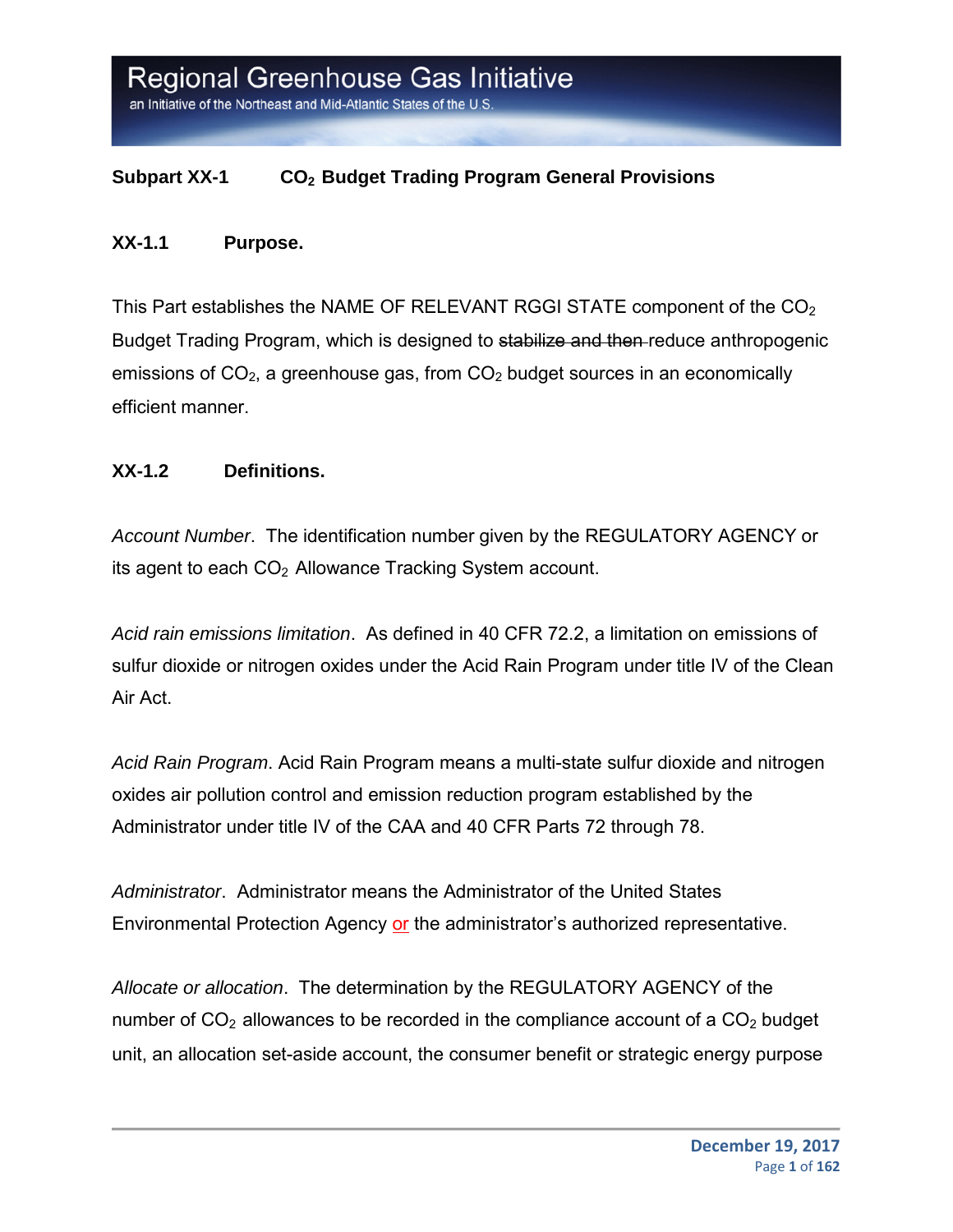# Subpart XX-1 $CO_2$ Budget Trading Program General Provisions

## XX-1.1 Purpose.

This Part establishes the NAME OF RELEVANT RGGI STATE component of the $CO_2$ Budget Trading Program, which is designed to ~~stabilize and then~~ reduce anthropogenic emissions of $CO_2$, a greenhouse gas, from $CO_2$ budget sources in an economically efficient manner.

## XX-1.2 Definitions.

*Account Number*. The identification number given by the REGULATORY AGENCY or its agent to each $CO_2$ Allowance Tracking System account.

*Acid rain emissions limitation*. As defined in 40 CFR 72.2, a limitation on emissions of sulfur dioxide or nitrogen oxides under the Acid Rain Program under title IV of the Clean Air Act.

*Acid Rain Program*. Acid Rain Program means a multi-state sulfur dioxide and nitrogen oxides air pollution control and emission reduction program established by the Administrator under title IV of the CAA and 40 CFR Parts 72 through 78.

*Administrator*. Administrator means the Administrator of the United States Environmental Protection Agency or the administrator's authorized representative.

*Allocate or allocation*. The determination by the REGULATORY AGENCY of the number of $CO_2$ allowances to be recorded in the compliance account of a $CO_2$ budget unit, an allocation set-aside account, the consumer benefit or strategic energy purpose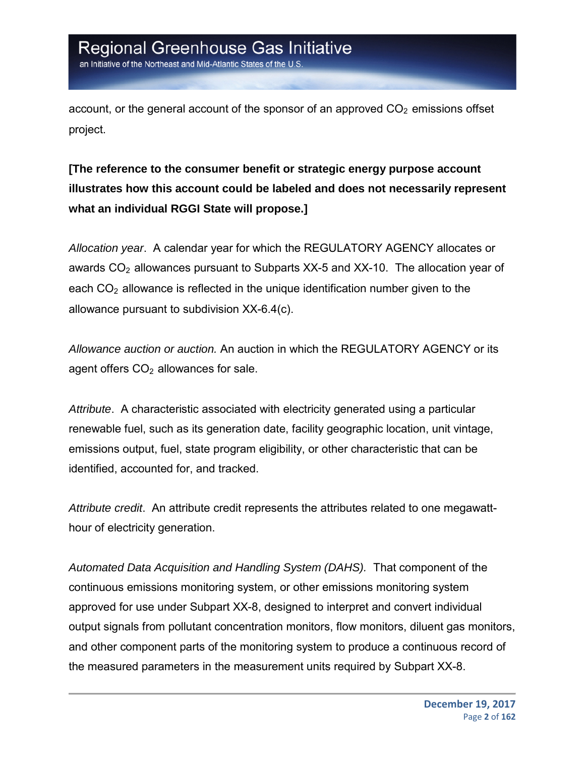account, or the general account of the sponsor of an approved $CO_2$ emissions offset project.

**[The reference to the consumer benefit or strategic energy purpose account illustrates how this account could be labeled and does not necessarily represent what an individual RGGI State will propose.]**

*Allocation year*. A calendar year for which the REGULATORY AGENCY allocates or awards $CO_2$ allowances pursuant to Subparts XX-5 and XX-10. The allocation year of each $CO_2$ allowance is reflected in the unique identification number given to the allowance pursuant to subdivision XX-6.4(c).

*Allowance auction or auction.* An auction in which the REGULATORY AGENCY or its agent offers $CO_2$ allowances for sale.

*Attribute*. A characteristic associated with electricity generated using a particular renewable fuel, such as its generation date, facility geographic location, unit vintage, emissions output, fuel, state program eligibility, or other characteristic that can be identified, accounted for, and tracked.

*Attribute credit*. An attribute credit represents the attributes related to one megawatt-hour of electricity generation.

*Automated Data Acquisition and Handling System (DAHS).* That component of the continuous emissions monitoring system, or other emissions monitoring system approved for use under Subpart XX-8, designed to interpret and convert individual output signals from pollutant concentration monitors, flow monitors, diluent gas monitors, and other component parts of the monitoring system to produce a continuous record of the measured parameters in the measurement units required by Subpart XX-8.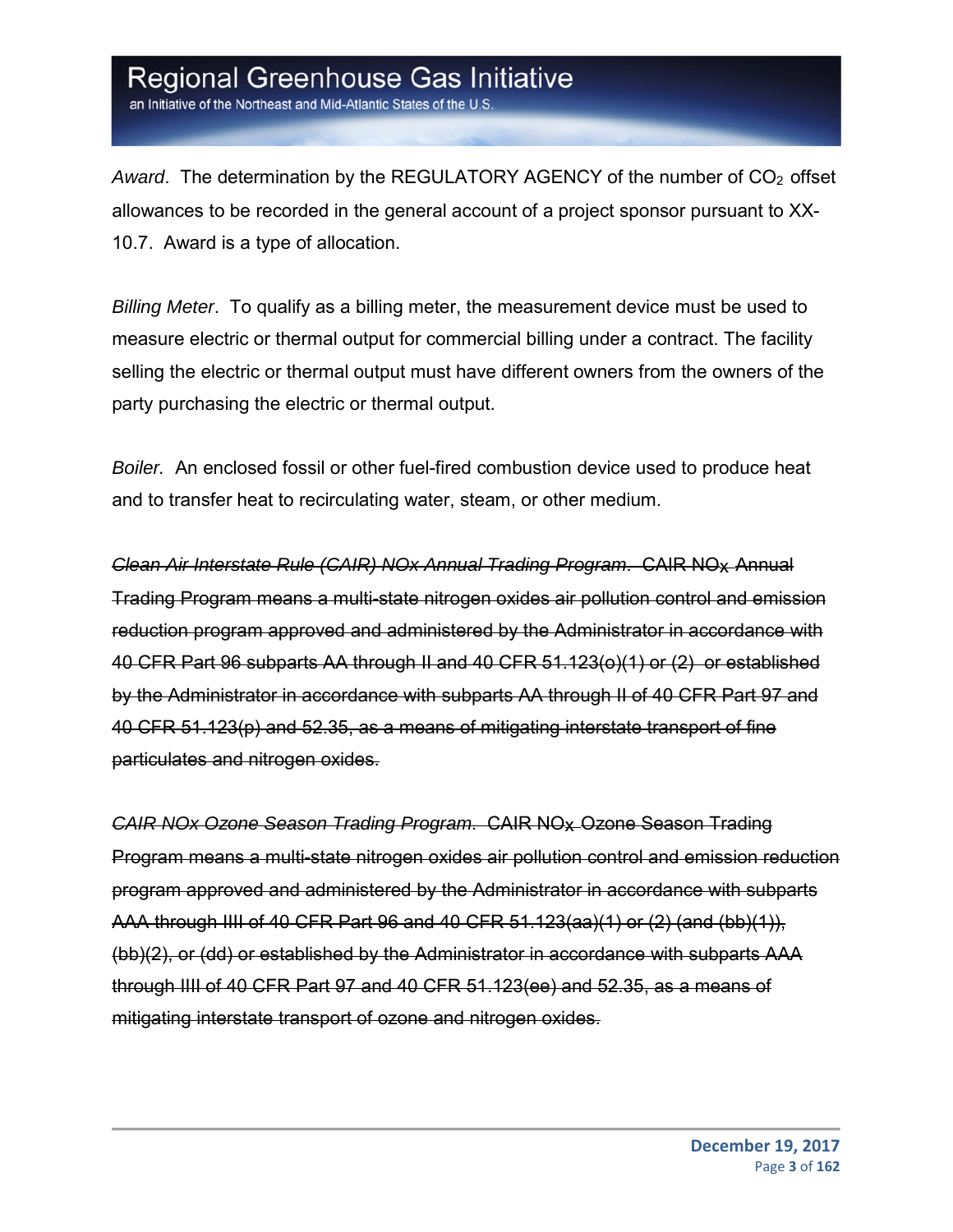*Award*. The determination by the REGULATORY AGENCY of the number of $CO_2$ offset allowances to be recorded in the general account of a project sponsor pursuant to XX-10.7. Award is a type of allocation.

*Billing Meter*. To qualify as a billing meter, the measurement device must be used to measure electric or thermal output for commercial billing under a contract. The facility selling the electric or thermal output must have different owners from the owners of the party purchasing the electric or thermal output.

*Boiler.* An enclosed fossil or other fuel-fired combustion device used to produce heat and to transfer heat to recirculating water, steam, or other medium.

~~*Clean Air Interstate Rule (CAIR) NOx Annual Trading Program*. CAIR $NO_X$ Annual Trading Program means a multi-state nitrogen oxides air pollution control and emission reduction program approved and administered by the Administrator in accordance with 40 CFR Part 96 subparts AA through II and 40 CFR 51.123(o)(1) or (2) or established by the Administrator in accordance with subparts AA through II of 40 CFR Part 97 and 40 CFR 51.123(p) and 52.35, as a means of mitigating interstate transport of fine particulates and nitrogen oxides.~~

~~*CAIR NOx Ozone Season Trading Program*. CAIR $NO_X$ Ozone Season Trading Program means a multi-state nitrogen oxides air pollution control and emission reduction program approved and administered by the Administrator in accordance with subparts AAA through IIII of 40 CFR Part 96 and 40 CFR 51.123(aa)(1) or (2) (and (bb)(1)), (bb)(2), or (dd) or established by the Administrator in accordance with subparts AAA through IIII of 40 CFR Part 97 and 40 CFR 51.123(ee) and 52.35, as a means of mitigating interstate transport of ozone and nitrogen oxides.~~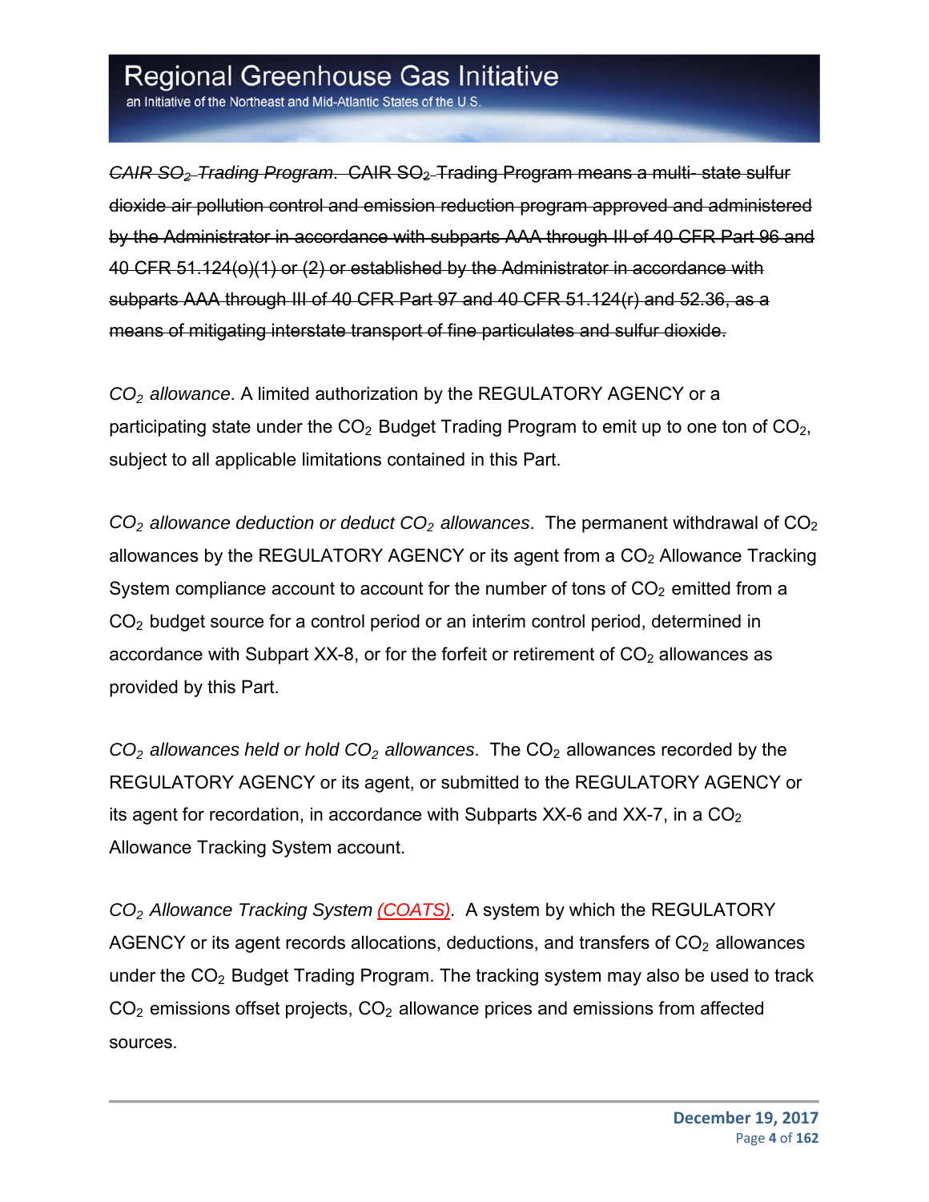~~*CAIR $SO_2$ Trading Program*. CAIR $SO_2$ Trading Program means a multi- state sulfur dioxide air pollution control and emission reduction program approved and administered by the Administrator in accordance with subparts AAA through III of 40 CFR Part 96 and 40 CFR 51.124(o)(1) or (2) or established by the Administrator in accordance with subparts AAA through III of 40 CFR Part 97 and 40 CFR 51.124(r) and 52.36, as a means of mitigating interstate transport of fine particulates and sulfur dioxide.~~

*$CO_2$ allowance*. A limited authorization by the REGULATORY AGENCY or a participating state under the $CO_2$ Budget Trading Program to emit up to one ton of $CO_2$, subject to all applicable limitations contained in this Part.

*$CO_2$ allowance deduction or deduct $CO_2$ allowances*. The permanent withdrawal of $CO_2$ allowances by the REGULATORY AGENCY or its agent from a $CO_2$ Allowance Tracking System compliance account to account for the number of tons of $CO_2$ emitted from a $CO_2$ budget source for a control period or an interim control period, determined in accordance with Subpart XX-8, or for the forfeit or retirement of $CO_2$ allowances as provided by this Part.

*$CO_2$ allowances held or hold $CO_2$ allowances*. The $CO_2$ allowances recorded by the REGULATORY AGENCY or its agent, or submitted to the REGULATORY AGENCY or its agent for recordation, in accordance with Subparts XX-6 and XX-7, in a $CO_2$ Allowance Tracking System account.

*$CO_2$ Allowance Tracking System (COATS)*. A system by which the REGULATORY AGENCY or its agent records allocations, deductions, and transfers of $CO_2$ allowances under the $CO_2$ Budget Trading Program. The tracking system may also be used to track $CO_2$ emissions offset projects, $CO_2$ allowance prices and emissions from affected sources.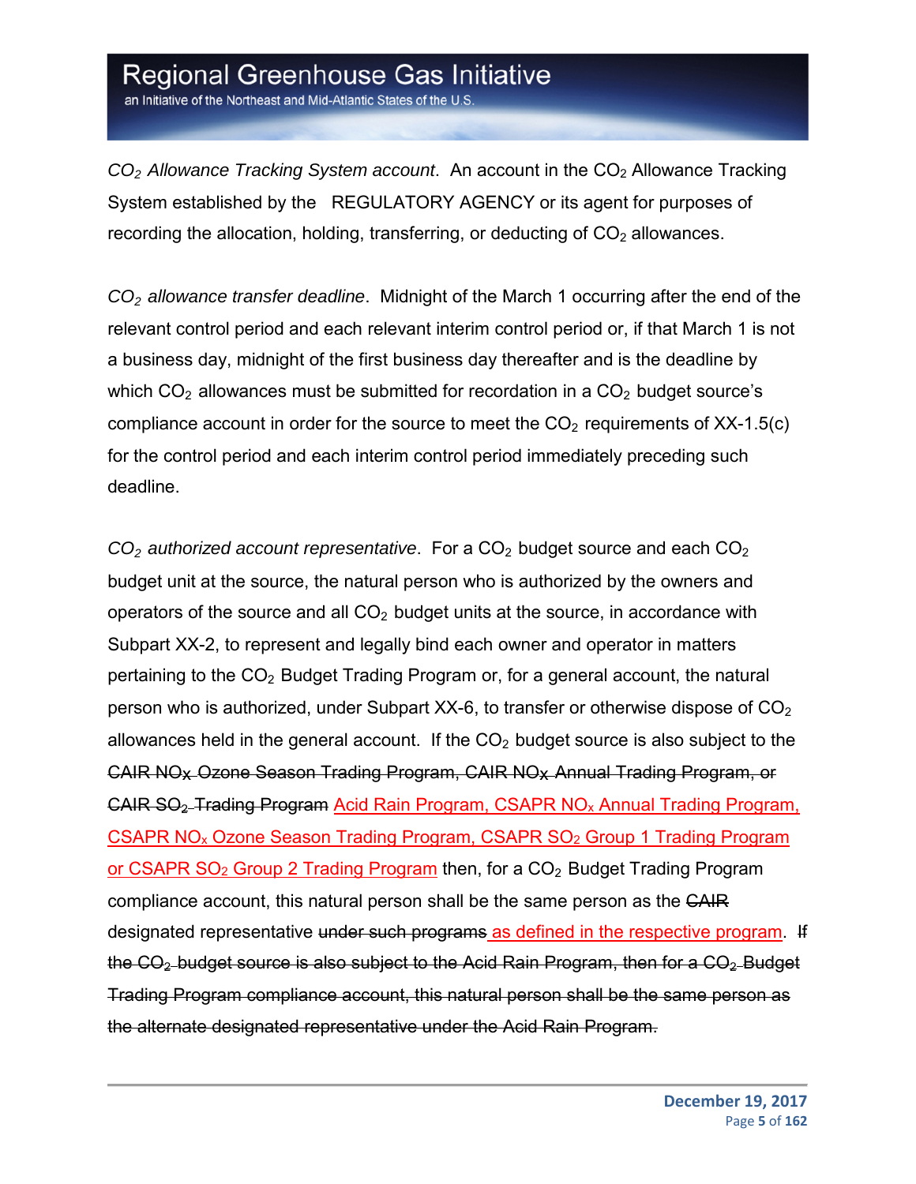*$CO_2$ Allowance Tracking System account*. An account in the $CO_2$ Allowance Tracking System established by the REGULATORY AGENCY or its agent for purposes of recording the allocation, holding, transferring, or deducting of $CO_2$ allowances.

*$CO_2$ allowance transfer deadline*. Midnight of the March 1 occurring after the end of the relevant control period and each relevant interim control period or, if that March 1 is not a business day, midnight of the first business day thereafter and is the deadline by which $CO_2$ allowances must be submitted for recordation in a $CO_2$ budget source's compliance account in order for the source to meet the $CO_2$ requirements of XX-1.5(c) for the control period and each interim control period immediately preceding such deadline.

*$CO_2$ authorized account representative*. For a $CO_2$ budget source and each $CO_2$ budget unit at the source, the natural person who is authorized by the owners and operators of the source and all $CO_2$ budget units at the source, in accordance with Subpart XX-2, to represent and legally bind each owner and operator in matters pertaining to the $CO_2$ Budget Trading Program or, for a general account, the natural person who is authorized, under Subpart XX-6, to transfer or otherwise dispose of $CO_2$ allowances held in the general account. If the $CO_2$ budget source is also subject to the ~~CAIR $NO_X$ Ozone Season Trading Program, CAIR $NO_X$ Annual Trading Program, or CAIR $SO_2$ Trading Program~~ Acid Rain Program, CSAPR $NO_x$ Annual Trading Program, CSAPR $NO_x$ Ozone Season Trading Program, CSAPR $SO_2$ Group 1 Trading Program or CSAPR $SO_2$ Group 2 Trading Program then, for a $CO_2$ Budget Trading Program compliance account, this natural person shall be the same person as the ~~CAIR~~ designated representative ~~under such programs~~ as defined in the respective program. ~~If the $CO_2$ budget source is also subject to the Acid Rain Program, then for a $CO_2$ Budget Trading Program compliance account, this natural person shall be the same person as the alternate designated representative under the Acid Rain Program.~~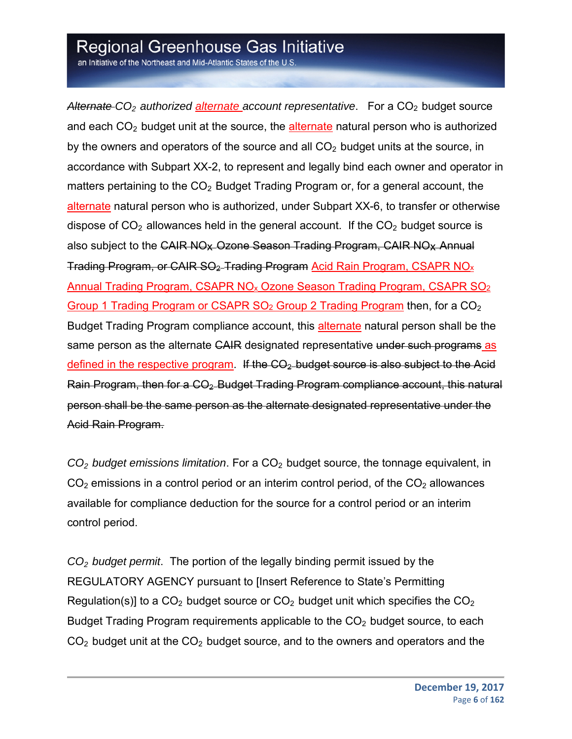*~~Alternate~~ $CO_2$ authorized <u>alternate</u> account representative*. For a $CO_2$ budget source and each $CO_2$ budget unit at the source, the <u>alternate</u> natural person who is authorized by the owners and operators of the source and all $CO_2$ budget units at the source, in accordance with Subpart XX-2, to represent and legally bind each owner and operator in matters pertaining to the $CO_2$ Budget Trading Program or, for a general account, the <u>alternate</u> natural person who is authorized, under Subpart XX-6, to transfer or otherwise dispose of $CO_2$ allowances held in the general account. If the $CO_2$ budget source is also subject to the ~~CAIR $NO_X$ Ozone Season Trading Program, CAIR $NO_X$ Annual Trading Program, or CAIR $SO_2$ Trading Program~~ <u>Acid Rain Program, CSAPR $NO_x$ Annual Trading Program, CSAPR $NO_x$ Ozone Season Trading Program, CSAPR $SO_2$ Group 1 Trading Program or CSAPR $SO_2$ Group 2 Trading Program</u> then, for a $CO_2$ Budget Trading Program compliance account, this <u>alternate</u> natural person shall be the same person as the alternate ~~CAIR~~ designated representative ~~under such programs~~ <u>as defined in the respective program</u>. ~~If the $CO_2$ budget source is also subject to the Acid Rain Program, then for a $CO_2$ Budget Trading Program compliance account, this natural person shall be the same person as the alternate designated representative under the Acid Rain Program.~~

*$CO_2$ budget emissions limitation*. For a $CO_2$ budget source, the tonnage equivalent, in $CO_2$ emissions in a control period or an interim control period, of the $CO_2$ allowances available for compliance deduction for the source for a control period or an interim control period.

*$CO_2$ budget permit*. The portion of the legally binding permit issued by the REGULATORY AGENCY pursuant to [Insert Reference to State's Permitting Regulation(s)] to a $CO_2$ budget source or $CO_2$ budget unit which specifies the $CO_2$ Budget Trading Program requirements applicable to the $CO_2$ budget source, to each $CO_2$ budget unit at the $CO_2$ budget source, and to the owners and operators and the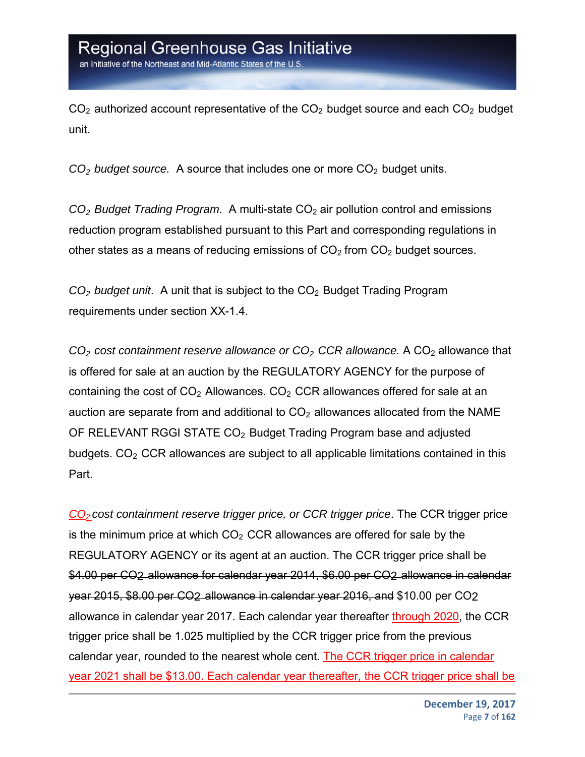$CO_2$ authorized account representative of the $CO_2$ budget source and each $CO_2$ budget unit.

*$CO_2$ budget source.* A source that includes one or more $CO_2$ budget units.

*$CO_2$ Budget Trading Program*. A multi-state $CO_2$ air pollution control and emissions reduction program established pursuant to this Part and corresponding regulations in other states as a means of reducing emissions of $CO_2$ from $CO_2$ budget sources.

*$CO_2$ budget unit*. A unit that is subject to the $CO_2$ Budget Trading Program requirements under section XX-1.4.

*$CO_2$ cost containment reserve allowance or $CO_2$ CCR allowance.* A $CO_2$ allowance that is offered for sale at an auction by the REGULATORY AGENCY for the purpose of containing the cost of $CO_2$ Allowances. $CO_2$ CCR allowances offered for sale at an auction are separate from and additional to $CO_2$ allowances allocated from the NAME OF RELEVANT RGGI STATE $CO_2$ Budget Trading Program base and adjusted budgets. $CO_2$ CCR allowances are subject to all applicable limitations contained in this Part.

*$CO_2$ cost containment reserve trigger price, or CCR trigger price*. The CCR trigger price is the minimum price at which $CO_2$ CCR allowances are offered for sale by the REGULATORY AGENCY or its agent at an auction. The CCR trigger price shall be ~~$4.00 per CO2 allowance for calendar year 2014, $6.00 per CO2 allowance in calendar year 2015, $8.00 per CO2 allowance in calendar year 2016, and~~ $10.00 per $CO_2$ allowance in calendar year 2017. Each calendar year thereafter through 2020, the CCR trigger price shall be 1.025 multiplied by the CCR trigger price from the previous calendar year, rounded to the nearest whole cent. The CCR trigger price in calendar year 2021 shall be $13.00. Each calendar year thereafter, the CCR trigger price shall be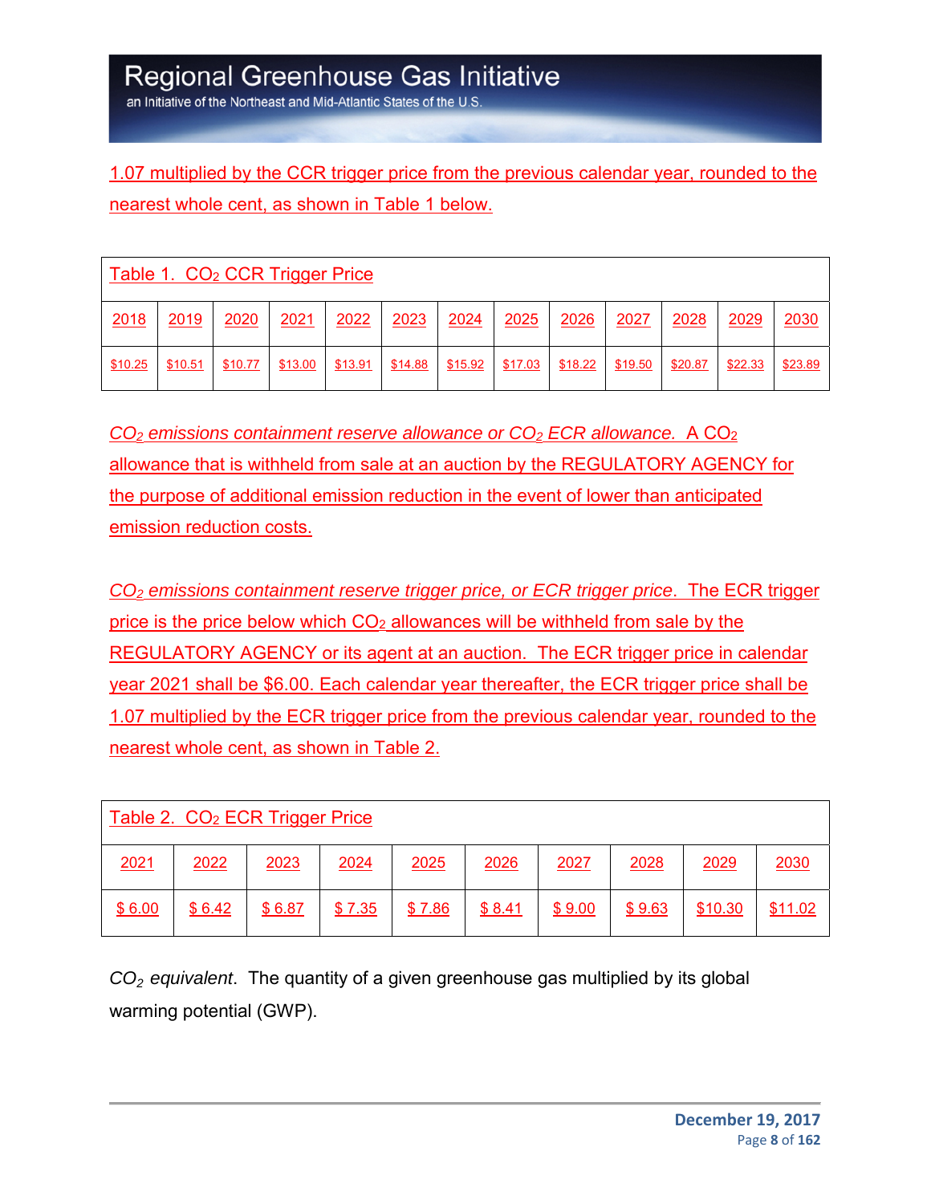1.07 multiplied by the CCR trigger price from the previous calendar year, rounded to the nearest whole cent, as shown in Table 1 below.

Table 1. $CO_2$ CCR Trigger Price

| 2018 | 2019 | 2020 | 2021 | 2022 | 2023 | 2024 | 2025 | 2026 | 2027 | 2028 | 2029 | 2030 |
|---|---|---|---|---|---|---|---|---|---|---|---|---|
| $10.25 | $10.51 | $10.77 | $13.00 | $13.91 | $14.88 | $15.92 | $17.03 | $18.22 | $19.50 | $20.87 | $22.33 | $23.89 |

*$CO_2$ emissions containment reserve allowance or $CO_2$ ECR allowance.* A $CO_2$ allowance that is withheld from sale at an auction by the REGULATORY AGENCY for the purpose of additional emission reduction in the event of lower than anticipated emission reduction costs.

*$CO_2$ emissions containment reserve trigger price, or ECR trigger price*. The ECR trigger price is the price below which $CO_2$ allowances will be withheld from sale by the REGULATORY AGENCY or its agent at an auction. The ECR trigger price in calendar year 2021 shall be $6.00. Each calendar year thereafter, the ECR trigger price shall be 1.07 multiplied by the ECR trigger price from the previous calendar year, rounded to the nearest whole cent, as shown in Table 2.

Table 2. $CO_2$ ECR Trigger Price

| 2021 | 2022 | 2023 | 2024 | 2025 | 2026 | 2027 | 2028 | 2029 | 2030 |
|---|---|---|---|---|---|---|---|---|---|
| $ 6.00 | $ 6.42 | $ 6.87 | $ 7.35 | $ 7.86 | $ 8.41 | $ 9.00 | $ 9.63 | $10.30 | $11.02 |

*$CO_2$ equivalent*. The quantity of a given greenhouse gas multiplied by its global warming potential (GWP).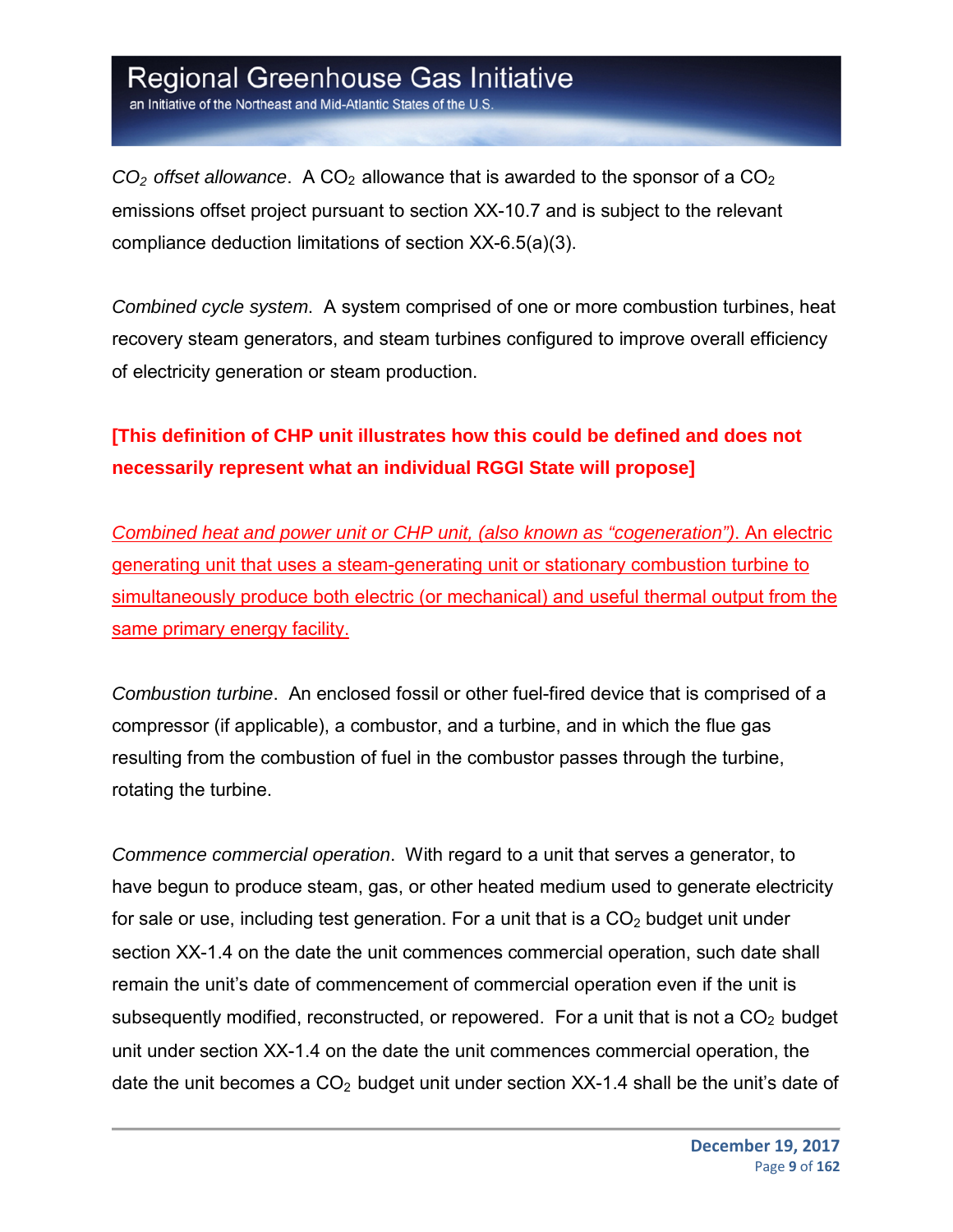*$CO_2$ offset allowance*. A $CO_2$ allowance that is awarded to the sponsor of a $CO_2$ emissions offset project pursuant to section XX-10.7 and is subject to the relevant compliance deduction limitations of section XX-6.5(a)(3).

*Combined cycle system*. A system comprised of one or more combustion turbines, heat recovery steam generators, and steam turbines configured to improve overall efficiency of electricity generation or steam production.

**[This definition of CHP unit illustrates how this could be defined and does not necessarily represent what an individual RGGI State will propose]**

*Combined heat and power unit or CHP unit, (also known as "cogeneration")*. An electric generating unit that uses a steam-generating unit or stationary combustion turbine to simultaneously produce both electric (or mechanical) and useful thermal output from the same primary energy facility.

*Combustion turbine*. An enclosed fossil or other fuel-fired device that is comprised of a compressor (if applicable), a combustor, and a turbine, and in which the flue gas resulting from the combustion of fuel in the combustor passes through the turbine, rotating the turbine.

*Commence commercial operation*. With regard to a unit that serves a generator, to have begun to produce steam, gas, or other heated medium used to generate electricity for sale or use, including test generation. For a unit that is a $CO_2$ budget unit under section XX-1.4 on the date the unit commences commercial operation, such date shall remain the unit's date of commencement of commercial operation even if the unit is subsequently modified, reconstructed, or repowered. For a unit that is not a $CO_2$ budget unit under section XX-1.4 on the date the unit commences commercial operation, the date the unit becomes a $CO_2$ budget unit under section XX-1.4 shall be the unit's date of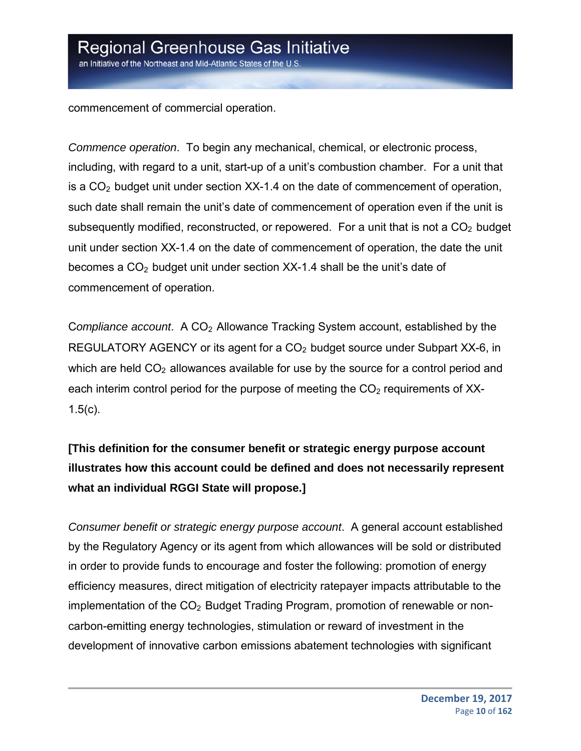commencement of commercial operation.

*Commence operation*. To begin any mechanical, chemical, or electronic process, including, with regard to a unit, start-up of a unit's combustion chamber. For a unit that is a $CO_2$ budget unit under section XX-1.4 on the date of commencement of operation, such date shall remain the unit's date of commencement of operation even if the unit is subsequently modified, reconstructed, or repowered. For a unit that is not a $CO_2$ budget unit under section XX-1.4 on the date of commencement of operation, the date the unit becomes a $CO_2$ budget unit under section XX-1.4 shall be the unit's date of commencement of operation.

*Compliance account*. A $CO_2$ Allowance Tracking System account, established by the REGULATORY AGENCY or its agent for a $CO_2$ budget source under Subpart XX-6, in which are held $CO_2$ allowances available for use by the source for a control period and each interim control period for the purpose of meeting the $CO_2$ requirements of XX-1.5(c).

**[This definition for the consumer benefit or strategic energy purpose account illustrates how this account could be defined and does not necessarily represent what an individual RGGI State will propose.]**

*Consumer benefit or strategic energy purpose account*. A general account established by the Regulatory Agency or its agent from which allowances will be sold or distributed in order to provide funds to encourage and foster the following: promotion of energy efficiency measures, direct mitigation of electricity ratepayer impacts attributable to the implementation of the $CO_2$ Budget Trading Program, promotion of renewable or non-carbon-emitting energy technologies, stimulation or reward of investment in the development of innovative carbon emissions abatement technologies with significant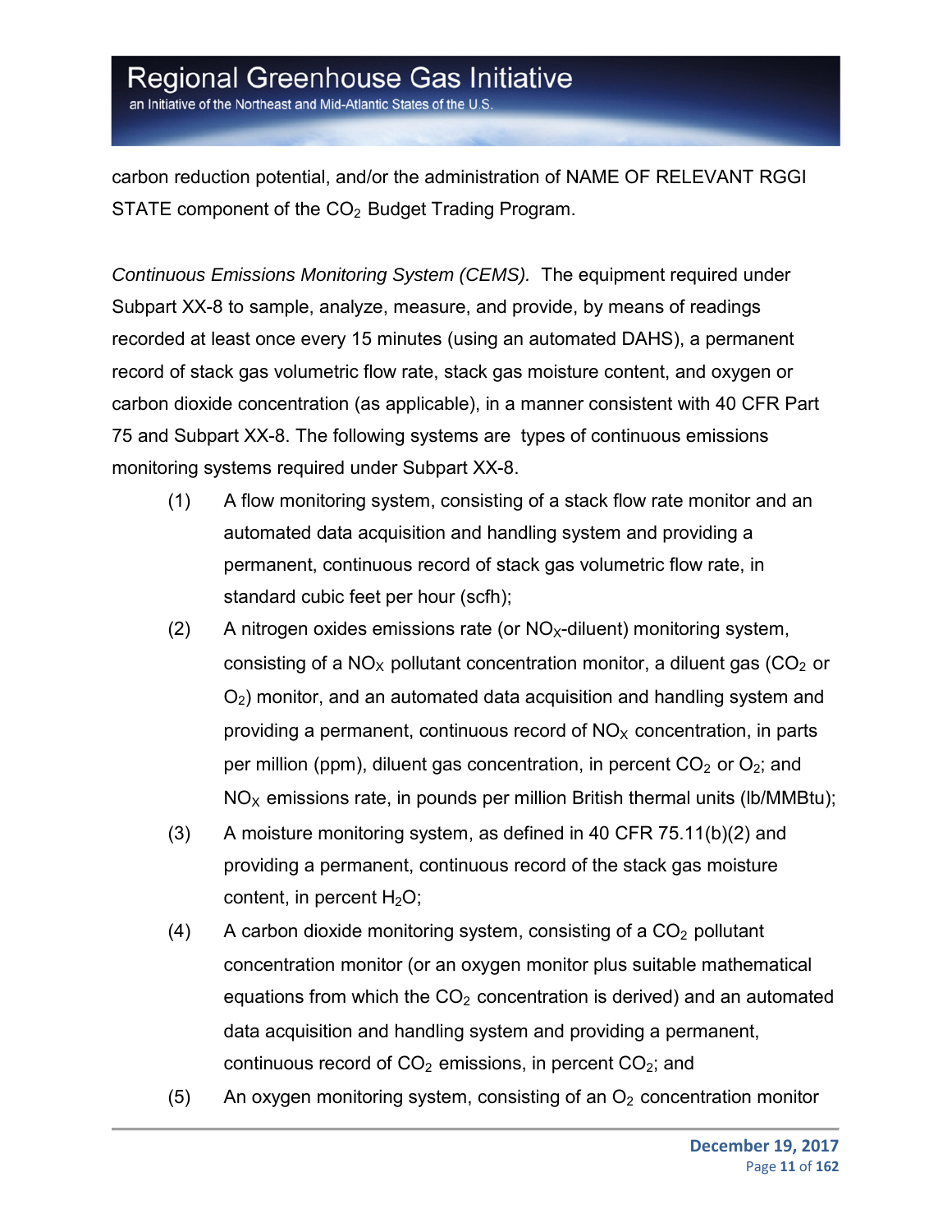carbon reduction potential, and/or the administration of NAME OF RELEVANT RGGI STATE component of the $CO_2$ Budget Trading Program.

*Continuous Emissions Monitoring System (CEMS).* The equipment required under Subpart XX-8 to sample, analyze, measure, and provide, by means of readings recorded at least once every 15 minutes (using an automated DAHS), a permanent record of stack gas volumetric flow rate, stack gas moisture content, and oxygen or carbon dioxide concentration (as applicable), in a manner consistent with 40 CFR Part 75 and Subpart XX-8. The following systems are types of continuous emissions monitoring systems required under Subpart XX-8.

(1) A flow monitoring system, consisting of a stack flow rate monitor and an automated data acquisition and handling system and providing a permanent, continuous record of stack gas volumetric flow rate, in standard cubic feet per hour (scfh);

(2) A nitrogen oxides emissions rate (or $NO_X$-diluent) monitoring system, consisting of a $NO_X$ pollutant concentration monitor, a diluent gas ($CO_2$ or $O_2$) monitor, and an automated data acquisition and handling system and providing a permanent, continuous record of $NO_X$ concentration, in parts per million (ppm), diluent gas concentration, in percent $CO_2$ or $O_2$; and $NO_X$ emissions rate, in pounds per million British thermal units (lb/MMBtu);

(3) A moisture monitoring system, as defined in 40 CFR 75.11(b)(2) and providing a permanent, continuous record of the stack gas moisture content, in percent $H_2O$;

(4) A carbon dioxide monitoring system, consisting of a $CO_2$ pollutant concentration monitor (or an oxygen monitor plus suitable mathematical equations from which the $CO_2$ concentration is derived) and an automated data acquisition and handling system and providing a permanent, continuous record of $CO_2$ emissions, in percent $CO_2$; and

(5) An oxygen monitoring system, consisting of an $O_2$ concentration monitor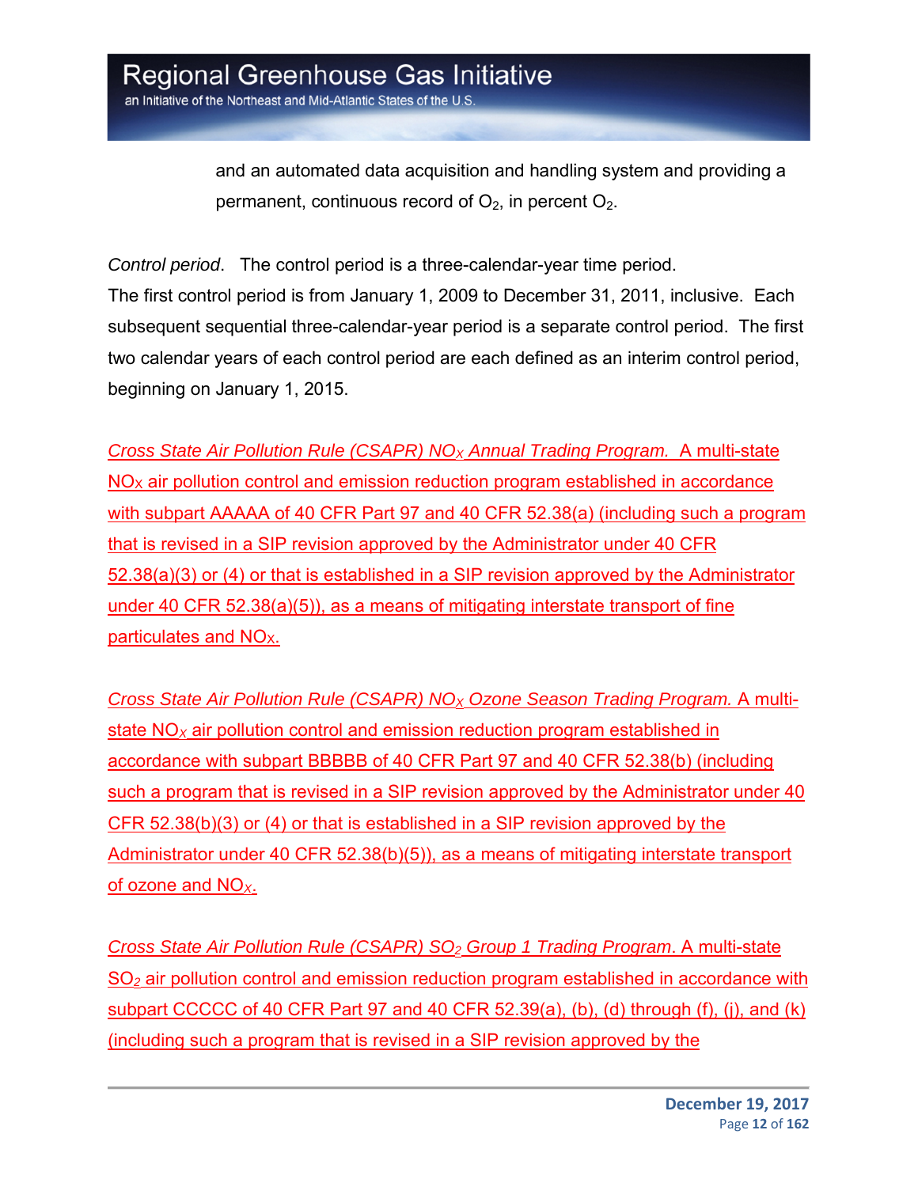and an automated data acquisition and handling system and providing a permanent, continuous record of $O_2$, in percent $O_2$.

*Control period*. The control period is a three-calendar-year time period. The first control period is from January 1, 2009 to December 31, 2011, inclusive. Each subsequent sequential three-calendar-year period is a separate control period. The first two calendar years of each control period are each defined as an interim control period, beginning on January 1, 2015.

*Cross State Air Pollution Rule (CSAPR) $NO_X$ Annual Trading Program.* A multi-state $NO_X$ air pollution control and emission reduction program established in accordance with subpart AAAAA of 40 CFR Part 97 and 40 CFR 52.38(a) (including such a program that is revised in a SIP revision approved by the Administrator under 40 CFR 52.38(a)(3) or (4) or that is established in a SIP revision approved by the Administrator under 40 CFR 52.38(a)(5)), as a means of mitigating interstate transport of fine particulates and $NO_X$.

*Cross State Air Pollution Rule (CSAPR) $NO_X$ Ozone Season Trading Program.* A multi-state $NO_X$ air pollution control and emission reduction program established in accordance with subpart BBBBB of 40 CFR Part 97 and 40 CFR 52.38(b) (including such a program that is revised in a SIP revision approved by the Administrator under 40 CFR 52.38(b)(3) or (4) or that is established in a SIP revision approved by the Administrator under 40 CFR 52.38(b)(5)), as a means of mitigating interstate transport of ozone and $NO_X$.

*Cross State Air Pollution Rule (CSAPR) $SO_2$ Group 1 Trading Program*. A multi-state $SO_2$ air pollution control and emission reduction program established in accordance with subpart CCCCC of 40 CFR Part 97 and 40 CFR 52.39(a), (b), (d) through (f), (j), and (k) (including such a program that is revised in a SIP revision approved by the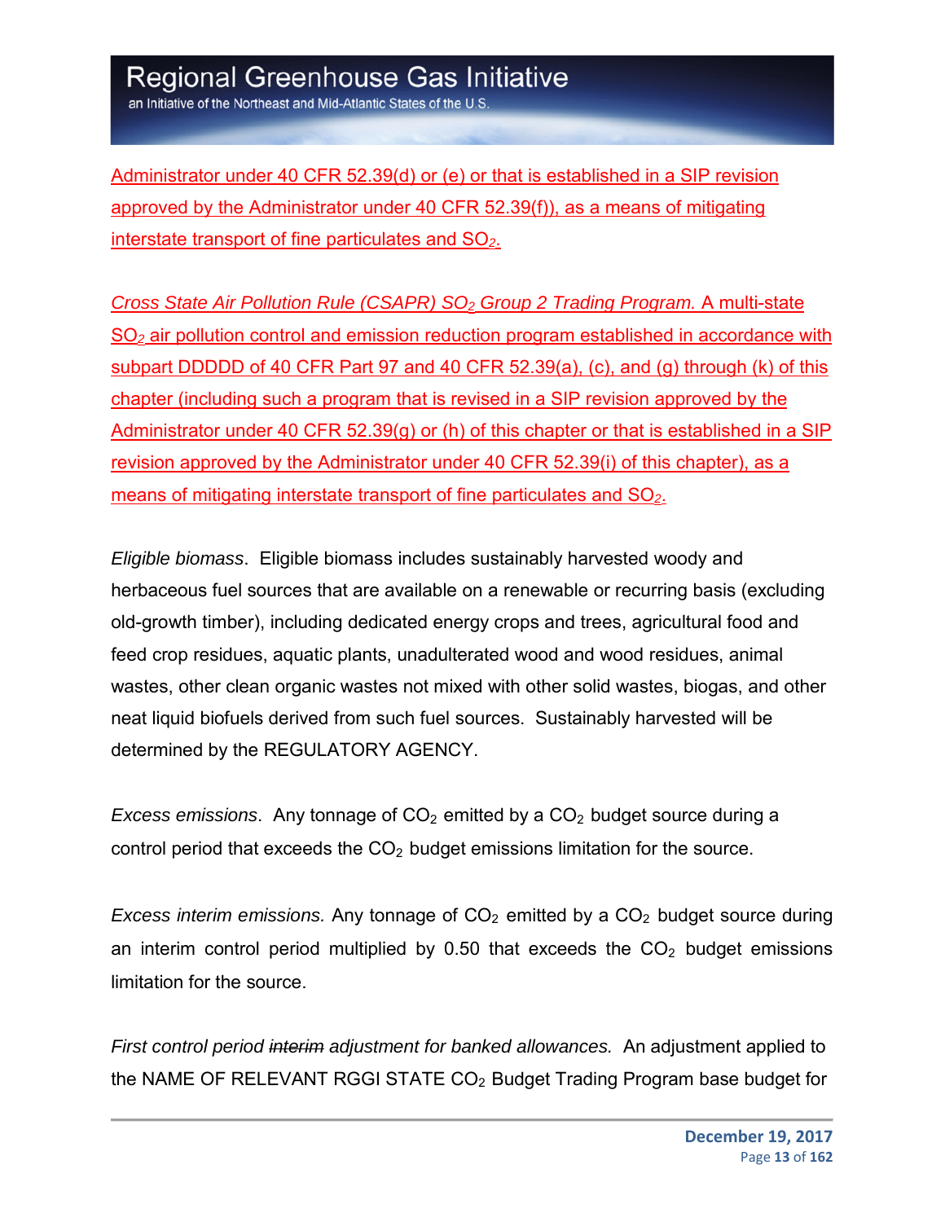Administrator under 40 CFR 52.39(d) or (e) or that is established in a SIP revision approved by the Administrator under 40 CFR 52.39(f)), as a means of mitigating interstate transport of fine particulates and $SO_2$.

*Cross State Air Pollution Rule (CSAPR) $SO_2$ Group 2 Trading Program.* A multi-state $SO_2$ air pollution control and emission reduction program established in accordance with subpart DDDDD of 40 CFR Part 97 and 40 CFR 52.39(a), (c), and (g) through (k) of this chapter (including such a program that is revised in a SIP revision approved by the Administrator under 40 CFR 52.39(g) or (h) of this chapter or that is established in a SIP revision approved by the Administrator under 40 CFR 52.39(i) of this chapter), as a means of mitigating interstate transport of fine particulates and $SO_2$.

*Eligible biomass*. Eligible biomass includes sustainably harvested woody and herbaceous fuel sources that are available on a renewable or recurring basis (excluding old-growth timber), including dedicated energy crops and trees, agricultural food and feed crop residues, aquatic plants, unadulterated wood and wood residues, animal wastes, other clean organic wastes not mixed with other solid wastes, biogas, and other neat liquid biofuels derived from such fuel sources. Sustainably harvested will be determined by the REGULATORY AGENCY.

*Excess emissions*. Any tonnage of $CO_2$ emitted by a $CO_2$ budget source during a control period that exceeds the $CO_2$ budget emissions limitation for the source.

*Excess interim emissions.* Any tonnage of $CO_2$ emitted by a $CO_2$ budget source during an interim control period multiplied by 0.50 that exceeds the $CO_2$ budget emissions limitation for the source.

*First control period ~~interim~~ adjustment for banked allowances.* An adjustment applied to the NAME OF RELEVANT RGGI STATE $CO_2$ Budget Trading Program base budget for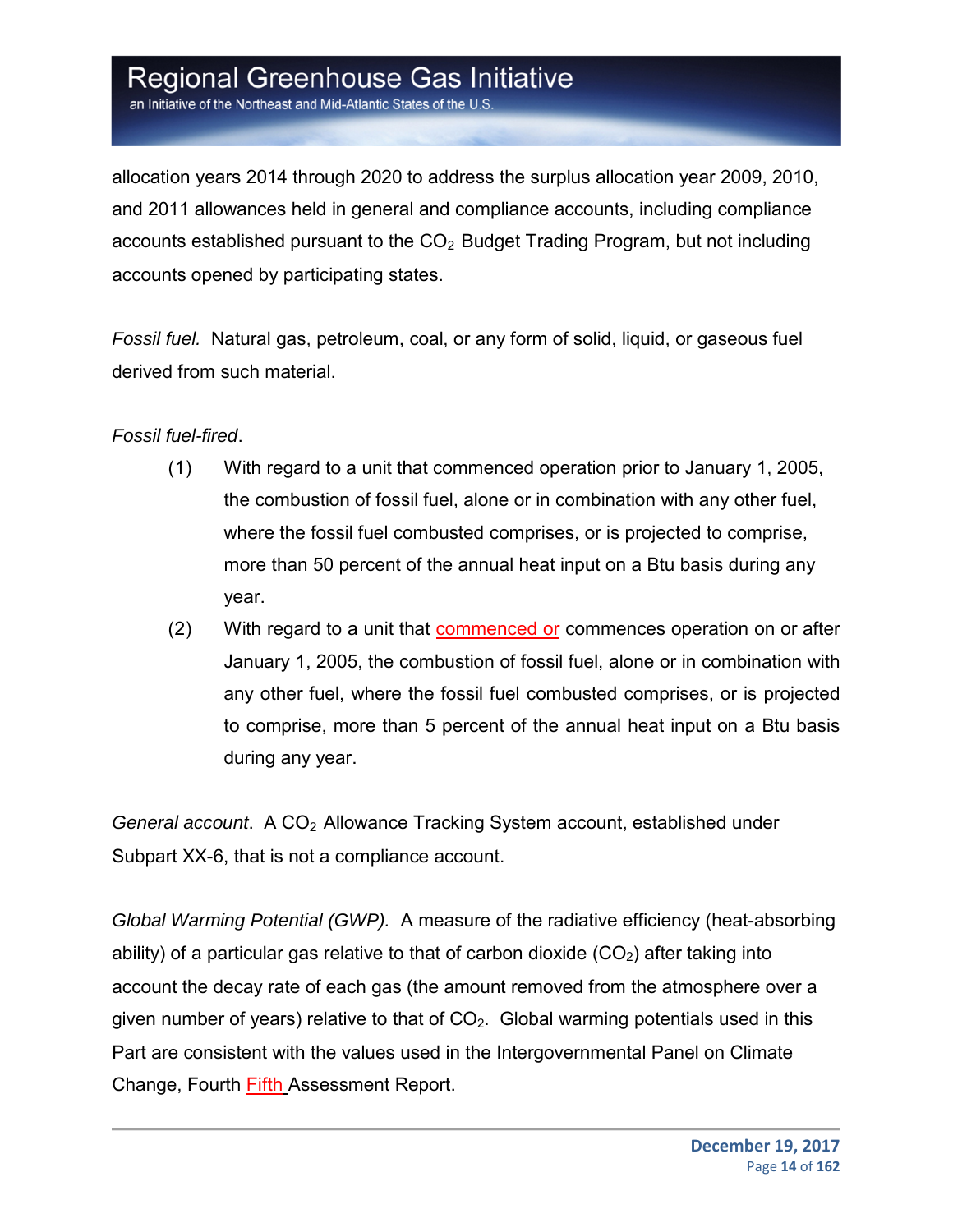allocation years 2014 through 2020 to address the surplus allocation year 2009, 2010, and 2011 allowances held in general and compliance accounts, including compliance accounts established pursuant to the $CO_2$ Budget Trading Program, but not including accounts opened by participating states.

*Fossil fuel.* Natural gas, petroleum, coal, or any form of solid, liquid, or gaseous fuel derived from such material.

*Fossil fuel-fired*.

(1) With regard to a unit that commenced operation prior to January 1, 2005, the combustion of fossil fuel, alone or in combination with any other fuel, where the fossil fuel combusted comprises, or is projected to comprise, more than 50 percent of the annual heat input on a Btu basis during any year.

(2) With regard to a unit that commenced or commences operation on or after January 1, 2005, the combustion of fossil fuel, alone or in combination with any other fuel, where the fossil fuel combusted comprises, or is projected to comprise, more than 5 percent of the annual heat input on a Btu basis during any year.

*General account*. A $CO_2$ Allowance Tracking System account, established under Subpart XX-6, that is not a compliance account.

*Global Warming Potential (GWP).* A measure of the radiative efficiency (heat-absorbing ability) of a particular gas relative to that of carbon dioxide ($CO_2$) after taking into account the decay rate of each gas (the amount removed from the atmosphere over a given number of years) relative to that of $CO_2$. Global warming potentials used in this Part are consistent with the values used in the Intergovernmental Panel on Climate Change, ~~Fourth~~ Fifth Assessment Report.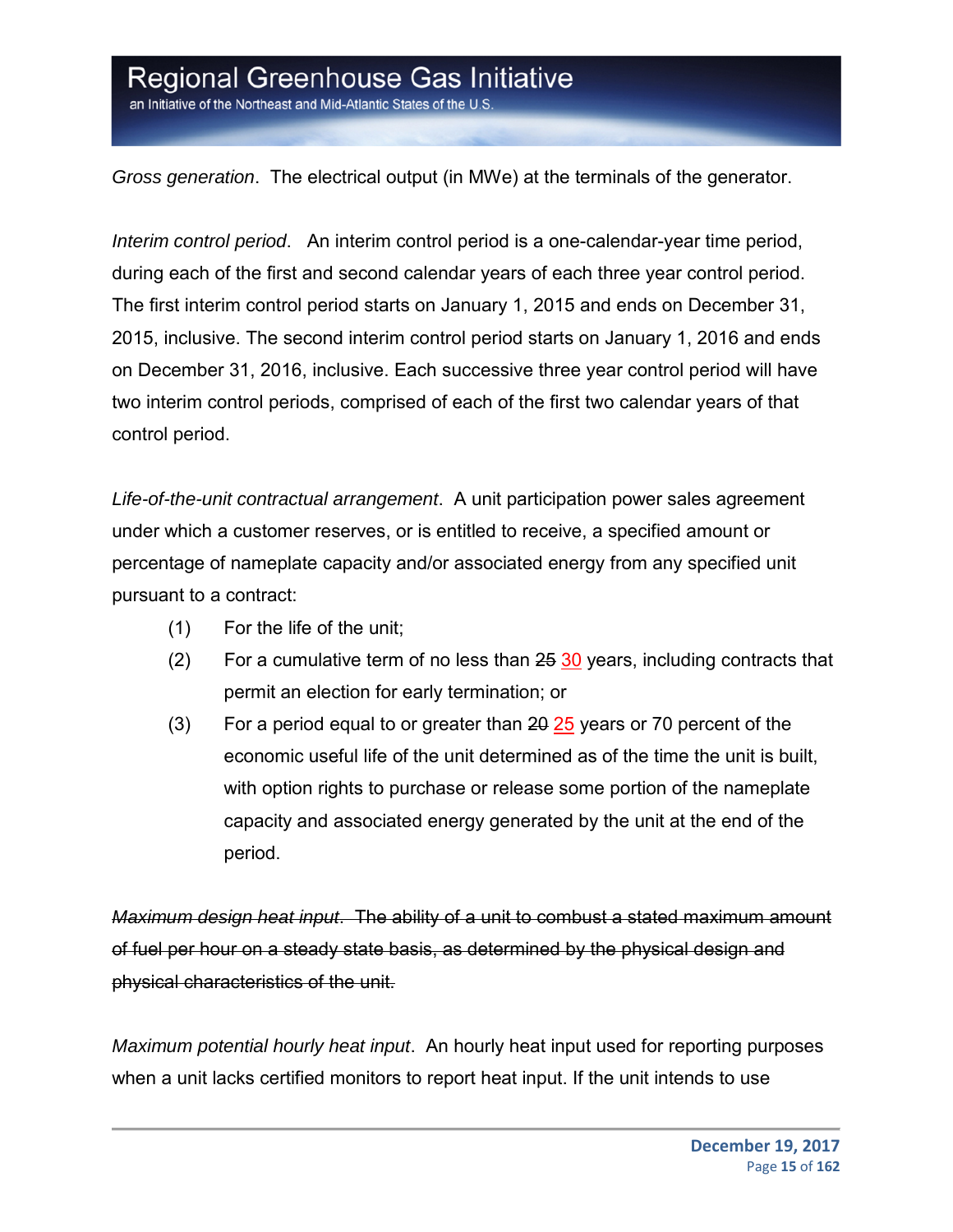*Gross generation*. The electrical output (in MWe) at the terminals of the generator.

*Interim control period*. An interim control period is a one-calendar-year time period, during each of the first and second calendar years of each three year control period. The first interim control period starts on January 1, 2015 and ends on December 31, 2015, inclusive. The second interim control period starts on January 1, 2016 and ends on December 31, 2016, inclusive. Each successive three year control period will have two interim control periods, comprised of each of the first two calendar years of that control period.

*Life-of-the-unit contractual arrangement*. A unit participation power sales agreement under which a customer reserves, or is entitled to receive, a specified amount or percentage of nameplate capacity and/or associated energy from any specified unit pursuant to a contract:

(1) For the life of the unit;

(2) For a cumulative term of no less than ~~25~~ <u>30</u> years, including contracts that permit an election for early termination; or

(3) For a period equal to or greater than ~~20~~ <u>25</u> years or 70 percent of the economic useful life of the unit determined as of the time the unit is built, with option rights to purchase or release some portion of the nameplate capacity and associated energy generated by the unit at the end of the period.

~~*Maximum design heat input*. The ability of a unit to combust a stated maximum amount of fuel per hour on a steady state basis, as determined by the physical design and physical characteristics of the unit.~~

*Maximum potential hourly heat input*. An hourly heat input used for reporting purposes when a unit lacks certified monitors to report heat input. If the unit intends to use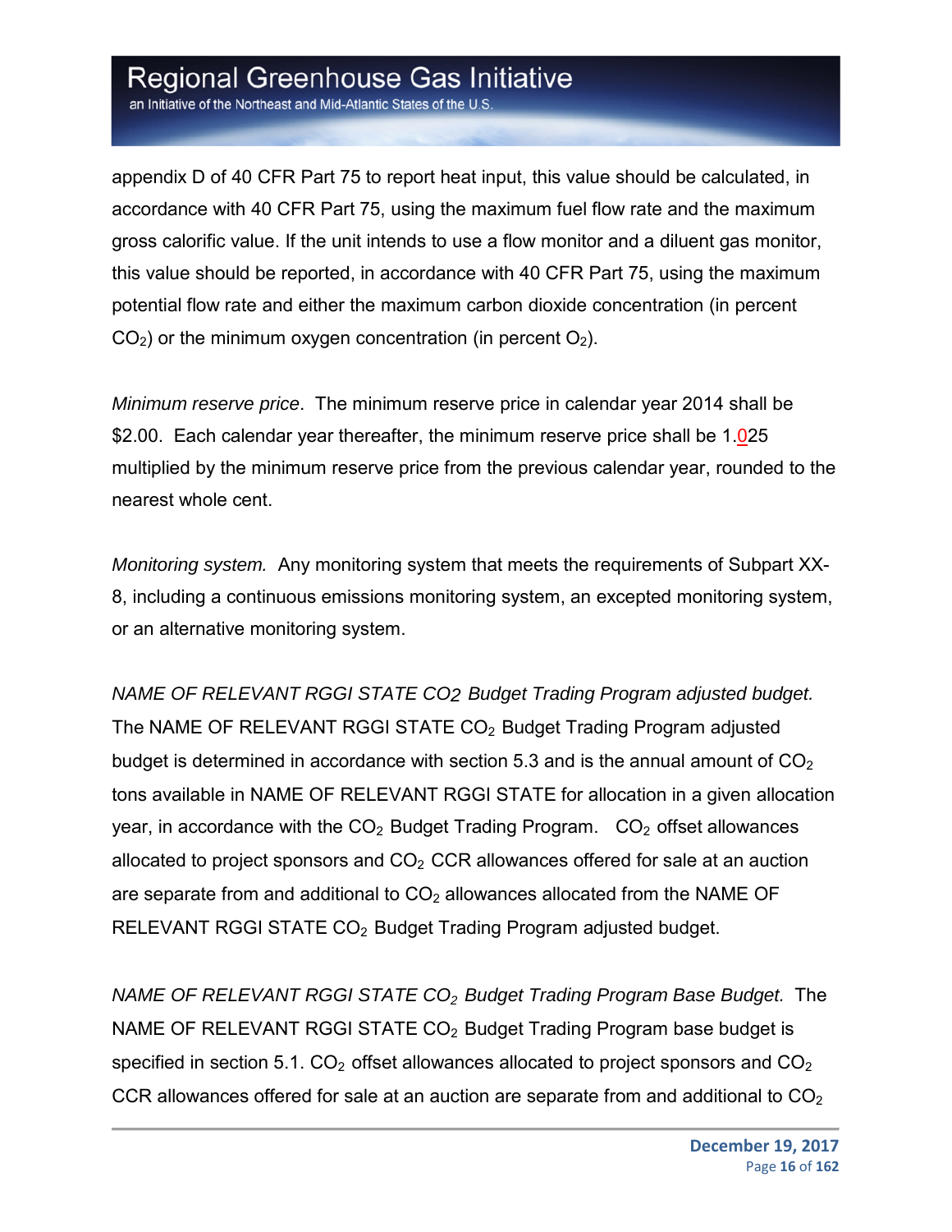appendix D of 40 CFR Part 75 to report heat input, this value should be calculated, in accordance with 40 CFR Part 75, using the maximum fuel flow rate and the maximum gross calorific value. If the unit intends to use a flow monitor and a diluent gas monitor, this value should be reported, in accordance with 40 CFR Part 75, using the maximum potential flow rate and either the maximum carbon dioxide concentration (in percent $CO_2$) or the minimum oxygen concentration (in percent $O_2$).

*Minimum reserve price*. The minimum reserve price in calendar year 2014 shall be \$2.00. Each calendar year thereafter, the minimum reserve price shall be 1.025 multiplied by the minimum reserve price from the previous calendar year, rounded to the nearest whole cent.

*Monitoring system.* Any monitoring system that meets the requirements of Subpart XX-8, including a continuous emissions monitoring system, an excepted monitoring system, or an alternative monitoring system.

*NAME OF RELEVANT RGGI STATE $CO_2$ Budget Trading Program adjusted budget.* The NAME OF RELEVANT RGGI STATE $CO_2$ Budget Trading Program adjusted budget is determined in accordance with section 5.3 and is the annual amount of $CO_2$ tons available in NAME OF RELEVANT RGGI STATE for allocation in a given allocation year, in accordance with the $CO_2$ Budget Trading Program. $CO_2$ offset allowances allocated to project sponsors and $CO_2$ CCR allowances offered for sale at an auction are separate from and additional to $CO_2$ allowances allocated from the NAME OF RELEVANT RGGI STATE $CO_2$ Budget Trading Program adjusted budget.

*NAME OF RELEVANT RGGI STATE $CO_2$ Budget Trading Program Base Budget.* The NAME OF RELEVANT RGGI STATE $CO_2$ Budget Trading Program base budget is specified in section 5.1. $CO_2$ offset allowances allocated to project sponsors and $CO_2$ CCR allowances offered for sale at an auction are separate from and additional to $CO_2$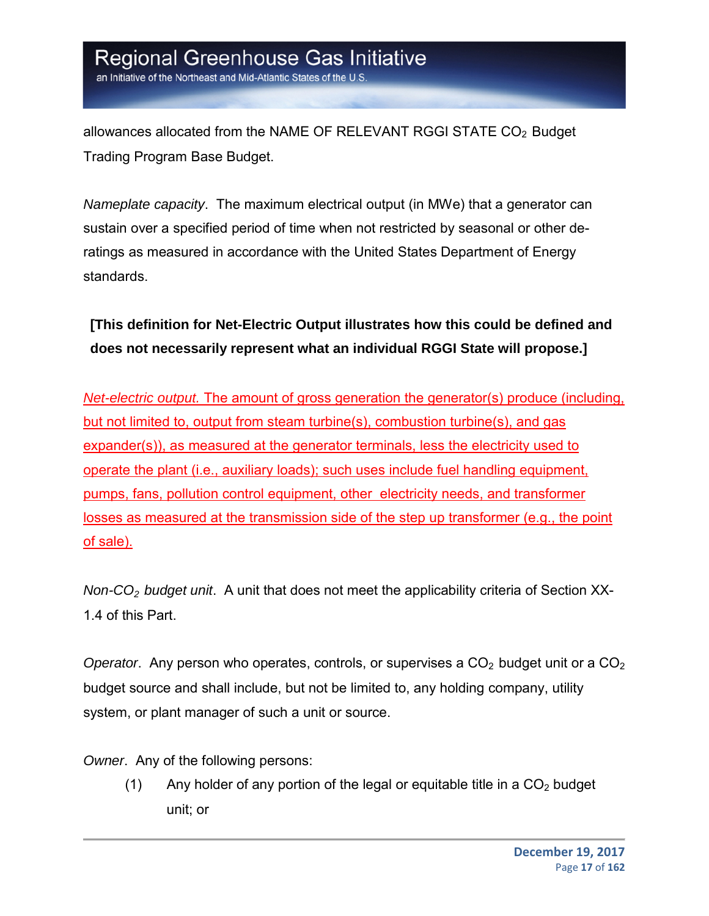allowances allocated from the NAME OF RELEVANT RGGI STATE $CO_2$ Budget Trading Program Base Budget.

*Nameplate capacity*. The maximum electrical output (in MWe) that a generator can sustain over a specified period of time when not restricted by seasonal or other de-ratings as measured in accordance with the United States Department of Energy standards.

**[This definition for Net-Electric Output illustrates how this could be defined and does not necessarily represent what an individual RGGI State will propose.]**

*Net-electric output.* The amount of gross generation the generator(s) produce (including, but not limited to, output from steam turbine(s), combustion turbine(s), and gas expander(s)), as measured at the generator terminals, less the electricity used to operate the plant (i.e., auxiliary loads); such uses include fuel handling equipment, pumps, fans, pollution control equipment, other electricity needs, and transformer losses as measured at the transmission side of the step up transformer (e.g., the point of sale).

*Non-$CO_2$ budget unit*. A unit that does not meet the applicability criteria of Section XX-1.4 of this Part.

*Operator*. Any person who operates, controls, or supervises a $CO_2$ budget unit or a $CO_2$ budget source and shall include, but not be limited to, any holding company, utility system, or plant manager of such a unit or source.

*Owner*. Any of the following persons:

(1) Any holder of any portion of the legal or equitable title in a $CO_2$ budget unit; or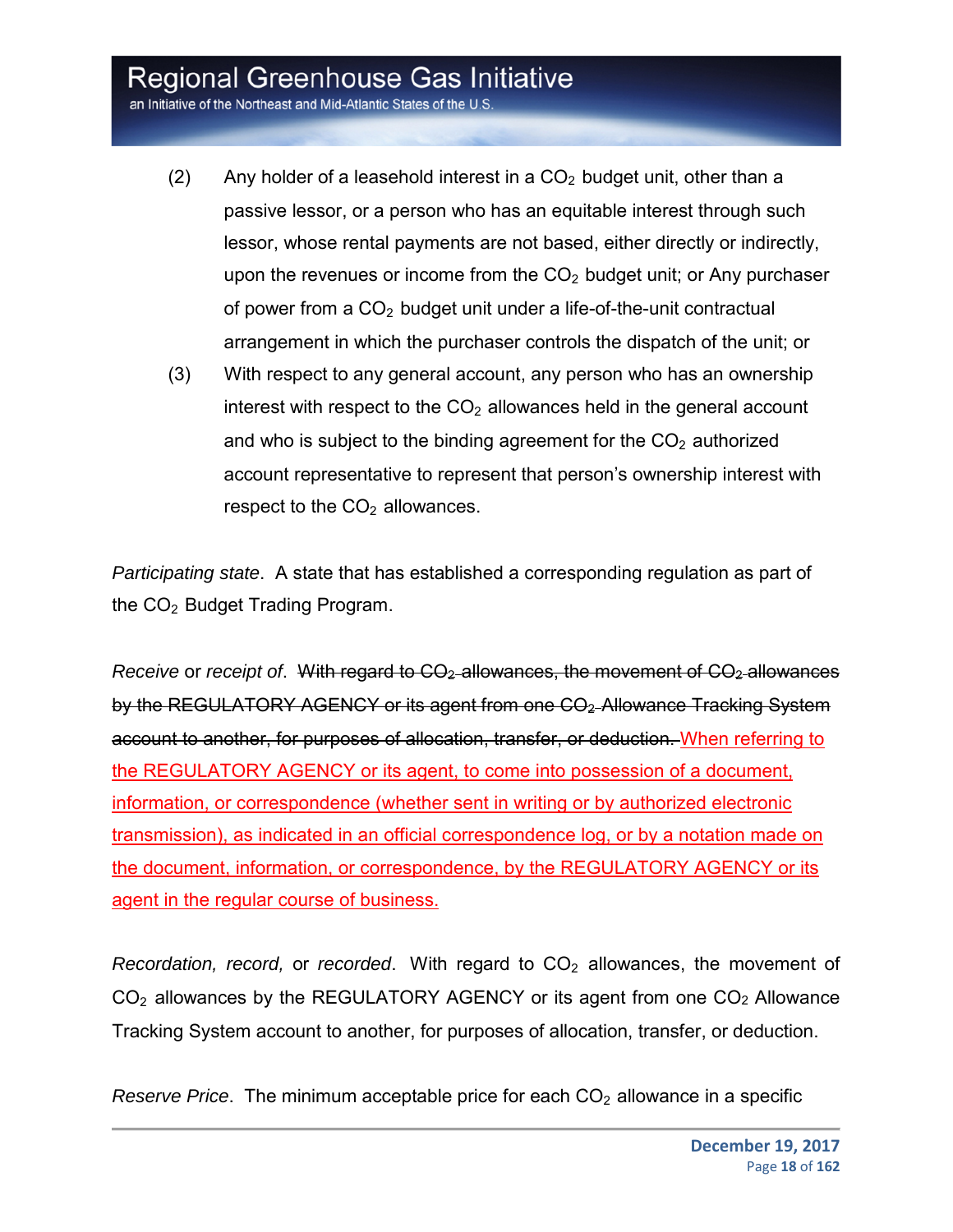(2) Any holder of a leasehold interest in a $CO_2$ budget unit, other than a passive lessor, or a person who has an equitable interest through such lessor, whose rental payments are not based, either directly or indirectly, upon the revenues or income from the $CO_2$ budget unit; or Any purchaser of power from a $CO_2$ budget unit under a life-of-the-unit contractual arrangement in which the purchaser controls the dispatch of the unit; or

(3) With respect to any general account, any person who has an ownership interest with respect to the $CO_2$ allowances held in the general account and who is subject to the binding agreement for the $CO_2$ authorized account representative to represent that person's ownership interest with respect to the $CO_2$ allowances.

*Participating state*. A state that has established a corresponding regulation as part of the $CO_2$ Budget Trading Program.

*Receive* or *receipt of*. ~~With regard to $CO_2$ allowances, the movement of $CO_2$ allowances by the REGULATORY AGENCY or its agent from one $CO_2$ Allowance Tracking System account to another, for purposes of allocation, transfer, or deduction.~~ When referring to the REGULATORY AGENCY or its agent, to come into possession of a document, information, or correspondence (whether sent in writing or by authorized electronic transmission), as indicated in an official correspondence log, or by a notation made on the document, information, or correspondence, by the REGULATORY AGENCY or its agent in the regular course of business.

*Recordation, record,* or *recorded*. With regard to $CO_2$ allowances, the movement of $CO_2$ allowances by the REGULATORY AGENCY or its agent from one $CO_2$ Allowance Tracking System account to another, for purposes of allocation, transfer, or deduction.

*Reserve Price*. The minimum acceptable price for each $CO_2$ allowance in a specific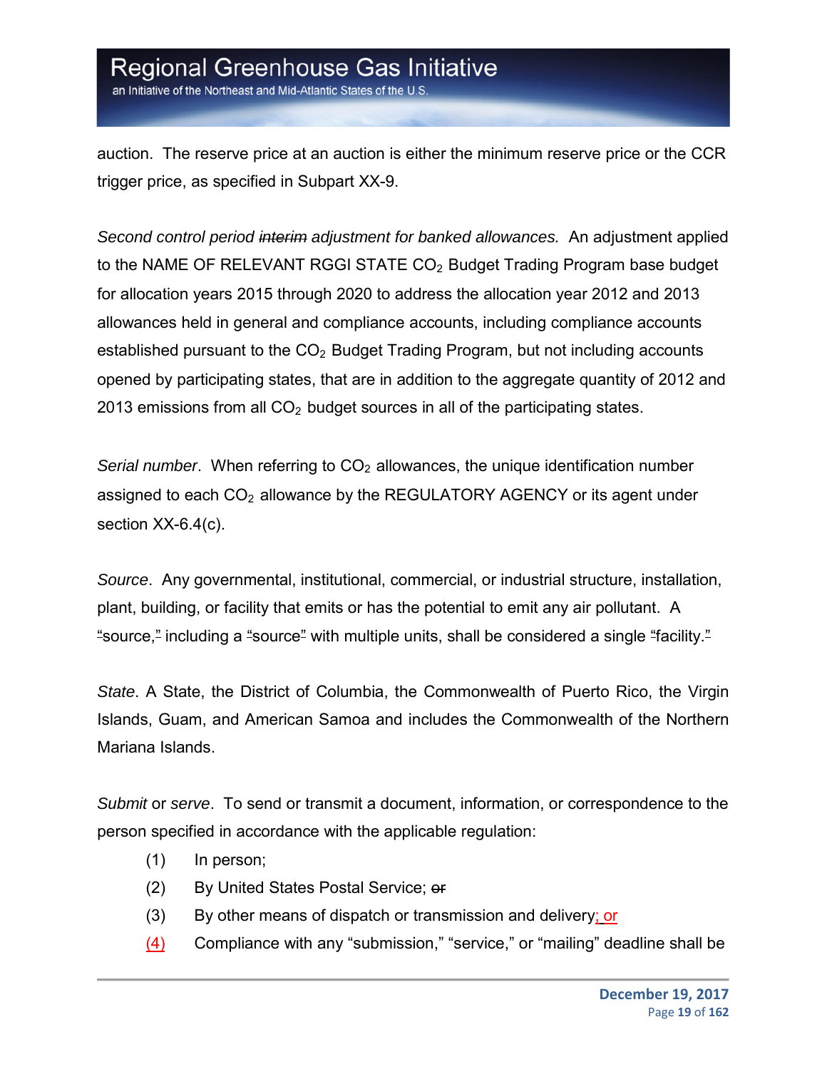auction. The reserve price at an auction is either the minimum reserve price or the CCR trigger price, as specified in Subpart XX-9.

*Second control period ~~interim~~ adjustment for banked allowances.* An adjustment applied to the NAME OF RELEVANT RGGI STATE $CO_2$ Budget Trading Program base budget for allocation years 2015 through 2020 to address the allocation year 2012 and 2013 allowances held in general and compliance accounts, including compliance accounts established pursuant to the $CO_2$ Budget Trading Program, but not including accounts opened by participating states, that are in addition to the aggregate quantity of 2012 and 2013 emissions from all $CO_2$ budget sources in all of the participating states.

*Serial number*. When referring to $CO_2$ allowances, the unique identification number assigned to each $CO_2$ allowance by the REGULATORY AGENCY or its agent under section XX-6.4(c).

*Source*. Any governmental, institutional, commercial, or industrial structure, installation, plant, building, or facility that emits or has the potential to emit any air pollutant. A "source," including a "source" with multiple units, shall be considered a single "facility."

*State*. A State, the District of Columbia, the Commonwealth of Puerto Rico, the Virgin Islands, Guam, and American Samoa and includes the Commonwealth of the Northern Mariana Islands.

*Submit* or *serve*. To send or transmit a document, information, or correspondence to the person specified in accordance with the applicable regulation:

(1) In person;

(2) By United States Postal Service; ~~or~~

(3) By other means of dispatch or transmission and delivery; or

(4) Compliance with any "submission," "service," or "mailing" deadline shall be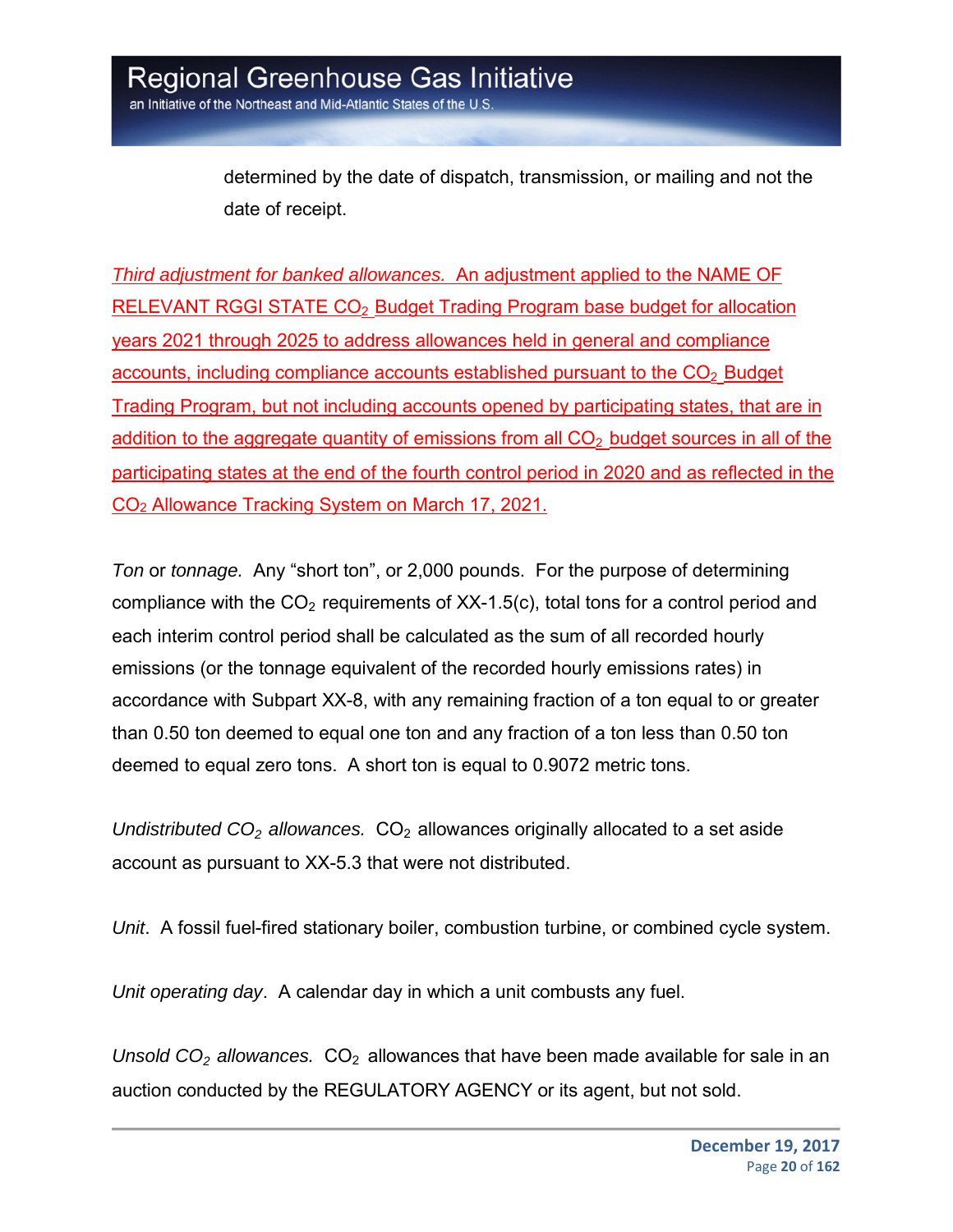determined by the date of dispatch, transmission, or mailing and not the date of receipt.

*Third adjustment for banked allowances.* An adjustment applied to the NAME OF RELEVANT RGGI STATE $CO_2$ Budget Trading Program base budget for allocation years 2021 through 2025 to address allowances held in general and compliance accounts, including compliance accounts established pursuant to the $CO_2$ Budget Trading Program, but not including accounts opened by participating states, that are in addition to the aggregate quantity of emissions from all $CO_2$ budget sources in all of the participating states at the end of the fourth control period in 2020 and as reflected in the $CO_2$ Allowance Tracking System on March 17, 2021.

*Ton* or *tonnage.* Any "short ton", or 2,000 pounds. For the purpose of determining compliance with the $CO_2$ requirements of XX-1.5(c), total tons for a control period and each interim control period shall be calculated as the sum of all recorded hourly emissions (or the tonnage equivalent of the recorded hourly emissions rates) in accordance with Subpart XX-8, with any remaining fraction of a ton equal to or greater than 0.50 ton deemed to equal one ton and any fraction of a ton less than 0.50 ton deemed to equal zero tons. A short ton is equal to 0.9072 metric tons.

*Undistributed $CO_2$ allowances.* $CO_2$ allowances originally allocated to a set aside account as pursuant to XX-5.3 that were not distributed.

*Unit*. A fossil fuel-fired stationary boiler, combustion turbine, or combined cycle system.

*Unit operating day*. A calendar day in which a unit combusts any fuel.

*Unsold $CO_2$ allowances.* $CO_2$ allowances that have been made available for sale in an auction conducted by the REGULATORY AGENCY or its agent, but not sold.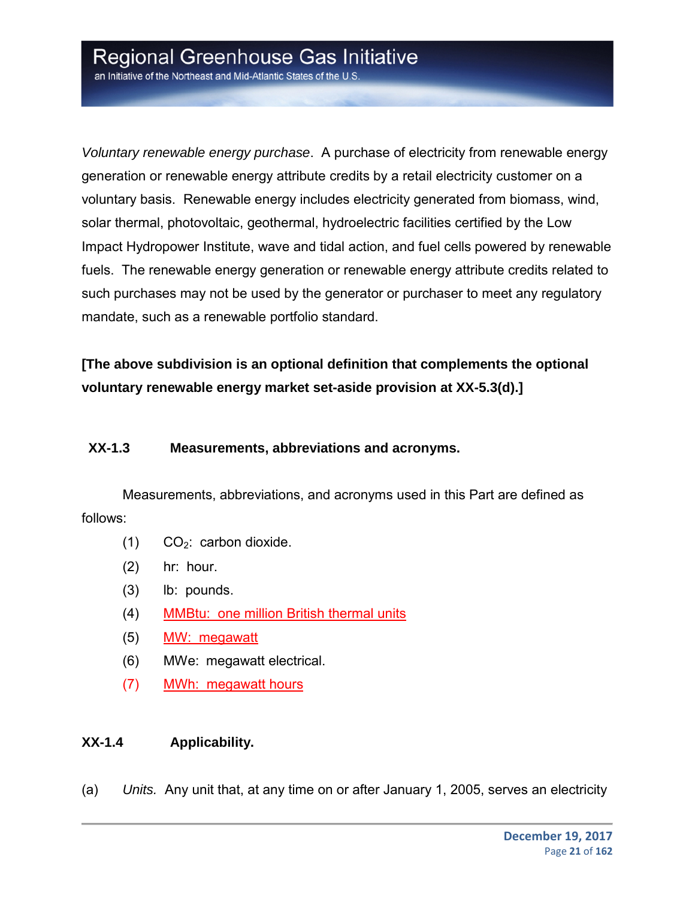*Voluntary renewable energy purchase*. A purchase of electricity from renewable energy generation or renewable energy attribute credits by a retail electricity customer on a voluntary basis. Renewable energy includes electricity generated from biomass, wind, solar thermal, photovoltaic, geothermal, hydroelectric facilities certified by the Low Impact Hydropower Institute, wave and tidal action, and fuel cells powered by renewable fuels. The renewable energy generation or renewable energy attribute credits related to such purchases may not be used by the generator or purchaser to meet any regulatory mandate, such as a renewable portfolio standard.

**[The above subdivision is an optional definition that complements the optional voluntary renewable energy market set-aside provision at XX-5.3(d).]**

### XX-1.3 Measurements, abbreviations and acronyms.

Measurements, abbreviations, and acronyms used in this Part are defined as follows:

(1) $CO_2$: carbon dioxide.

(2) hr: hour.

(3) lb: pounds.

(4) MMBtu: one million British thermal units

(5) MW: megawatt

(6) MWe: megawatt electrical.

(7) MWh: megawatt hours

### XX-1.4 Applicability.

(a) *Units.* Any unit that, at any time on or after January 1, 2005, serves an electricity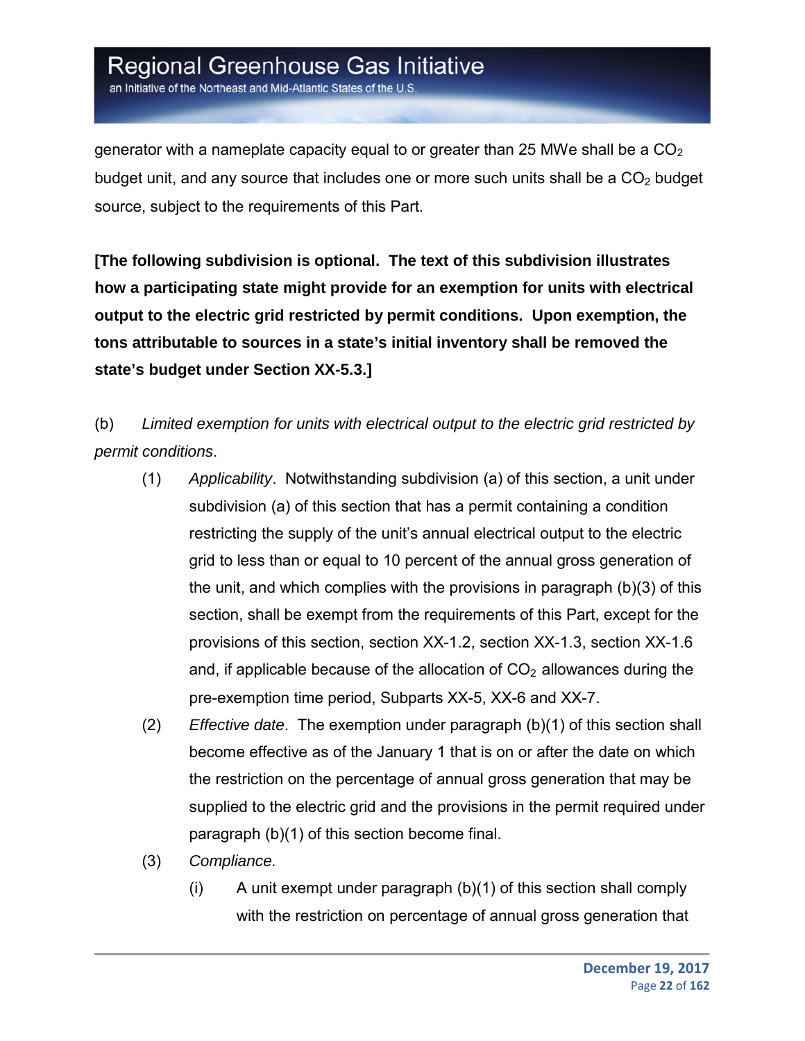generator with a nameplate capacity equal to or greater than 25 MWe shall be a $CO_2$ budget unit, and any source that includes one or more such units shall be a $CO_2$ budget source, subject to the requirements of this Part.

**[The following subdivision is optional. The text of this subdivision illustrates how a participating state might provide for an exemption for units with electrical output to the electric grid restricted by permit conditions. Upon exemption, the tons attributable to sources in a state's initial inventory shall be removed the state's budget under Section XX-5.3.]**

(b) *Limited exemption for units with electrical output to the electric grid restricted by permit conditions*.

- (1) *Applicability*. Notwithstanding subdivision (a) of this section, a unit under subdivision (a) of this section that has a permit containing a condition restricting the supply of the unit's annual electrical output to the electric grid to less than or equal to 10 percent of the annual gross generation of the unit, and which complies with the provisions in paragraph (b)(3) of this section, shall be exempt from the requirements of this Part, except for the provisions of this section, section XX-1.2, section XX-1.3, section XX-1.6 and, if applicable because of the allocation of $CO_2$ allowances during the pre-exemption time period, Subparts XX-5, XX-6 and XX-7.
- (2) *Effective date*. The exemption under paragraph (b)(1) of this section shall become effective as of the January 1 that is on or after the date on which the restriction on the percentage of annual gross generation that may be supplied to the electric grid and the provisions in the permit required under paragraph (b)(1) of this section become final.
- (3) *Compliance.*
  - (i) A unit exempt under paragraph (b)(1) of this section shall comply with the restriction on percentage of annual gross generation that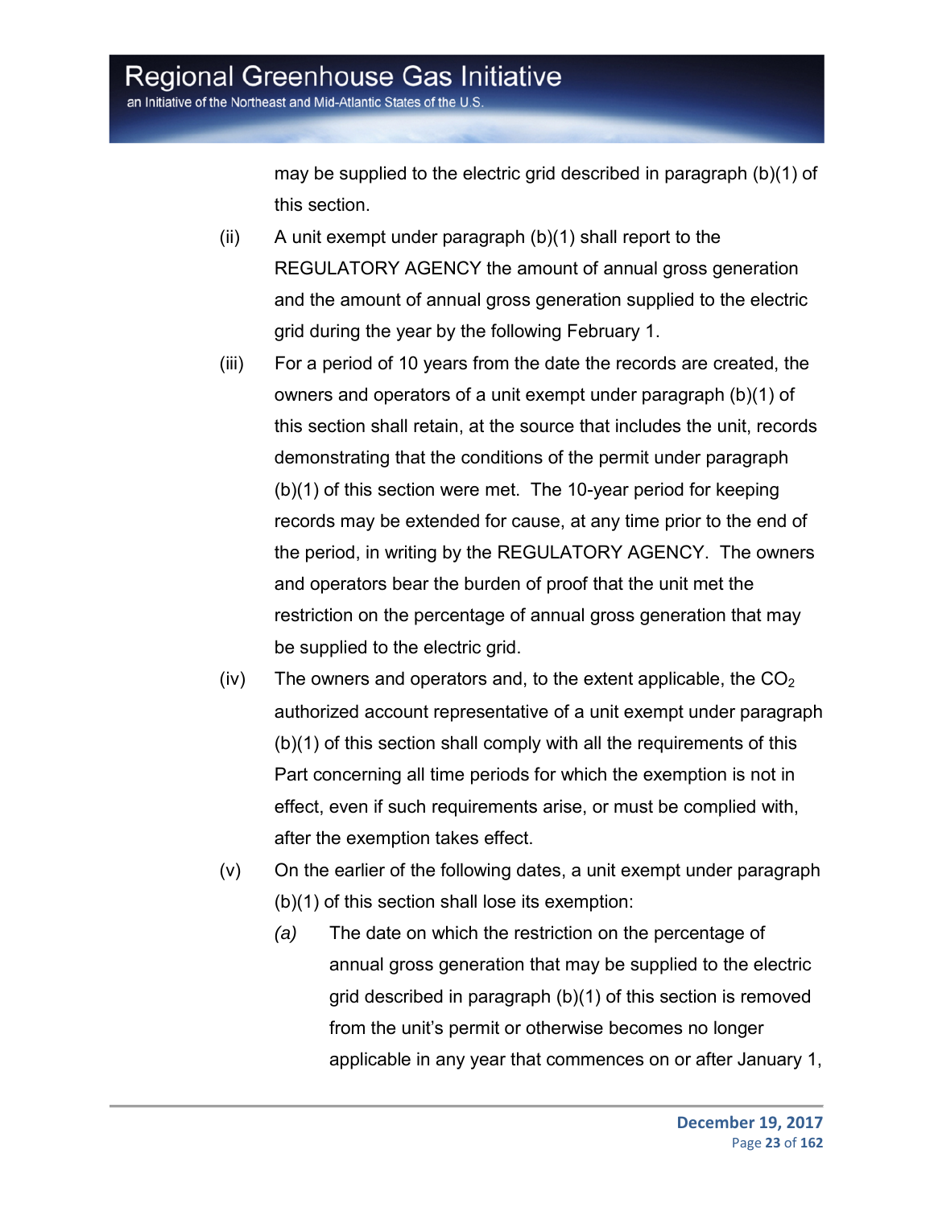may be supplied to the electric grid described in paragraph (b)(1) of this section.

(ii) A unit exempt under paragraph (b)(1) shall report to the REGULATORY AGENCY the amount of annual gross generation and the amount of annual gross generation supplied to the electric grid during the year by the following February 1.

(iii) For a period of 10 years from the date the records are created, the owners and operators of a unit exempt under paragraph (b)(1) of this section shall retain, at the source that includes the unit, records demonstrating that the conditions of the permit under paragraph (b)(1) of this section were met. The 10-year period for keeping records may be extended for cause, at any time prior to the end of the period, in writing by the REGULATORY AGENCY. The owners and operators bear the burden of proof that the unit met the restriction on the percentage of annual gross generation that may be supplied to the electric grid.

(iv) The owners and operators and, to the extent applicable, the $CO_2$ authorized account representative of a unit exempt under paragraph (b)(1) of this section shall comply with all the requirements of this Part concerning all time periods for which the exemption is not in effect, even if such requirements arise, or must be complied with, after the exemption takes effect.

(v) On the earlier of the following dates, a unit exempt under paragraph (b)(1) of this section shall lose its exemption:

*(a)* The date on which the restriction on the percentage of annual gross generation that may be supplied to the electric grid described in paragraph (b)(1) of this section is removed from the unit's permit or otherwise becomes no longer applicable in any year that commences on or after January 1,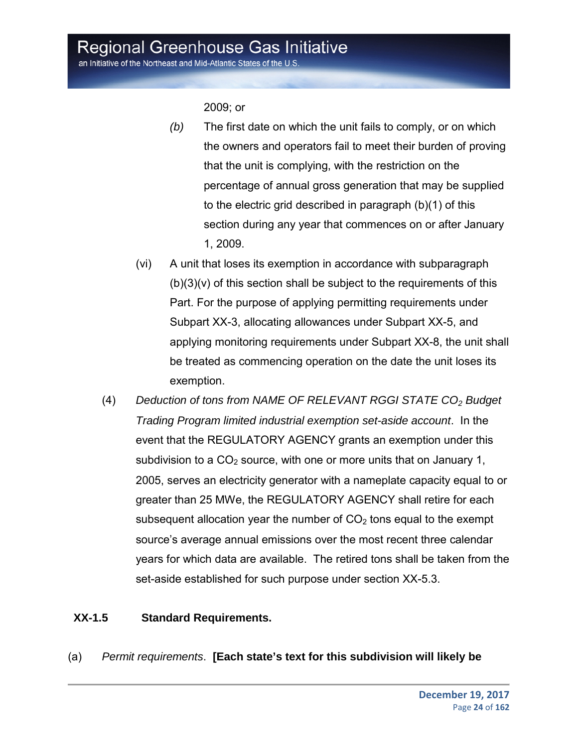2009; or

*(b)* The first date on which the unit fails to comply, or on which the owners and operators fail to meet their burden of proving that the unit is complying, with the restriction on the percentage of annual gross generation that may be supplied to the electric grid described in paragraph (b)(1) of this section during any year that commences on or after January 1, 2009.

(vi) A unit that loses its exemption in accordance with subparagraph (b)(3)(v) of this section shall be subject to the requirements of this Part. For the purpose of applying permitting requirements under Subpart XX-3, allocating allowances under Subpart XX-5, and applying monitoring requirements under Subpart XX-8, the unit shall be treated as commencing operation on the date the unit loses its exemption.

(4) *Deduction of tons from NAME OF RELEVANT RGGI STATE $CO_2$ Budget Trading Program limited industrial exemption set-aside account*. In the event that the REGULATORY AGENCY grants an exemption under this subdivision to a $CO_2$ source, with one or more units that on January 1, 2005, serves an electricity generator with a nameplate capacity equal to or greater than 25 MWe, the REGULATORY AGENCY shall retire for each subsequent allocation year the number of $CO_2$ tons equal to the exempt source's average annual emissions over the most recent three calendar years for which data are available. The retired tons shall be taken from the set-aside established for such purpose under section XX-5.3.

## XX-1.5 Standard Requirements.

(a) *Permit requirements*. **[Each state's text for this subdivision will likely be**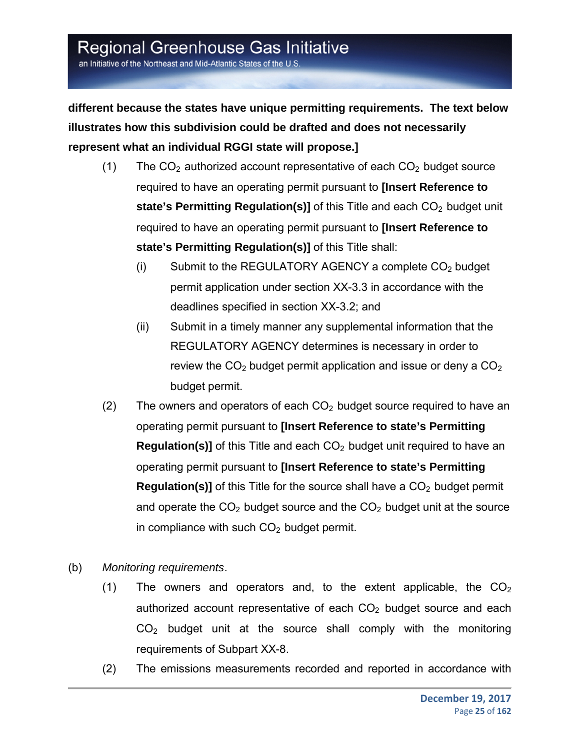**different because the states have unique permitting requirements. The text below illustrates how this subdivision could be drafted and does not necessarily represent what an individual RGGI state will propose.]**

(1) The $CO_2$ authorized account representative of each $CO_2$ budget source required to have an operating permit pursuant to **[Insert Reference to state's Permitting Regulation(s)]** of this Title and each $CO_2$ budget unit required to have an operating permit pursuant to **[Insert Reference to state's Permitting Regulation(s)]** of this Title shall:

(i) Submit to the REGULATORY AGENCY a complete $CO_2$ budget permit application under section XX-3.3 in accordance with the deadlines specified in section XX-3.2; and

(ii) Submit in a timely manner any supplemental information that the REGULATORY AGENCY determines is necessary in order to review the $CO_2$ budget permit application and issue or deny a $CO_2$ budget permit.

(2) The owners and operators of each $CO_2$ budget source required to have an operating permit pursuant to **[Insert Reference to state's Permitting Regulation(s)]** of this Title and each $CO_2$ budget unit required to have an operating permit pursuant to **[Insert Reference to state's Permitting Regulation(s)]** of this Title for the source shall have a $CO_2$ budget permit and operate the $CO_2$ budget source and the $CO_2$ budget unit at the source in compliance with such $CO_2$ budget permit.

(b) *Monitoring requirements*.

(1) The owners and operators and, to the extent applicable, the $CO_2$ authorized account representative of each $CO_2$ budget source and each $CO_2$ budget unit at the source shall comply with the monitoring requirements of Subpart XX-8.

(2) The emissions measurements recorded and reported in accordance with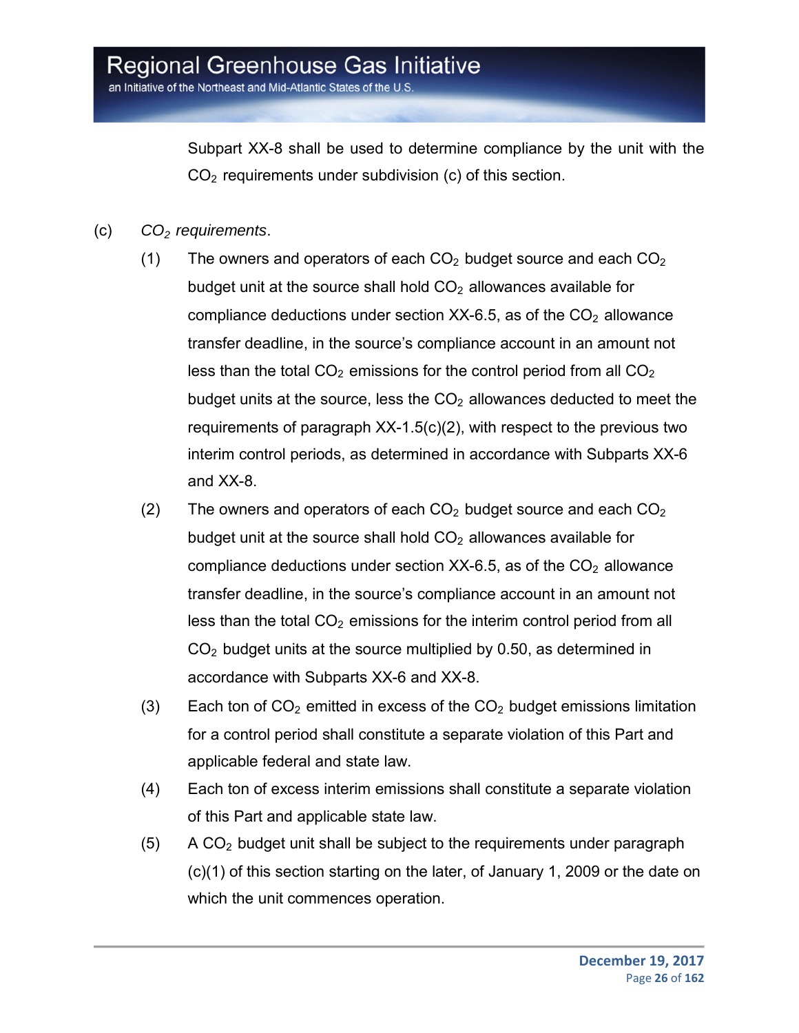Subpart XX-8 shall be used to determine compliance by the unit with the $CO_2$ requirements under subdivision (c) of this section.

(c) *$CO_2$ requirements*.

(1) The owners and operators of each $CO_2$ budget source and each $CO_2$ budget unit at the source shall hold $CO_2$ allowances available for compliance deductions under section XX-6.5, as of the $CO_2$ allowance transfer deadline, in the source's compliance account in an amount not less than the total $CO_2$ emissions for the control period from all $CO_2$ budget units at the source, less the $CO_2$ allowances deducted to meet the requirements of paragraph XX-1.5(c)(2), with respect to the previous two interim control periods, as determined in accordance with Subparts XX-6 and XX-8.

(2) The owners and operators of each $CO_2$ budget source and each $CO_2$ budget unit at the source shall hold $CO_2$ allowances available for compliance deductions under section XX-6.5, as of the $CO_2$ allowance transfer deadline, in the source's compliance account in an amount not less than the total $CO_2$ emissions for the interim control period from all $CO_2$ budget units at the source multiplied by 0.50, as determined in accordance with Subparts XX-6 and XX-8.

(3) Each ton of $CO_2$ emitted in excess of the $CO_2$ budget emissions limitation for a control period shall constitute a separate violation of this Part and applicable federal and state law.

(4) Each ton of excess interim emissions shall constitute a separate violation of this Part and applicable state law.

(5) A $CO_2$ budget unit shall be subject to the requirements under paragraph (c)(1) of this section starting on the later, of January 1, 2009 or the date on which the unit commences operation.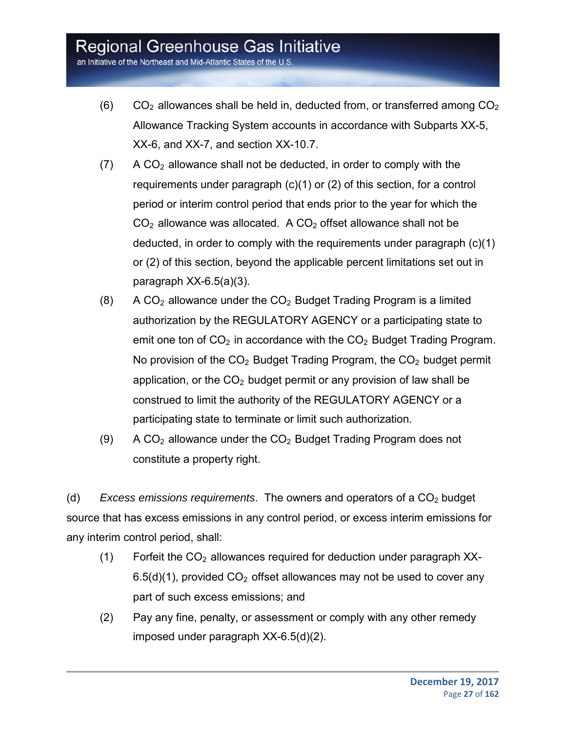(6) $CO_2$ allowances shall be held in, deducted from, or transferred among $CO_2$ Allowance Tracking System accounts in accordance with Subparts XX-5, XX-6, and XX-7, and section XX-10.7.

(7) A $CO_2$ allowance shall not be deducted, in order to comply with the requirements under paragraph (c)(1) or (2) of this section, for a control period or interim control period that ends prior to the year for which the $CO_2$ allowance was allocated. A $CO_2$ offset allowance shall not be deducted, in order to comply with the requirements under paragraph (c)(1) or (2) of this section, beyond the applicable percent limitations set out in paragraph XX-6.5(a)(3).

(8) A $CO_2$ allowance under the $CO_2$ Budget Trading Program is a limited authorization by the REGULATORY AGENCY or a participating state to emit one ton of $CO_2$ in accordance with the $CO_2$ Budget Trading Program. No provision of the $CO_2$ Budget Trading Program, the $CO_2$ budget permit application, or the $CO_2$ budget permit or any provision of law shall be construed to limit the authority of the REGULATORY AGENCY or a participating state to terminate or limit such authorization.

(9) A $CO_2$ allowance under the $CO_2$ Budget Trading Program does not constitute a property right.

(d) *Excess emissions requirements*. The owners and operators of a $CO_2$ budget source that has excess emissions in any control period, or excess interim emissions for any interim control period, shall:

(1) Forfeit the $CO_2$ allowances required for deduction under paragraph XX-6.5(d)(1), provided $CO_2$ offset allowances may not be used to cover any part of such excess emissions; and

(2) Pay any fine, penalty, or assessment or comply with any other remedy imposed under paragraph XX-6.5(d)(2).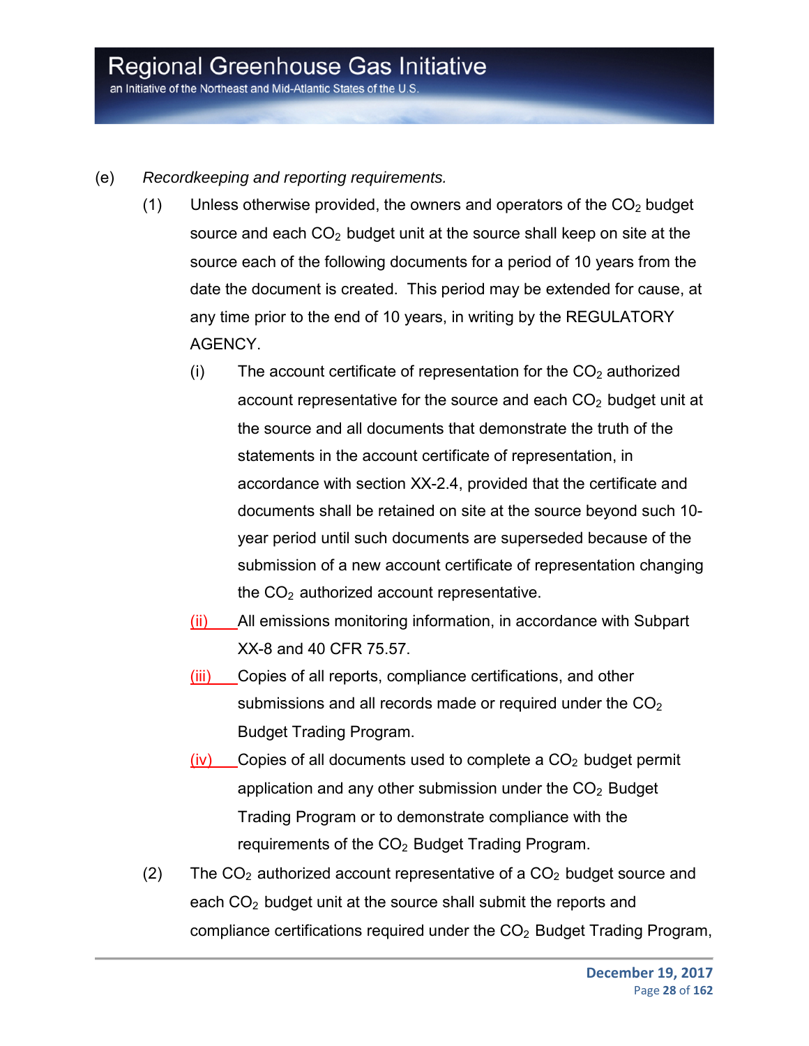(e) *Recordkeeping and reporting requirements.*

(1) Unless otherwise provided, the owners and operators of the $CO_2$ budget source and each $CO_2$ budget unit at the source shall keep on site at the source each of the following documents for a period of 10 years from the date the document is created. This period may be extended for cause, at any time prior to the end of 10 years, in writing by the REGULATORY AGENCY.

(i) The account certificate of representation for the $CO_2$ authorized account representative for the source and each $CO_2$ budget unit at the source and all documents that demonstrate the truth of the statements in the account certificate of representation, in accordance with section XX-2.4, provided that the certificate and documents shall be retained on site at the source beyond such 10-year period until such documents are superseded because of the submission of a new account certificate of representation changing the $CO_2$ authorized account representative.

(ii) All emissions monitoring information, in accordance with Subpart XX-8 and 40 CFR 75.57.

(iii) Copies of all reports, compliance certifications, and other submissions and all records made or required under the $CO_2$ Budget Trading Program.

(iv) Copies of all documents used to complete a $CO_2$ budget permit application and any other submission under the $CO_2$ Budget Trading Program or to demonstrate compliance with the requirements of the $CO_2$ Budget Trading Program.

(2) The $CO_2$ authorized account representative of a $CO_2$ budget source and each $CO_2$ budget unit at the source shall submit the reports and compliance certifications required under the $CO_2$ Budget Trading Program,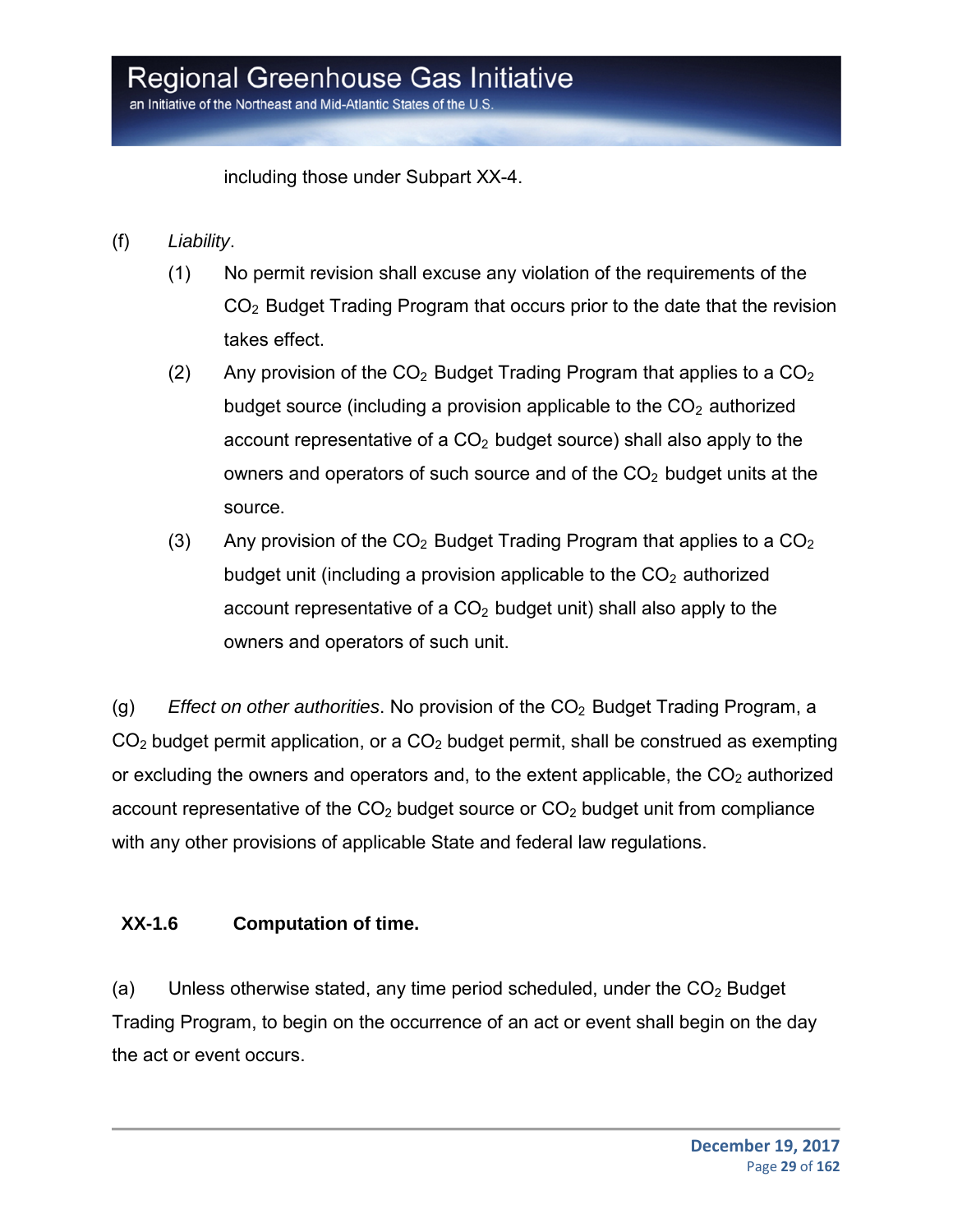including those under Subpart XX-4.

(f) *Liability*.

(1) No permit revision shall excuse any violation of the requirements of the $CO_2$ Budget Trading Program that occurs prior to the date that the revision takes effect.

(2) Any provision of the $CO_2$ Budget Trading Program that applies to a $CO_2$ budget source (including a provision applicable to the $CO_2$ authorized account representative of a $CO_2$ budget source) shall also apply to the owners and operators of such source and of the $CO_2$ budget units at the source.

(3) Any provision of the $CO_2$ Budget Trading Program that applies to a $CO_2$ budget unit (including a provision applicable to the $CO_2$ authorized account representative of a $CO_2$ budget unit) shall also apply to the owners and operators of such unit.

(g) *Effect on other authorities*. No provision of the $CO_2$ Budget Trading Program, a $CO_2$ budget permit application, or a $CO_2$ budget permit, shall be construed as exempting or excluding the owners and operators and, to the extent applicable, the $CO_2$ authorized account representative of the $CO_2$ budget source or $CO_2$ budget unit from compliance with any other provisions of applicable State and federal law regulations.

### XX-1.6 Computation of time.

(a) Unless otherwise stated, any time period scheduled, under the $CO_2$ Budget Trading Program, to begin on the occurrence of an act or event shall begin on the day the act or event occurs.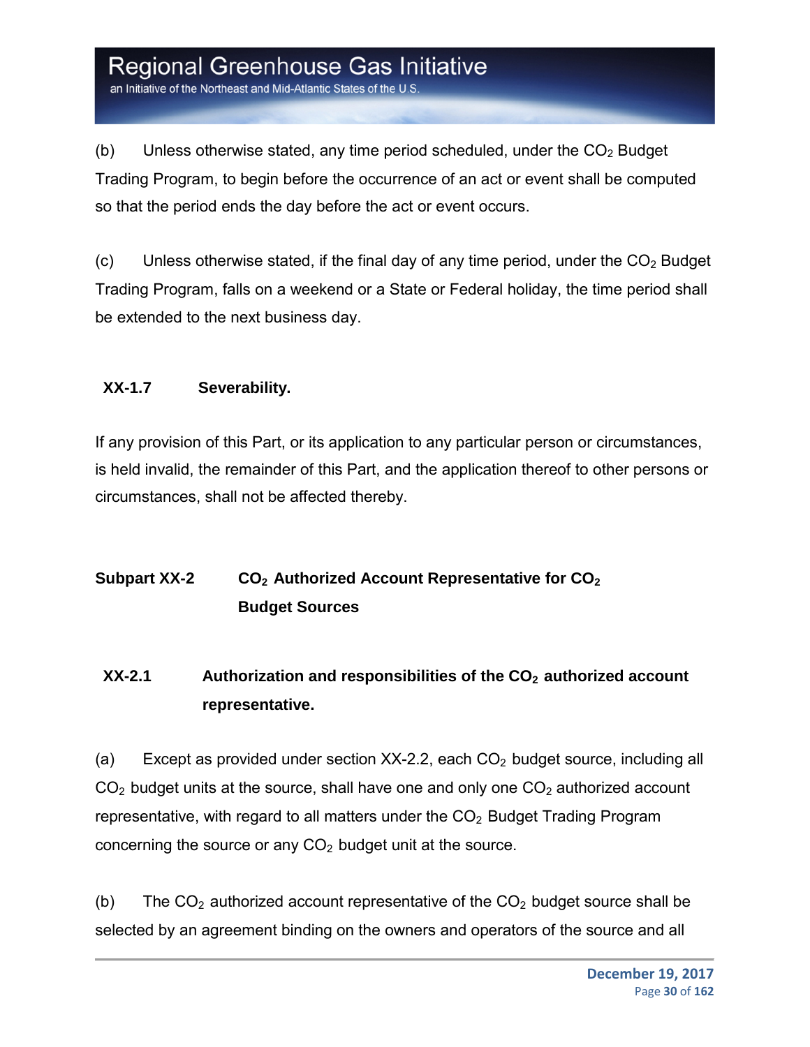(b) Unless otherwise stated, any time period scheduled, under the $CO_2$ Budget Trading Program, to begin before the occurrence of an act or event shall be computed so that the period ends the day before the act or event occurs.

(c) Unless otherwise stated, if the final day of any time period, under the $CO_2$ Budget Trading Program, falls on a weekend or a State or Federal holiday, the time period shall be extended to the next business day.

### XX-1.7 Severability.

If any provision of this Part, or its application to any particular person or circumstances, is held invalid, the remainder of this Part, and the application thereof to other persons or circumstances, shall not be affected thereby.

## Subpart XX-2 $CO_2$ Authorized Account Representative for $CO_2$ Budget Sources

### XX-2.1 Authorization and responsibilities of the $CO_2$ authorized account representative.

(a) Except as provided under section XX-2.2, each $CO_2$ budget source, including all $CO_2$ budget units at the source, shall have one and only one $CO_2$ authorized account representative, with regard to all matters under the $CO_2$ Budget Trading Program concerning the source or any $CO_2$ budget unit at the source.

(b) The $CO_2$ authorized account representative of the $CO_2$ budget source shall be selected by an agreement binding on the owners and operators of the source and all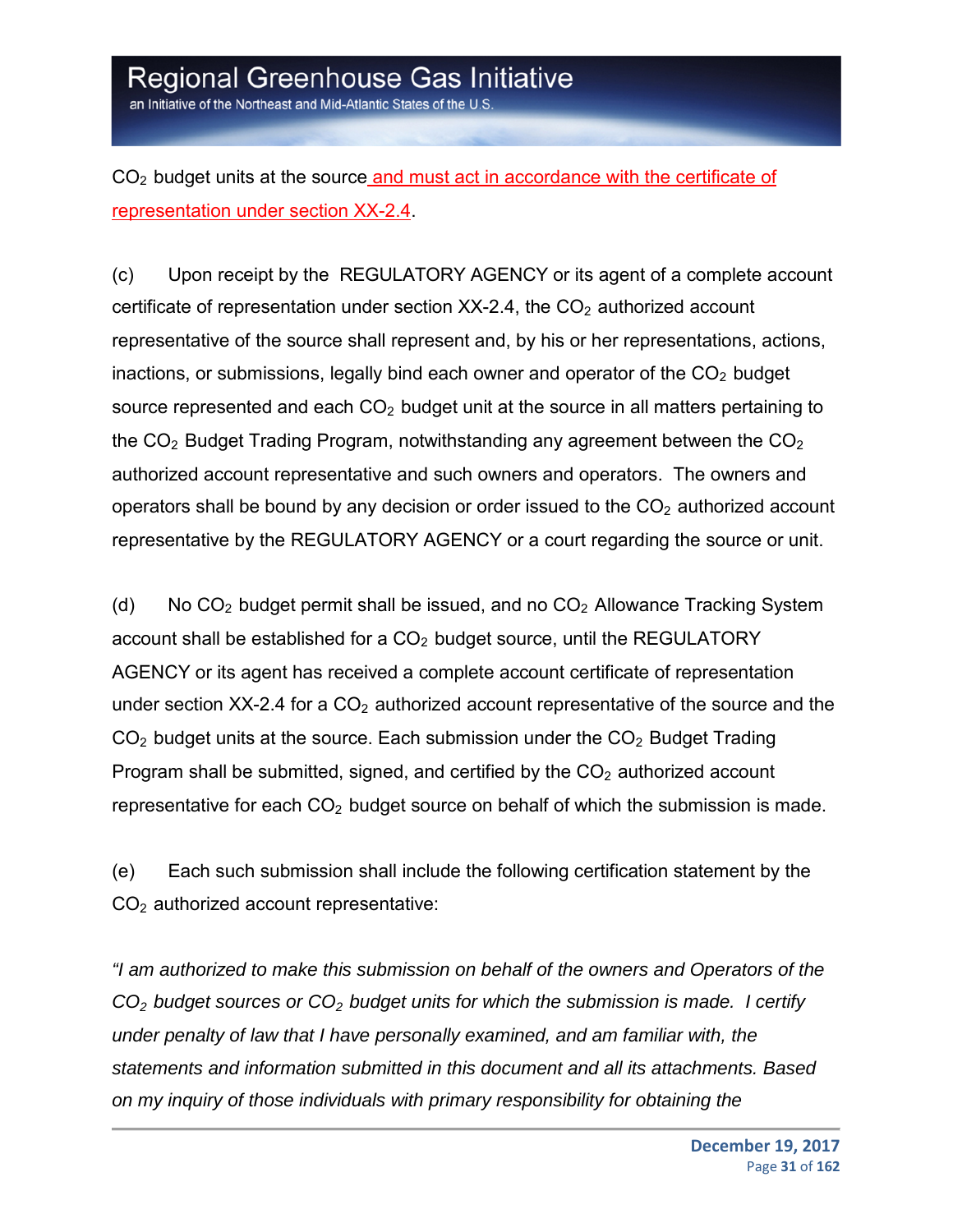$CO_2$ budget units at the source and must act in accordance with the certificate of representation under section XX-2.4.

(c) Upon receipt by the REGULATORY AGENCY or its agent of a complete account certificate of representation under section XX-2.4, the $CO_2$ authorized account representative of the source shall represent and, by his or her representations, actions, inactions, or submissions, legally bind each owner and operator of the $CO_2$ budget source represented and each $CO_2$ budget unit at the source in all matters pertaining to the $CO_2$ Budget Trading Program, notwithstanding any agreement between the $CO_2$ authorized account representative and such owners and operators. The owners and operators shall be bound by any decision or order issued to the $CO_2$ authorized account representative by the REGULATORY AGENCY or a court regarding the source or unit.

(d) No $CO_2$ budget permit shall be issued, and no $CO_2$ Allowance Tracking System account shall be established for a $CO_2$ budget source, until the REGULATORY AGENCY or its agent has received a complete account certificate of representation under section XX-2.4 for a $CO_2$ authorized account representative of the source and the $CO_2$ budget units at the source. Each submission under the $CO_2$ Budget Trading Program shall be submitted, signed, and certified by the $CO_2$ authorized account representative for each $CO_2$ budget source on behalf of which the submission is made.

(e) Each such submission shall include the following certification statement by the $CO_2$ authorized account representative:

*"I am authorized to make this submission on behalf of the owners and Operators of the $CO_2$ budget sources or $CO_2$ budget units for which the submission is made. I certify under penalty of law that I have personally examined, and am familiar with, the statements and information submitted in this document and all its attachments. Based on my inquiry of those individuals with primary responsibility for obtaining the*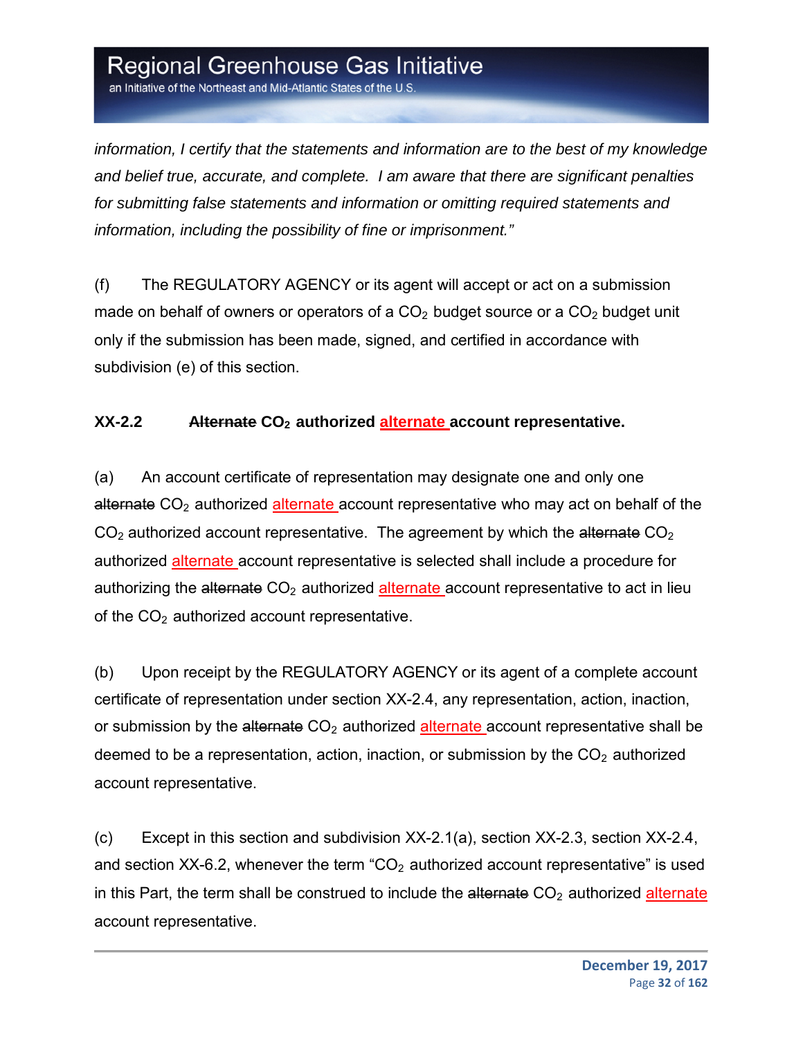*information, I certify that the statements and information are to the best of my knowledge and belief true, accurate, and complete. I am aware that there are significant penalties for submitting false statements and information or omitting required statements and information, including the possibility of fine or imprisonment."*

(f) The REGULATORY AGENCY or its agent will accept or act on a submission made on behalf of owners or operators of a $CO_2$ budget source or a $CO_2$ budget unit only if the submission has been made, signed, and certified in accordance with subdivision (e) of this section.

**XX-2.2 ~~Alternate~~ $CO_2$ authorized alternate account representative.**

(a) An account certificate of representation may designate one and only one ~~alternate~~ $CO_2$ authorized alternate account representative who may act on behalf of the $CO_2$ authorized account representative. The agreement by which the ~~alternate~~ $CO_2$ authorized alternate account representative is selected shall include a procedure for authorizing the ~~alternate~~ $CO_2$ authorized alternate account representative to act in lieu of the $CO_2$ authorized account representative.

(b) Upon receipt by the REGULATORY AGENCY or its agent of a complete account certificate of representation under section XX-2.4, any representation, action, inaction, or submission by the ~~alternate~~ $CO_2$ authorized alternate account representative shall be deemed to be a representation, action, inaction, or submission by the $CO_2$ authorized account representative.

(c) Except in this section and subdivision XX-2.1(a), section XX-2.3, section XX-2.4, and section XX-6.2, whenever the term "$CO_2$ authorized account representative" is used in this Part, the term shall be construed to include the ~~alternate~~ $CO_2$ authorized alternate account representative.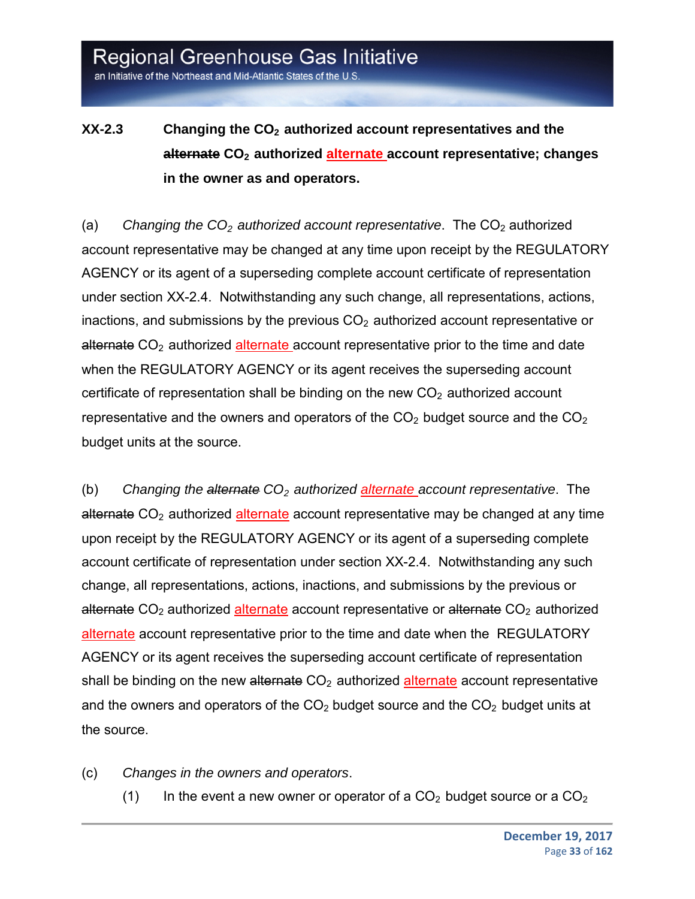**XX-2.3 Changing the $CO_2$ authorized account representatives and the ~~alternate~~ $CO_2$ authorized alternate account representative; changes in the owner as and operators.**

(a) *Changing the $CO_2$ authorized account representative*. The $CO_2$ authorized account representative may be changed at any time upon receipt by the REGULATORY AGENCY or its agent of a superseding complete account certificate of representation under section XX-2.4. Notwithstanding any such change, all representations, actions, inactions, and submissions by the previous $CO_2$ authorized account representative or ~~alternate~~ $CO_2$ authorized alternate account representative prior to the time and date when the REGULATORY AGENCY or its agent receives the superseding account certificate of representation shall be binding on the new $CO_2$ authorized account representative and the owners and operators of the $CO_2$ budget source and the $CO_2$ budget units at the source.

(b) *Changing the ~~alternate~~ $CO_2$ authorized alternate account representative*. The ~~alternate~~ $CO_2$ authorized alternate account representative may be changed at any time upon receipt by the REGULATORY AGENCY or its agent of a superseding complete account certificate of representation under section XX-2.4. Notwithstanding any such change, all representations, actions, inactions, and submissions by the previous or ~~alternate~~ $CO_2$ authorized alternate account representative or ~~alternate~~ $CO_2$ authorized alternate account representative prior to the time and date when the REGULATORY AGENCY or its agent receives the superseding account certificate of representation shall be binding on the new ~~alternate~~ $CO_2$ authorized alternate account representative and the owners and operators of the $CO_2$ budget source and the $CO_2$ budget units at the source.

(c) *Changes in the owners and operators*.

(1) In the event a new owner or operator of a $CO_2$ budget source or a $CO_2$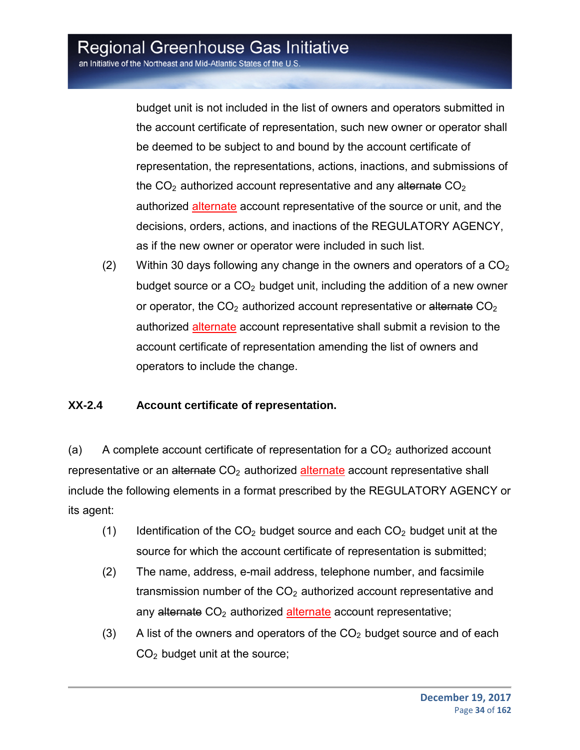budget unit is not included in the list of owners and operators submitted in the account certificate of representation, such new owner or operator shall be deemed to be subject to and bound by the account certificate of representation, the representations, actions, inactions, and submissions of the $CO_2$ authorized account representative and any ~~alternate~~ $CO_2$ authorized alternate account representative of the source or unit, and the decisions, orders, actions, and inactions of the REGULATORY AGENCY, as if the new owner or operator were included in such list.

(2) Within 30 days following any change in the owners and operators of a $CO_2$ budget source or a $CO_2$ budget unit, including the addition of a new owner or operator, the $CO_2$ authorized account representative or ~~alternate~~ $CO_2$ authorized alternate account representative shall submit a revision to the account certificate of representation amending the list of owners and operators to include the change.

### XX-2.4 Account certificate of representation.

(a) A complete account certificate of representation for a $CO_2$ authorized account representative or an ~~alternate~~ $CO_2$ authorized alternate account representative shall include the following elements in a format prescribed by the REGULATORY AGENCY or its agent:

(1) Identification of the $CO_2$ budget source and each $CO_2$ budget unit at the source for which the account certificate of representation is submitted;

(2) The name, address, e-mail address, telephone number, and facsimile transmission number of the $CO_2$ authorized account representative and any ~~alternate~~ $CO_2$ authorized alternate account representative;

(3) A list of the owners and operators of the $CO_2$ budget source and of each $CO_2$ budget unit at the source;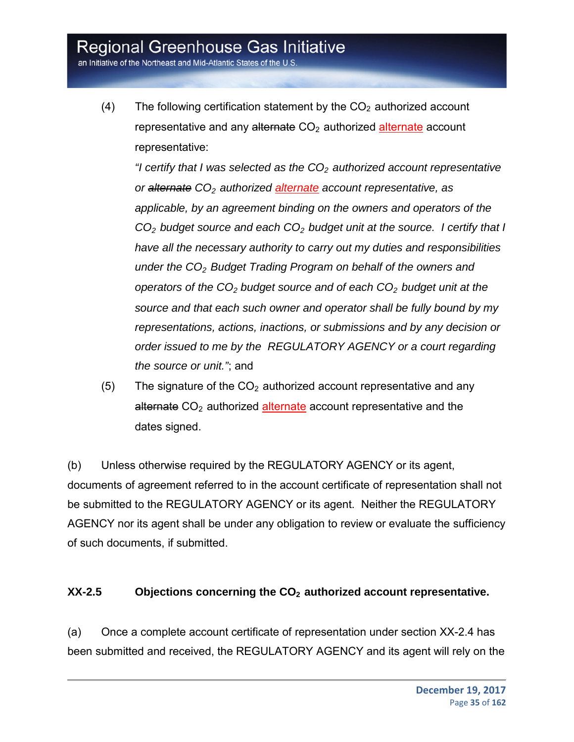(4) The following certification statement by the $CO_2$ authorized account representative and any ~~alternate~~ $CO_2$ authorized <u>alternate</u> account representative:

*"I certify that I was selected as the $CO_2$ authorized account representative or ~~alternate~~ $CO_2$ authorized <u>alternate</u> account representative, as applicable, by an agreement binding on the owners and operators of the $CO_2$ budget source and each $CO_2$ budget unit at the source. I certify that I have all the necessary authority to carry out my duties and responsibilities under the $CO_2$ Budget Trading Program on behalf of the owners and operators of the $CO_2$ budget source and of each $CO_2$ budget unit at the source and that each such owner and operator shall be fully bound by my representations, actions, inactions, or submissions and by any decision or order issued to me by the REGULATORY AGENCY or a court regarding the source or unit."*; and

(5) The signature of the $CO_2$ authorized account representative and any ~~alternate~~ $CO_2$ authorized <u>alternate</u> account representative and the dates signed.

(b) Unless otherwise required by the REGULATORY AGENCY or its agent, documents of agreement referred to in the account certificate of representation shall not be submitted to the REGULATORY AGENCY or its agent. Neither the REGULATORY AGENCY nor its agent shall be under any obligation to review or evaluate the sufficiency of such documents, if submitted.

### XX-2.5 Objections concerning the $CO_2$ authorized account representative.

(a) Once a complete account certificate of representation under section XX-2.4 has been submitted and received, the REGULATORY AGENCY and its agent will rely on the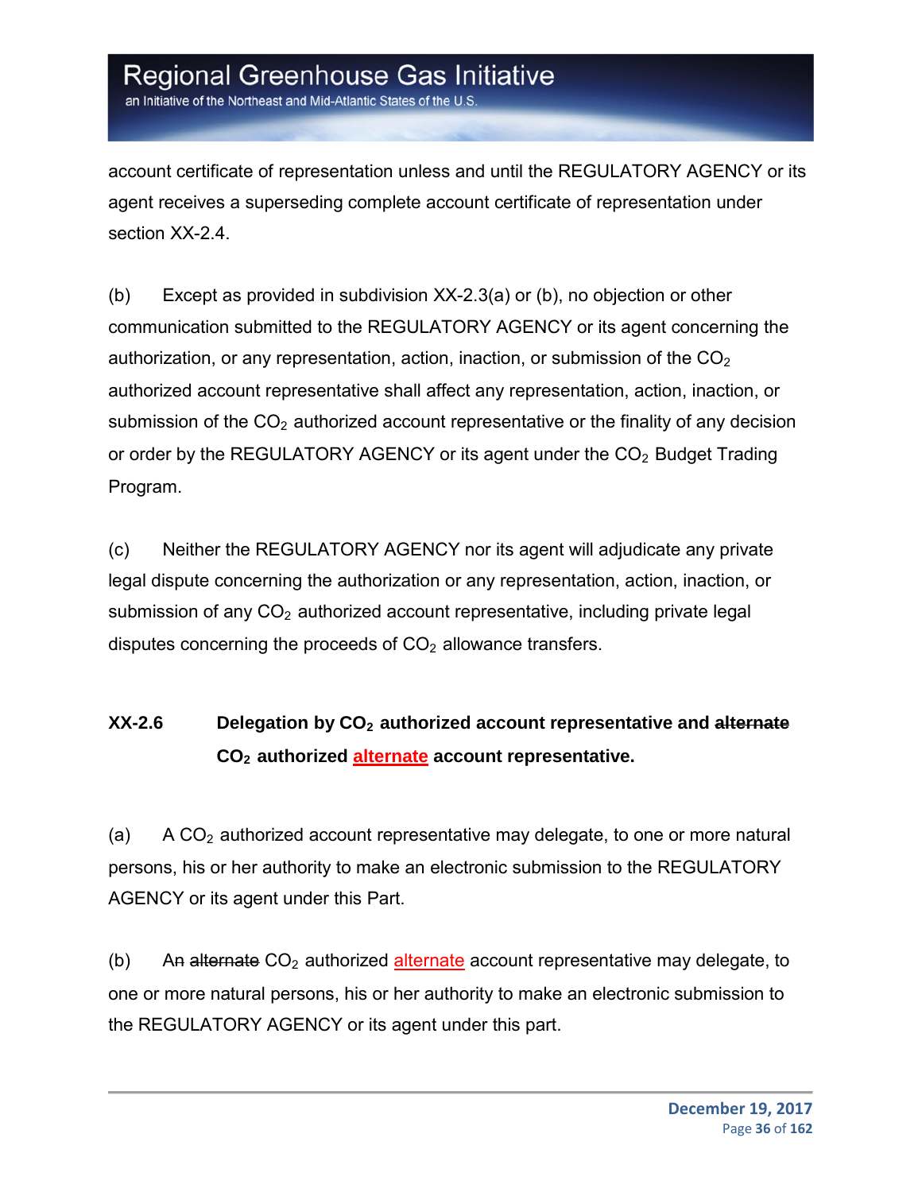account certificate of representation unless and until the REGULATORY AGENCY or its agent receives a superseding complete account certificate of representation under section XX-2.4.

(b) Except as provided in subdivision XX-2.3(a) or (b), no objection or other communication submitted to the REGULATORY AGENCY or its agent concerning the authorization, or any representation, action, inaction, or submission of the $CO_2$ authorized account representative shall affect any representation, action, inaction, or submission of the $CO_2$ authorized account representative or the finality of any decision or order by the REGULATORY AGENCY or its agent under the $CO_2$ Budget Trading Program.

(c) Neither the REGULATORY AGENCY nor its agent will adjudicate any private legal dispute concerning the authorization or any representation, action, inaction, or submission of any $CO_2$ authorized account representative, including private legal disputes concerning the proceeds of $CO_2$ allowance transfers.

### XX-2.6 Delegation by $CO_2$ authorized account representative and ~~alternate~~ $CO_2$ authorized alternate account representative.

(a) A $CO_2$ authorized account representative may delegate, to one or more natural persons, his or her authority to make an electronic submission to the REGULATORY AGENCY or its agent under this Part.

(b) An ~~alternate~~ $CO_2$ authorized alternate account representative may delegate, to one or more natural persons, his or her authority to make an electronic submission to the REGULATORY AGENCY or its agent under this part.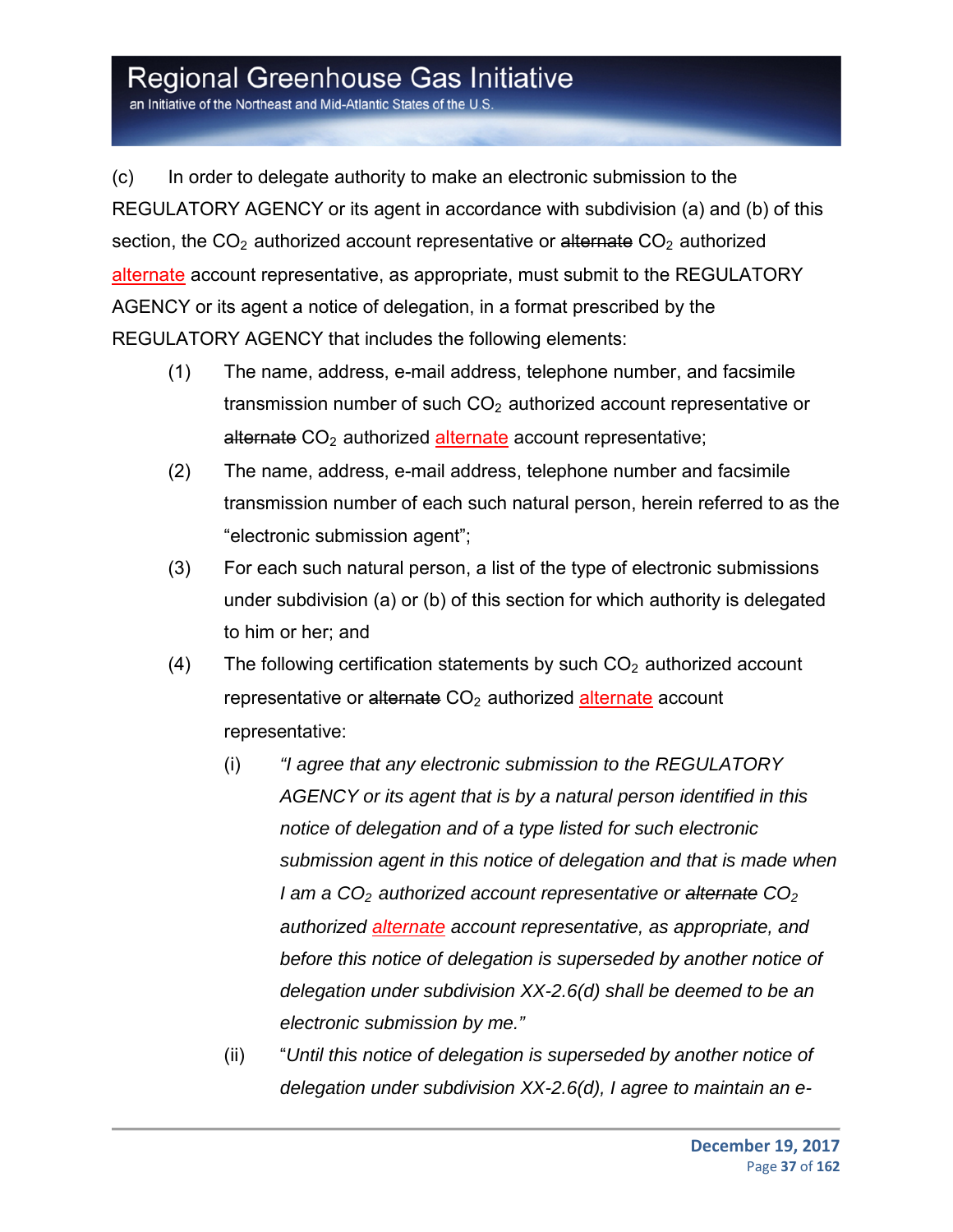(c) In order to delegate authority to make an electronic submission to the REGULATORY AGENCY or its agent in accordance with subdivision (a) and (b) of this section, the $CO_2$ authorized account representative or ~~alternate~~ $CO_2$ authorized alternate account representative, as appropriate, must submit to the REGULATORY AGENCY or its agent a notice of delegation, in a format prescribed by the REGULATORY AGENCY that includes the following elements:

(1) The name, address, e-mail address, telephone number, and facsimile transmission number of such $CO_2$ authorized account representative or ~~alternate~~ $CO_2$ authorized alternate account representative;

(2) The name, address, e-mail address, telephone number and facsimile transmission number of each such natural person, herein referred to as the "electronic submission agent";

(3) For each such natural person, a list of the type of electronic submissions under subdivision (a) or (b) of this section for which authority is delegated to him or her; and

(4) The following certification statements by such $CO_2$ authorized account representative or ~~alternate~~ $CO_2$ authorized alternate account representative:

(i) *"I agree that any electronic submission to the REGULATORY AGENCY or its agent that is by a natural person identified in this notice of delegation and of a type listed for such electronic submission agent in this notice of delegation and that is made when I am a $CO_2$ authorized account representative or ~~alternate~~ $CO_2$ authorized alternate account representative, as appropriate, and before this notice of delegation is superseded by another notice of delegation under subdivision XX-2.6(d) shall be deemed to be an electronic submission by me."*

(ii) "*Until this notice of delegation is superseded by another notice of delegation under subdivision XX-2.6(d), I agree to maintain an e-*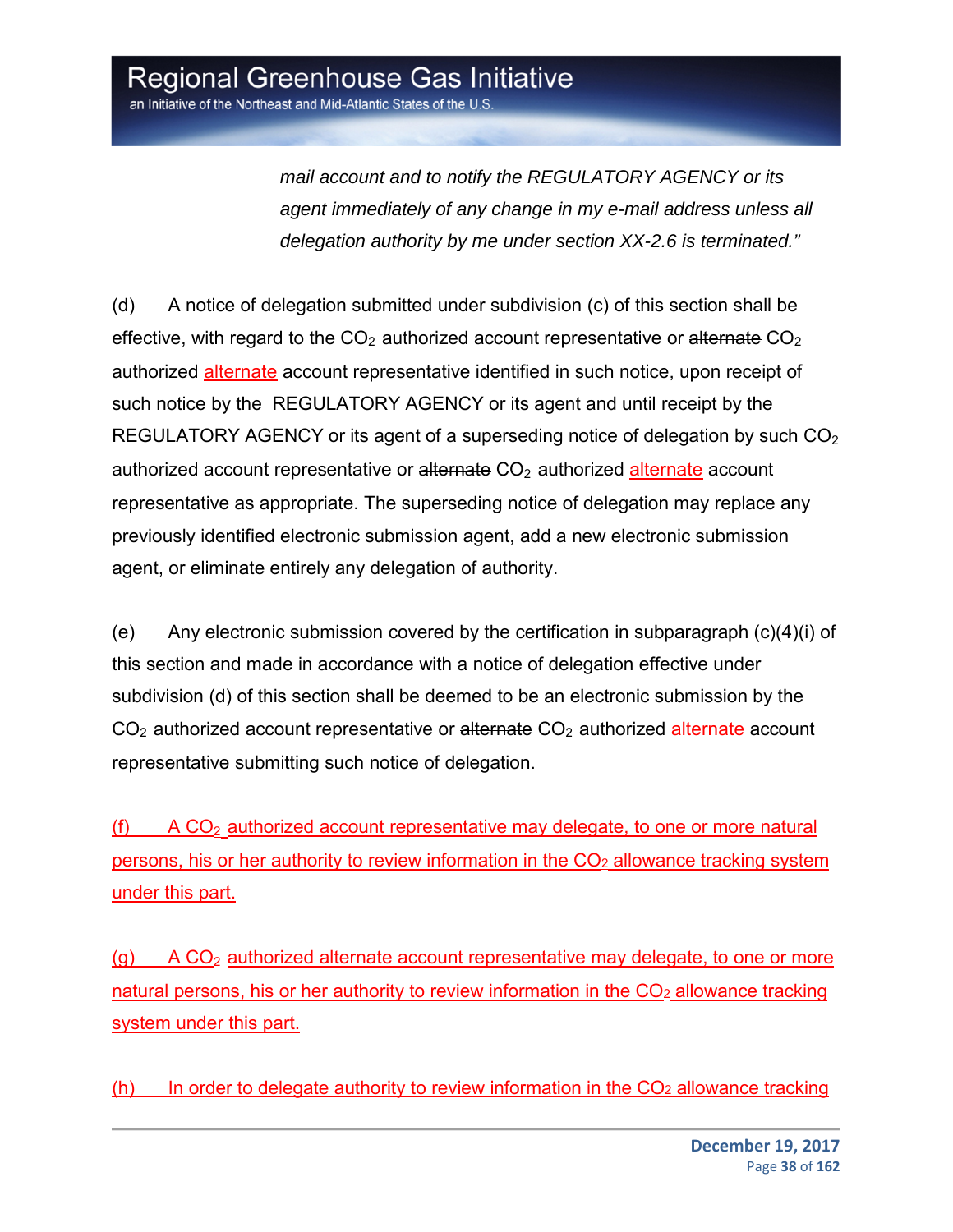*mail account and to notify the REGULATORY AGENCY or its agent immediately of any change in my e-mail address unless all delegation authority by me under section XX-2.6 is terminated."*

(d) A notice of delegation submitted under subdivision (c) of this section shall be effective, with regard to the $CO_2$ authorized account representative or ~~alternate~~ $CO_2$ authorized alternate account representative identified in such notice, upon receipt of such notice by the REGULATORY AGENCY or its agent and until receipt by the REGULATORY AGENCY or its agent of a superseding notice of delegation by such $CO_2$ authorized account representative or ~~alternate~~ $CO_2$ authorized alternate account representative as appropriate. The superseding notice of delegation may replace any previously identified electronic submission agent, add a new electronic submission agent, or eliminate entirely any delegation of authority.

(e) Any electronic submission covered by the certification in subparagraph (c)(4)(i) of this section and made in accordance with a notice of delegation effective under subdivision (d) of this section shall be deemed to be an electronic submission by the $CO_2$ authorized account representative or ~~alternate~~ $CO_2$ authorized alternate account representative submitting such notice of delegation.

(f) A $CO_2$ authorized account representative may delegate, to one or more natural persons, his or her authority to review information in the $CO_2$ allowance tracking system under this part.

(g) A $CO_2$ authorized alternate account representative may delegate, to one or more natural persons, his or her authority to review information in the $CO_2$ allowance tracking system under this part.

(h) In order to delegate authority to review information in the $CO_2$ allowance tracking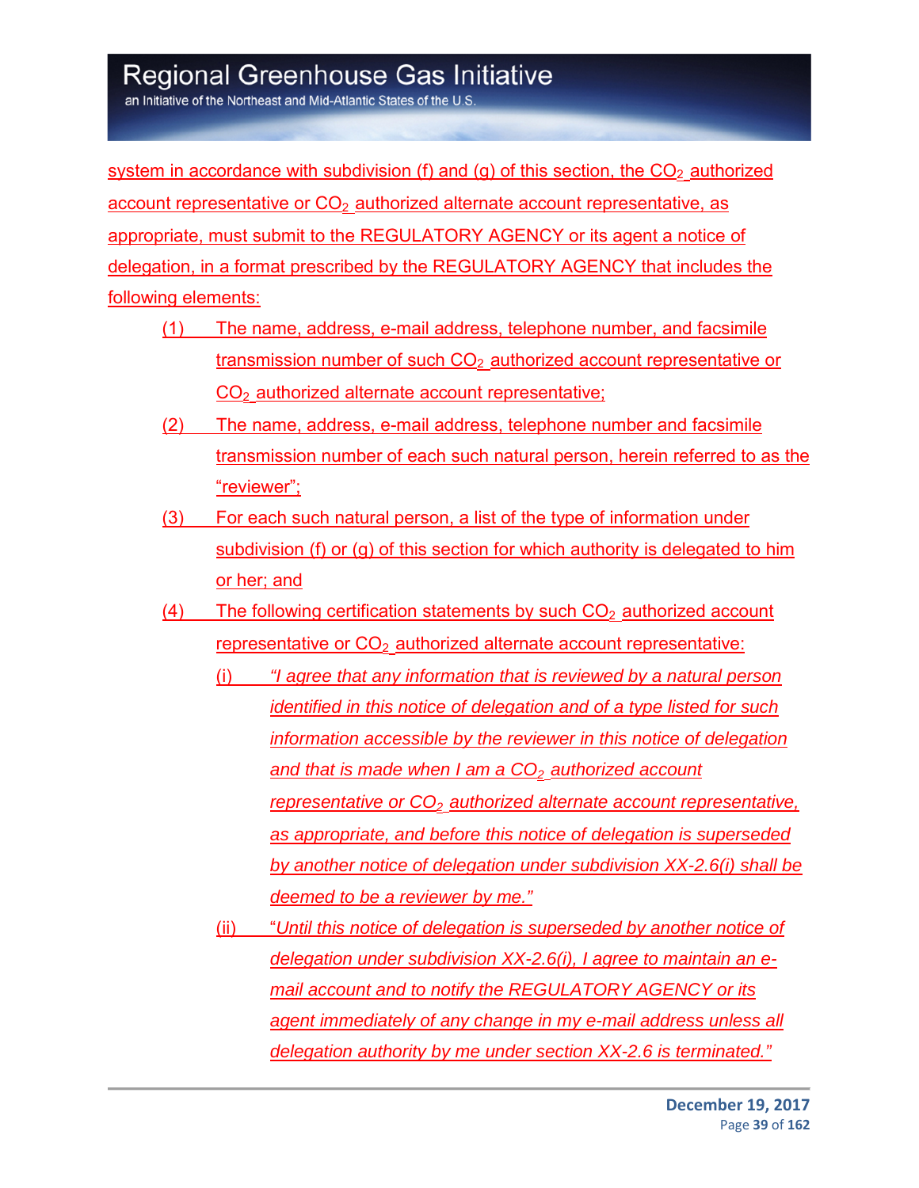system in accordance with subdivision (f) and (g) of this section, the $CO_2$ authorized account representative or $CO_2$ authorized alternate account representative, as appropriate, must submit to the REGULATORY AGENCY or its agent a notice of delegation, in a format prescribed by the REGULATORY AGENCY that includes the following elements:

(1) The name, address, e-mail address, telephone number, and facsimile transmission number of such $CO_2$ authorized account representative or $CO_2$ authorized alternate account representative;

(2) The name, address, e-mail address, telephone number and facsimile transmission number of each such natural person, herein referred to as the "reviewer";

(3) For each such natural person, a list of the type of information under subdivision (f) or (g) of this section for which authority is delegated to him or her; and

(4) The following certification statements by such $CO_2$ authorized account representative or $CO_2$ authorized alternate account representative:

(i) *"I agree that any information that is reviewed by a natural person identified in this notice of delegation and of a type listed for such information accessible by the reviewer in this notice of delegation and that is made when I am a $CO_2$ authorized account representative or $CO_2$ authorized alternate account representative, as appropriate, and before this notice of delegation is superseded by another notice of delegation under subdivision XX-2.6(i) shall be deemed to be a reviewer by me."*

(ii) "*Until this notice of delegation is superseded by another notice of delegation under subdivision XX-2.6(i), I agree to maintain an e-mail account and to notify the REGULATORY AGENCY or its agent immediately of any change in my e-mail address unless all delegation authority by me under section XX-2.6 is terminated."*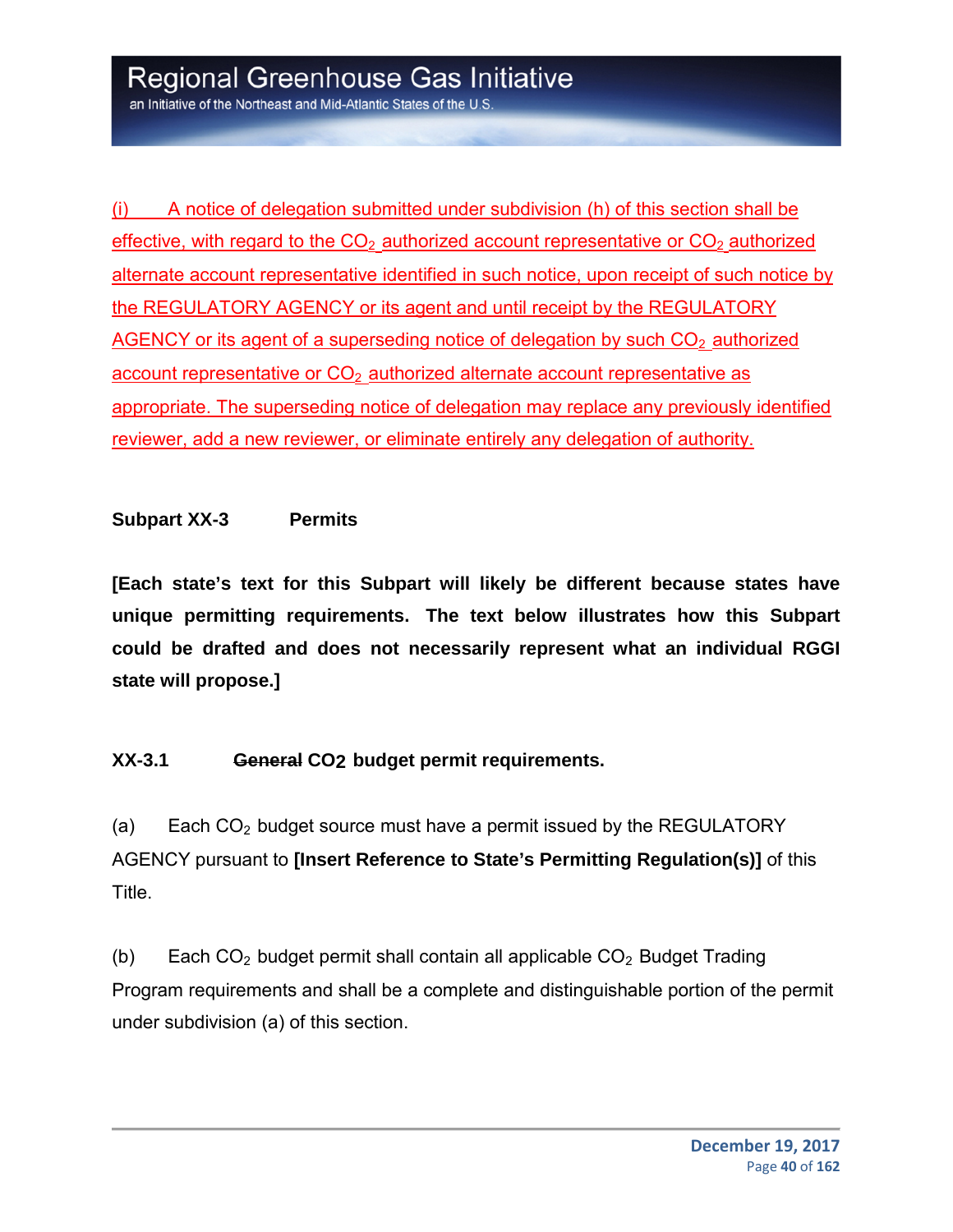(i) A notice of delegation submitted under subdivision (h) of this section shall be effective, with regard to the $CO_2$ authorized account representative or $CO_2$ authorized alternate account representative identified in such notice, upon receipt of such notice by the REGULATORY AGENCY or its agent and until receipt by the REGULATORY AGENCY or its agent of a superseding notice of delegation by such $CO_2$ authorized account representative or $CO_2$ authorized alternate account representative as appropriate. The superseding notice of delegation may replace any previously identified reviewer, add a new reviewer, or eliminate entirely any delegation of authority.

## Subpart XX-3 Permits

**[Each state's text for this Subpart will likely be different because states have unique permitting requirements. The text below illustrates how this Subpart could be drafted and does not necessarily represent what an individual RGGI state will propose.]**

### XX-3.1 ~~General~~ $CO_2$ budget permit requirements.

(a) Each $CO_2$ budget source must have a permit issued by the REGULATORY AGENCY pursuant to **[Insert Reference to State's Permitting Regulation(s)]** of this Title.

(b) Each $CO_2$ budget permit shall contain all applicable $CO_2$ Budget Trading Program requirements and shall be a complete and distinguishable portion of the permit under subdivision (a) of this section.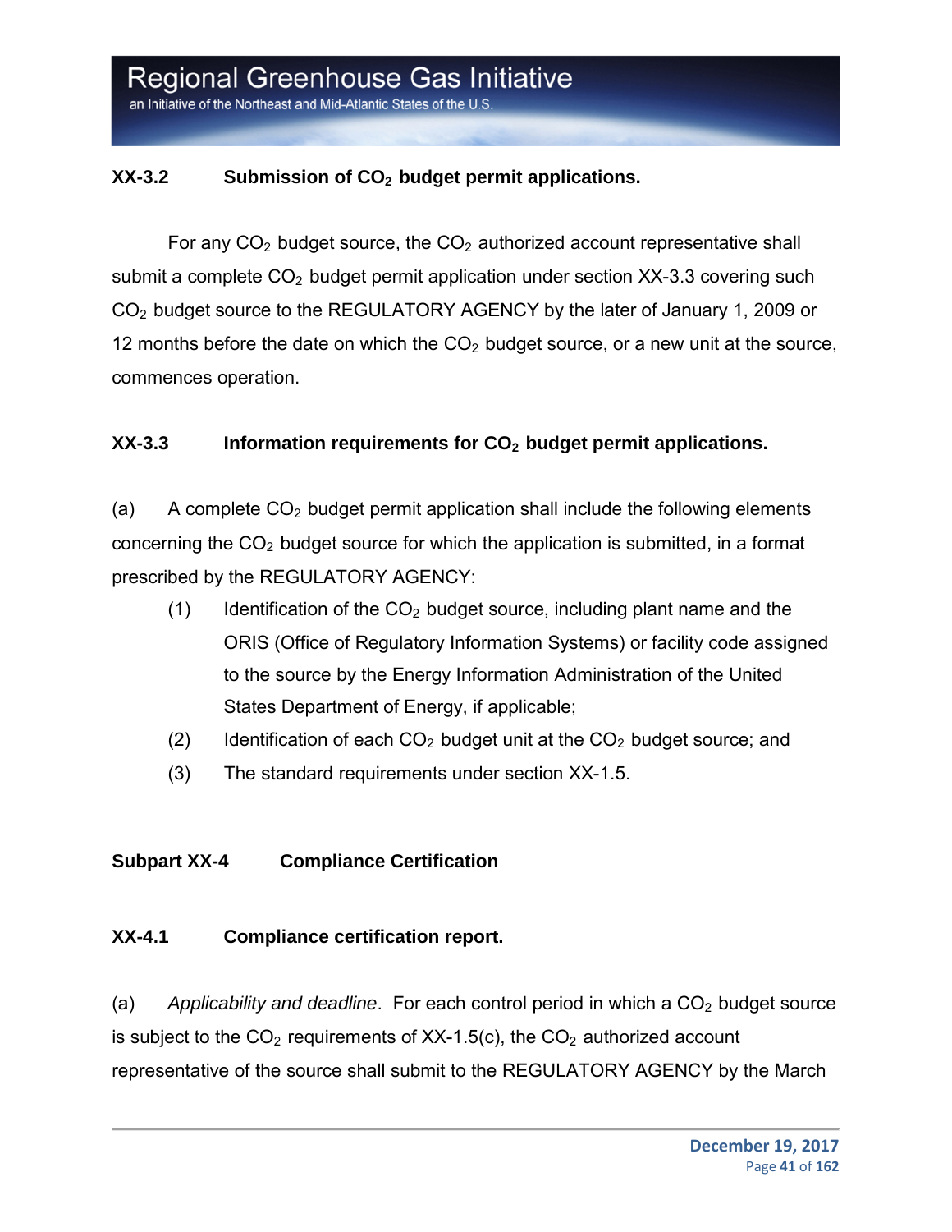### XX-3.2 Submission of $CO_2$ budget permit applications.

For any $CO_2$ budget source, the $CO_2$ authorized account representative shall submit a complete $CO_2$ budget permit application under section XX-3.3 covering such $CO_2$ budget source to the REGULATORY AGENCY by the later of January 1, 2009 or 12 months before the date on which the $CO_2$ budget source, or a new unit at the source, commences operation.

### XX-3.3 Information requirements for $CO_2$ budget permit applications.

(a) A complete $CO_2$ budget permit application shall include the following elements concerning the $CO_2$ budget source for which the application is submitted, in a format prescribed by the REGULATORY AGENCY:

- (1) Identification of the $CO_2$ budget source, including plant name and the ORIS (Office of Regulatory Information Systems) or facility code assigned to the source by the Energy Information Administration of the United States Department of Energy, if applicable;
- (2) Identification of each $CO_2$ budget unit at the $CO_2$ budget source; and
- (3) The standard requirements under section XX-1.5.

## Subpart XX-4 Compliance Certification

### XX-4.1 Compliance certification report.

(a) *Applicability and deadline*. For each control period in which a $CO_2$ budget source is subject to the $CO_2$ requirements of XX-1.5(c), the $CO_2$ authorized account representative of the source shall submit to the REGULATORY AGENCY by the March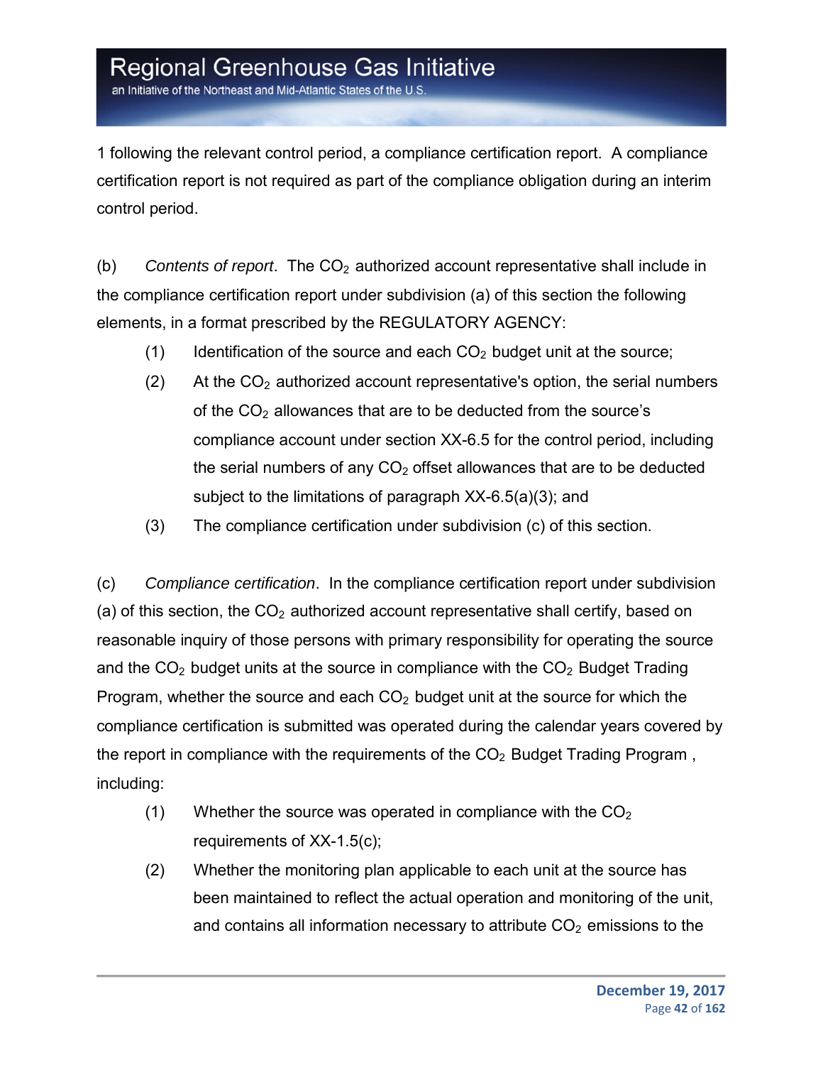1 following the relevant control period, a compliance certification report. A compliance certification report is not required as part of the compliance obligation during an interim control period.

(b) *Contents of report*. The $CO_2$ authorized account representative shall include in the compliance certification report under subdivision (a) of this section the following elements, in a format prescribed by the REGULATORY AGENCY:

(1) Identification of the source and each $CO_2$ budget unit at the source;

(2) At the $CO_2$ authorized account representative's option, the serial numbers of the $CO_2$ allowances that are to be deducted from the source's compliance account under section XX-6.5 for the control period, including the serial numbers of any $CO_2$ offset allowances that are to be deducted subject to the limitations of paragraph XX-6.5(a)(3); and

(3) The compliance certification under subdivision (c) of this section.

(c) *Compliance certification*. In the compliance certification report under subdivision (a) of this section, the $CO_2$ authorized account representative shall certify, based on reasonable inquiry of those persons with primary responsibility for operating the source and the $CO_2$ budget units at the source in compliance with the $CO_2$ Budget Trading Program, whether the source and each $CO_2$ budget unit at the source for which the compliance certification is submitted was operated during the calendar years covered by the report in compliance with the requirements of the $CO_2$ Budget Trading Program , including:

(1) Whether the source was operated in compliance with the $CO_2$ requirements of XX-1.5(c);

(2) Whether the monitoring plan applicable to each unit at the source has been maintained to reflect the actual operation and monitoring of the unit, and contains all information necessary to attribute $CO_2$ emissions to the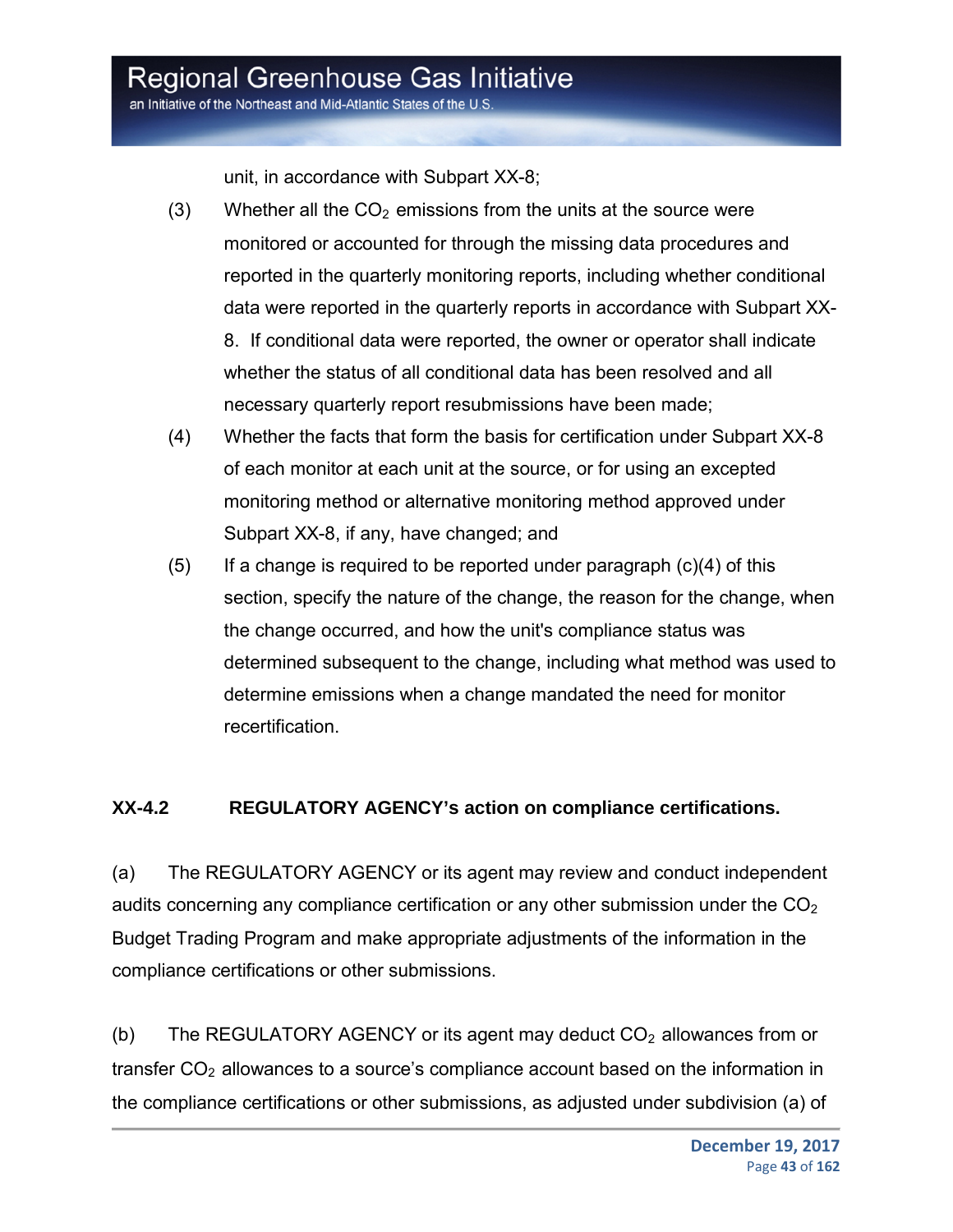unit, in accordance with Subpart XX-8;

(3) Whether all the $CO_2$ emissions from the units at the source were monitored or accounted for through the missing data procedures and reported in the quarterly monitoring reports, including whether conditional data were reported in the quarterly reports in accordance with Subpart XX-8. If conditional data were reported, the owner or operator shall indicate whether the status of all conditional data has been resolved and all necessary quarterly report resubmissions have been made;

(4) Whether the facts that form the basis for certification under Subpart XX-8 of each monitor at each unit at the source, or for using an excepted monitoring method or alternative monitoring method approved under Subpart XX-8, if any, have changed; and

(5) If a change is required to be reported under paragraph (c)(4) of this section, specify the nature of the change, the reason for the change, when the change occurred, and how the unit's compliance status was determined subsequent to the change, including what method was used to determine emissions when a change mandated the need for monitor recertification.

### XX-4.2 REGULATORY AGENCY's action on compliance certifications.

(a) The REGULATORY AGENCY or its agent may review and conduct independent audits concerning any compliance certification or any other submission under the $CO_2$ Budget Trading Program and make appropriate adjustments of the information in the compliance certifications or other submissions.

(b) The REGULATORY AGENCY or its agent may deduct $CO_2$ allowances from or transfer $CO_2$ allowances to a source's compliance account based on the information in the compliance certifications or other submissions, as adjusted under subdivision (a) of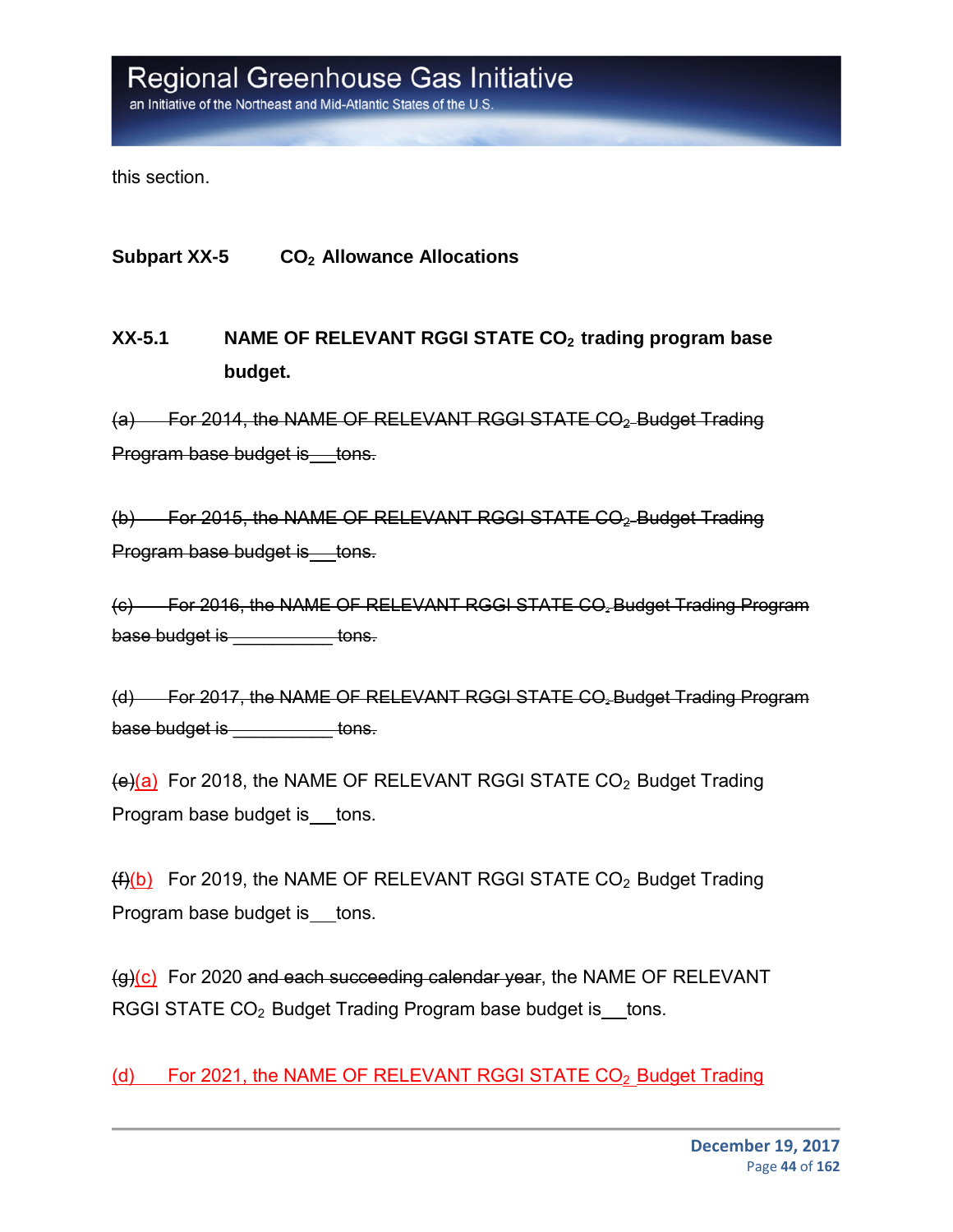this section.

## Subpart XX-5 $CO_2$ Allowance Allocations

### XX-5.1 NAME OF RELEVANT RGGI STATE $CO_2$ trading program base budget.

~~(a) For 2014, the NAME OF RELEVANT RGGI STATE $CO_2$ Budget Trading Program base budget is \_\_ tons.~~

~~(b) For 2015, the NAME OF RELEVANT RGGI STATE $CO_2$ Budget Trading Program base budget is \_\_ tons.~~

~~(c) For 2016, the NAME OF RELEVANT RGGI STATE $CO_2$ Budget Trading Program base budget is \_\_\_\_\_\_\_\_\_\_ tons.~~

~~(d) For 2017, the NAME OF RELEVANT RGGI STATE $CO_2$ Budget Trading Program base budget is \_\_\_\_\_\_\_\_\_\_ tons.~~

~~(e)~~(a) For 2018, the NAME OF RELEVANT RGGI STATE $CO_2$ Budget Trading Program base budget is \_\_ tons.

~~(f)~~(b) For 2019, the NAME OF RELEVANT RGGI STATE $CO_2$ Budget Trading Program base budget is \_\_ tons.

~~(g)~~(c) For 2020 ~~and each succeeding calendar year~~, the NAME OF RELEVANT RGGI STATE $CO_2$ Budget Trading Program base budget is \_\_ tons.

(d) For 2021, the NAME OF RELEVANT RGGI STATE $CO_2$ Budget Trading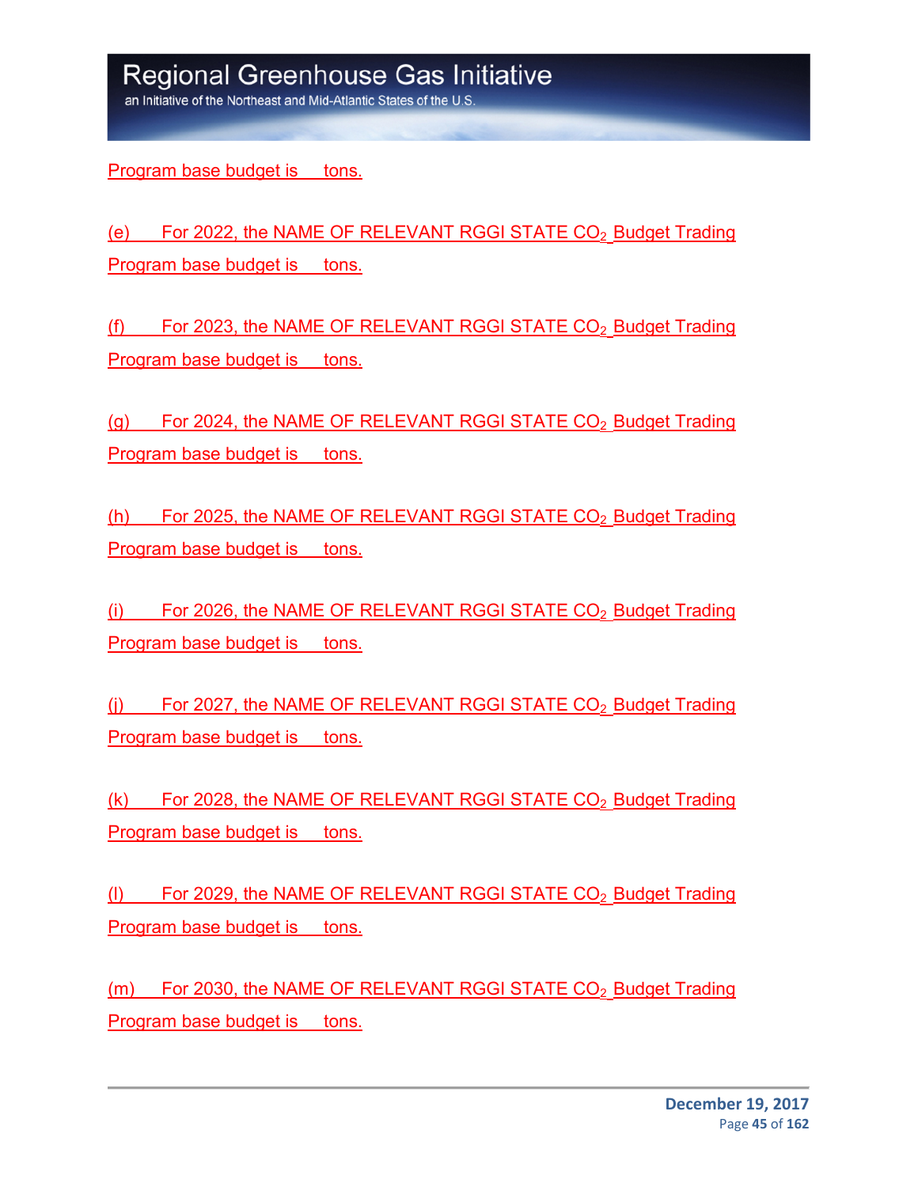Program base budget is tons.

(e) For 2022, the NAME OF RELEVANT RGGI STATE $CO_2$ Budget Trading Program base budget is tons.

(f) For 2023, the NAME OF RELEVANT RGGI STATE $CO_2$ Budget Trading Program base budget is tons.

(g) For 2024, the NAME OF RELEVANT RGGI STATE $CO_2$ Budget Trading Program base budget is tons.

(h) For 2025, the NAME OF RELEVANT RGGI STATE $CO_2$ Budget Trading Program base budget is tons.

(i) For 2026, the NAME OF RELEVANT RGGI STATE $CO_2$ Budget Trading Program base budget is tons.

(j) For 2027, the NAME OF RELEVANT RGGI STATE $CO_2$ Budget Trading Program base budget is tons.

(k) For 2028, the NAME OF RELEVANT RGGI STATE $CO_2$ Budget Trading Program base budget is tons.

(l) For 2029, the NAME OF RELEVANT RGGI STATE $CO_2$ Budget Trading Program base budget is tons.

(m) For 2030, the NAME OF RELEVANT RGGI STATE $CO_2$ Budget Trading Program base budget is tons.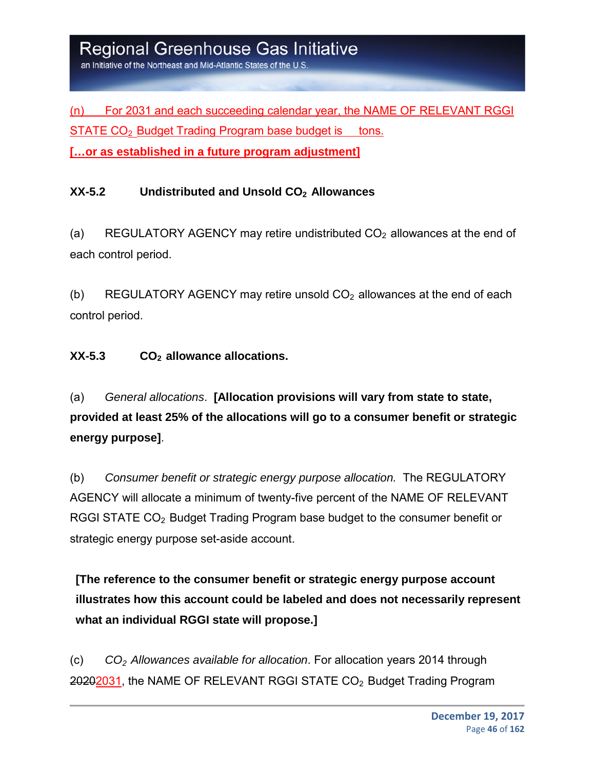(n) For 2031 and each succeeding calendar year, the NAME OF RELEVANT RGGI STATE $CO_2$ Budget Trading Program base budget is tons.

**[…or as established in a future program adjustment]**

**XX-5.2 Undistributed and Unsold $CO_2$ Allowances**

(a) REGULATORY AGENCY may retire undistributed $CO_2$ allowances at the end of each control period.

(b) REGULATORY AGENCY may retire unsold $CO_2$ allowances at the end of each control period.

**XX-5.3 $CO_2$ allowance allocations.**

(a) *General allocations*. **[Allocation provisions will vary from state to state, provided at least 25% of the allocations will go to a consumer benefit or strategic energy purpose]**.

(b) *Consumer benefit or strategic energy purpose allocation.* The REGULATORY AGENCY will allocate a minimum of twenty-five percent of the NAME OF RELEVANT RGGI STATE $CO_2$ Budget Trading Program base budget to the consumer benefit or strategic energy purpose set-aside account.

**[The reference to the consumer benefit or strategic energy purpose account illustrates how this account could be labeled and does not necessarily represent what an individual RGGI state will propose.]**

(c) *$CO_2$ Allowances available for allocation*. For allocation years 2014 through ~~2020~~2031, the NAME OF RELEVANT RGGI STATE $CO_2$ Budget Trading Program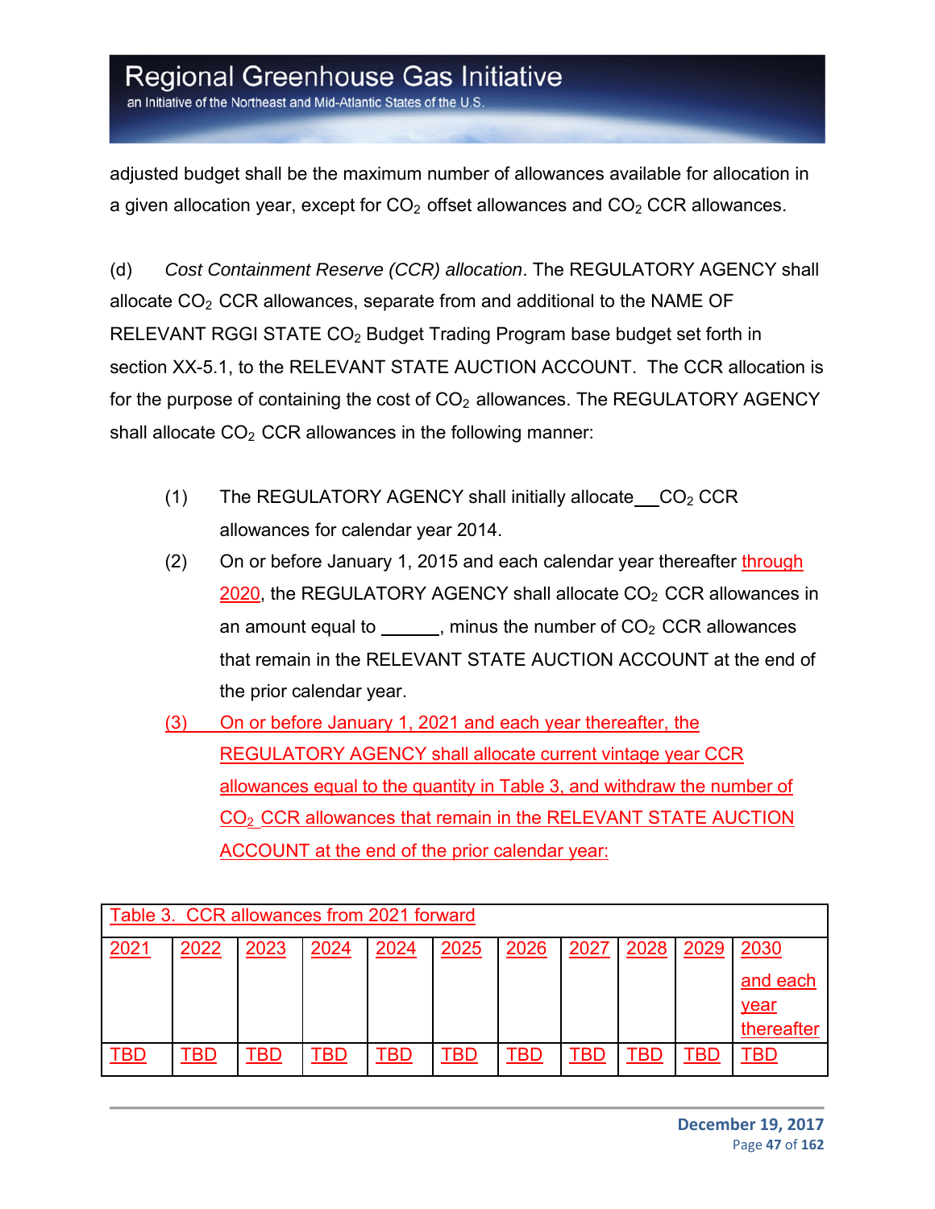adjusted budget shall be the maximum number of allowances available for allocation in a given allocation year, except for $CO_2$ offset allowances and $CO_2$ CCR allowances.

(d) *Cost Containment Reserve (CCR) allocation*. The REGULATORY AGENCY shall allocate $CO_2$ CCR allowances, separate from and additional to the NAME OF RELEVANT RGGI STATE $CO_2$ Budget Trading Program base budget set forth in section XX-5.1, to the RELEVANT STATE AUCTION ACCOUNT. The CCR allocation is for the purpose of containing the cost of $CO_2$ allowances. The REGULATORY AGENCY shall allocate $CO_2$ CCR allowances in the following manner:

(1) The REGULATORY AGENCY shall initially allocate __ $CO_2$ CCR allowances for calendar year 2014.

(2) On or before January 1, 2015 and each calendar year thereafter through 2020, the REGULATORY AGENCY shall allocate $CO_2$ CCR allowances in an amount equal to ______, minus the number of $CO_2$ CCR allowances that remain in the RELEVANT STATE AUCTION ACCOUNT at the end of the prior calendar year.

(3) On or before January 1, 2021 and each year thereafter, the REGULATORY AGENCY shall allocate current vintage year CCR allowances equal to the quantity in Table 3, and withdraw the number of $CO_2$ CCR allowances that remain in the RELEVANT STATE AUCTION ACCOUNT at the end of the prior calendar year:

| Table 3. CCR allowances from 2021 forward | | | | | | | | | | |
|---|---|---|---|---|---|---|---|---|---|---|
| 2021 | 2022 | 2023 | 2024 | 2024 | 2025 | 2026 | 2027 | 2028 | 2029 | 2030 and each year thereafter |
| TBD | TBD | TBD | TBD | TBD | TBD | TBD | TBD | TBD | TBD | TBD |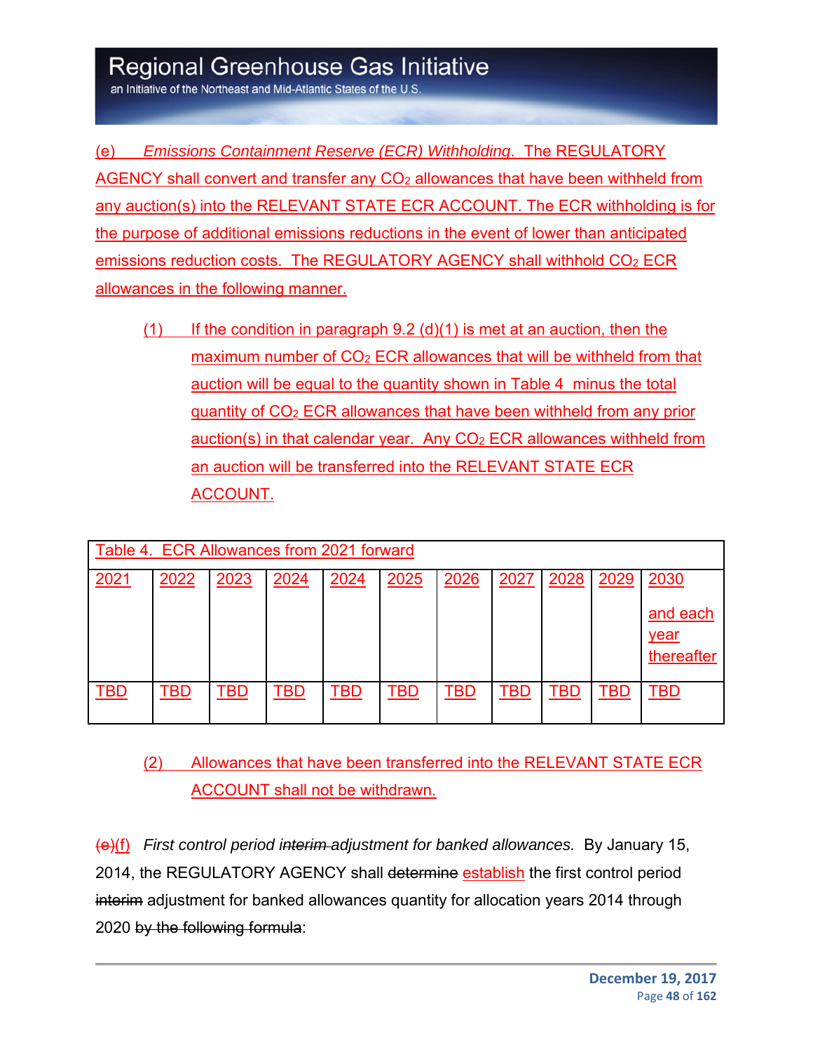(e) *Emissions Containment Reserve (ECR) Withholding*. The REGULATORY AGENCY shall convert and transfer any $CO_2$ allowances that have been withheld from any auction(s) into the RELEVANT STATE ECR ACCOUNT. The ECR withholding is for the purpose of additional emissions reductions in the event of lower than anticipated emissions reduction costs. The REGULATORY AGENCY shall withhold $CO_2$ ECR allowances in the following manner.

(1) If the condition in paragraph 9.2 (d)(1) is met at an auction, then the maximum number of $CO_2$ ECR allowances that will be withheld from that auction will be equal to the quantity shown in Table 4 minus the total quantity of $CO_2$ ECR allowances that have been withheld from any prior auction(s) in that calendar year. Any $CO_2$ ECR allowances withheld from an auction will be transferred into the RELEVANT STATE ECR ACCOUNT.

| Table 4. ECR Allowances from 2021 forward | | | | | | | | | | |
|---|---|---|---|---|---|---|---|---|---|---|
| 2021 | 2022 | 2023 | 2024 | 2024 | 2025 | 2026 | 2027 | 2028 | 2029 | 2030 and each year thereafter |
| TBD | TBD | TBD | TBD | TBD | TBD | TBD | TBD | TBD | TBD | TBD |

(2) Allowances that have been transferred into the RELEVANT STATE ECR ACCOUNT shall not be withdrawn.

~~(e)~~(f) *First control period ~~interim~~ adjustment for banked allowances.* By January 15, 2014, the REGULATORY AGENCY shall ~~determine~~ establish the first control period ~~interim~~ adjustment for banked allowances quantity for allocation years 2014 through 2020 ~~by the following formula~~: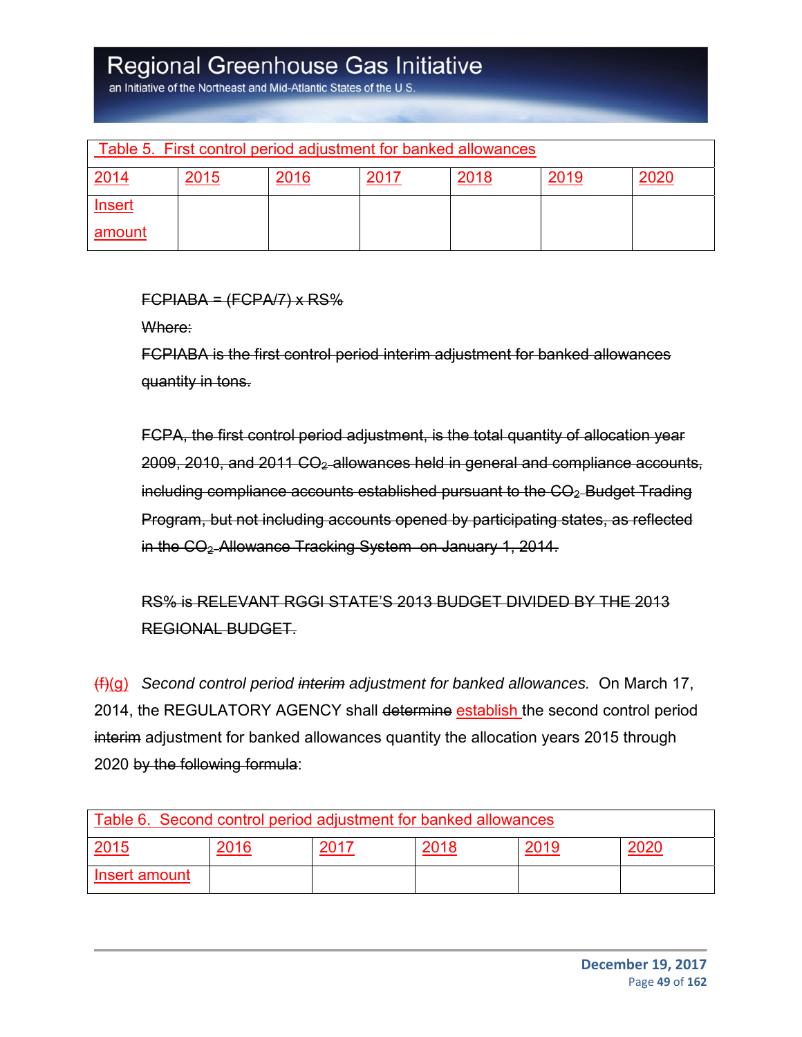| Table 5. First control period adjustment for banked allowances | | | | | | |
|---|---|---|---|---|---|---|
| 2014 | 2015 | 2016 | 2017 | 2018 | 2019 | 2020 |
| Insert amount | | | | | | |

~~FCPIABA = (FCPA/7) x RS%~~

~~Where:~~

~~FCPIABA is the first control period interim adjustment for banked allowances quantity in tons.~~

~~FCPA, the first control period adjustment, is the total quantity of allocation year 2009, 2010, and 2011 $CO_2$ allowances held in general and compliance accounts, including compliance accounts established pursuant to the $CO_2$ Budget Trading Program, but not including accounts opened by participating states, as reflected in the $CO_2$ Allowance Tracking System on January 1, 2014.~~

~~RS% is RELEVANT RGGI STATE'S 2013 BUDGET DIVIDED BY THE 2013 REGIONAL BUDGET.~~

~~(f)~~(g) *Second control period ~~interim~~ adjustment for banked allowances.* On March 17, 2014, the REGULATORY AGENCY shall ~~determine~~ establish the second control period ~~interim~~ adjustment for banked allowances quantity the allocation years 2015 through 2020 ~~by the following formula~~:

| Table 6. Second control period adjustment for banked allowances | | | | | |
|---|---|---|---|---|---|
| 2015 | 2016 | 2017 | 2018 | 2019 | 2020 |
| Insert amount | | | | | |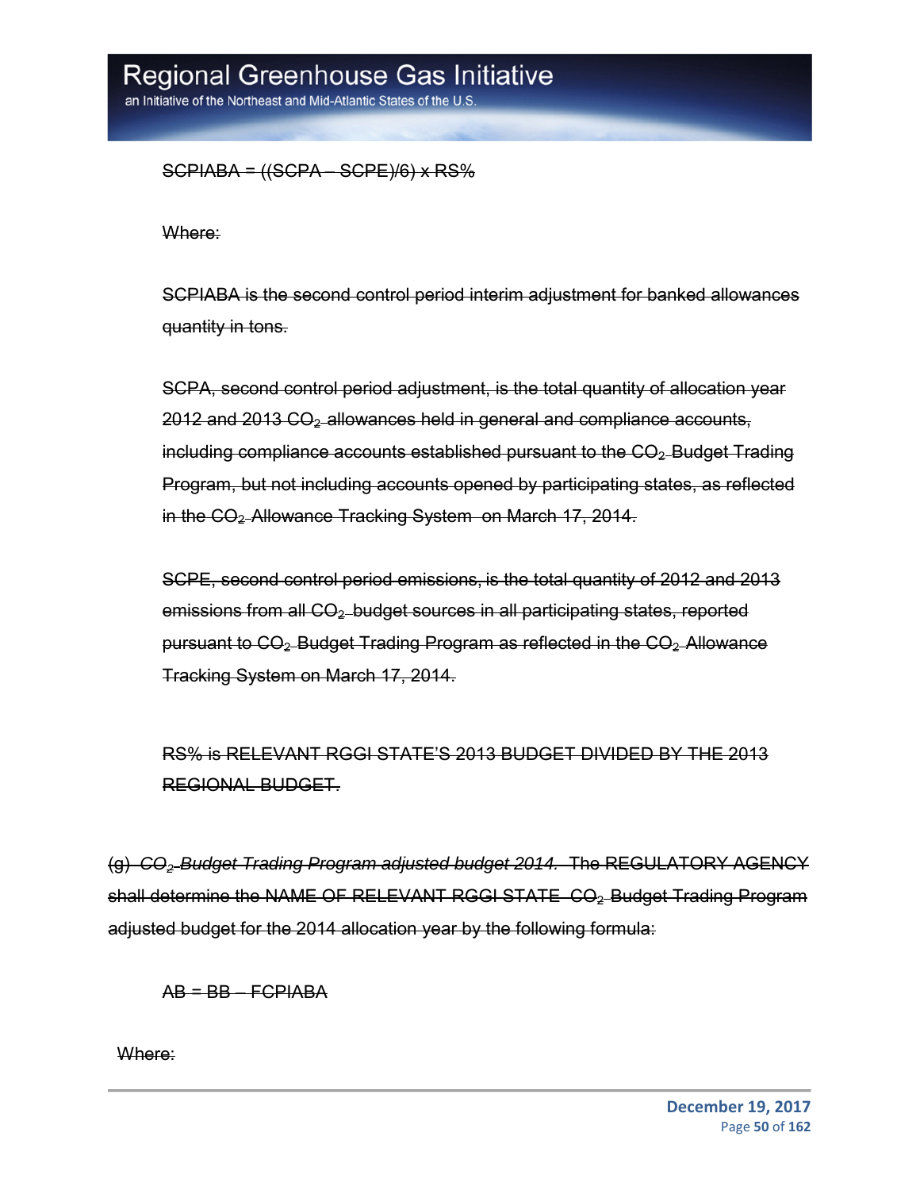~~SCPIABA = ((SCPA – SCPE)/6) x RS%~~

~~Where:~~

~~SCPIABA is the second control period interim adjustment for banked allowances quantity in tons.~~

~~SCPA, second control period adjustment, is the total quantity of allocation year 2012 and 2013 $CO_2$ allowances held in general and compliance accounts, including compliance accounts established pursuant to the $CO_2$ Budget Trading Program, but not including accounts opened by participating states, as reflected in the $CO_2$ Allowance Tracking System on March 17, 2014.~~

~~SCPE, second control period emissions, is the total quantity of 2012 and 2013 emissions from all $CO_2$ budget sources in all participating states, reported pursuant to $CO_2$ Budget Trading Program as reflected in the $CO_2$ Allowance Tracking System on March 17, 2014.~~

~~RS% is RELEVANT RGGI STATE'S 2013 BUDGET DIVIDED BY THE 2013 REGIONAL BUDGET.~~

~~(g) *$CO_2$ Budget Trading Program adjusted budget 2014.* The REGULATORY AGENCY shall determine the NAME OF RELEVANT RGGI STATE $CO_2$ Budget Trading Program adjusted budget for the 2014 allocation year by the following formula:~~

~~AB = BB – FCPIABA~~

~~Where:~~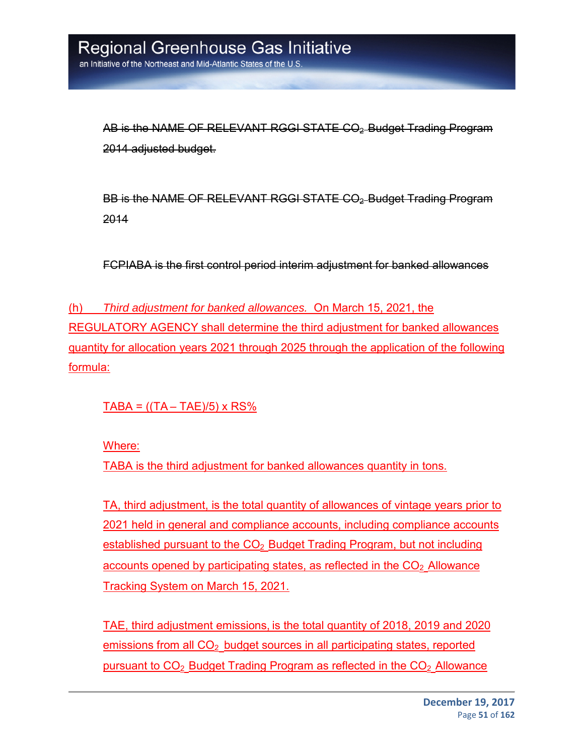~~AB is the NAME OF RELEVANT RGGI STATE $CO_2$ Budget Trading Program 2014 adjusted budget.~~

~~BB is the NAME OF RELEVANT RGGI STATE $CO_2$ Budget Trading Program 2014~~

~~FCPIABA is the first control period interim adjustment for banked allowances~~

(h) *Third adjustment for banked allowances.* On March 15, 2021, the REGULATORY AGENCY shall determine the third adjustment for banked allowances quantity for allocation years 2021 through 2025 through the application of the following formula:

TABA = ((TA – TAE)/5) x RS%

Where:
TABA is the third adjustment for banked allowances quantity in tons.

TA, third adjustment, is the total quantity of allowances of vintage years prior to 2021 held in general and compliance accounts, including compliance accounts established pursuant to the $CO_2$ Budget Trading Program, but not including accounts opened by participating states, as reflected in the $CO_2$ Allowance Tracking System on March 15, 2021.

TAE, third adjustment emissions, is the total quantity of 2018, 2019 and 2020 emissions from all $CO_2$ budget sources in all participating states, reported pursuant to $CO_2$ Budget Trading Program as reflected in the $CO_2$ Allowance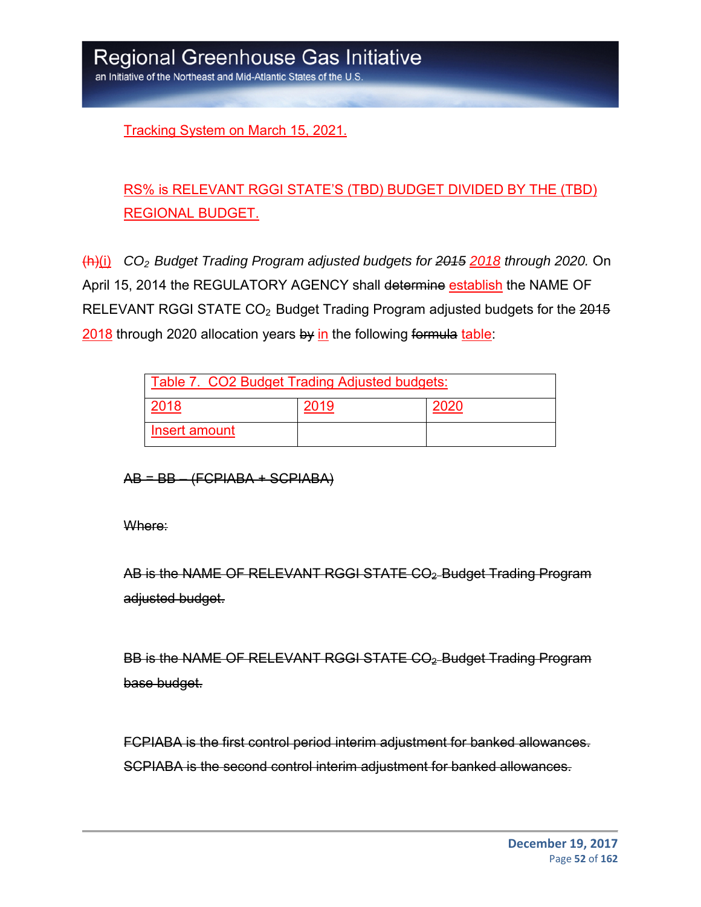Tracking System on March 15, 2021.

RS% is RELEVANT RGGI STATE'S (TBD) BUDGET DIVIDED BY THE (TBD) REGIONAL BUDGET.

~~(h)~~(i) *$CO_2$ Budget Trading Program adjusted budgets for ~~2015~~ 2018 through 2020.* On April 15, 2014 the REGULATORY AGENCY shall ~~determine~~ establish the NAME OF RELEVANT RGGI STATE $CO_2$ Budget Trading Program adjusted budgets for the ~~2015~~ 2018 through 2020 allocation years ~~by~~ in the following ~~formula~~ table:

| Table 7. CO2 Budget Trading Adjusted budgets: | | |
|---|---|---|
| 2018 | 2019 | 2020 |
| Insert amount | | |

~~AB = BB – (FCPIABA + SCPIABA)~~

~~Where:~~

~~AB is the NAME OF RELEVANT RGGI STATE $CO_2$ Budget Trading Program adjusted budget.~~

~~BB is the NAME OF RELEVANT RGGI STATE $CO_2$ Budget Trading Program base budget.~~

~~FCPIABA is the first control period interim adjustment for banked allowances.~~
~~SCPIABA is the second control interim adjustment for banked allowances.~~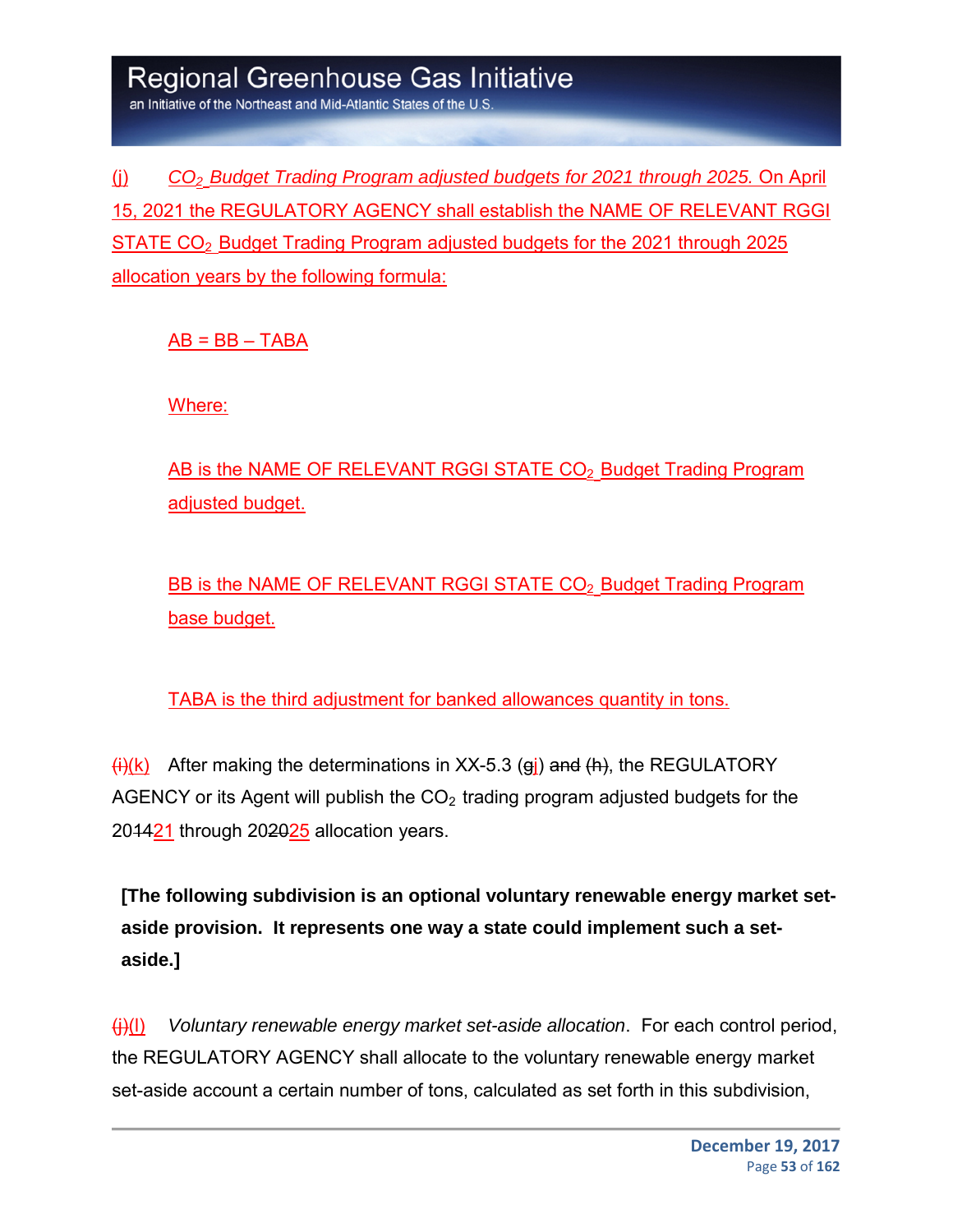(j) *$CO_2$ Budget Trading Program adjusted budgets for 2021 through 2025.* On April 15, 2021 the REGULATORY AGENCY shall establish the NAME OF RELEVANT RGGI STATE $CO_2$ Budget Trading Program adjusted budgets for the 2021 through 2025 allocation years by the following formula:

$$AB = BB - TABA$$

Where:

AB is the NAME OF RELEVANT RGGI STATE $CO_2$ Budget Trading Program adjusted budget.

BB is the NAME OF RELEVANT RGGI STATE $CO_2$ Budget Trading Program base budget.

TABA is the third adjustment for banked allowances quantity in tons.

~~(i)~~(k) After making the determinations in XX-5.3 (~~g~~j) ~~and (h)~~, the REGULATORY AGENCY or its Agent will publish the $CO_2$ trading program adjusted budgets for the 20~~14~~21 through 20~~20~~25 allocation years.

**[The following subdivision is an optional voluntary renewable energy market set-aside provision. It represents one way a state could implement such a set-aside.]**

~~(j)~~(l) *Voluntary renewable energy market set-aside allocation*. For each control period, the REGULATORY AGENCY shall allocate to the voluntary renewable energy market set-aside account a certain number of tons, calculated as set forth in this subdivision,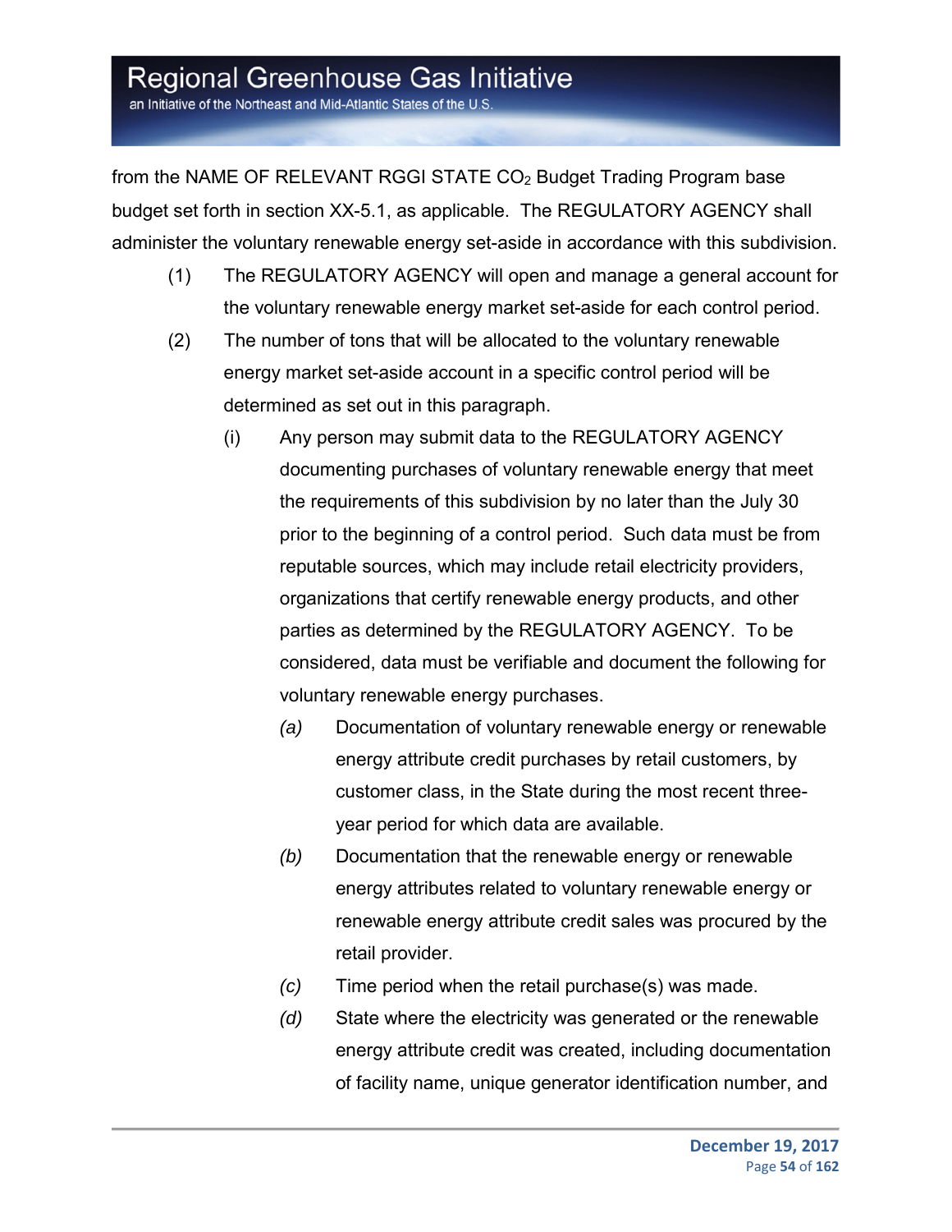from the NAME OF RELEVANT RGGI STATE $CO_2$ Budget Trading Program base budget set forth in section XX-5.1, as applicable. The REGULATORY AGENCY shall administer the voluntary renewable energy set-aside in accordance with this subdivision.

(1) The REGULATORY AGENCY will open and manage a general account for the voluntary renewable energy market set-aside for each control period.

(2) The number of tons that will be allocated to the voluntary renewable energy market set-aside account in a specific control period will be determined as set out in this paragraph.

(i) Any person may submit data to the REGULATORY AGENCY documenting purchases of voluntary renewable energy that meet the requirements of this subdivision by no later than the July 30 prior to the beginning of a control period. Such data must be from reputable sources, which may include retail electricity providers, organizations that certify renewable energy products, and other parties as determined by the REGULATORY AGENCY. To be considered, data must be verifiable and document the following for voluntary renewable energy purchases.

*(a)* Documentation of voluntary renewable energy or renewable energy attribute credit purchases by retail customers, by customer class, in the State during the most recent three-year period for which data are available.

*(b)* Documentation that the renewable energy or renewable energy attributes related to voluntary renewable energy or renewable energy attribute credit sales was procured by the retail provider.

*(c)* Time period when the retail purchase(s) was made.

*(d)* State where the electricity was generated or the renewable energy attribute credit was created, including documentation of facility name, unique generator identification number, and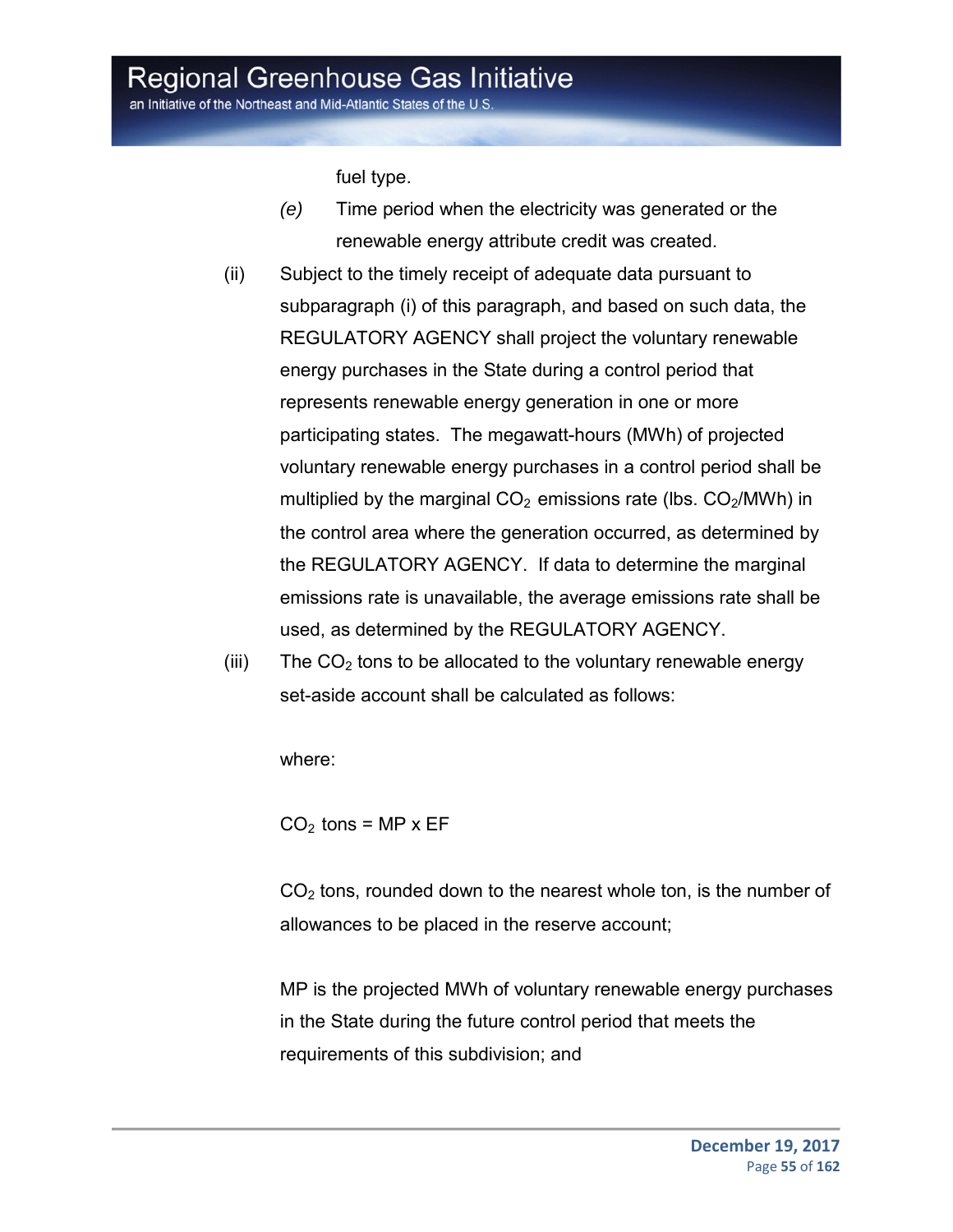fuel type.

*(e)* Time period when the electricity was generated or the renewable energy attribute credit was created.

(ii) Subject to the timely receipt of adequate data pursuant to subparagraph (i) of this paragraph, and based on such data, the REGULATORY AGENCY shall project the voluntary renewable energy purchases in the State during a control period that represents renewable energy generation in one or more participating states. The megawatt-hours (MWh) of projected voluntary renewable energy purchases in a control period shall be multiplied by the marginal $CO_2$ emissions rate (lbs. $CO_2$/MWh) in the control area where the generation occurred, as determined by the REGULATORY AGENCY. If data to determine the marginal emissions rate is unavailable, the average emissions rate shall be used, as determined by the REGULATORY AGENCY.

(iii) The $CO_2$ tons to be allocated to the voluntary renewable energy set-aside account shall be calculated as follows:

where:

$CO_2$ tons = MP x EF

$CO_2$ tons, rounded down to the nearest whole ton, is the number of allowances to be placed in the reserve account;

MP is the projected MWh of voluntary renewable energy purchases in the State during the future control period that meets the requirements of this subdivision; and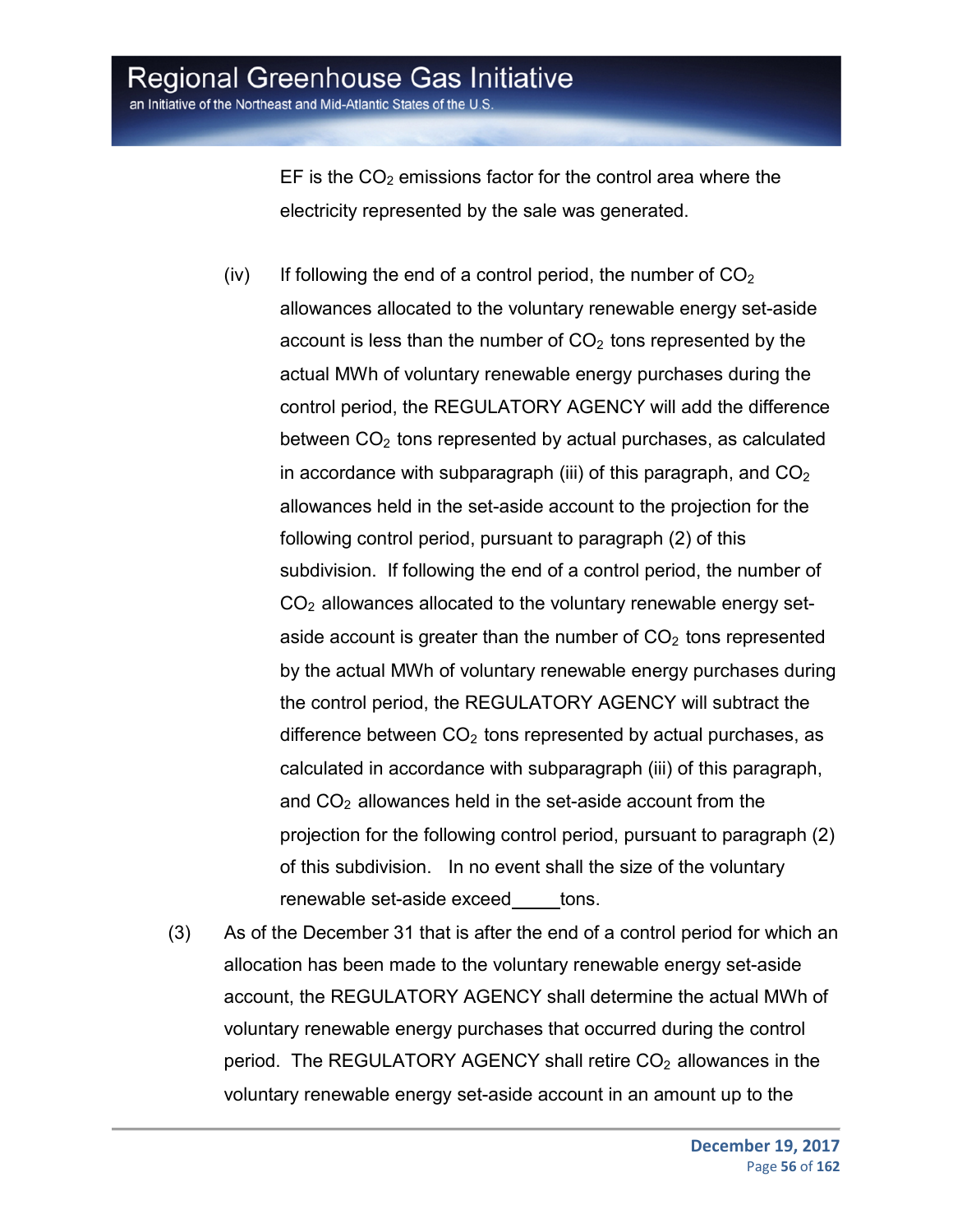EF is the $CO_2$ emissions factor for the control area where the electricity represented by the sale was generated.

(iv) If following the end of a control period, the number of $CO_2$ allowances allocated to the voluntary renewable energy set-aside account is less than the number of $CO_2$ tons represented by the actual MWh of voluntary renewable energy purchases during the control period, the REGULATORY AGENCY will add the difference between $CO_2$ tons represented by actual purchases, as calculated in accordance with subparagraph (iii) of this paragraph, and $CO_2$ allowances held in the set-aside account to the projection for the following control period, pursuant to paragraph (2) of this subdivision. If following the end of a control period, the number of $CO_2$ allowances allocated to the voluntary renewable energy set-aside account is greater than the number of $CO_2$ tons represented by the actual MWh of voluntary renewable energy purchases during the control period, the REGULATORY AGENCY will subtract the difference between $CO_2$ tons represented by actual purchases, as calculated in accordance with subparagraph (iii) of this paragraph, and $CO_2$ allowances held in the set-aside account from the projection for the following control period, pursuant to paragraph (2) of this subdivision. In no event shall the size of the voluntary renewable set-aside exceed _____ tons.

(3) As of the December 31 that is after the end of a control period for which an allocation has been made to the voluntary renewable energy set-aside account, the REGULATORY AGENCY shall determine the actual MWh of voluntary renewable energy purchases that occurred during the control period. The REGULATORY AGENCY shall retire $CO_2$ allowances in the voluntary renewable energy set-aside account in an amount up to the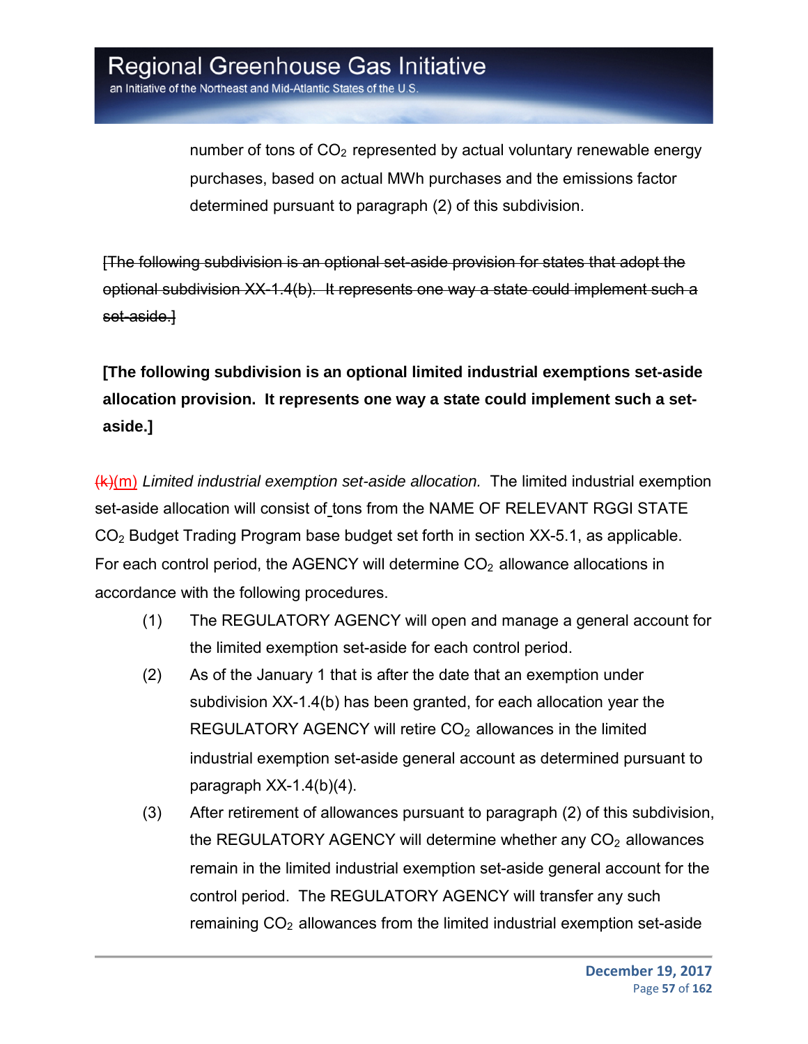number of tons of $CO_2$ represented by actual voluntary renewable energy purchases, based on actual MWh purchases and the emissions factor determined pursuant to paragraph (2) of this subdivision.

~~[The following subdivision is an optional set-aside provision for states that adopt the optional subdivision XX-1.4(b). It represents one way a state could implement such a set-aside.]~~

**[The following subdivision is an optional limited industrial exemptions set-aside allocation provision. It represents one way a state could implement such a set-aside.]**

~~(k)~~(m) *Limited industrial exemption set-aside allocation.* The limited industrial exemption set-aside allocation will consist of tons from the NAME OF RELEVANT RGGI STATE $CO_2$ Budget Trading Program base budget set forth in section XX-5.1, as applicable. For each control period, the AGENCY will determine $CO_2$ allowance allocations in accordance with the following procedures.

(1) The REGULATORY AGENCY will open and manage a general account for the limited exemption set-aside for each control period.

(2) As of the January 1 that is after the date that an exemption under subdivision XX-1.4(b) has been granted, for each allocation year the REGULATORY AGENCY will retire $CO_2$ allowances in the limited industrial exemption set-aside general account as determined pursuant to paragraph XX-1.4(b)(4).

(3) After retirement of allowances pursuant to paragraph (2) of this subdivision, the REGULATORY AGENCY will determine whether any $CO_2$ allowances remain in the limited industrial exemption set-aside general account for the control period. The REGULATORY AGENCY will transfer any such remaining $CO_2$ allowances from the limited industrial exemption set-aside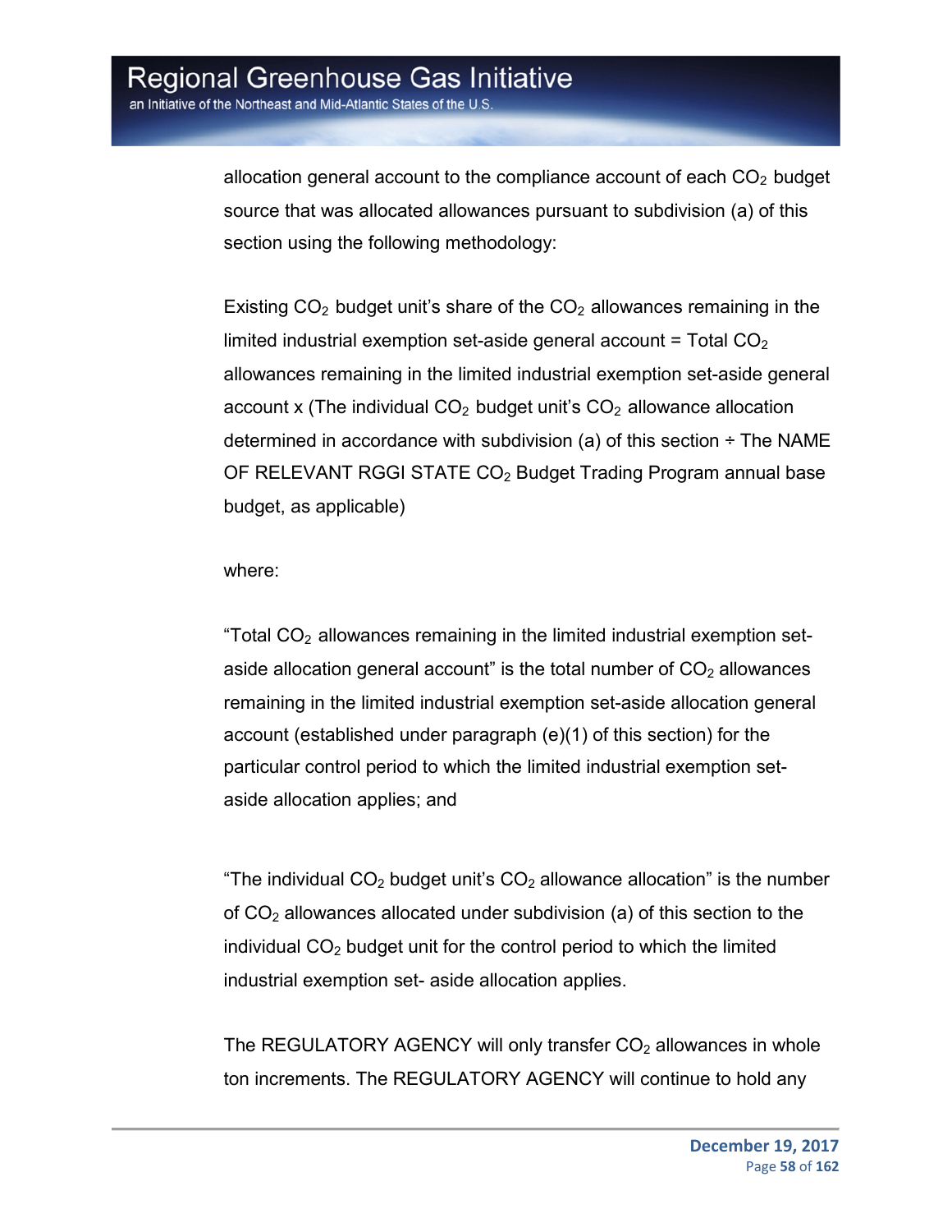allocation general account to the compliance account of each $CO_2$ budget source that was allocated allowances pursuant to subdivision (a) of this section using the following methodology:

Existing $CO_2$ budget unit's share of the $CO_2$ allowances remaining in the limited industrial exemption set-aside general account = Total $CO_2$ allowances remaining in the limited industrial exemption set-aside general account x (The individual $CO_2$ budget unit's $CO_2$ allowance allocation determined in accordance with subdivision (a) of this section ÷ The NAME OF RELEVANT RGGI STATE $CO_2$ Budget Trading Program annual base budget, as applicable)

where:

"Total $CO_2$ allowances remaining in the limited industrial exemption set-aside allocation general account" is the total number of $CO_2$ allowances remaining in the limited industrial exemption set-aside allocation general account (established under paragraph (e)(1) of this section) for the particular control period to which the limited industrial exemption set-aside allocation applies; and

"The individual $CO_2$ budget unit's $CO_2$ allowance allocation" is the number of $CO_2$ allowances allocated under subdivision (a) of this section to the individual $CO_2$ budget unit for the control period to which the limited industrial exemption set- aside allocation applies.

The REGULATORY AGENCY will only transfer $CO_2$ allowances in whole ton increments. The REGULATORY AGENCY will continue to hold any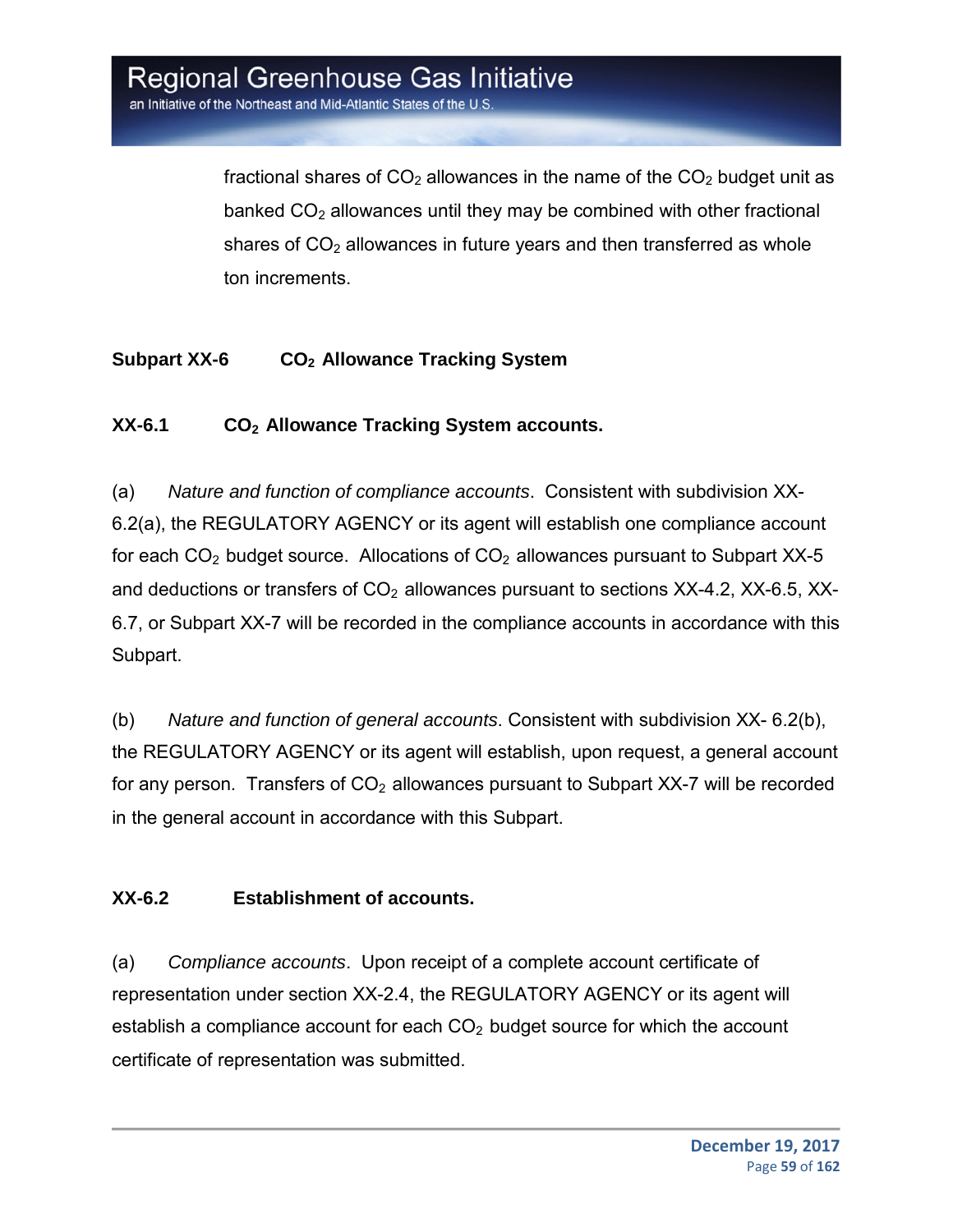fractional shares of $CO_2$ allowances in the name of the $CO_2$ budget unit as banked $CO_2$ allowances until they may be combined with other fractional shares of $CO_2$ allowances in future years and then transferred as whole ton increments.

## Subpart XX-6 $CO_2$ Allowance Tracking System

### XX-6.1 $CO_2$ Allowance Tracking System accounts.

(a) *Nature and function of compliance accounts*. Consistent with subdivision XX-6.2(a), the REGULATORY AGENCY or its agent will establish one compliance account for each $CO_2$ budget source. Allocations of $CO_2$ allowances pursuant to Subpart XX-5 and deductions or transfers of $CO_2$ allowances pursuant to sections XX-4.2, XX-6.5, XX-6.7, or Subpart XX-7 will be recorded in the compliance accounts in accordance with this Subpart.

(b) *Nature and function of general accounts*. Consistent with subdivision XX- 6.2(b), the REGULATORY AGENCY or its agent will establish, upon request, a general account for any person. Transfers of $CO_2$ allowances pursuant to Subpart XX-7 will be recorded in the general account in accordance with this Subpart.

### XX-6.2 Establishment of accounts.

(a) *Compliance accounts*. Upon receipt of a complete account certificate of representation under section XX-2.4, the REGULATORY AGENCY or its agent will establish a compliance account for each $CO_2$ budget source for which the account certificate of representation was submitted.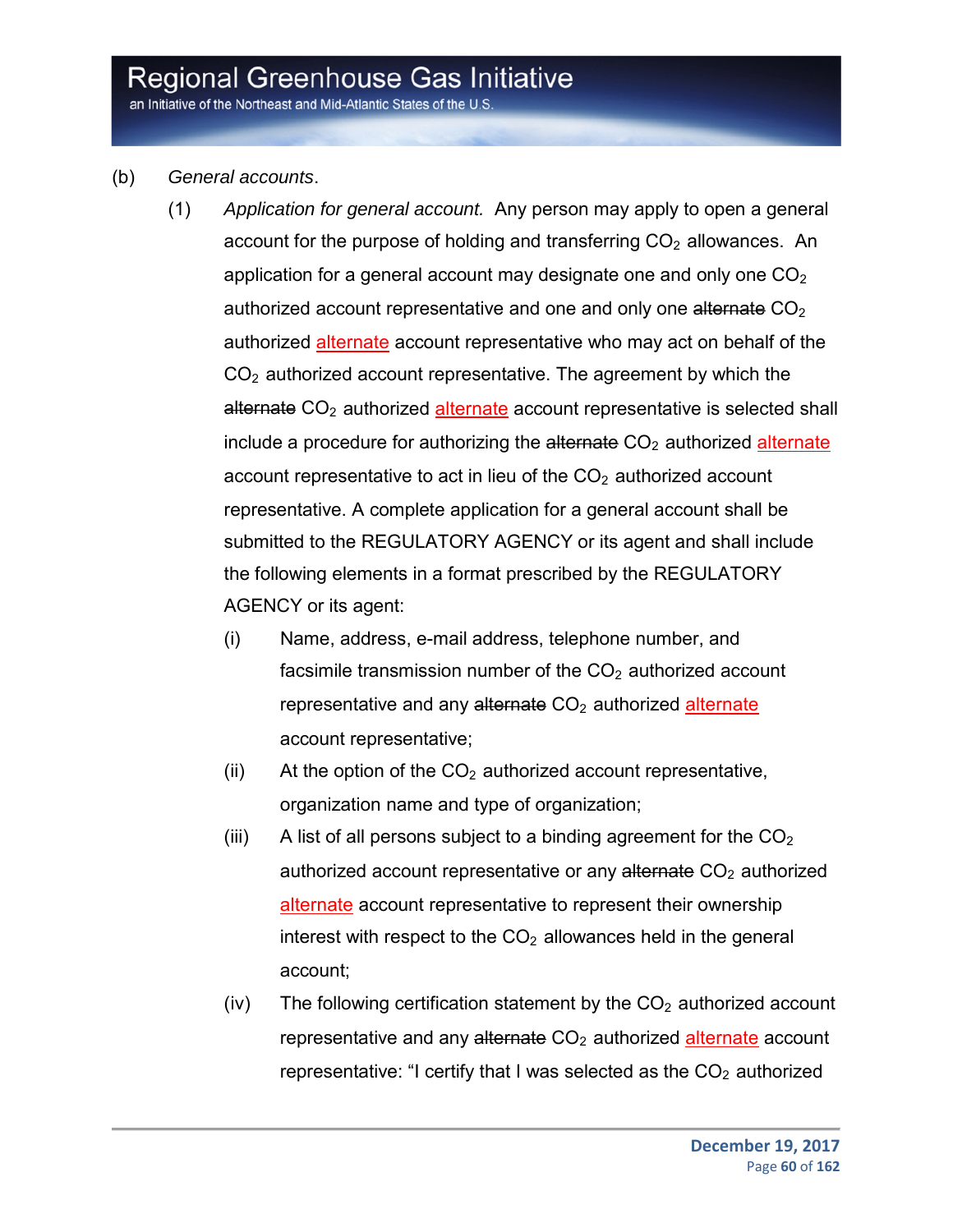(b) *General accounts*.

(1) *Application for general account.* Any person may apply to open a general account for the purpose of holding and transferring $CO_2$ allowances. An application for a general account may designate one and only one $CO_2$ authorized account representative and one and only one ~~alternate~~ $CO_2$ authorized <u>alternate</u> account representative who may act on behalf of the $CO_2$ authorized account representative. The agreement by which the ~~alternate~~ $CO_2$ authorized <u>alternate</u> account representative is selected shall include a procedure for authorizing the ~~alternate~~ $CO_2$ authorized <u>alternate</u> account representative to act in lieu of the $CO_2$ authorized account representative. A complete application for a general account shall be submitted to the REGULATORY AGENCY or its agent and shall include the following elements in a format prescribed by the REGULATORY AGENCY or its agent:

(i) Name, address, e-mail address, telephone number, and facsimile transmission number of the $CO_2$ authorized account representative and any ~~alternate~~ $CO_2$ authorized <u>alternate</u> account representative;

(ii) At the option of the $CO_2$ authorized account representative, organization name and type of organization;

(iii) A list of all persons subject to a binding agreement for the $CO_2$ authorized account representative or any ~~alternate~~ $CO_2$ authorized <u>alternate</u> account representative to represent their ownership interest with respect to the $CO_2$ allowances held in the general account;

(iv) The following certification statement by the $CO_2$ authorized account representative and any ~~alternate~~ $CO_2$ authorized <u>alternate</u> account representative: "I certify that I was selected as the $CO_2$ authorized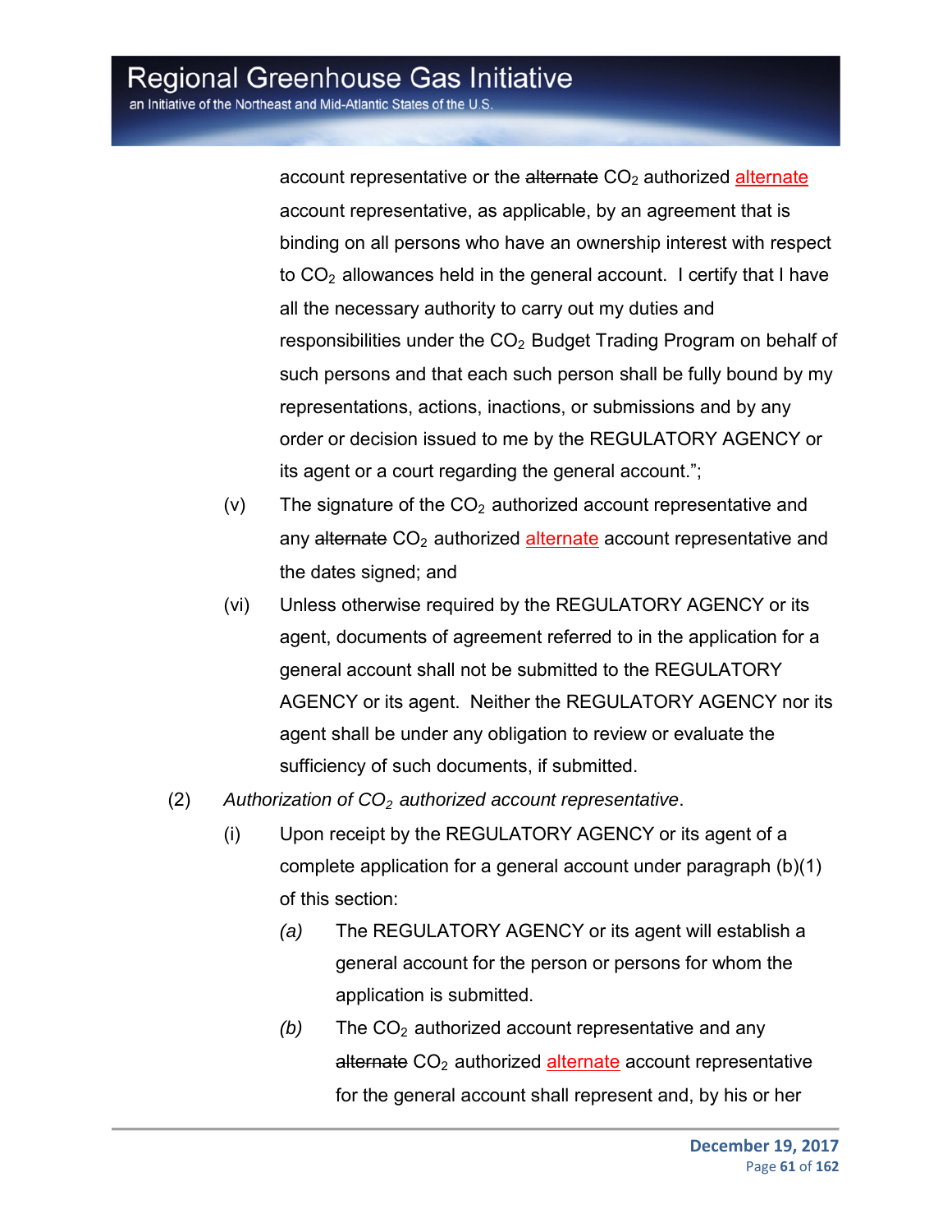account representative or the ~~alternate~~ $CO_2$ authorized alternate account representative, as applicable, by an agreement that is binding on all persons who have an ownership interest with respect to $CO_2$ allowances held in the general account. I certify that I have all the necessary authority to carry out my duties and responsibilities under the $CO_2$ Budget Trading Program on behalf of such persons and that each such person shall be fully bound by my representations, actions, inactions, or submissions and by any order or decision issued to me by the REGULATORY AGENCY or its agent or a court regarding the general account.";

(v) The signature of the $CO_2$ authorized account representative and any ~~alternate~~ $CO_2$ authorized alternate account representative and the dates signed; and

(vi) Unless otherwise required by the REGULATORY AGENCY or its agent, documents of agreement referred to in the application for a general account shall not be submitted to the REGULATORY AGENCY or its agent. Neither the REGULATORY AGENCY nor its agent shall be under any obligation to review or evaluate the sufficiency of such documents, if submitted.

(2) *Authorization of $CO_2$ authorized account representative*.

(i) Upon receipt by the REGULATORY AGENCY or its agent of a complete application for a general account under paragraph (b)(1) of this section:

*(a)* The REGULATORY AGENCY or its agent will establish a general account for the person or persons for whom the application is submitted.

*(b)* The $CO_2$ authorized account representative and any ~~alternate~~ $CO_2$ authorized alternate account representative for the general account shall represent and, by his or her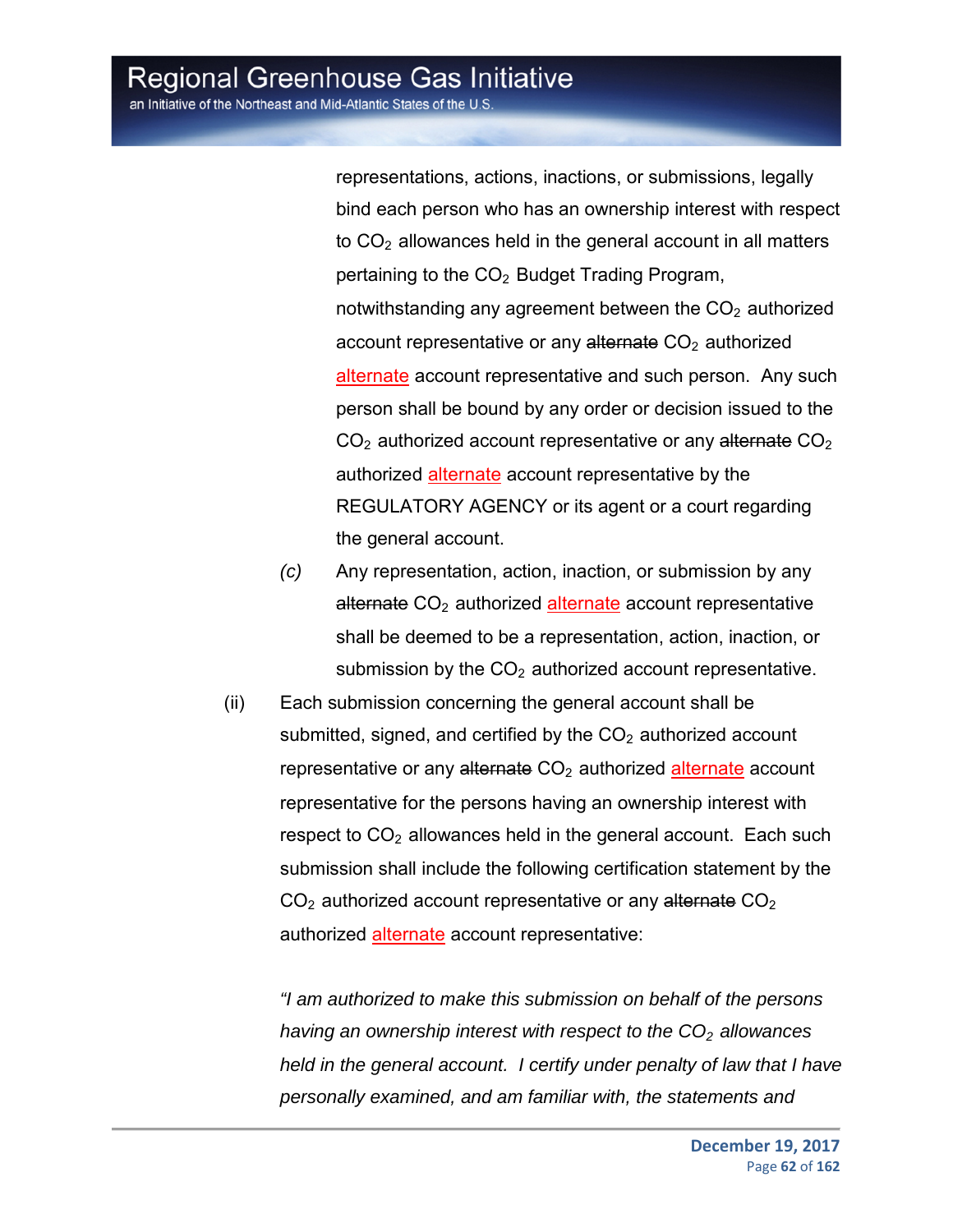representations, actions, inactions, or submissions, legally bind each person who has an ownership interest with respect to $CO_2$ allowances held in the general account in all matters pertaining to the $CO_2$ Budget Trading Program, notwithstanding any agreement between the $CO_2$ authorized account representative or any ~~alternate~~ $CO_2$ authorized alternate account representative and such person. Any such person shall be bound by any order or decision issued to the $CO_2$ authorized account representative or any ~~alternate~~ $CO_2$ authorized alternate account representative by the REGULATORY AGENCY or its agent or a court regarding the general account.

*(c)* Any representation, action, inaction, or submission by any ~~alternate~~ $CO_2$ authorized alternate account representative shall be deemed to be a representation, action, inaction, or submission by the $CO_2$ authorized account representative.

(ii) Each submission concerning the general account shall be submitted, signed, and certified by the $CO_2$ authorized account representative or any ~~alternate~~ $CO_2$ authorized alternate account representative for the persons having an ownership interest with respect to $CO_2$ allowances held in the general account. Each such submission shall include the following certification statement by the $CO_2$ authorized account representative or any ~~alternate~~ $CO_2$ authorized alternate account representative:

*"I am authorized to make this submission on behalf of the persons having an ownership interest with respect to the $CO_2$ allowances held in the general account. I certify under penalty of law that I have personally examined, and am familiar with, the statements and*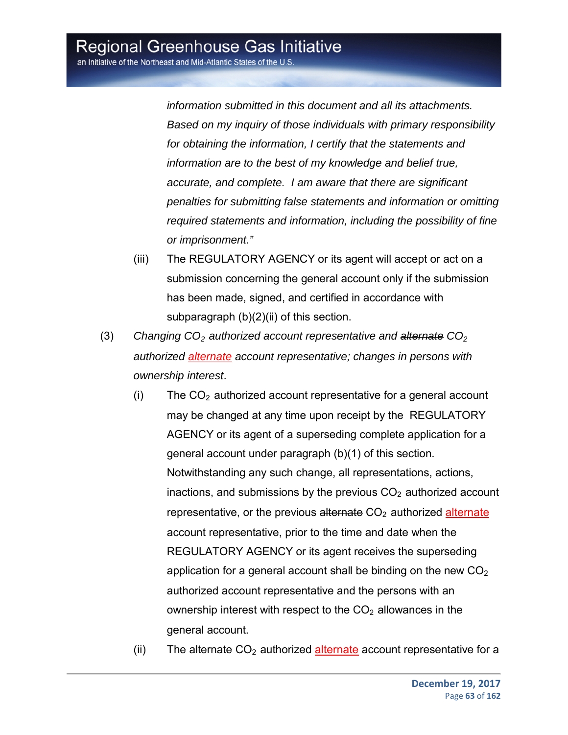*information submitted in this document and all its attachments. Based on my inquiry of those individuals with primary responsibility for obtaining the information, I certify that the statements and information are to the best of my knowledge and belief true, accurate, and complete. I am aware that there are significant penalties for submitting false statements and information or omitting required statements and information, including the possibility of fine or imprisonment."*

(iii) The REGULATORY AGENCY or its agent will accept or act on a submission concerning the general account only if the submission has been made, signed, and certified in accordance with subparagraph (b)(2)(ii) of this section.

(3) *Changing $CO_2$ authorized account representative and ~~alternate~~ $CO_2$ authorized alternate account representative; changes in persons with ownership interest*.

(i) The $CO_2$ authorized account representative for a general account may be changed at any time upon receipt by the REGULATORY AGENCY or its agent of a superseding complete application for a general account under paragraph (b)(1) of this section. Notwithstanding any such change, all representations, actions, inactions, and submissions by the previous $CO_2$ authorized account representative, or the previous ~~alternate~~ $CO_2$ authorized alternate account representative, prior to the time and date when the REGULATORY AGENCY or its agent receives the superseding application for a general account shall be binding on the new $CO_2$ authorized account representative and the persons with an ownership interest with respect to the $CO_2$ allowances in the general account.

(ii) The ~~alternate~~ $CO_2$ authorized alternate account representative for a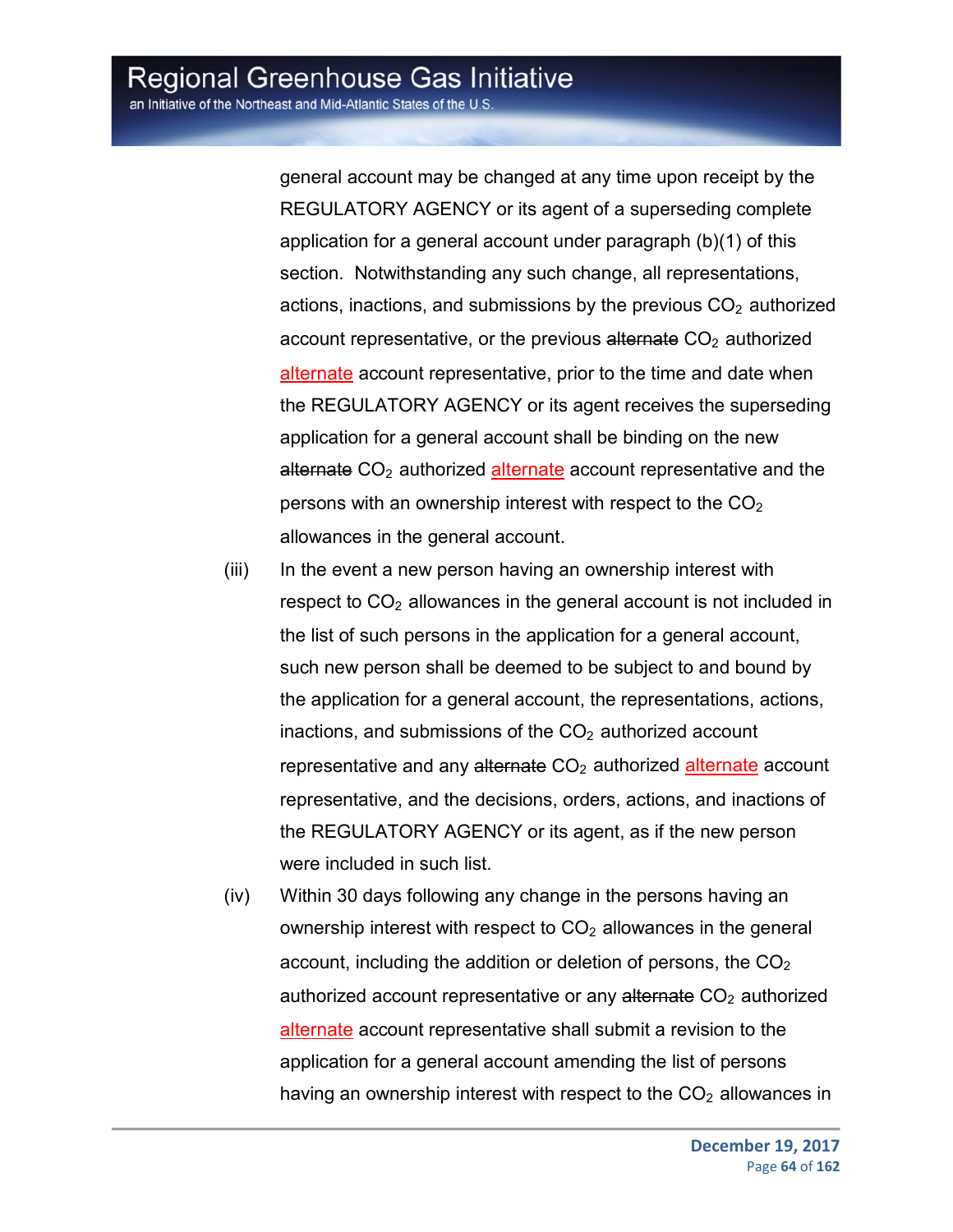general account may be changed at any time upon receipt by the REGULATORY AGENCY or its agent of a superseding complete application for a general account under paragraph (b)(1) of this section. Notwithstanding any such change, all representations, actions, inactions, and submissions by the previous $CO_2$ authorized account representative, or the previous ~~alternate~~ $CO_2$ authorized alternate account representative, prior to the time and date when the REGULATORY AGENCY or its agent receives the superseding application for a general account shall be binding on the new ~~alternate~~ $CO_2$ authorized alternate account representative and the persons with an ownership interest with respect to the $CO_2$ allowances in the general account.

(iii) In the event a new person having an ownership interest with respect to $CO_2$ allowances in the general account is not included in the list of such persons in the application for a general account, such new person shall be deemed to be subject to and bound by the application for a general account, the representations, actions, inactions, and submissions of the $CO_2$ authorized account representative and any ~~alternate~~ $CO_2$ authorized alternate account representative, and the decisions, orders, actions, and inactions of the REGULATORY AGENCY or its agent, as if the new person were included in such list.

(iv) Within 30 days following any change in the persons having an ownership interest with respect to $CO_2$ allowances in the general account, including the addition or deletion of persons, the $CO_2$ authorized account representative or any ~~alternate~~ $CO_2$ authorized alternate account representative shall submit a revision to the application for a general account amending the list of persons having an ownership interest with respect to the $CO_2$ allowances in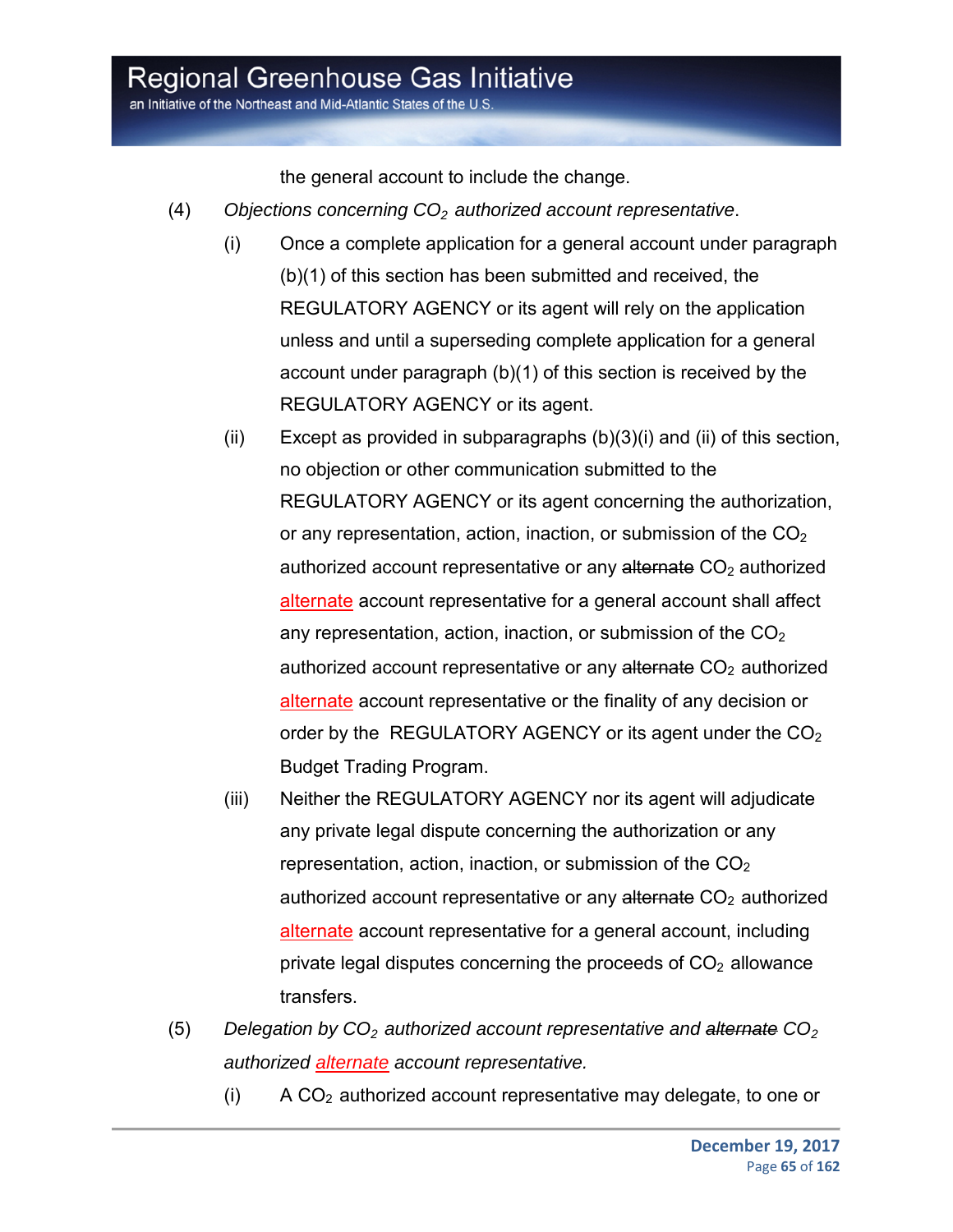the general account to include the change.

(4) *Objections concerning $CO_2$ authorized account representative*.

(i) Once a complete application for a general account under paragraph (b)(1) of this section has been submitted and received, the REGULATORY AGENCY or its agent will rely on the application unless and until a superseding complete application for a general account under paragraph (b)(1) of this section is received by the REGULATORY AGENCY or its agent.

(ii) Except as provided in subparagraphs (b)(3)(i) and (ii) of this section, no objection or other communication submitted to the REGULATORY AGENCY or its agent concerning the authorization, or any representation, action, inaction, or submission of the $CO_2$ authorized account representative or any ~~alternate~~ $CO_2$ authorized alternate account representative for a general account shall affect any representation, action, inaction, or submission of the $CO_2$ authorized account representative or any ~~alternate~~ $CO_2$ authorized alternate account representative or the finality of any decision or order by the REGULATORY AGENCY or its agent under the $CO_2$ Budget Trading Program.

(iii) Neither the REGULATORY AGENCY nor its agent will adjudicate any private legal dispute concerning the authorization or any representation, action, inaction, or submission of the $CO_2$ authorized account representative or any ~~alternate~~ $CO_2$ authorized alternate account representative for a general account, including private legal disputes concerning the proceeds of $CO_2$ allowance transfers.

(5) *Delegation by $CO_2$ authorized account representative and ~~alternate~~ $CO_2$ authorized alternate account representative.*

(i) A $CO_2$ authorized account representative may delegate, to one or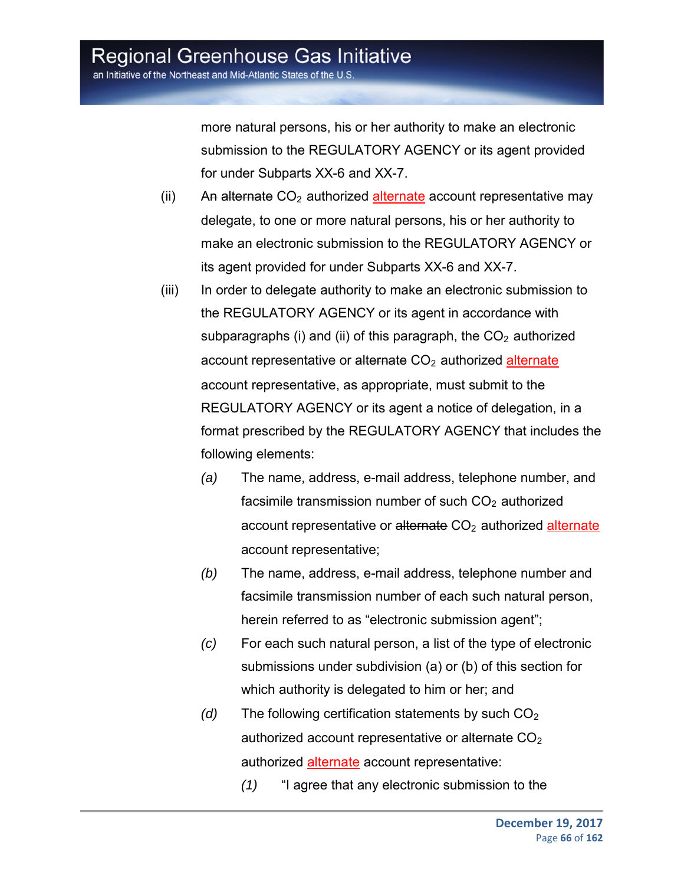more natural persons, his or her authority to make an electronic submission to the REGULATORY AGENCY or its agent provided for under Subparts XX-6 and XX-7.

(ii) An ~~alternate~~ $CO_2$ authorized alternate account representative may delegate, to one or more natural persons, his or her authority to make an electronic submission to the REGULATORY AGENCY or its agent provided for under Subparts XX-6 and XX-7.

(iii) In order to delegate authority to make an electronic submission to the REGULATORY AGENCY or its agent in accordance with subparagraphs (i) and (ii) of this paragraph, the $CO_2$ authorized account representative or ~~alternate~~ $CO_2$ authorized alternate account representative, as appropriate, must submit to the REGULATORY AGENCY or its agent a notice of delegation, in a format prescribed by the REGULATORY AGENCY that includes the following elements:

*(a)* The name, address, e-mail address, telephone number, and facsimile transmission number of such $CO_2$ authorized account representative or ~~alternate~~ $CO_2$ authorized alternate account representative;

*(b)* The name, address, e-mail address, telephone number and facsimile transmission number of each such natural person, herein referred to as "electronic submission agent";

*(c)* For each such natural person, a list of the type of electronic submissions under subdivision (a) or (b) of this section for which authority is delegated to him or her; and

*(d)* The following certification statements by such $CO_2$ authorized account representative or ~~alternate~~ $CO_2$ authorized alternate account representative:

*(1)* "I agree that any electronic submission to the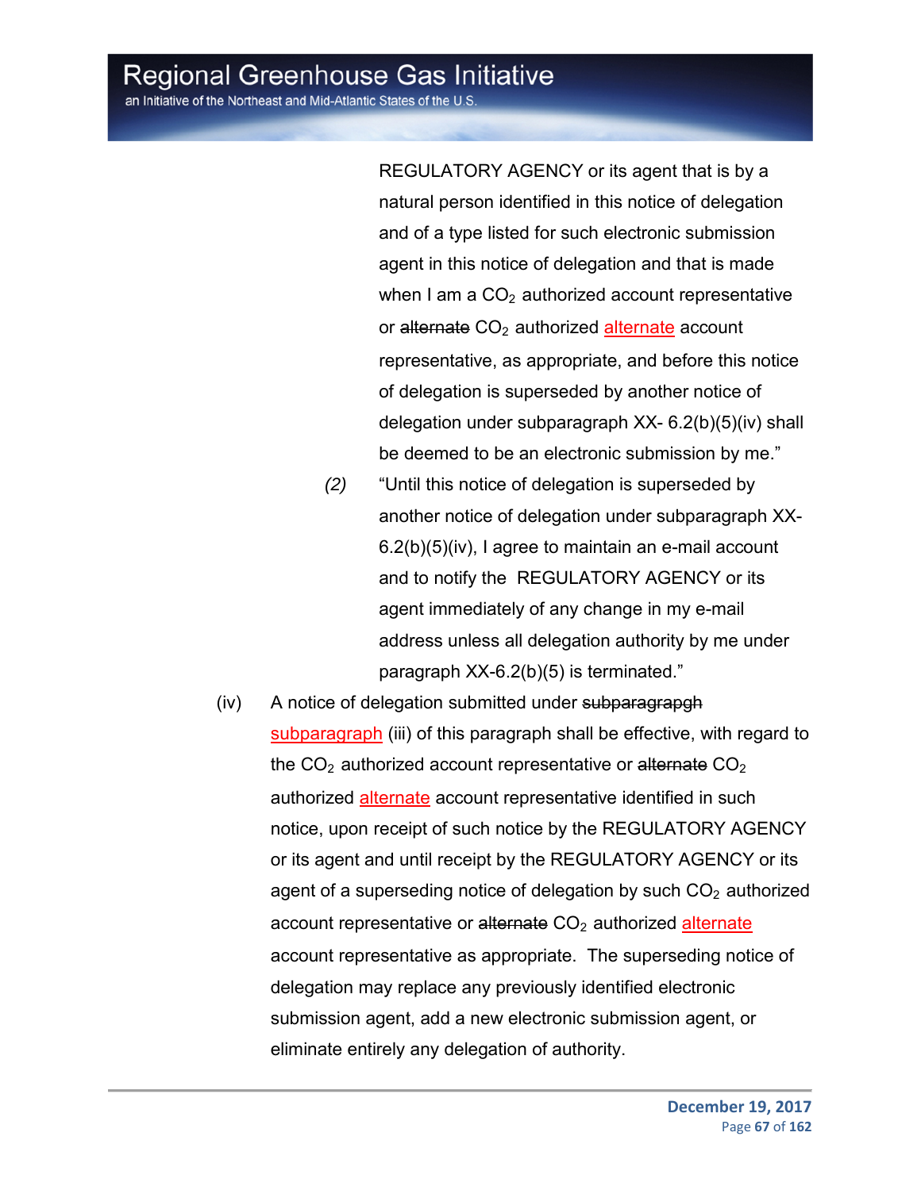REGULATORY AGENCY or its agent that is by a natural person identified in this notice of delegation and of a type listed for such electronic submission agent in this notice of delegation and that is made when I am a $CO_2$ authorized account representative or ~~alternate~~ $CO_2$ authorized alternate account representative, as appropriate, and before this notice of delegation is superseded by another notice of delegation under subparagraph XX- 6.2(b)(5)(iv) shall be deemed to be an electronic submission by me."

*(2)* "Until this notice of delegation is superseded by another notice of delegation under subparagraph XX-6.2(b)(5)(iv), I agree to maintain an e-mail account and to notify the REGULATORY AGENCY or its agent immediately of any change in my e-mail address unless all delegation authority by me under paragraph XX-6.2(b)(5) is terminated."

(iv) A notice of delegation submitted under ~~subparagrapgh~~ subparagraph (iii) of this paragraph shall be effective, with regard to the $CO_2$ authorized account representative or ~~alternate~~ $CO_2$ authorized alternate account representative identified in such notice, upon receipt of such notice by the REGULATORY AGENCY or its agent and until receipt by the REGULATORY AGENCY or its agent of a superseding notice of delegation by such $CO_2$ authorized account representative or ~~alternate~~ $CO_2$ authorized alternate account representative as appropriate. The superseding notice of delegation may replace any previously identified electronic submission agent, add a new electronic submission agent, or eliminate entirely any delegation of authority.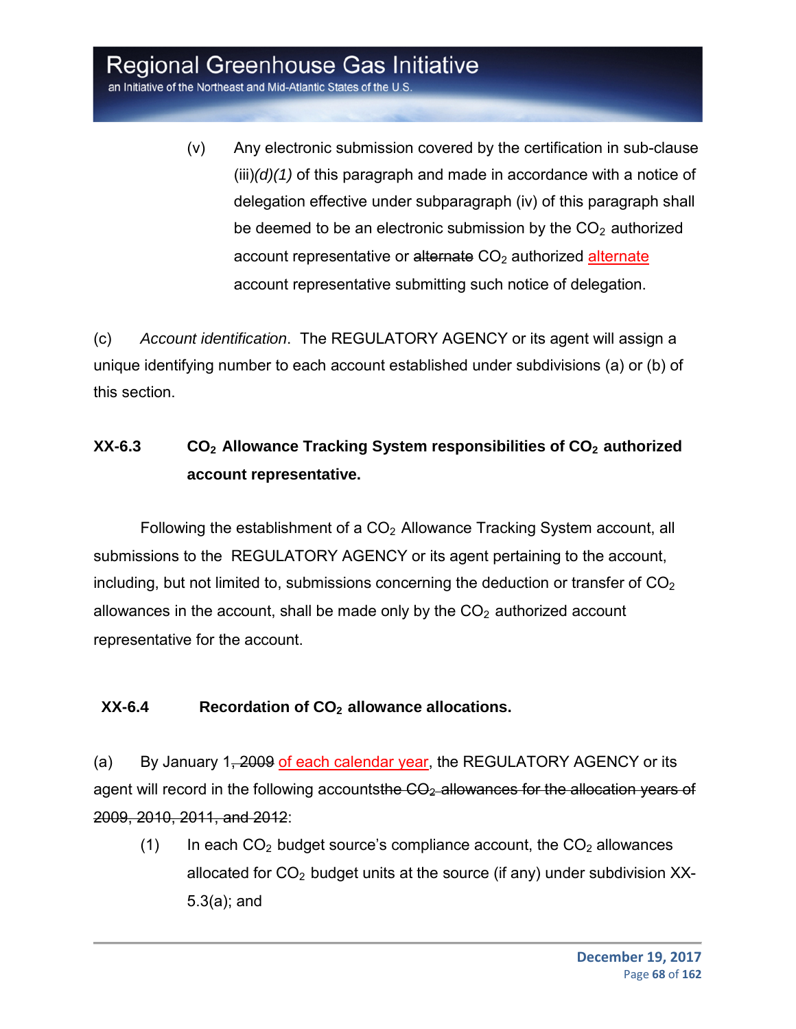(v) Any electronic submission covered by the certification in sub-clause (iii)*(d)(1)* of this paragraph and made in accordance with a notice of delegation effective under subparagraph (iv) of this paragraph shall be deemed to be an electronic submission by the $CO_2$ authorized account representative or ~~alternate~~ $CO_2$ authorized alternate account representative submitting such notice of delegation.

(c) *Account identification*. The REGULATORY AGENCY or its agent will assign a unique identifying number to each account established under subdivisions (a) or (b) of this section.

### XX-6.3 $CO_2$ Allowance Tracking System responsibilities of $CO_2$ authorized account representative.

Following the establishment of a $CO_2$ Allowance Tracking System account, all submissions to the REGULATORY AGENCY or its agent pertaining to the account, including, but not limited to, submissions concerning the deduction or transfer of $CO_2$ allowances in the account, shall be made only by the $CO_2$ authorized account representative for the account.

### XX-6.4 Recordation of $CO_2$ allowance allocations.

(a) By January 1~~, 2009~~ of each calendar year, the REGULATORY AGENCY or its agent will record in the following accounts~~the $CO_2$ allowances for the allocation years of 2009, 2010, 2011, and 2012~~:

(1) In each $CO_2$ budget source's compliance account, the $CO_2$ allowances allocated for $CO_2$ budget units at the source (if any) under subdivision XX-5.3(a); and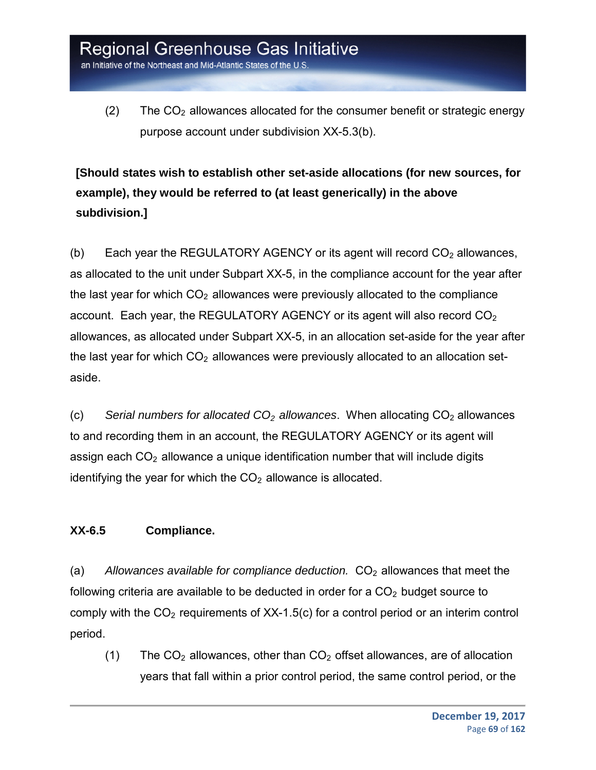(2) The $CO_2$ allowances allocated for the consumer benefit or strategic energy purpose account under subdivision XX-5.3(b).

**[Should states wish to establish other set-aside allocations (for new sources, for example), they would be referred to (at least generically) in the above subdivision.]**

(b) Each year the REGULATORY AGENCY or its agent will record $CO_2$ allowances, as allocated to the unit under Subpart XX-5, in the compliance account for the year after the last year for which $CO_2$ allowances were previously allocated to the compliance account. Each year, the REGULATORY AGENCY or its agent will also record $CO_2$ allowances, as allocated under Subpart XX-5, in an allocation set-aside for the year after the last year for which $CO_2$ allowances were previously allocated to an allocation set-aside.

(c) *Serial numbers for allocated $CO_2$ allowances*. When allocating $CO_2$ allowances to and recording them in an account, the REGULATORY AGENCY or its agent will assign each $CO_2$ allowance a unique identification number that will include digits identifying the year for which the $CO_2$ allowance is allocated.

### XX-6.5 Compliance.

(a) *Allowances available for compliance deduction.* $CO_2$ allowances that meet the following criteria are available to be deducted in order for a $CO_2$ budget source to comply with the $CO_2$ requirements of XX-1.5(c) for a control period or an interim control period.

(1) The $CO_2$ allowances, other than $CO_2$ offset allowances, are of allocation years that fall within a prior control period, the same control period, or the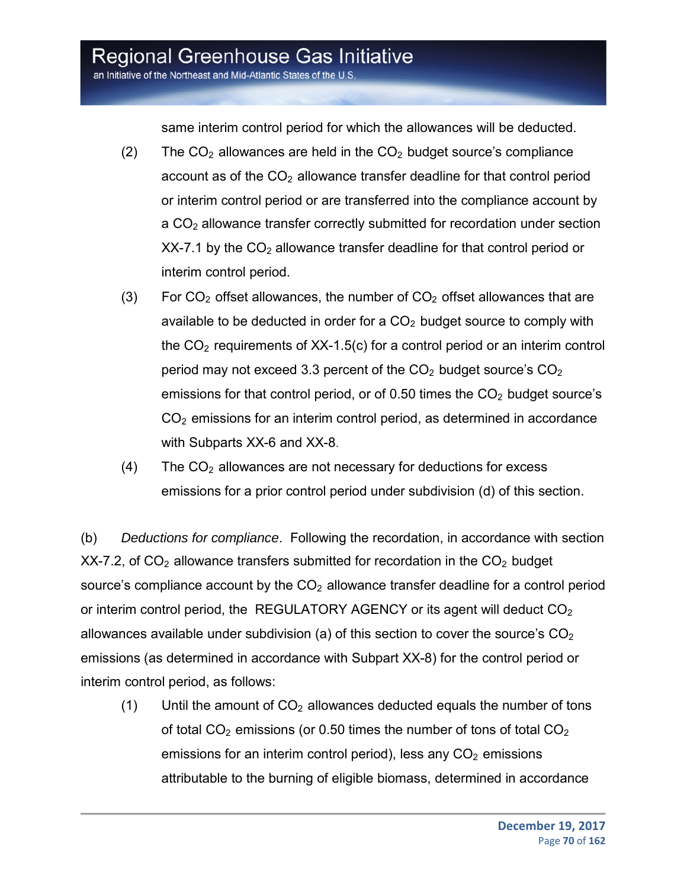same interim control period for which the allowances will be deducted.

(2) The $CO_2$ allowances are held in the $CO_2$ budget source's compliance account as of the $CO_2$ allowance transfer deadline for that control period or interim control period or are transferred into the compliance account by a $CO_2$ allowance transfer correctly submitted for recordation under section XX-7.1 by the $CO_2$ allowance transfer deadline for that control period or interim control period.

(3) For $CO_2$ offset allowances, the number of $CO_2$ offset allowances that are available to be deducted in order for a $CO_2$ budget source to comply with the $CO_2$ requirements of XX-1.5(c) for a control period or an interim control period may not exceed 3.3 percent of the $CO_2$ budget source's $CO_2$ emissions for that control period, or of 0.50 times the $CO_2$ budget source's $CO_2$ emissions for an interim control period, as determined in accordance with Subparts XX-6 and XX-8.

(4) The $CO_2$ allowances are not necessary for deductions for excess emissions for a prior control period under subdivision (d) of this section.

(b) *Deductions for compliance*. Following the recordation, in accordance with section XX-7.2, of $CO_2$ allowance transfers submitted for recordation in the $CO_2$ budget source's compliance account by the $CO_2$ allowance transfer deadline for a control period or interim control period, the REGULATORY AGENCY or its agent will deduct $CO_2$ allowances available under subdivision (a) of this section to cover the source's $CO_2$ emissions (as determined in accordance with Subpart XX-8) for the control period or interim control period, as follows:

(1) Until the amount of $CO_2$ allowances deducted equals the number of tons of total $CO_2$ emissions (or 0.50 times the number of tons of total $CO_2$ emissions for an interim control period), less any $CO_2$ emissions attributable to the burning of eligible biomass, determined in accordance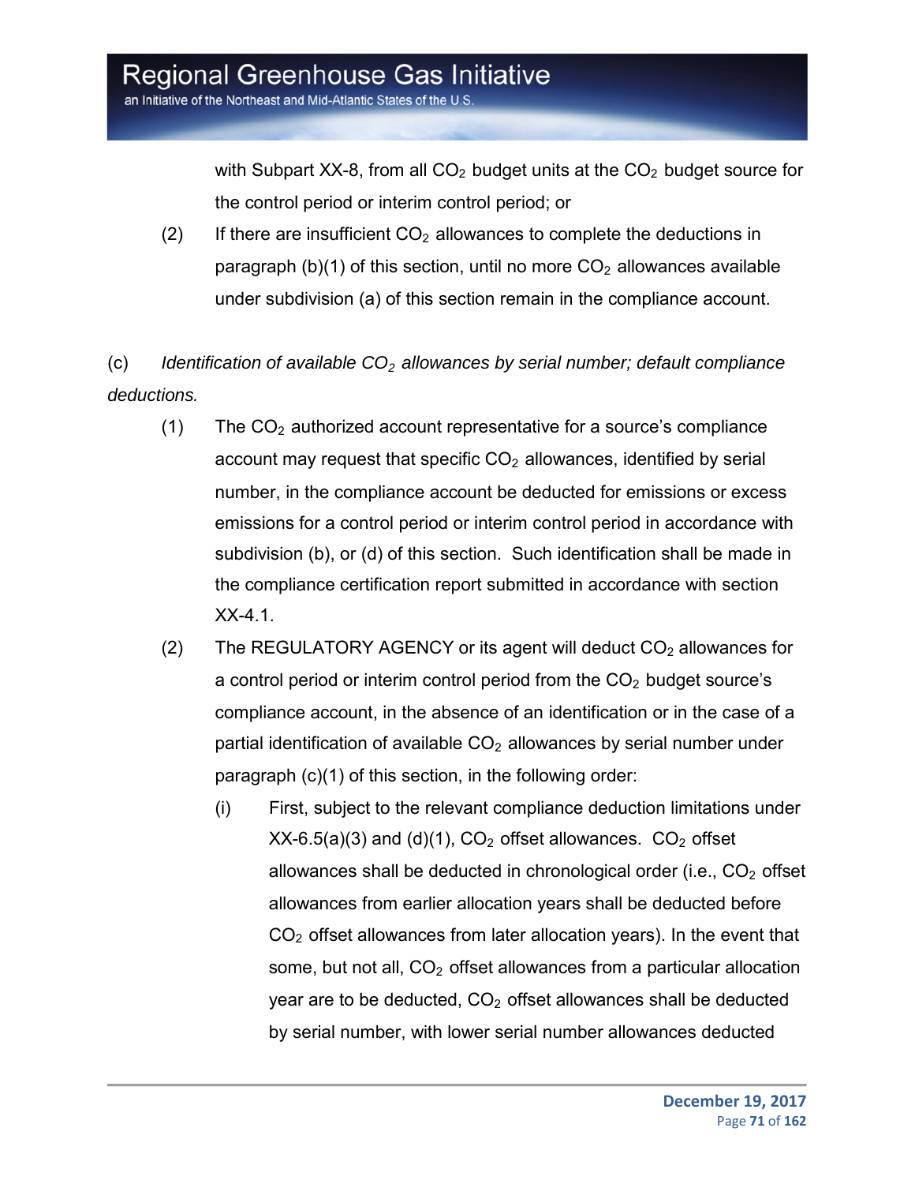with Subpart XX-8, from all $CO_2$ budget units at the $CO_2$ budget source for the control period or interim control period; or

(2) If there are insufficient $CO_2$ allowances to complete the deductions in paragraph (b)(1) of this section, until no more $CO_2$ allowances available under subdivision (a) of this section remain in the compliance account.

(c) *Identification of available $CO_2$ allowances by serial number; default compliance deductions.*

(1) The $CO_2$ authorized account representative for a source's compliance account may request that specific $CO_2$ allowances, identified by serial number, in the compliance account be deducted for emissions or excess emissions for a control period or interim control period in accordance with subdivision (b), or (d) of this section. Such identification shall be made in the compliance certification report submitted in accordance with section XX-4.1.

(2) The REGULATORY AGENCY or its agent will deduct $CO_2$ allowances for a control period or interim control period from the $CO_2$ budget source's compliance account, in the absence of an identification or in the case of a partial identification of available $CO_2$ allowances by serial number under paragraph (c)(1) of this section, in the following order:

(i) First, subject to the relevant compliance deduction limitations under XX-6.5(a)(3) and (d)(1), $CO_2$ offset allowances. $CO_2$ offset allowances shall be deducted in chronological order (i.e., $CO_2$ offset allowances from earlier allocation years shall be deducted before $CO_2$ offset allowances from later allocation years). In the event that some, but not all, $CO_2$ offset allowances from a particular allocation year are to be deducted, $CO_2$ offset allowances shall be deducted by serial number, with lower serial number allowances deducted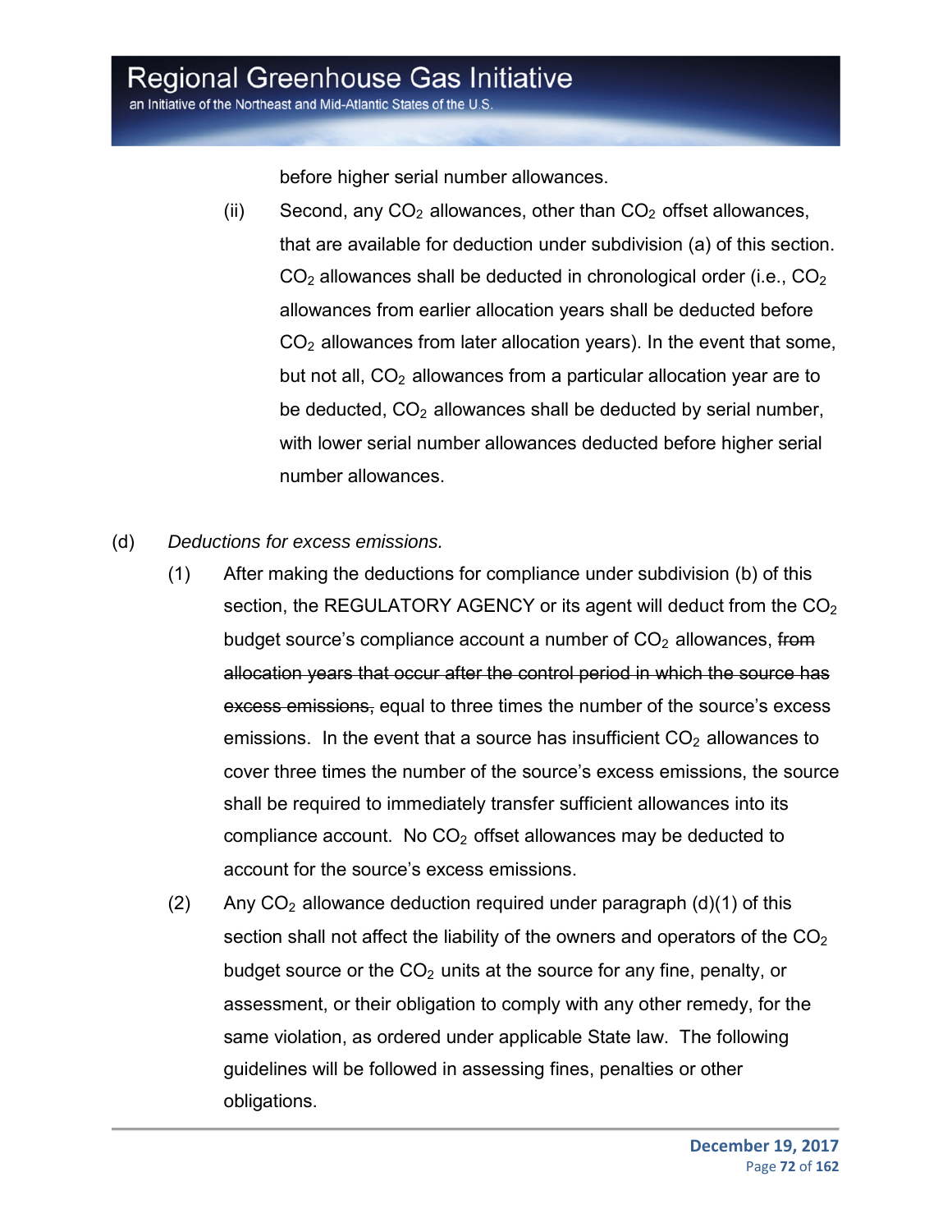before higher serial number allowances.

(ii) Second, any $CO_2$ allowances, other than $CO_2$ offset allowances, that are available for deduction under subdivision (a) of this section. $CO_2$ allowances shall be deducted in chronological order (i.e., $CO_2$ allowances from earlier allocation years shall be deducted before $CO_2$ allowances from later allocation years). In the event that some, but not all, $CO_2$ allowances from a particular allocation year are to be deducted, $CO_2$ allowances shall be deducted by serial number, with lower serial number allowances deducted before higher serial number allowances.

(d) *Deductions for excess emissions.*

(1) After making the deductions for compliance under subdivision (b) of this section, the REGULATORY AGENCY or its agent will deduct from the $CO_2$ budget source's compliance account a number of $CO_2$ allowances, ~~from allocation years that occur after the control period in which the source has excess emissions,~~ equal to three times the number of the source's excess emissions. In the event that a source has insufficient $CO_2$ allowances to cover three times the number of the source's excess emissions, the source shall be required to immediately transfer sufficient allowances into its compliance account. No $CO_2$ offset allowances may be deducted to account for the source's excess emissions.

(2) Any $CO_2$ allowance deduction required under paragraph (d)(1) of this section shall not affect the liability of the owners and operators of the $CO_2$ budget source or the $CO_2$ units at the source for any fine, penalty, or assessment, or their obligation to comply with any other remedy, for the same violation, as ordered under applicable State law. The following guidelines will be followed in assessing fines, penalties or other obligations.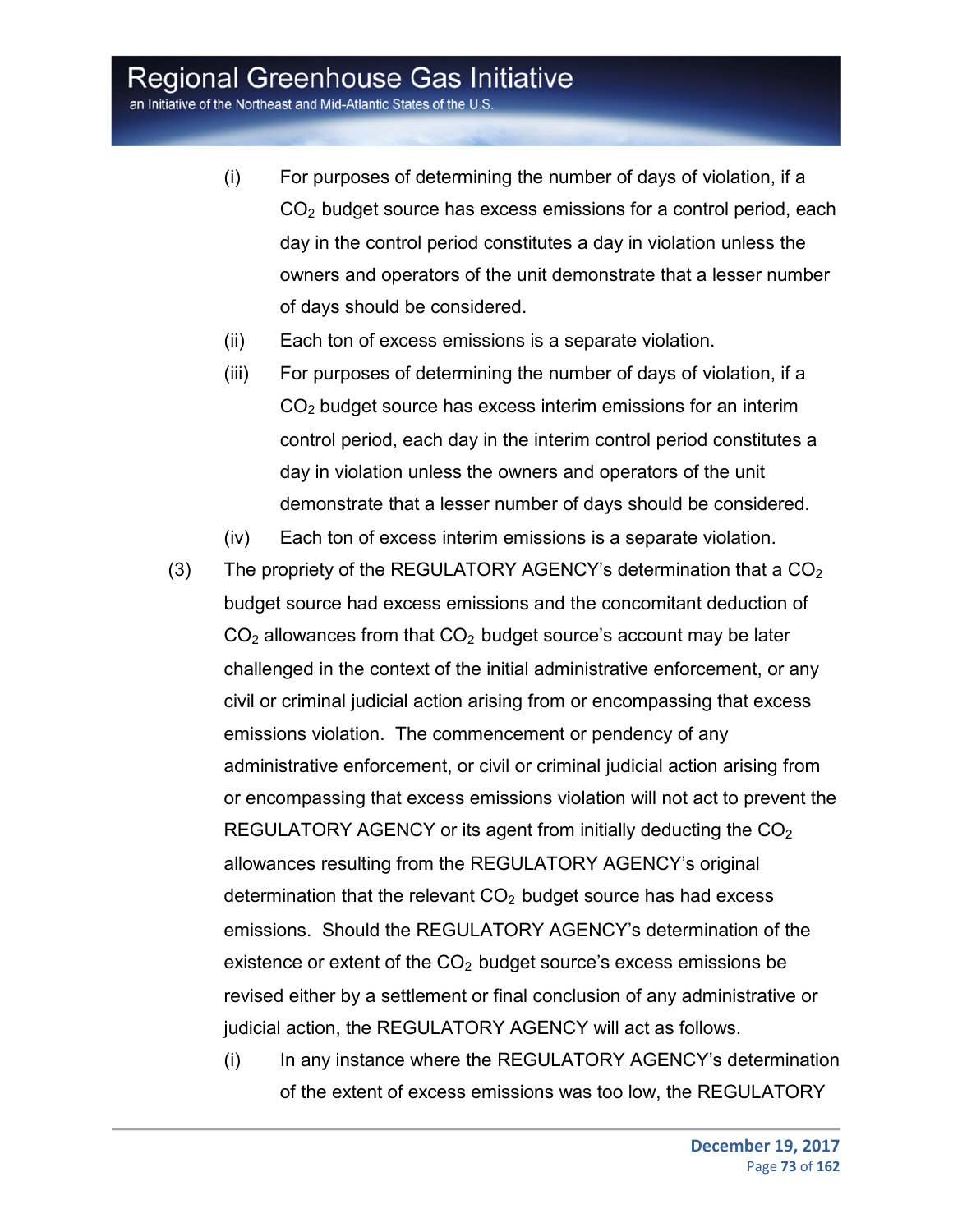(i) For purposes of determining the number of days of violation, if a $CO_2$ budget source has excess emissions for a control period, each day in the control period constitutes a day in violation unless the owners and operators of the unit demonstrate that a lesser number of days should be considered.

(ii) Each ton of excess emissions is a separate violation.

(iii) For purposes of determining the number of days of violation, if a $CO_2$ budget source has excess interim emissions for an interim control period, each day in the interim control period constitutes a day in violation unless the owners and operators of the unit demonstrate that a lesser number of days should be considered.

(iv) Each ton of excess interim emissions is a separate violation.

(3) The propriety of the REGULATORY AGENCY's determination that a $CO_2$ budget source had excess emissions and the concomitant deduction of $CO_2$ allowances from that $CO_2$ budget source's account may be later challenged in the context of the initial administrative enforcement, or any civil or criminal judicial action arising from or encompassing that excess emissions violation. The commencement or pendency of any administrative enforcement, or civil or criminal judicial action arising from or encompassing that excess emissions violation will not act to prevent the REGULATORY AGENCY or its agent from initially deducting the $CO_2$ allowances resulting from the REGULATORY AGENCY's original determination that the relevant $CO_2$ budget source has had excess emissions. Should the REGULATORY AGENCY's determination of the existence or extent of the $CO_2$ budget source's excess emissions be revised either by a settlement or final conclusion of any administrative or judicial action, the REGULATORY AGENCY will act as follows.

(i) In any instance where the REGULATORY AGENCY's determination of the extent of excess emissions was too low, the REGULATORY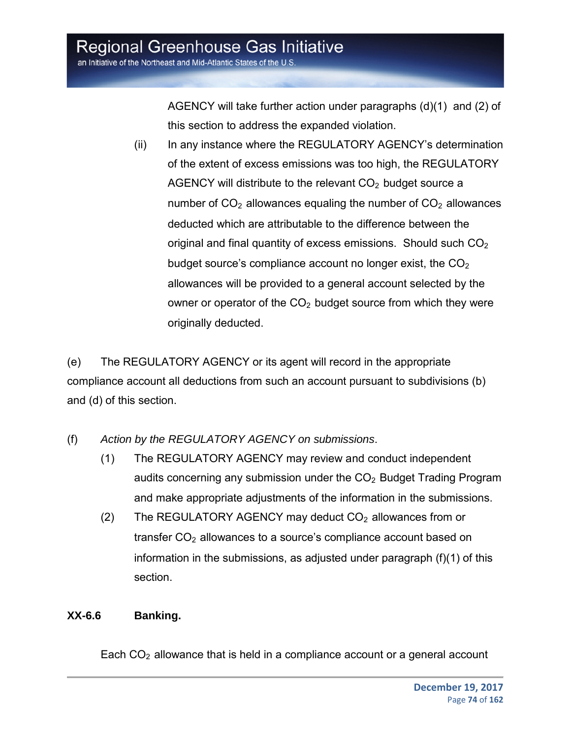AGENCY will take further action under paragraphs (d)(1) and (2) of this section to address the expanded violation.

(ii) In any instance where the REGULATORY AGENCY's determination of the extent of excess emissions was too high, the REGULATORY AGENCY will distribute to the relevant $CO_2$ budget source a number of $CO_2$ allowances equaling the number of $CO_2$ allowances deducted which are attributable to the difference between the original and final quantity of excess emissions. Should such $CO_2$ budget source's compliance account no longer exist, the $CO_2$ allowances will be provided to a general account selected by the owner or operator of the $CO_2$ budget source from which they were originally deducted.

(e) The REGULATORY AGENCY or its agent will record in the appropriate compliance account all deductions from such an account pursuant to subdivisions (b) and (d) of this section.

(f) *Action by the REGULATORY AGENCY on submissions*.

(1) The REGULATORY AGENCY may review and conduct independent audits concerning any submission under the $CO_2$ Budget Trading Program and make appropriate adjustments of the information in the submissions.

(2) The REGULATORY AGENCY may deduct $CO_2$ allowances from or transfer $CO_2$ allowances to a source's compliance account based on information in the submissions, as adjusted under paragraph (f)(1) of this section.

**XX-6.6 Banking.**

Each $CO_2$ allowance that is held in a compliance account or a general account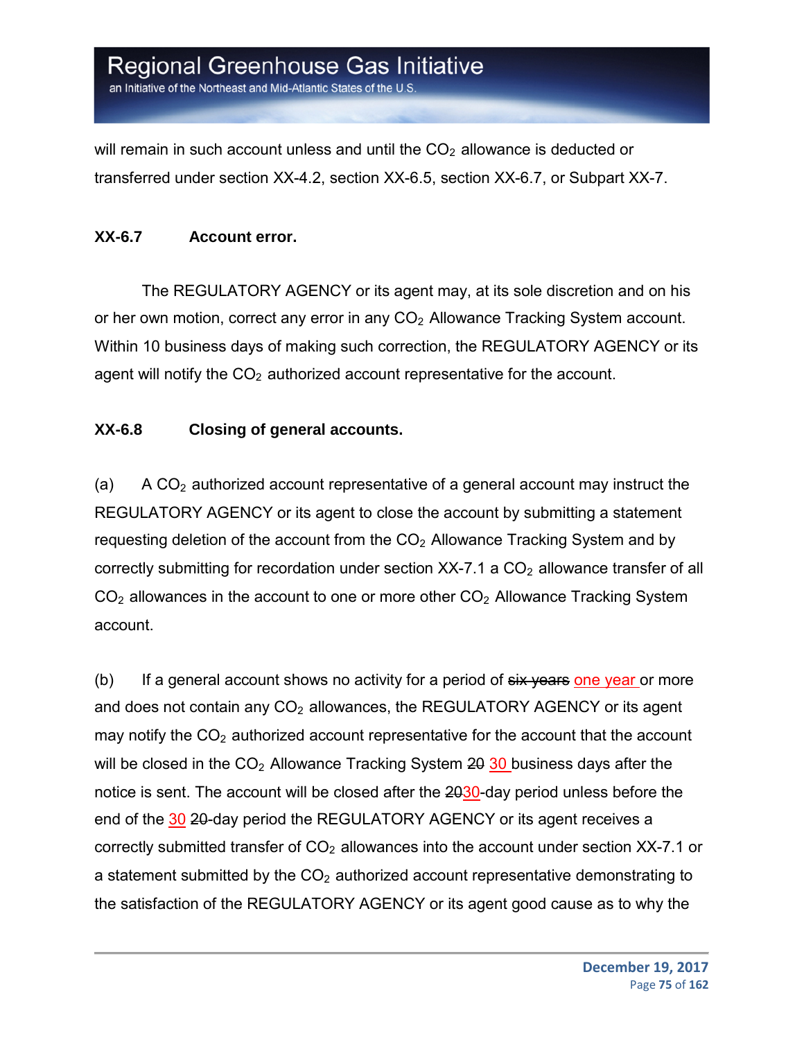will remain in such account unless and until the $CO_2$ allowance is deducted or transferred under section XX-4.2, section XX-6.5, section XX-6.7, or Subpart XX-7.

**XX-6.7 Account error.**

The REGULATORY AGENCY or its agent may, at its sole discretion and on his or her own motion, correct any error in any $CO_2$ Allowance Tracking System account. Within 10 business days of making such correction, the REGULATORY AGENCY or its agent will notify the $CO_2$ authorized account representative for the account.

**XX-6.8 Closing of general accounts.**

(a) A $CO_2$ authorized account representative of a general account may instruct the REGULATORY AGENCY or its agent to close the account by submitting a statement requesting deletion of the account from the $CO_2$ Allowance Tracking System and by correctly submitting for recordation under section XX-7.1 a $CO_2$ allowance transfer of all $CO_2$ allowances in the account to one or more other $CO_2$ Allowance Tracking System account.

(b) If a general account shows no activity for a period of ~~six years~~ one year or more and does not contain any $CO_2$ allowances, the REGULATORY AGENCY or its agent may notify the $CO_2$ authorized account representative for the account that the account will be closed in the $CO_2$ Allowance Tracking System ~~20~~ 30 business days after the notice is sent. The account will be closed after the ~~20~~30-day period unless before the end of the 30 ~~20~~-day period the REGULATORY AGENCY or its agent receives a correctly submitted transfer of $CO_2$ allowances into the account under section XX-7.1 or a statement submitted by the $CO_2$ authorized account representative demonstrating to the satisfaction of the REGULATORY AGENCY or its agent good cause as to why the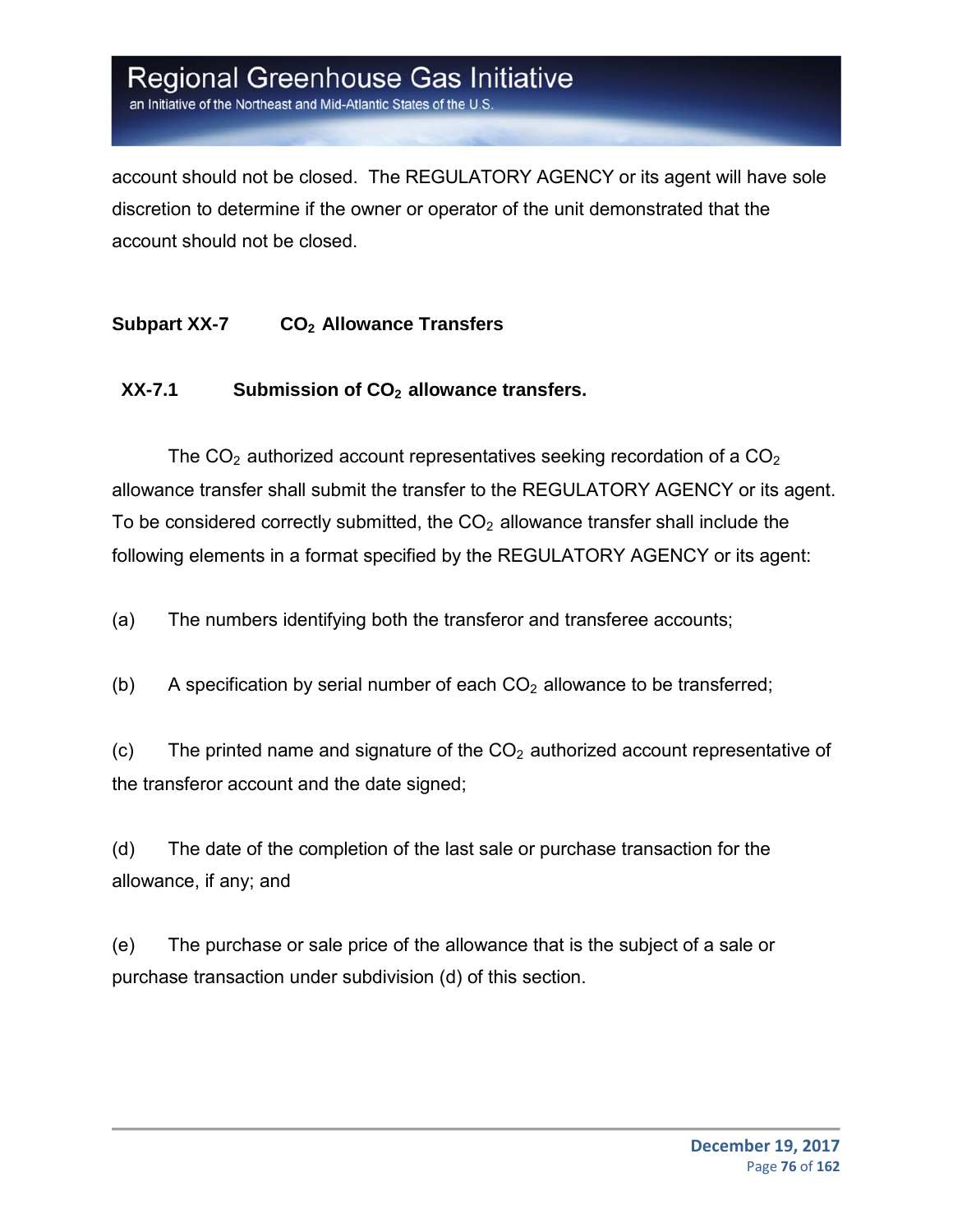account should not be closed. The REGULATORY AGENCY or its agent will have sole discretion to determine if the owner or operator of the unit demonstrated that the account should not be closed.

## Subpart XX-7 $CO_2$ Allowance Transfers

### XX-7.1 Submission of $CO_2$ allowance transfers.

The $CO_2$ authorized account representatives seeking recordation of a $CO_2$ allowance transfer shall submit the transfer to the REGULATORY AGENCY or its agent. To be considered correctly submitted, the $CO_2$ allowance transfer shall include the following elements in a format specified by the REGULATORY AGENCY or its agent:

(a) The numbers identifying both the transferor and transferee accounts;

(b) A specification by serial number of each $CO_2$ allowance to be transferred;

(c) The printed name and signature of the $CO_2$ authorized account representative of the transferor account and the date signed;

(d) The date of the completion of the last sale or purchase transaction for the allowance, if any; and

(e) The purchase or sale price of the allowance that is the subject of a sale or purchase transaction under subdivision (d) of this section.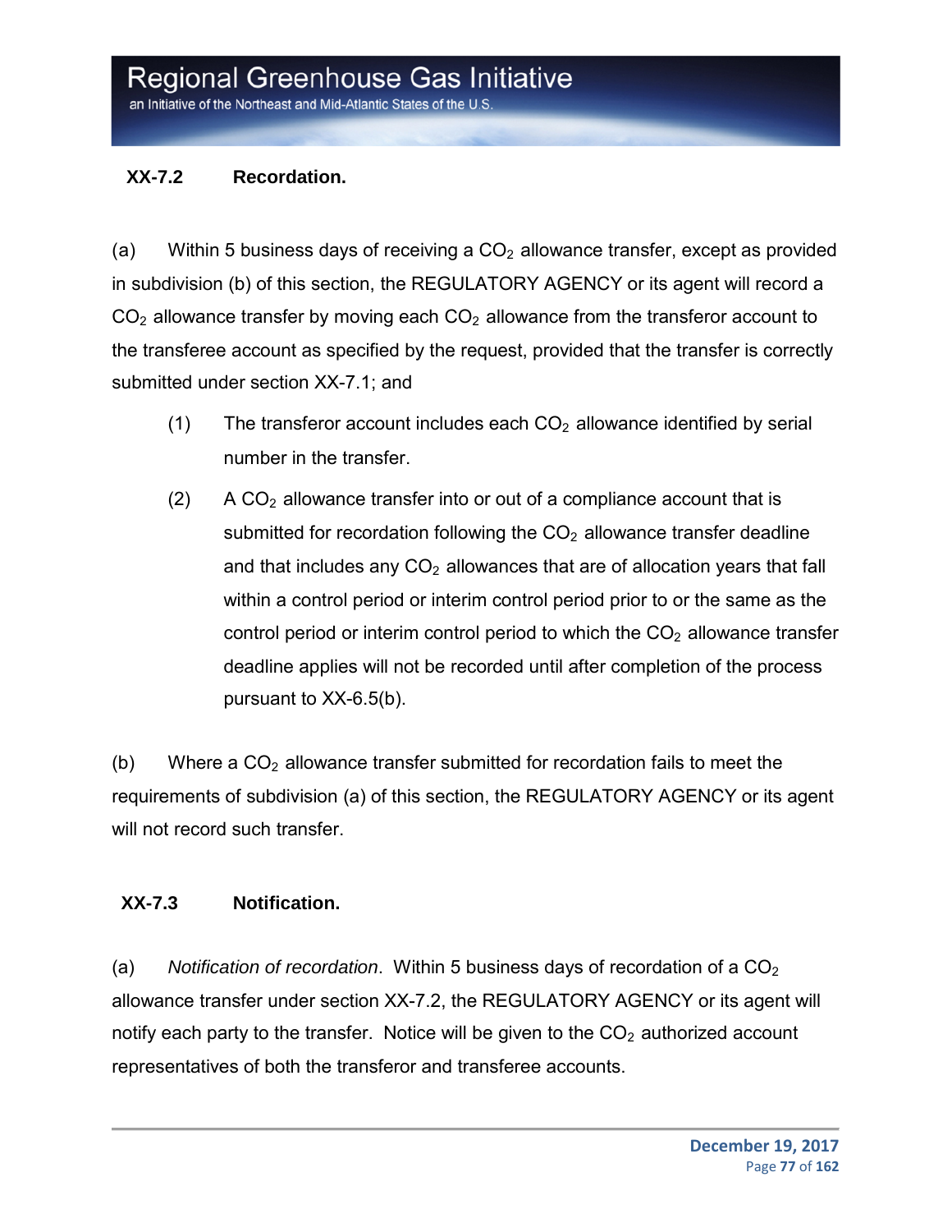### XX-7.2 Recordation.

(a) Within 5 business days of receiving a $CO_2$ allowance transfer, except as provided in subdivision (b) of this section, the REGULATORY AGENCY or its agent will record a $CO_2$ allowance transfer by moving each $CO_2$ allowance from the transferor account to the transferee account as specified by the request, provided that the transfer is correctly submitted under section XX-7.1; and

(1) The transferor account includes each $CO_2$ allowance identified by serial number in the transfer.

(2) A $CO_2$ allowance transfer into or out of a compliance account that is submitted for recordation following the $CO_2$ allowance transfer deadline and that includes any $CO_2$ allowances that are of allocation years that fall within a control period or interim control period prior to or the same as the control period or interim control period to which the $CO_2$ allowance transfer deadline applies will not be recorded until after completion of the process pursuant to XX-6.5(b).

(b) Where a $CO_2$ allowance transfer submitted for recordation fails to meet the requirements of subdivision (a) of this section, the REGULATORY AGENCY or its agent will not record such transfer.

### XX-7.3 Notification.

(a) *Notification of recordation*. Within 5 business days of recordation of a $CO_2$ allowance transfer under section XX-7.2, the REGULATORY AGENCY or its agent will notify each party to the transfer. Notice will be given to the $CO_2$ authorized account representatives of both the transferor and transferee accounts.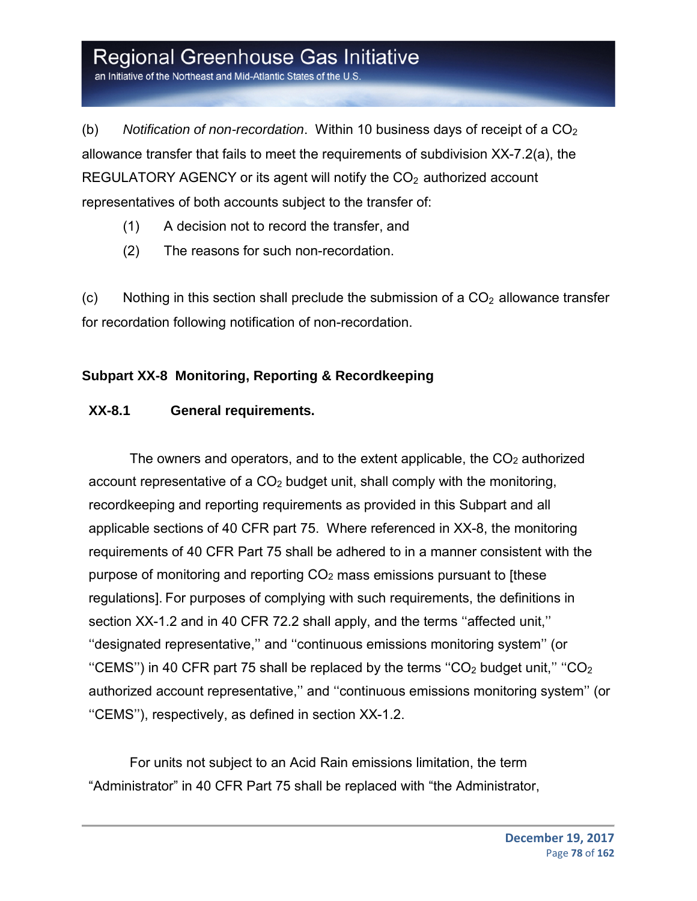(b) *Notification of non-recordation*. Within 10 business days of receipt of a $CO_2$ allowance transfer that fails to meet the requirements of subdivision XX-7.2(a), the REGULATORY AGENCY or its agent will notify the $CO_2$ authorized account representatives of both accounts subject to the transfer of:

(1) A decision not to record the transfer, and

(2) The reasons for such non-recordation.

(c) Nothing in this section shall preclude the submission of a $CO_2$ allowance transfer for recordation following notification of non-recordation.

## Subpart XX-8 Monitoring, Reporting & Recordkeeping

### XX-8.1 General requirements.

The owners and operators, and to the extent applicable, the $CO_2$ authorized account representative of a $CO_2$ budget unit, shall comply with the monitoring, recordkeeping and reporting requirements as provided in this Subpart and all applicable sections of 40 CFR part 75. Where referenced in XX-8, the monitoring requirements of 40 CFR Part 75 shall be adhered to in a manner consistent with the purpose of monitoring and reporting $CO_2$ mass emissions pursuant to [these regulations]. For purposes of complying with such requirements, the definitions in section XX-1.2 and in 40 CFR 72.2 shall apply, and the terms ''affected unit,'' ''designated representative,'' and ''continuous emissions monitoring system'' (or ''CEMS'') in 40 CFR part 75 shall be replaced by the terms ''$CO_2$ budget unit,'' ''$CO_2$ authorized account representative,'' and ''continuous emissions monitoring system'' (or ''CEMS''), respectively, as defined in section XX-1.2.

For units not subject to an Acid Rain emissions limitation, the term "Administrator" in 40 CFR Part 75 shall be replaced with "the Administrator,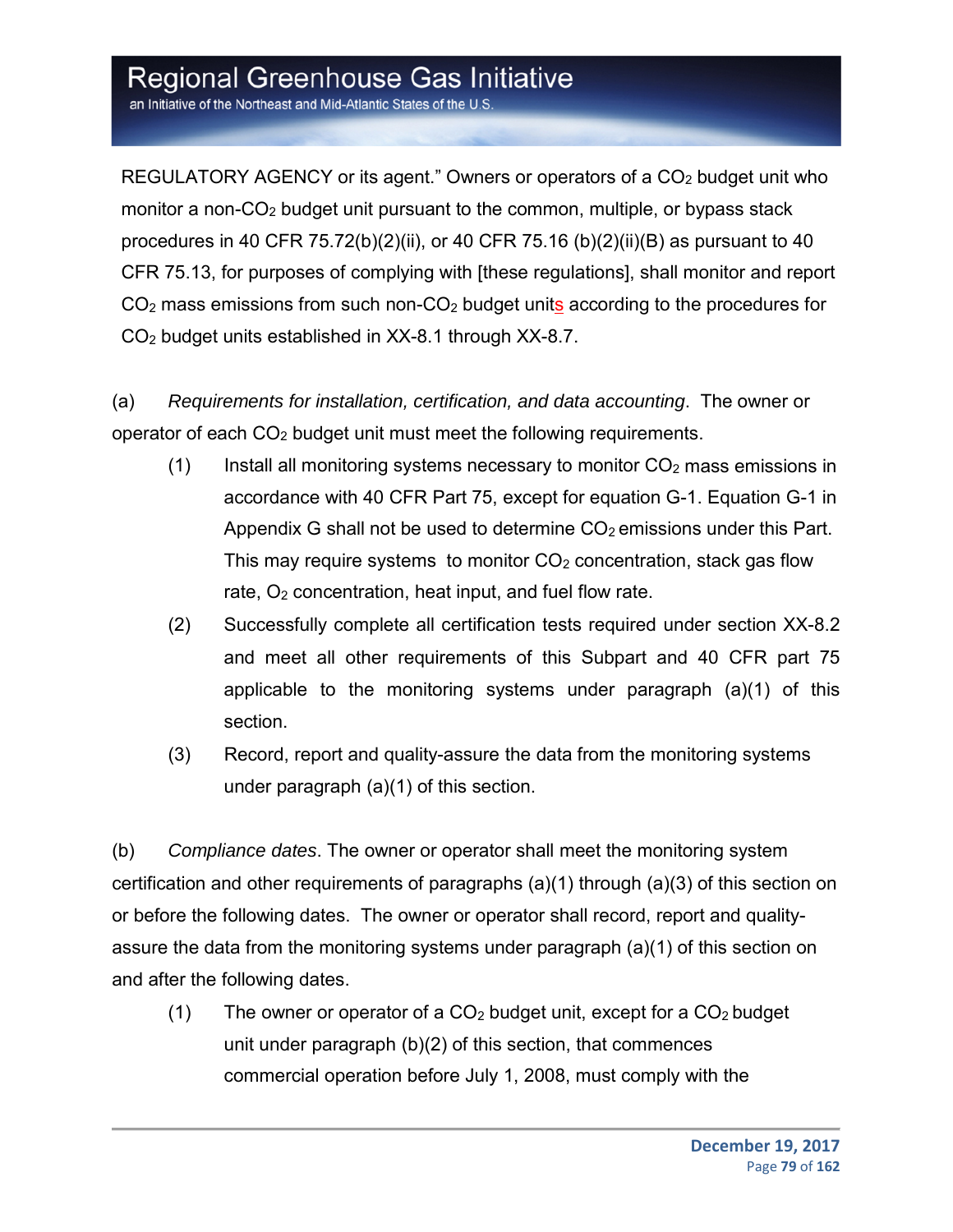REGULATORY AGENCY or its agent." Owners or operators of a $CO_2$ budget unit who monitor a non-$CO_2$ budget unit pursuant to the common, multiple, or bypass stack procedures in 40 CFR 75.72(b)(2)(ii), or 40 CFR 75.16 (b)(2)(ii)(B) as pursuant to 40 CFR 75.13, for purposes of complying with [these regulations], shall monitor and report $CO_2$ mass emissions from such non-$CO_2$ budget units according to the procedures for $CO_2$ budget units established in XX-8.1 through XX-8.7.

(a) *Requirements for installation, certification, and data accounting*. The owner or operator of each $CO_2$ budget unit must meet the following requirements.

- (1) Install all monitoring systems necessary to monitor $CO_2$ mass emissions in accordance with 40 CFR Part 75, except for equation G-1. Equation G-1 in Appendix G shall not be used to determine $CO_2$ emissions under this Part. This may require systems to monitor $CO_2$ concentration, stack gas flow rate, $O_2$ concentration, heat input, and fuel flow rate.
- (2) Successfully complete all certification tests required under section XX-8.2 and meet all other requirements of this Subpart and 40 CFR part 75 applicable to the monitoring systems under paragraph (a)(1) of this section.
- (3) Record, report and quality-assure the data from the monitoring systems under paragraph (a)(1) of this section.

(b) *Compliance dates*. The owner or operator shall meet the monitoring system certification and other requirements of paragraphs (a)(1) through (a)(3) of this section on or before the following dates. The owner or operator shall record, report and quality-assure the data from the monitoring systems under paragraph (a)(1) of this section on and after the following dates.

- (1) The owner or operator of a $CO_2$ budget unit, except for a $CO_2$ budget unit under paragraph (b)(2) of this section, that commences commercial operation before July 1, 2008, must comply with the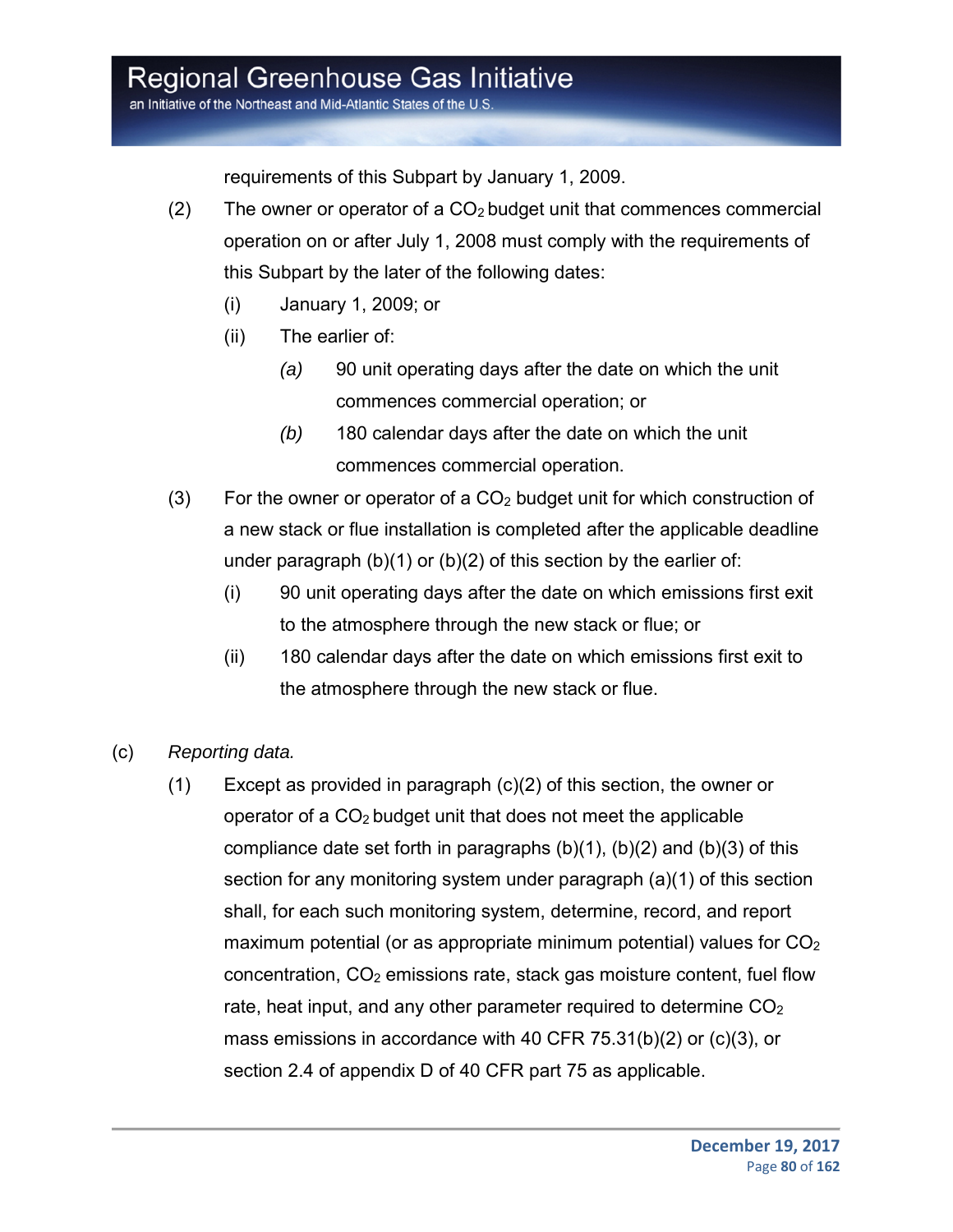requirements of this Subpart by January 1, 2009.

(2) The owner or operator of a $CO_2$ budget unit that commences commercial operation on or after July 1, 2008 must comply with the requirements of this Subpart by the later of the following dates:

(i) January 1, 2009; or

(ii) The earlier of:

*(a)* 90 unit operating days after the date on which the unit commences commercial operation; or

*(b)* 180 calendar days after the date on which the unit commences commercial operation.

(3) For the owner or operator of a $CO_2$ budget unit for which construction of a new stack or flue installation is completed after the applicable deadline under paragraph (b)(1) or (b)(2) of this section by the earlier of:

(i) 90 unit operating days after the date on which emissions first exit to the atmosphere through the new stack or flue; or

(ii) 180 calendar days after the date on which emissions first exit to the atmosphere through the new stack or flue.

(c) *Reporting data.*

(1) Except as provided in paragraph (c)(2) of this section, the owner or operator of a $CO_2$ budget unit that does not meet the applicable compliance date set forth in paragraphs (b)(1), (b)(2) and (b)(3) of this section for any monitoring system under paragraph (a)(1) of this section shall, for each such monitoring system, determine, record, and report maximum potential (or as appropriate minimum potential) values for $CO_2$ concentration, $CO_2$ emissions rate, stack gas moisture content, fuel flow rate, heat input, and any other parameter required to determine $CO_2$ mass emissions in accordance with 40 CFR 75.31(b)(2) or (c)(3), or section 2.4 of appendix D of 40 CFR part 75 as applicable.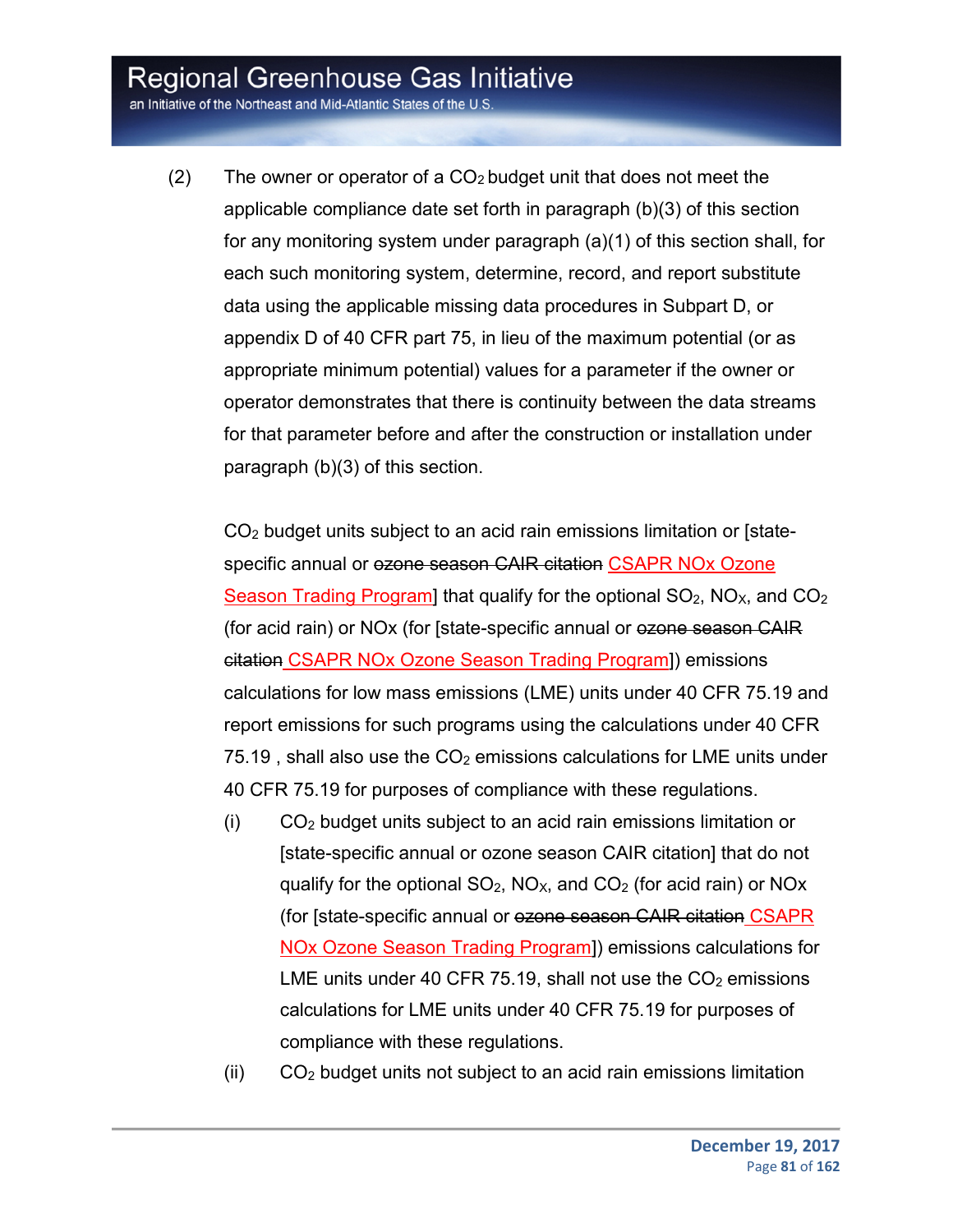(2) The owner or operator of a $CO_2$ budget unit that does not meet the applicable compliance date set forth in paragraph (b)(3) of this section for any monitoring system under paragraph (a)(1) of this section shall, for each such monitoring system, determine, record, and report substitute data using the applicable missing data procedures in Subpart D, or appendix D of 40 CFR part 75, in lieu of the maximum potential (or as appropriate minimum potential) values for a parameter if the owner or operator demonstrates that there is continuity between the data streams for that parameter before and after the construction or installation under paragraph (b)(3) of this section.

$CO_2$ budget units subject to an acid rain emissions limitation or [state-specific annual or ~~ozone season CAIR citation~~ CSAPR NOx Ozone Season Trading Program] that qualify for the optional $SO_2$, $NO_X$, and $CO_2$ (for acid rain) or NOx (for [state-specific annual or ~~ozone season CAIR citation~~ CSAPR NOx Ozone Season Trading Program]) emissions calculations for low mass emissions (LME) units under 40 CFR 75.19 and report emissions for such programs using the calculations under 40 CFR 75.19 , shall also use the $CO_2$ emissions calculations for LME units under 40 CFR 75.19 for purposes of compliance with these regulations.

(i) $CO_2$ budget units subject to an acid rain emissions limitation or [state-specific annual or ozone season CAIR citation] that do not qualify for the optional $SO_2$, $NO_X$, and $CO_2$ (for acid rain) or NOx (for [state-specific annual or ~~ozone season CAIR citation~~ CSAPR NOx Ozone Season Trading Program]) emissions calculations for LME units under 40 CFR 75.19, shall not use the $CO_2$ emissions calculations for LME units under 40 CFR 75.19 for purposes of compliance with these regulations.

(ii) $CO_2$ budget units not subject to an acid rain emissions limitation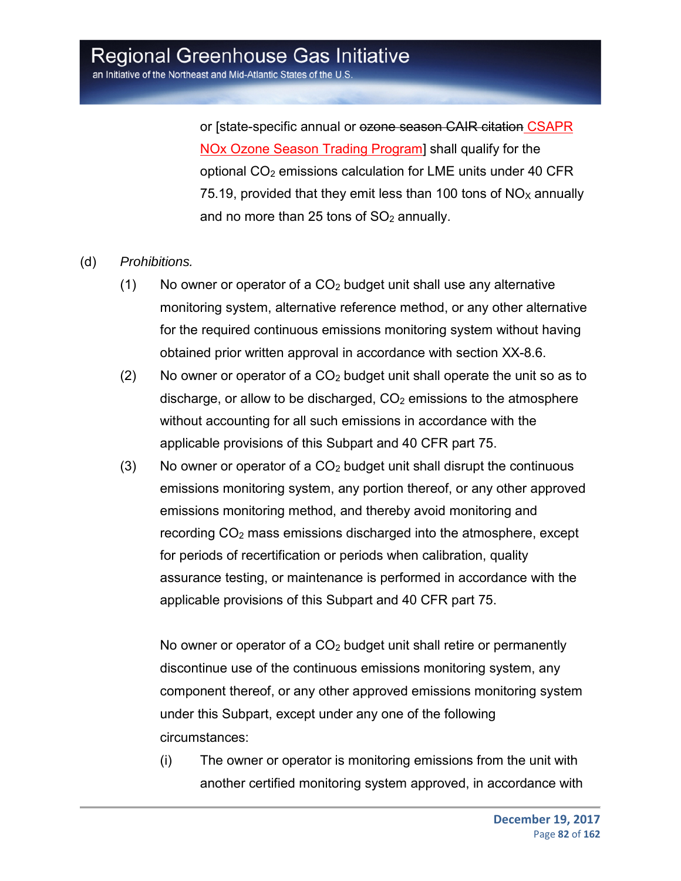or [state-specific annual or ~~ozone season CAIR citation~~ CSAPR NOx Ozone Season Trading Program] shall qualify for the optional $CO_2$ emissions calculation for LME units under 40 CFR 75.19, provided that they emit less than 100 tons of $NO_X$ annually and no more than 25 tons of $SO_2$ annually.

(d) *Prohibitions.*

(1) No owner or operator of a $CO_2$ budget unit shall use any alternative monitoring system, alternative reference method, or any other alternative for the required continuous emissions monitoring system without having obtained prior written approval in accordance with section XX-8.6.

(2) No owner or operator of a $CO_2$ budget unit shall operate the unit so as to discharge, or allow to be discharged, $CO_2$ emissions to the atmosphere without accounting for all such emissions in accordance with the applicable provisions of this Subpart and 40 CFR part 75.

(3) No owner or operator of a $CO_2$ budget unit shall disrupt the continuous emissions monitoring system, any portion thereof, or any other approved emissions monitoring method, and thereby avoid monitoring and recording $CO_2$ mass emissions discharged into the atmosphere, except for periods of recertification or periods when calibration, quality assurance testing, or maintenance is performed in accordance with the applicable provisions of this Subpart and 40 CFR part 75.

No owner or operator of a $CO_2$ budget unit shall retire or permanently discontinue use of the continuous emissions monitoring system, any component thereof, or any other approved emissions monitoring system under this Subpart, except under any one of the following circumstances:

(i) The owner or operator is monitoring emissions from the unit with another certified monitoring system approved, in accordance with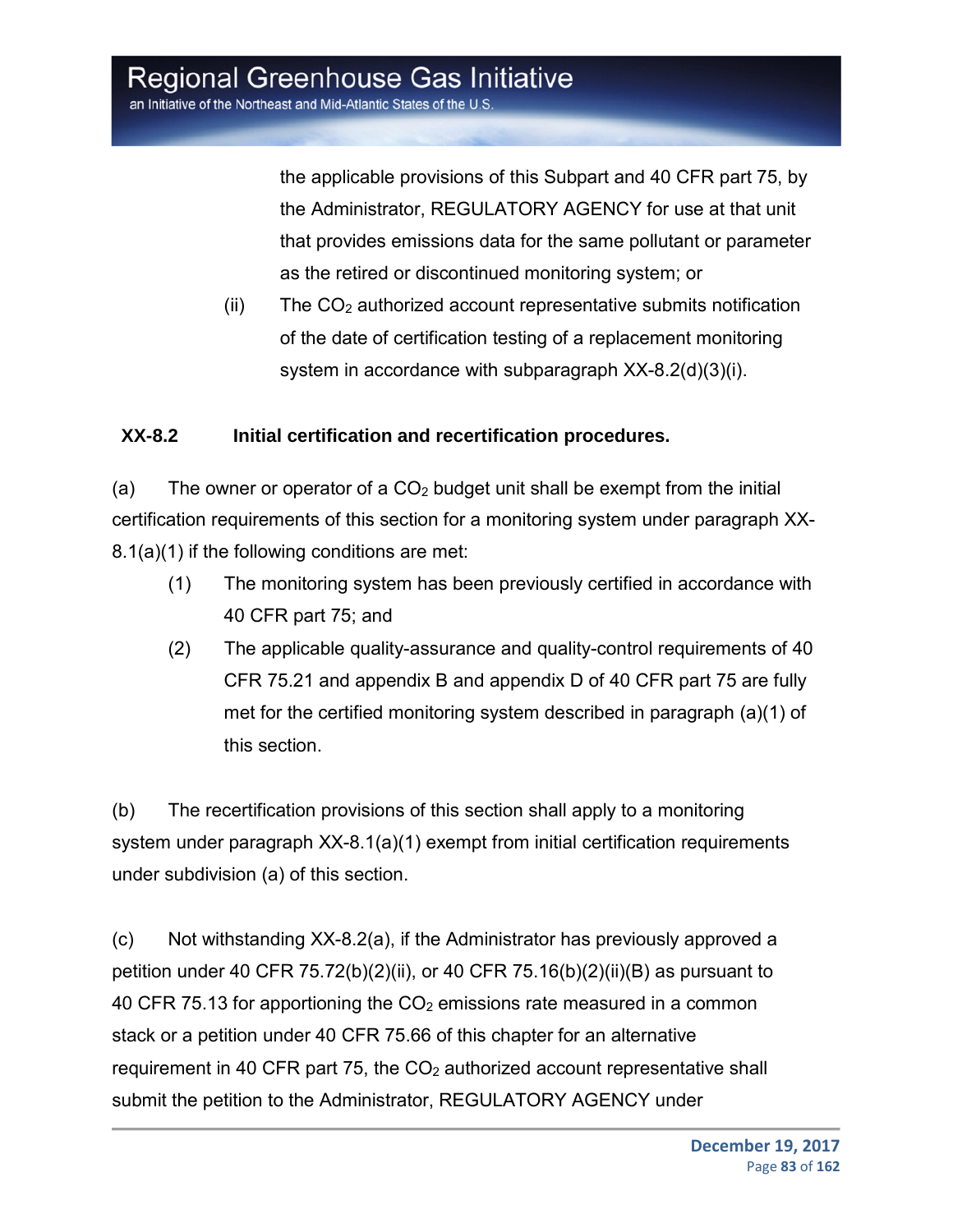the applicable provisions of this Subpart and 40 CFR part 75, by the Administrator, REGULATORY AGENCY for use at that unit that provides emissions data for the same pollutant or parameter as the retired or discontinued monitoring system; or

(ii) The $CO_2$ authorized account representative submits notification of the date of certification testing of a replacement monitoring system in accordance with subparagraph XX-8.2(d)(3)(i).

**XX-8.2 Initial certification and recertification procedures.**

(a) The owner or operator of a $CO_2$ budget unit shall be exempt from the initial certification requirements of this section for a monitoring system under paragraph XX-8.1(a)(1) if the following conditions are met:

(1) The monitoring system has been previously certified in accordance with 40 CFR part 75; and

(2) The applicable quality-assurance and quality-control requirements of 40 CFR 75.21 and appendix B and appendix D of 40 CFR part 75 are fully met for the certified monitoring system described in paragraph (a)(1) of this section.

(b) The recertification provisions of this section shall apply to a monitoring system under paragraph XX-8.1(a)(1) exempt from initial certification requirements under subdivision (a) of this section.

(c) Not withstanding XX-8.2(a), if the Administrator has previously approved a petition under 40 CFR 75.72(b)(2)(ii), or 40 CFR 75.16(b)(2)(ii)(B) as pursuant to 40 CFR 75.13 for apportioning the $CO_2$ emissions rate measured in a common stack or a petition under 40 CFR 75.66 of this chapter for an alternative requirement in 40 CFR part 75, the $CO_2$ authorized account representative shall submit the petition to the Administrator, REGULATORY AGENCY under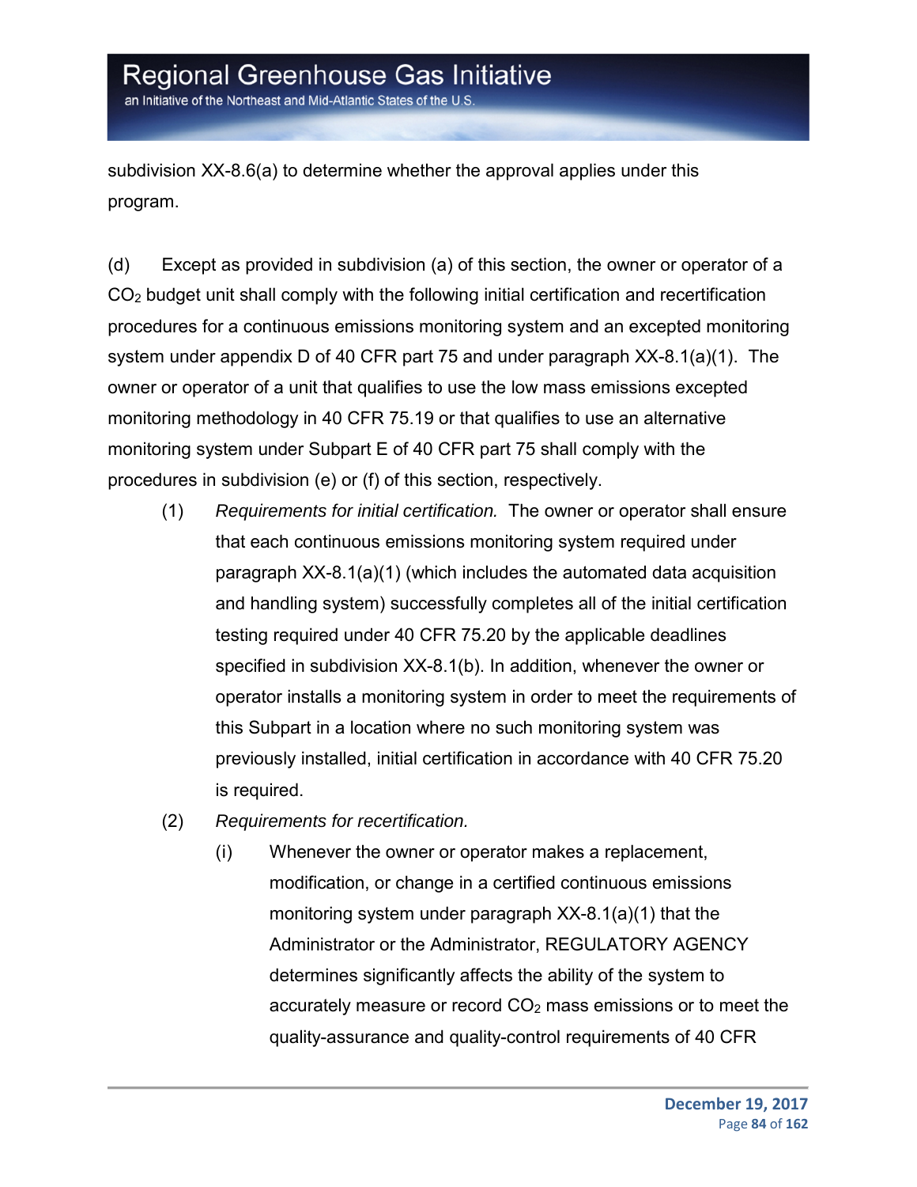subdivision XX-8.6(a) to determine whether the approval applies under this program.

(d) Except as provided in subdivision (a) of this section, the owner or operator of a $CO_2$ budget unit shall comply with the following initial certification and recertification procedures for a continuous emissions monitoring system and an excepted monitoring system under appendix D of 40 CFR part 75 and under paragraph XX-8.1(a)(1). The owner or operator of a unit that qualifies to use the low mass emissions excepted monitoring methodology in 40 CFR 75.19 or that qualifies to use an alternative monitoring system under Subpart E of 40 CFR part 75 shall comply with the procedures in subdivision (e) or (f) of this section, respectively.

(1) *Requirements for initial certification.* The owner or operator shall ensure that each continuous emissions monitoring system required under paragraph XX-8.1(a)(1) (which includes the automated data acquisition and handling system) successfully completes all of the initial certification testing required under 40 CFR 75.20 by the applicable deadlines specified in subdivision XX-8.1(b). In addition, whenever the owner or operator installs a monitoring system in order to meet the requirements of this Subpart in a location where no such monitoring system was previously installed, initial certification in accordance with 40 CFR 75.20 is required.

(2) *Requirements for recertification.*

(i) Whenever the owner or operator makes a replacement, modification, or change in a certified continuous emissions monitoring system under paragraph XX-8.1(a)(1) that the Administrator or the Administrator, REGULATORY AGENCY determines significantly affects the ability of the system to accurately measure or record $CO_2$ mass emissions or to meet the quality-assurance and quality-control requirements of 40 CFR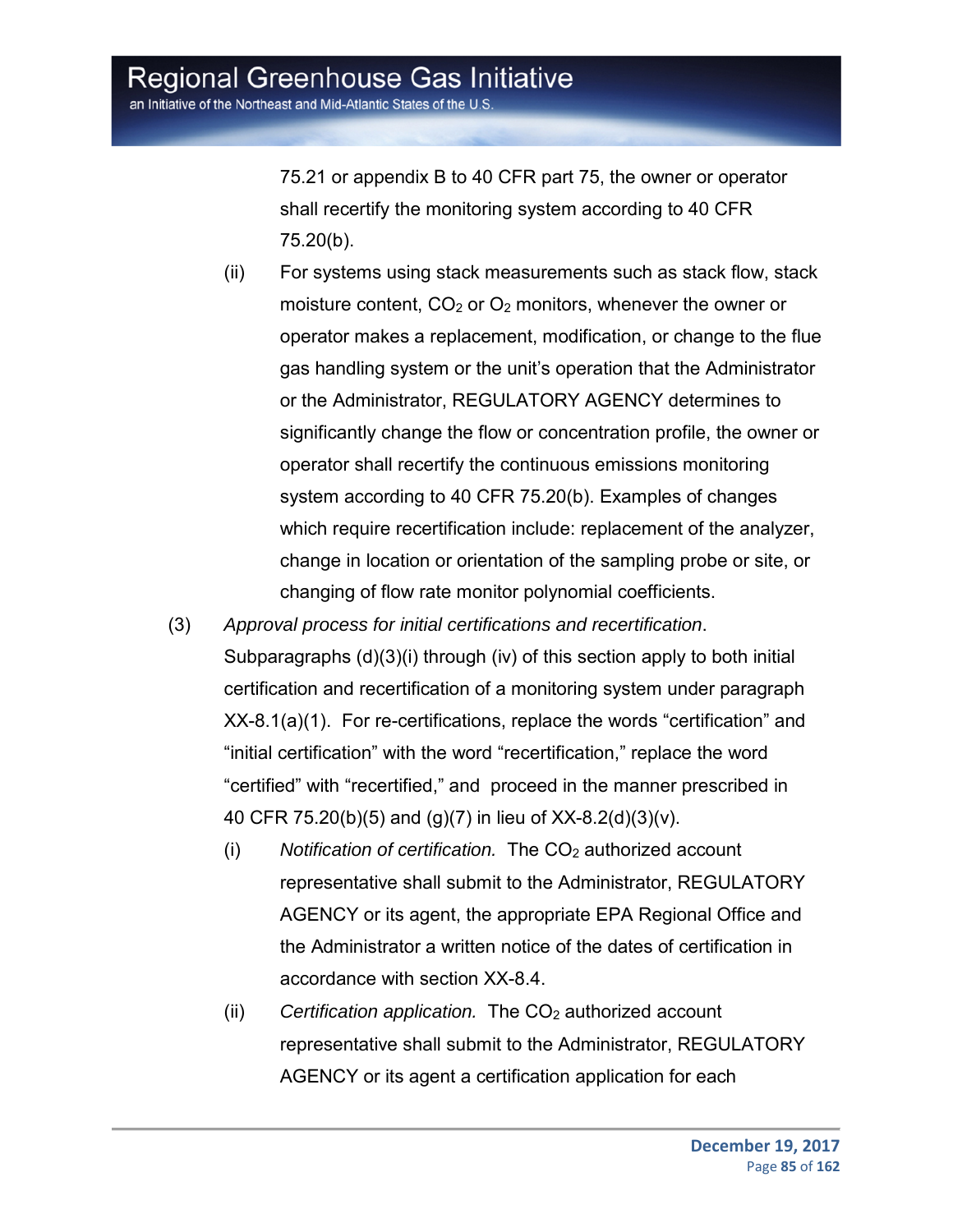75.21 or appendix B to 40 CFR part 75, the owner or operator shall recertify the monitoring system according to 40 CFR 75.20(b).

(ii) For systems using stack measurements such as stack flow, stack moisture content, $CO_2$ or $O_2$ monitors, whenever the owner or operator makes a replacement, modification, or change to the flue gas handling system or the unit's operation that the Administrator or the Administrator, REGULATORY AGENCY determines to significantly change the flow or concentration profile, the owner or operator shall recertify the continuous emissions monitoring system according to 40 CFR 75.20(b). Examples of changes which require recertification include: replacement of the analyzer, change in location or orientation of the sampling probe or site, or changing of flow rate monitor polynomial coefficients.

(3) *Approval process for initial certifications and recertification*. Subparagraphs (d)(3)(i) through (iv) of this section apply to both initial certification and recertification of a monitoring system under paragraph XX-8.1(a)(1). For re-certifications, replace the words "certification" and "initial certification" with the word "recertification," replace the word "certified" with "recertified," and proceed in the manner prescribed in 40 CFR 75.20(b)(5) and (g)(7) in lieu of XX-8.2(d)(3)(v).

(i) *Notification of certification.* The $CO_2$ authorized account representative shall submit to the Administrator, REGULATORY AGENCY or its agent, the appropriate EPA Regional Office and the Administrator a written notice of the dates of certification in accordance with section XX-8.4.

(ii) *Certification application.* The $CO_2$ authorized account representative shall submit to the Administrator, REGULATORY AGENCY or its agent a certification application for each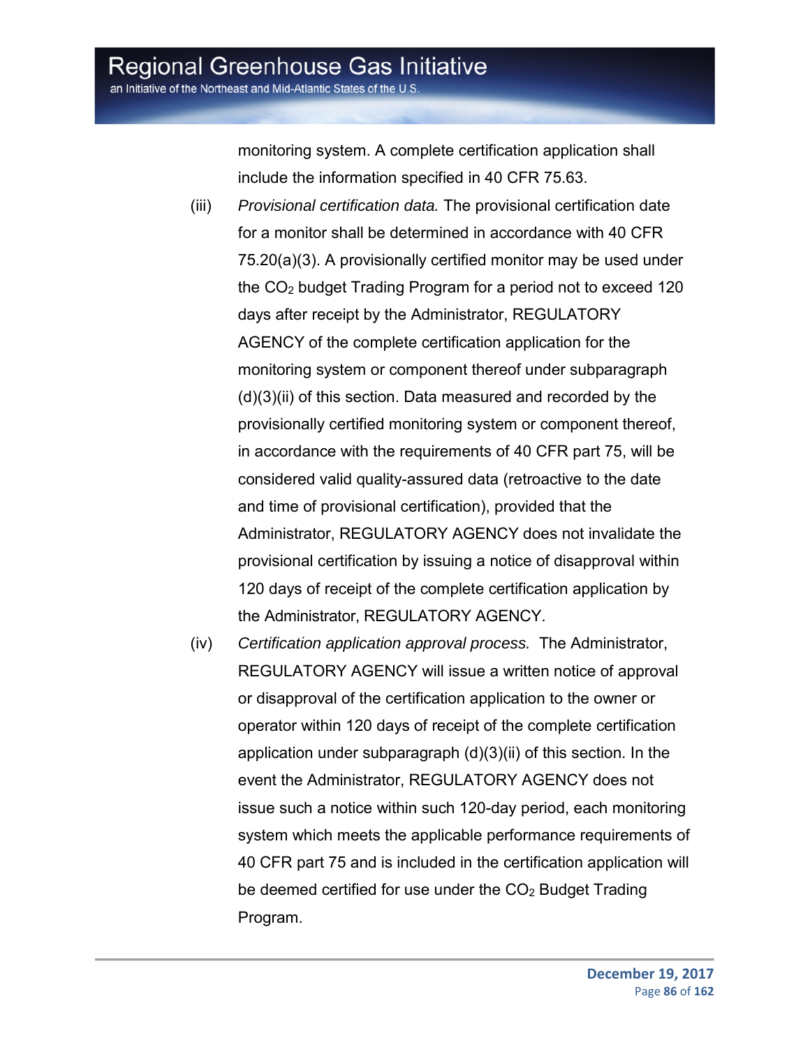monitoring system. A complete certification application shall include the information specified in 40 CFR 75.63.

(iii) *Provisional certification data.* The provisional certification date for a monitor shall be determined in accordance with 40 CFR 75.20(a)(3). A provisionally certified monitor may be used under the $CO_2$ budget Trading Program for a period not to exceed 120 days after receipt by the Administrator, REGULATORY AGENCY of the complete certification application for the monitoring system or component thereof under subparagraph (d)(3)(ii) of this section. Data measured and recorded by the provisionally certified monitoring system or component thereof, in accordance with the requirements of 40 CFR part 75, will be considered valid quality-assured data (retroactive to the date and time of provisional certification), provided that the Administrator, REGULATORY AGENCY does not invalidate the provisional certification by issuing a notice of disapproval within 120 days of receipt of the complete certification application by the Administrator, REGULATORY AGENCY.

(iv) *Certification application approval process.* The Administrator, REGULATORY AGENCY will issue a written notice of approval or disapproval of the certification application to the owner or operator within 120 days of receipt of the complete certification application under subparagraph (d)(3)(ii) of this section. In the event the Administrator, REGULATORY AGENCY does not issue such a notice within such 120-day period, each monitoring system which meets the applicable performance requirements of 40 CFR part 75 and is included in the certification application will be deemed certified for use under the $CO_2$ Budget Trading Program.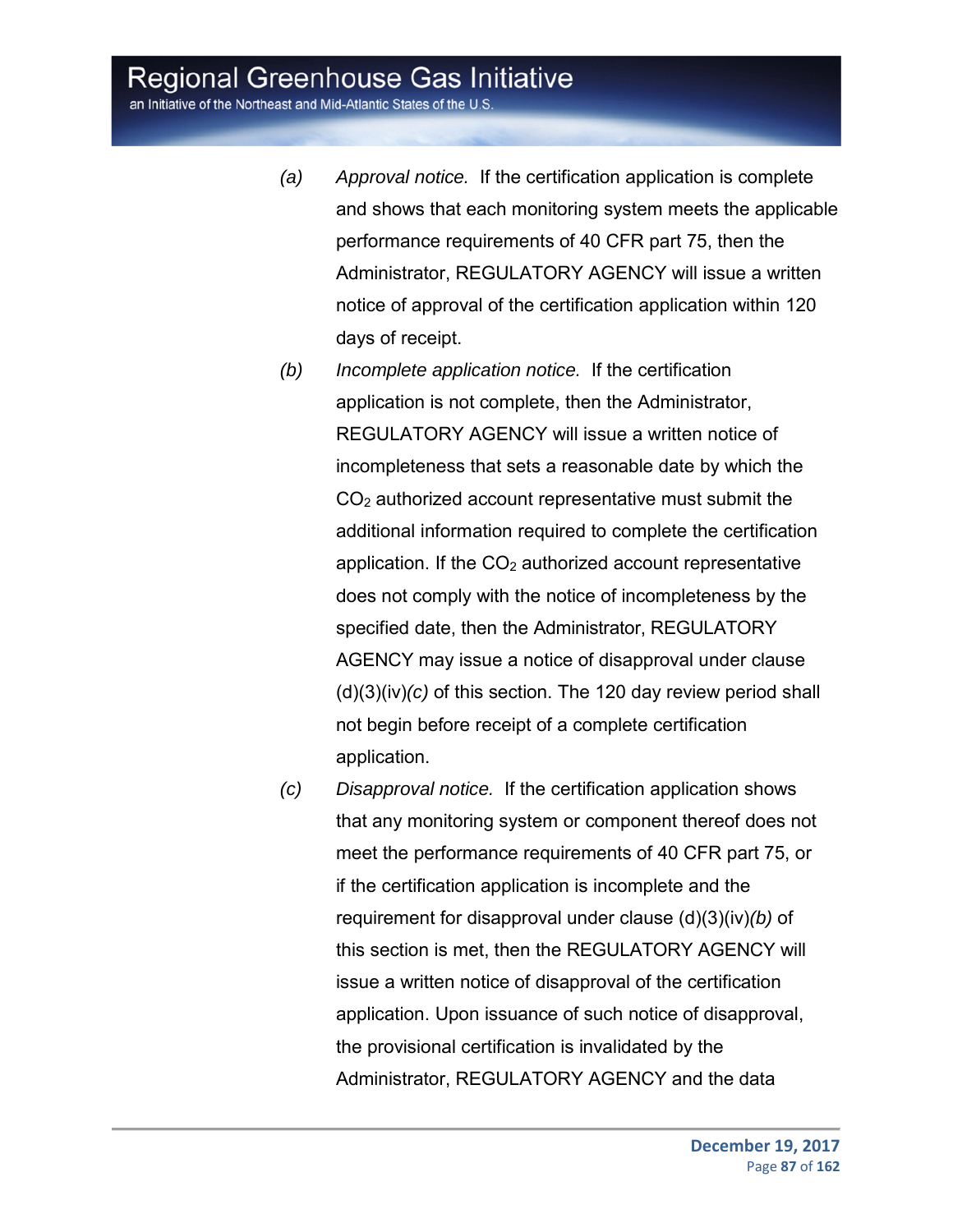*(a)* *Approval notice.* If the certification application is complete and shows that each monitoring system meets the applicable performance requirements of 40 CFR part 75, then the Administrator, REGULATORY AGENCY will issue a written notice of approval of the certification application within 120 days of receipt.

*(b)* *Incomplete application notice.* If the certification application is not complete, then the Administrator, REGULATORY AGENCY will issue a written notice of incompleteness that sets a reasonable date by which the $CO_2$ authorized account representative must submit the additional information required to complete the certification application. If the $CO_2$ authorized account representative does not comply with the notice of incompleteness by the specified date, then the Administrator, REGULATORY AGENCY may issue a notice of disapproval under clause (d)(3)(iv)*(c)* of this section. The 120 day review period shall not begin before receipt of a complete certification application.

*(c)* *Disapproval notice.* If the certification application shows that any monitoring system or component thereof does not meet the performance requirements of 40 CFR part 75, or if the certification application is incomplete and the requirement for disapproval under clause (d)(3)(iv)*(b)* of this section is met, then the REGULATORY AGENCY will issue a written notice of disapproval of the certification application. Upon issuance of such notice of disapproval, the provisional certification is invalidated by the Administrator, REGULATORY AGENCY and the data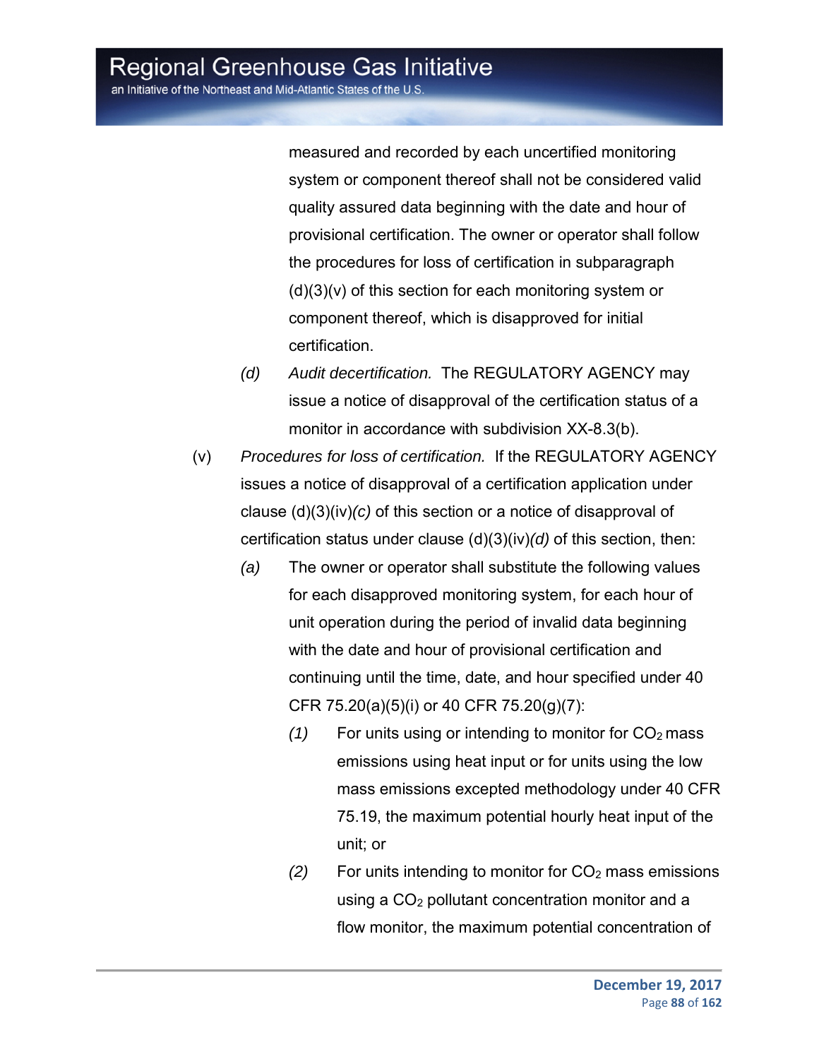measured and recorded by each uncertified monitoring system or component thereof shall not be considered valid quality assured data beginning with the date and hour of provisional certification. The owner or operator shall follow the procedures for loss of certification in subparagraph (d)(3)(v) of this section for each monitoring system or component thereof, which is disapproved for initial certification.

*(d)* *Audit decertification.* The REGULATORY AGENCY may issue a notice of disapproval of the certification status of a monitor in accordance with subdivision XX-8.3(b).

(v) *Procedures for loss of certification.* If the REGULATORY AGENCY issues a notice of disapproval of a certification application under clause (d)(3)(iv)*(c)* of this section or a notice of disapproval of certification status under clause (d)(3)(iv)*(d)* of this section, then:

*(a)* The owner or operator shall substitute the following values for each disapproved monitoring system, for each hour of unit operation during the period of invalid data beginning with the date and hour of provisional certification and continuing until the time, date, and hour specified under 40 CFR 75.20(a)(5)(i) or 40 CFR 75.20(g)(7):

*(1)* For units using or intending to monitor for $CO_2$ mass emissions using heat input or for units using the low mass emissions excepted methodology under 40 CFR 75.19, the maximum potential hourly heat input of the unit; or

*(2)* For units intending to monitor for $CO_2$ mass emissions using a $CO_2$ pollutant concentration monitor and a flow monitor, the maximum potential concentration of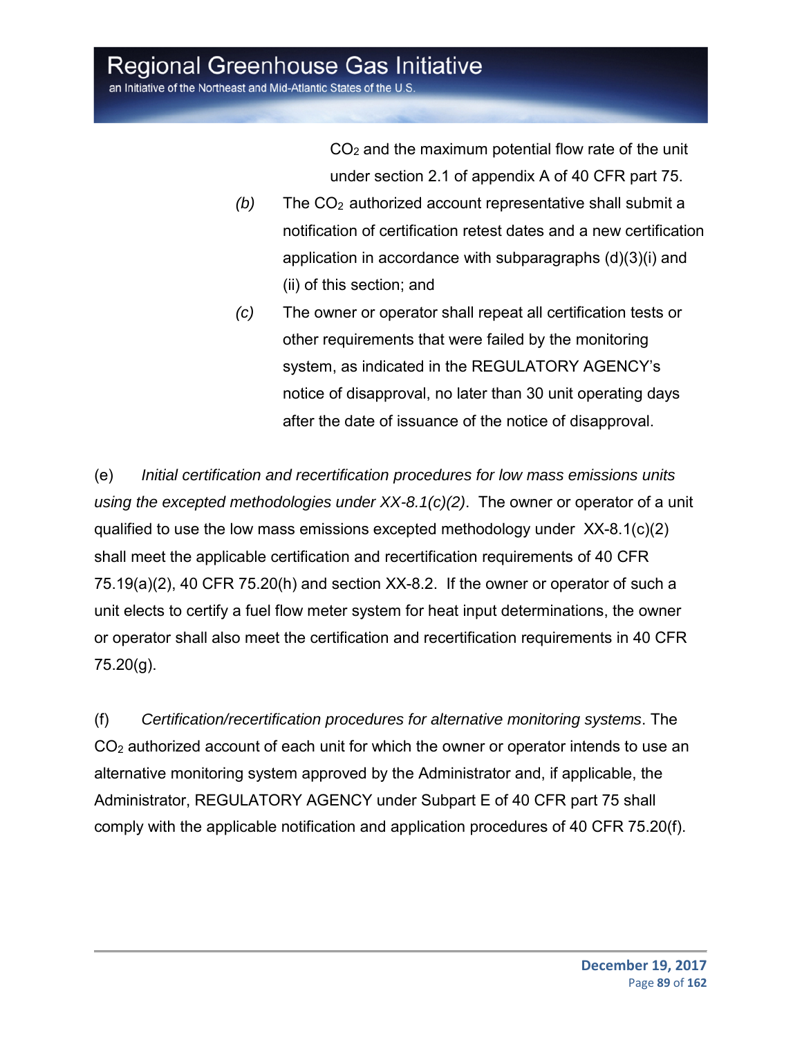$CO_2$ and the maximum potential flow rate of the unit under section 2.1 of appendix A of 40 CFR part 75.

*(b)* The $CO_2$ authorized account representative shall submit a notification of certification retest dates and a new certification application in accordance with subparagraphs (d)(3)(i) and (ii) of this section; and

*(c)* The owner or operator shall repeat all certification tests or other requirements that were failed by the monitoring system, as indicated in the REGULATORY AGENCY's notice of disapproval, no later than 30 unit operating days after the date of issuance of the notice of disapproval.

(e) *Initial certification and recertification procedures for low mass emissions units using the excepted methodologies under XX-8.1(c)(2)*. The owner or operator of a unit qualified to use the low mass emissions excepted methodology under XX-8.1(c)(2) shall meet the applicable certification and recertification requirements of 40 CFR 75.19(a)(2), 40 CFR 75.20(h) and section XX-8.2. If the owner or operator of such a unit elects to certify a fuel flow meter system for heat input determinations, the owner or operator shall also meet the certification and recertification requirements in 40 CFR 75.20(g).

(f) *Certification/recertification procedures for alternative monitoring systems*. The $CO_2$ authorized account of each unit for which the owner or operator intends to use an alternative monitoring system approved by the Administrator and, if applicable, the Administrator, REGULATORY AGENCY under Subpart E of 40 CFR part 75 shall comply with the applicable notification and application procedures of 40 CFR 75.20(f).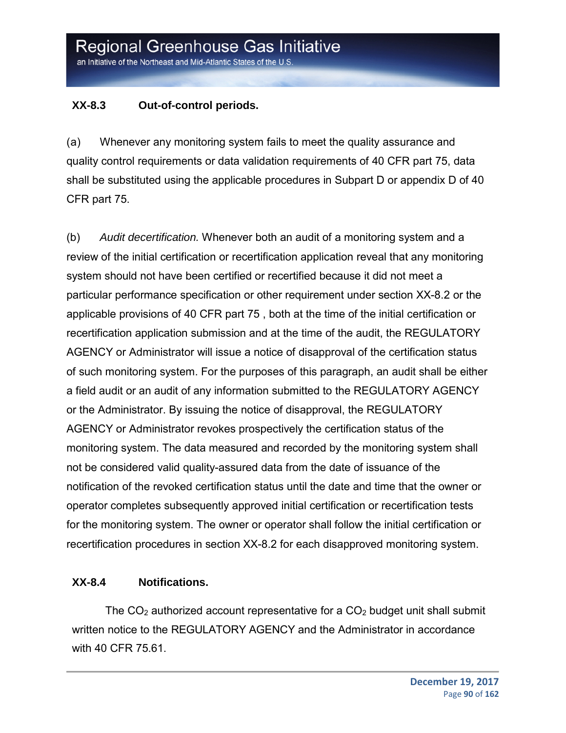**XX-8.3 Out-of-control periods.**

(a) Whenever any monitoring system fails to meet the quality assurance and quality control requirements or data validation requirements of 40 CFR part 75, data shall be substituted using the applicable procedures in Subpart D or appendix D of 40 CFR part 75.

(b) *Audit decertification.* Whenever both an audit of a monitoring system and a review of the initial certification or recertification application reveal that any monitoring system should not have been certified or recertified because it did not meet a particular performance specification or other requirement under section XX-8.2 or the applicable provisions of 40 CFR part 75 , both at the time of the initial certification or recertification application submission and at the time of the audit, the REGULATORY AGENCY or Administrator will issue a notice of disapproval of the certification status of such monitoring system. For the purposes of this paragraph, an audit shall be either a field audit or an audit of any information submitted to the REGULATORY AGENCY or the Administrator. By issuing the notice of disapproval, the REGULATORY AGENCY or Administrator revokes prospectively the certification status of the monitoring system. The data measured and recorded by the monitoring system shall not be considered valid quality-assured data from the date of issuance of the notification of the revoked certification status until the date and time that the owner or operator completes subsequently approved initial certification or recertification tests for the monitoring system. The owner or operator shall follow the initial certification or recertification procedures in section XX-8.2 for each disapproved monitoring system.

**XX-8.4 Notifications.**

The $CO_2$ authorized account representative for a $CO_2$ budget unit shall submit written notice to the REGULATORY AGENCY and the Administrator in accordance with 40 CFR 75.61.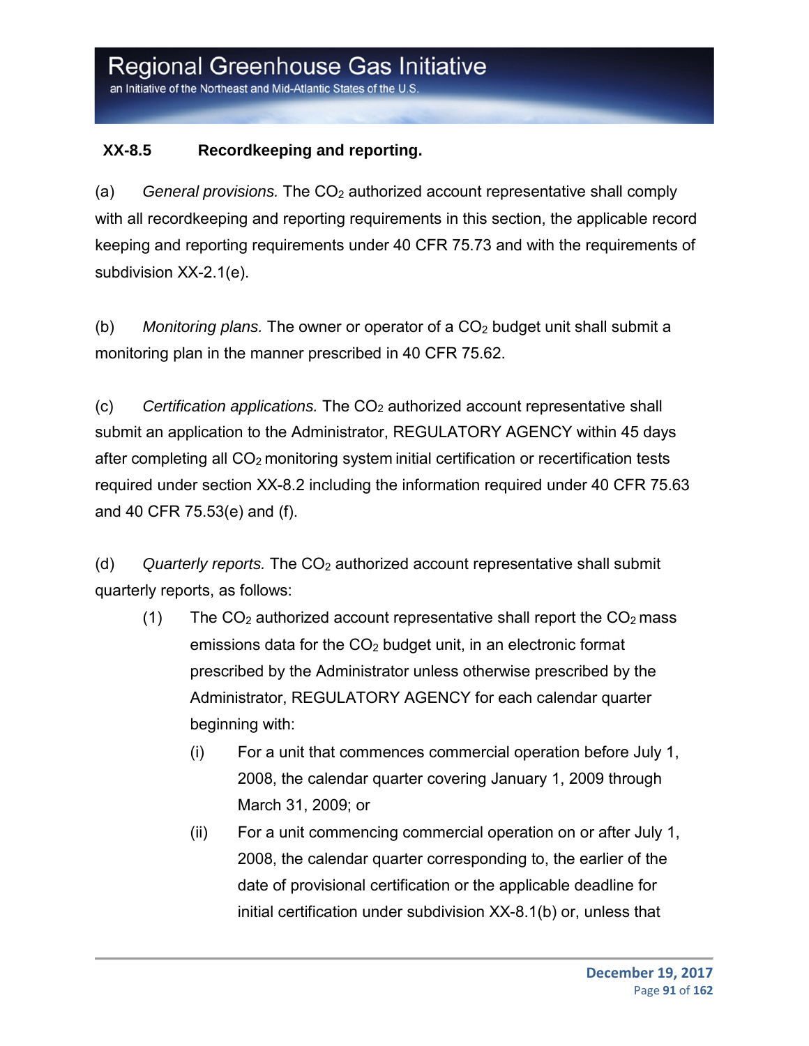### XX-8.5 Recordkeeping and reporting.

(a) *General provisions.* The $CO_2$ authorized account representative shall comply with all recordkeeping and reporting requirements in this section, the applicable record keeping and reporting requirements under 40 CFR 75.73 and with the requirements of subdivision XX-2.1(e).

(b) *Monitoring plans.* The owner or operator of a $CO_2$ budget unit shall submit a monitoring plan in the manner prescribed in 40 CFR 75.62.

(c) *Certification applications.* The $CO_2$ authorized account representative shall submit an application to the Administrator, REGULATORY AGENCY within 45 days after completing all $CO_2$ monitoring system initial certification or recertification tests required under section XX-8.2 including the information required under 40 CFR 75.63 and 40 CFR 75.53(e) and (f).

(d) *Quarterly reports.* The $CO_2$ authorized account representative shall submit quarterly reports, as follows:

- (1) The $CO_2$ authorized account representative shall report the $CO_2$ mass emissions data for the $CO_2$ budget unit, in an electronic format prescribed by the Administrator unless otherwise prescribed by the Administrator, REGULATORY AGENCY for each calendar quarter beginning with:
  - (i) For a unit that commences commercial operation before July 1, 2008, the calendar quarter covering January 1, 2009 through March 31, 2009; or
  - (ii) For a unit commencing commercial operation on or after July 1, 2008, the calendar quarter corresponding to, the earlier of the date of provisional certification or the applicable deadline for initial certification under subdivision XX-8.1(b) or, unless that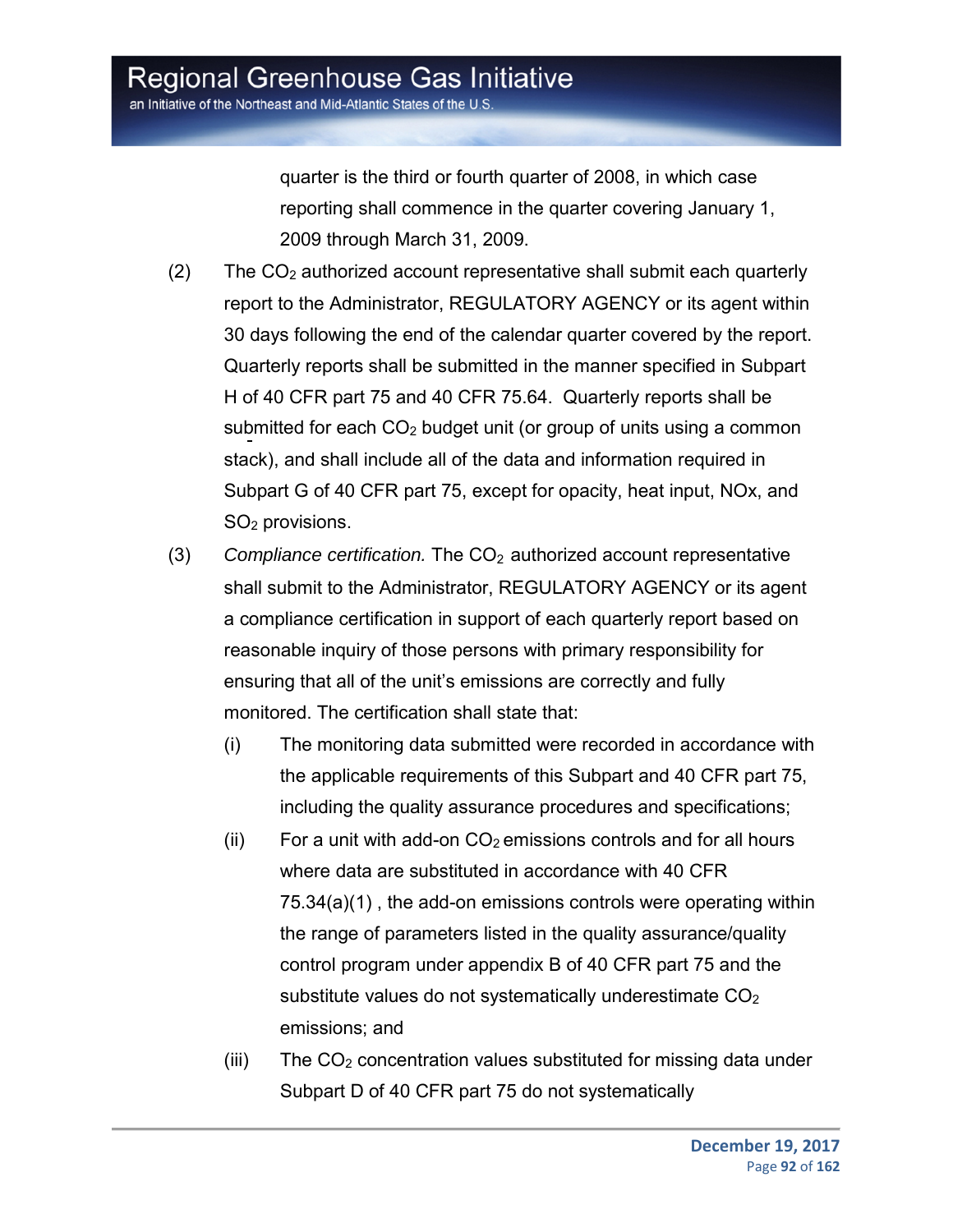quarter is the third or fourth quarter of 2008, in which case reporting shall commence in the quarter covering January 1, 2009 through March 31, 2009.

(2) The $CO_2$ authorized account representative shall submit each quarterly report to the Administrator, REGULATORY AGENCY or its agent within 30 days following the end of the calendar quarter covered by the report. Quarterly reports shall be submitted in the manner specified in Subpart H of 40 CFR part 75 and 40 CFR 75.64. Quarterly reports shall be submitted for each $CO_2$ budget unit (or group of units using a common stack), and shall include all of the data and information required in Subpart G of 40 CFR part 75, except for opacity, heat input, NOx, and $SO_2$ provisions.

(3) *Compliance certification.* The $CO_2$ authorized account representative shall submit to the Administrator, REGULATORY AGENCY or its agent a compliance certification in support of each quarterly report based on reasonable inquiry of those persons with primary responsibility for ensuring that all of the unit's emissions are correctly and fully monitored. The certification shall state that:

   (i) The monitoring data submitted were recorded in accordance with the applicable requirements of this Subpart and 40 CFR part 75, including the quality assurance procedures and specifications;

   (ii) For a unit with add-on $CO_2$ emissions controls and for all hours where data are substituted in accordance with 40 CFR 75.34(a)(1) , the add-on emissions controls were operating within the range of parameters listed in the quality assurance/quality control program under appendix B of 40 CFR part 75 and the substitute values do not systematically underestimate $CO_2$ emissions; and

   (iii) The $CO_2$ concentration values substituted for missing data under Subpart D of 40 CFR part 75 do not systematically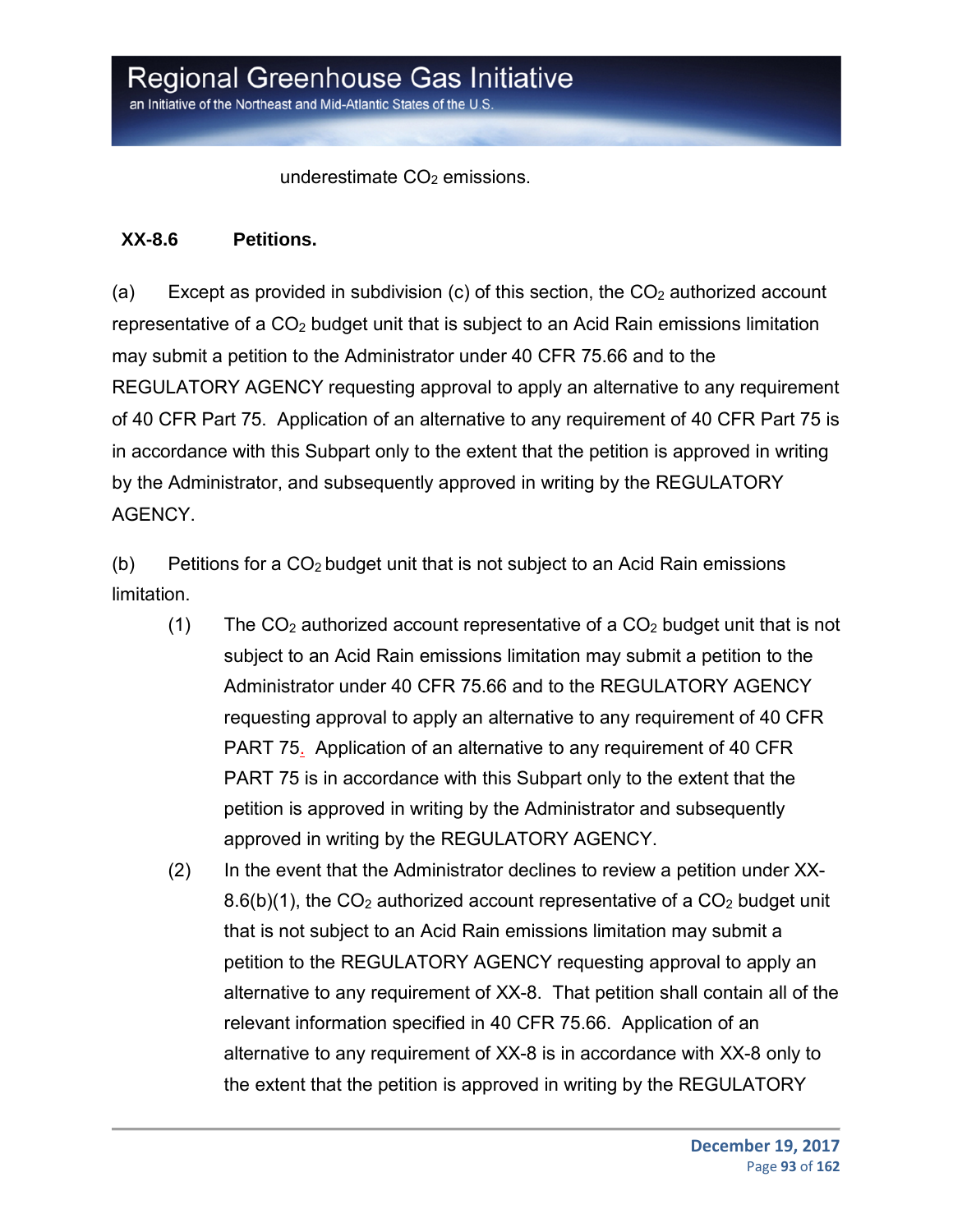underestimate $CO_2$ emissions.

**XX-8.6 Petitions.**

(a) Except as provided in subdivision (c) of this section, the $CO_2$ authorized account representative of a $CO_2$ budget unit that is subject to an Acid Rain emissions limitation may submit a petition to the Administrator under 40 CFR 75.66 and to the REGULATORY AGENCY requesting approval to apply an alternative to any requirement of 40 CFR Part 75. Application of an alternative to any requirement of 40 CFR Part 75 is in accordance with this Subpart only to the extent that the petition is approved in writing by the Administrator, and subsequently approved in writing by the REGULATORY AGENCY.

(b) Petitions for a $CO_2$ budget unit that is not subject to an Acid Rain emissions limitation.

(1) The $CO_2$ authorized account representative of a $CO_2$ budget unit that is not subject to an Acid Rain emissions limitation may submit a petition to the Administrator under 40 CFR 75.66 and to the REGULATORY AGENCY requesting approval to apply an alternative to any requirement of 40 CFR PART 75. Application of an alternative to any requirement of 40 CFR PART 75 is in accordance with this Subpart only to the extent that the petition is approved in writing by the Administrator and subsequently approved in writing by the REGULATORY AGENCY.

(2) In the event that the Administrator declines to review a petition under XX-8.6(b)(1), the $CO_2$ authorized account representative of a $CO_2$ budget unit that is not subject to an Acid Rain emissions limitation may submit a petition to the REGULATORY AGENCY requesting approval to apply an alternative to any requirement of XX-8. That petition shall contain all of the relevant information specified in 40 CFR 75.66. Application of an alternative to any requirement of XX-8 is in accordance with XX-8 only to the extent that the petition is approved in writing by the REGULATORY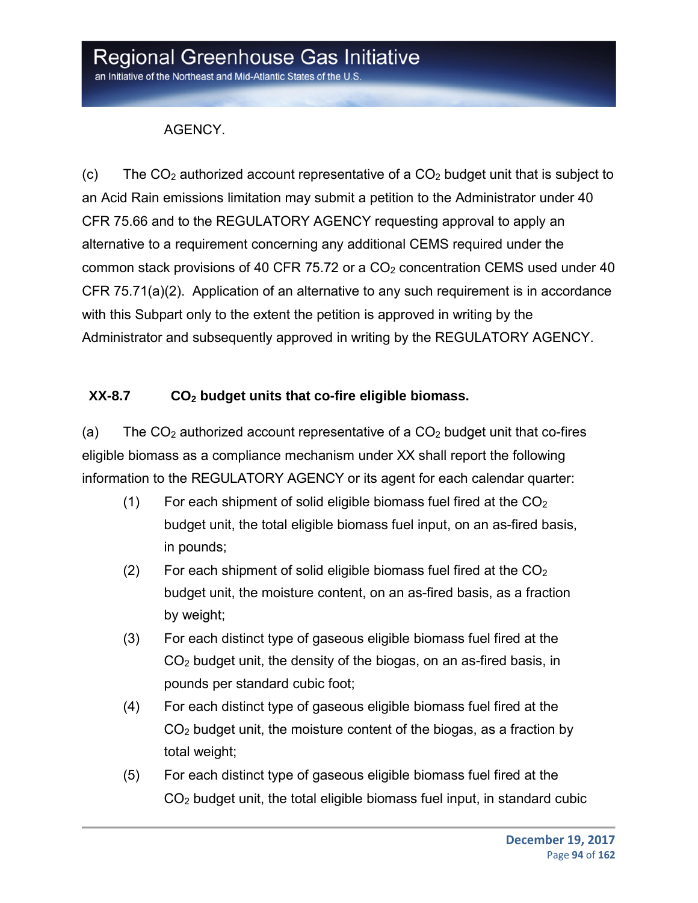AGENCY.

(c) The $CO_2$ authorized account representative of a $CO_2$ budget unit that is subject to an Acid Rain emissions limitation may submit a petition to the Administrator under 40 CFR 75.66 and to the REGULATORY AGENCY requesting approval to apply an alternative to a requirement concerning any additional CEMS required under the common stack provisions of 40 CFR 75.72 or a $CO_2$ concentration CEMS used under 40 CFR 75.71(a)(2). Application of an alternative to any such requirement is in accordance with this Subpart only to the extent the petition is approved in writing by the Administrator and subsequently approved in writing by the REGULATORY AGENCY.

### XX-8.7 $CO_2$ budget units that co-fire eligible biomass.

(a) The $CO_2$ authorized account representative of a $CO_2$ budget unit that co-fires eligible biomass as a compliance mechanism under XX shall report the following information to the REGULATORY AGENCY or its agent for each calendar quarter:

(1) For each shipment of solid eligible biomass fuel fired at the $CO_2$ budget unit, the total eligible biomass fuel input, on an as-fired basis, in pounds;

(2) For each shipment of solid eligible biomass fuel fired at the $CO_2$ budget unit, the moisture content, on an as-fired basis, as a fraction by weight;

(3) For each distinct type of gaseous eligible biomass fuel fired at the $CO_2$ budget unit, the density of the biogas, on an as-fired basis, in pounds per standard cubic foot;

(4) For each distinct type of gaseous eligible biomass fuel fired at the $CO_2$ budget unit, the moisture content of the biogas, as a fraction by total weight;

(5) For each distinct type of gaseous eligible biomass fuel fired at the $CO_2$ budget unit, the total eligible biomass fuel input, in standard cubic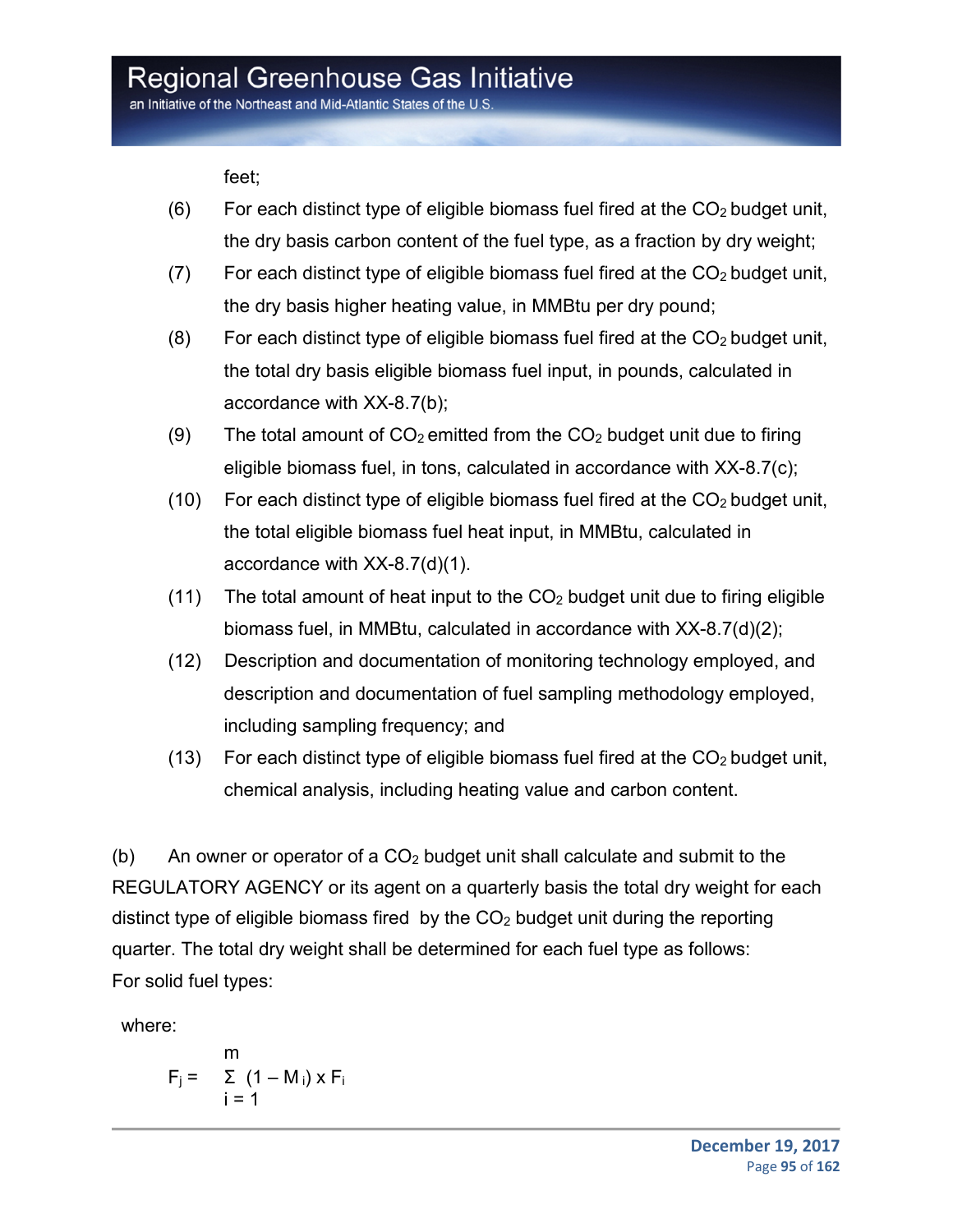feet;

(6) For each distinct type of eligible biomass fuel fired at the $CO_2$ budget unit, the dry basis carbon content of the fuel type, as a fraction by dry weight;

(7) For each distinct type of eligible biomass fuel fired at the $CO_2$ budget unit, the dry basis higher heating value, in MMBtu per dry pound;

(8) For each distinct type of eligible biomass fuel fired at the $CO_2$ budget unit, the total dry basis eligible biomass fuel input, in pounds, calculated in accordance with XX-8.7(b);

(9) The total amount of $CO_2$ emitted from the $CO_2$ budget unit due to firing eligible biomass fuel, in tons, calculated in accordance with XX-8.7(c);

(10) For each distinct type of eligible biomass fuel fired at the $CO_2$ budget unit, the total eligible biomass fuel heat input, in MMBtu, calculated in accordance with XX-8.7(d)(1).

(11) The total amount of heat input to the $CO_2$ budget unit due to firing eligible biomass fuel, in MMBtu, calculated in accordance with XX-8.7(d)(2);

(12) Description and documentation of monitoring technology employed, and description and documentation of fuel sampling methodology employed, including sampling frequency; and

(13) For each distinct type of eligible biomass fuel fired at the $CO_2$ budget unit, chemical analysis, including heating value and carbon content.

(b) An owner or operator of a $CO_2$ budget unit shall calculate and submit to the REGULATORY AGENCY or its agent on a quarterly basis the total dry weight for each distinct type of eligible biomass fired by the $CO_2$ budget unit during the reporting quarter. The total dry weight shall be determined for each fuel type as follows:
For solid fuel types:

where:

$$F_j = \sum_{i=1}^{m} (1 - M_i) \times F_i$$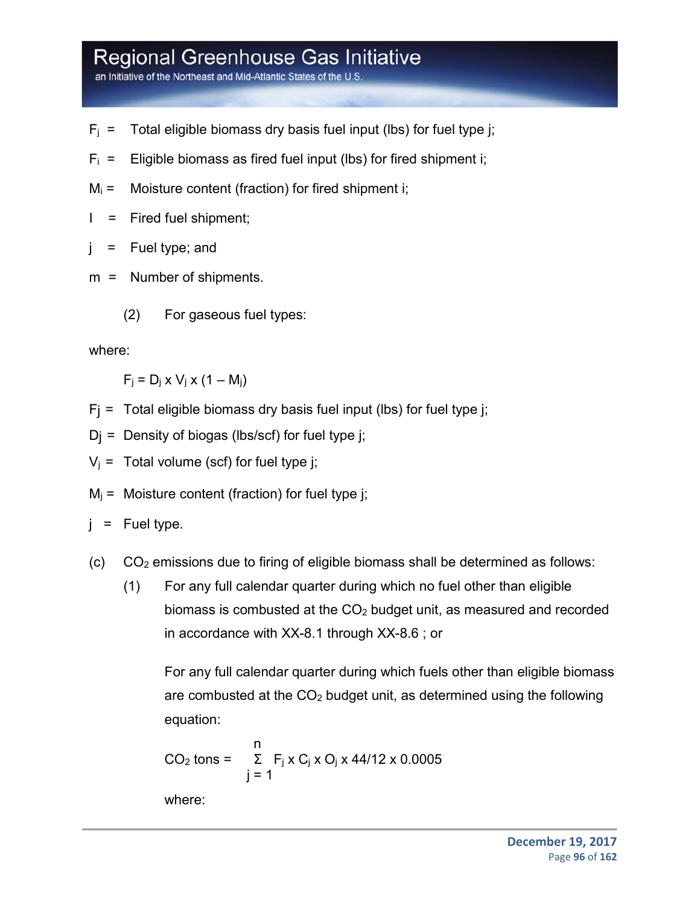$F_j$ = Total eligible biomass dry basis fuel input (lbs) for fuel type j;

$F_i$ = Eligible biomass as fired fuel input (lbs) for fired shipment i;

$M_i$ = Moisture content (fraction) for fired shipment i;

I = Fired fuel shipment;

j = Fuel type; and

m = Number of shipments.

(2) For gaseous fuel types:

where:

$$F_j = D_j \times V_j \times (1 - M_j)$$

Fj = Total eligible biomass dry basis fuel input (lbs) for fuel type j;

$D_j$ = Density of biogas (lbs/scf) for fuel type j;

$V_j$ = Total volume (scf) for fuel type j;

$M_j$ = Moisture content (fraction) for fuel type j;

j = Fuel type.

(c) $CO_2$ emissions due to firing of eligible biomass shall be determined as follows:

(1) For any full calendar quarter during which no fuel other than eligible biomass is combusted at the $CO_2$ budget unit, as measured and recorded in accordance with XX-8.1 through XX-8.6 ; or

For any full calendar quarter during which fuels other than eligible biomass are combusted at the $CO_2$ budget unit, as determined using the following equation:

$$CO_2 \text{ tons} = \sum_{j=1}^{n} F_j \times C_j \times O_j \times 44/12 \times 0.0005$$

where: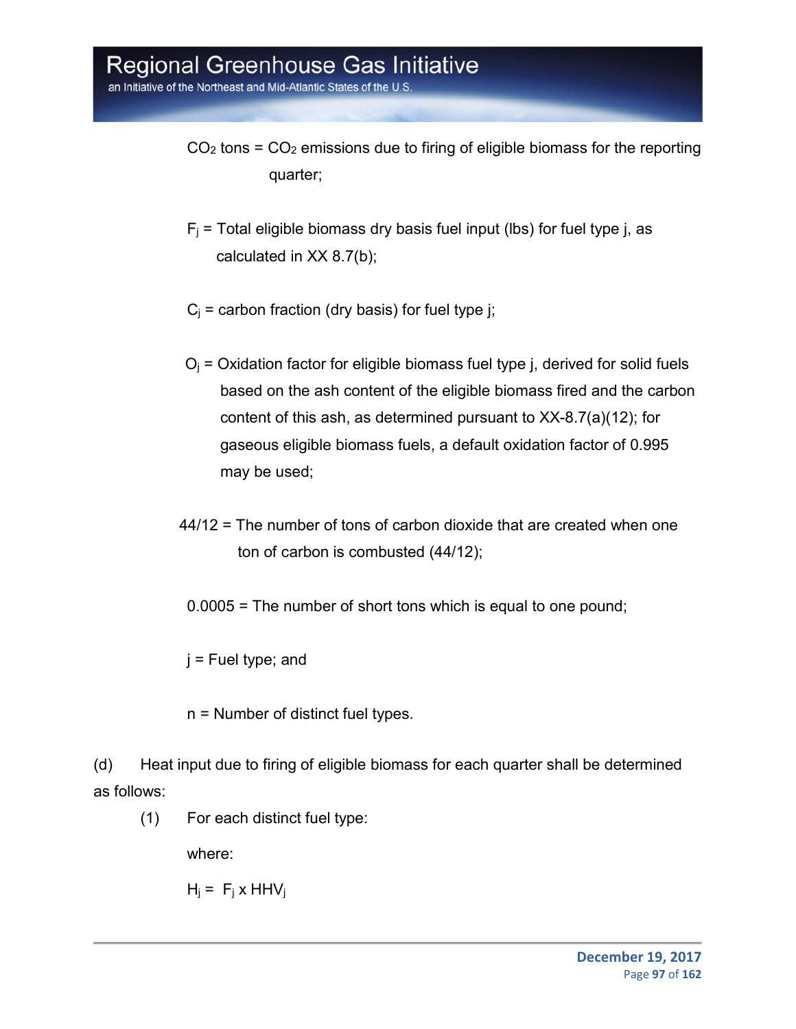$CO_2$ tons = $CO_2$ emissions due to firing of eligible biomass for the reporting quarter;

$F_j$ = Total eligible biomass dry basis fuel input (lbs) for fuel type j, as calculated in XX 8.7(b);

$C_j$ = carbon fraction (dry basis) for fuel type j;

$O_j$ = Oxidation factor for eligible biomass fuel type j, derived for solid fuels based on the ash content of the eligible biomass fired and the carbon content of this ash, as determined pursuant to XX-8.7(a)(12); for gaseous eligible biomass fuels, a default oxidation factor of 0.995 may be used;

44/12 = The number of tons of carbon dioxide that are created when one ton of carbon is combusted (44/12);

0.0005 = The number of short tons which is equal to one pound;

j = Fuel type; and

n = Number of distinct fuel types.

(d) Heat input due to firing of eligible biomass for each quarter shall be determined as follows:

(1) For each distinct fuel type:

where:

$$H_j = F_j \times HHV_j$$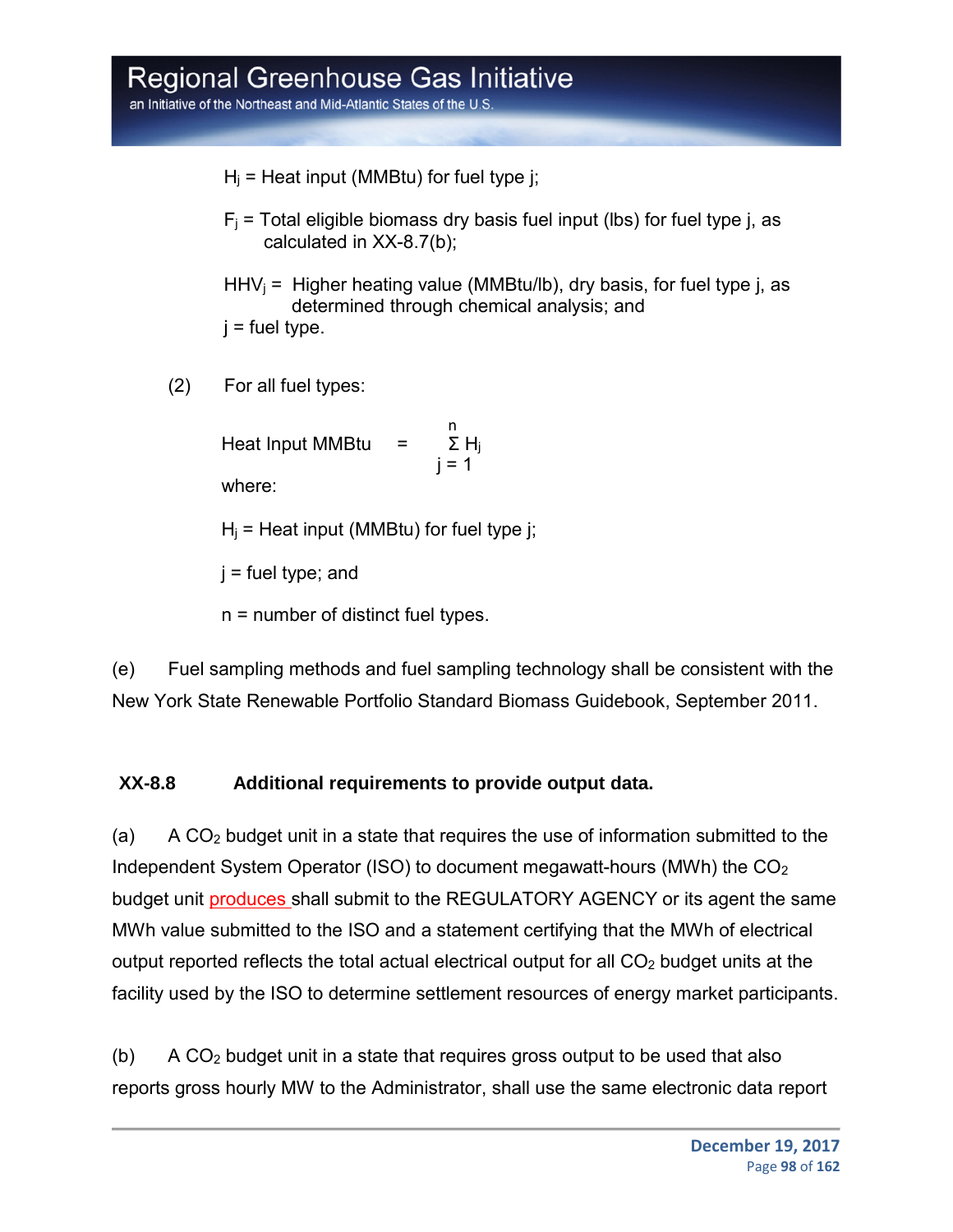$H_j$ = Heat input (MMBtu) for fuel type j;

$F_j$ = Total eligible biomass dry basis fuel input (lbs) for fuel type j, as calculated in XX-8.7(b);

$HHV_j$ = Higher heating value (MMBtu/lb), dry basis, for fuel type j, as determined through chemical analysis; and

j = fuel type.

(2) For all fuel types:

$$\text{Heat Input MMBtu} = \sum_{j=1}^{n} H_j$$

where:

$H_j$ = Heat input (MMBtu) for fuel type j;

j = fuel type; and

n = number of distinct fuel types.

(e) Fuel sampling methods and fuel sampling technology shall be consistent with the New York State Renewable Portfolio Standard Biomass Guidebook, September 2011.

**XX-8.8 Additional requirements to provide output data.**

(a) A $CO_2$ budget unit in a state that requires the use of information submitted to the Independent System Operator (ISO) to document megawatt-hours (MWh) the $CO_2$ budget unit produces shall submit to the REGULATORY AGENCY or its agent the same MWh value submitted to the ISO and a statement certifying that the MWh of electrical output reported reflects the total actual electrical output for all $CO_2$ budget units at the facility used by the ISO to determine settlement resources of energy market participants.

(b) A $CO_2$ budget unit in a state that requires gross output to be used that also reports gross hourly MW to the Administrator, shall use the same electronic data report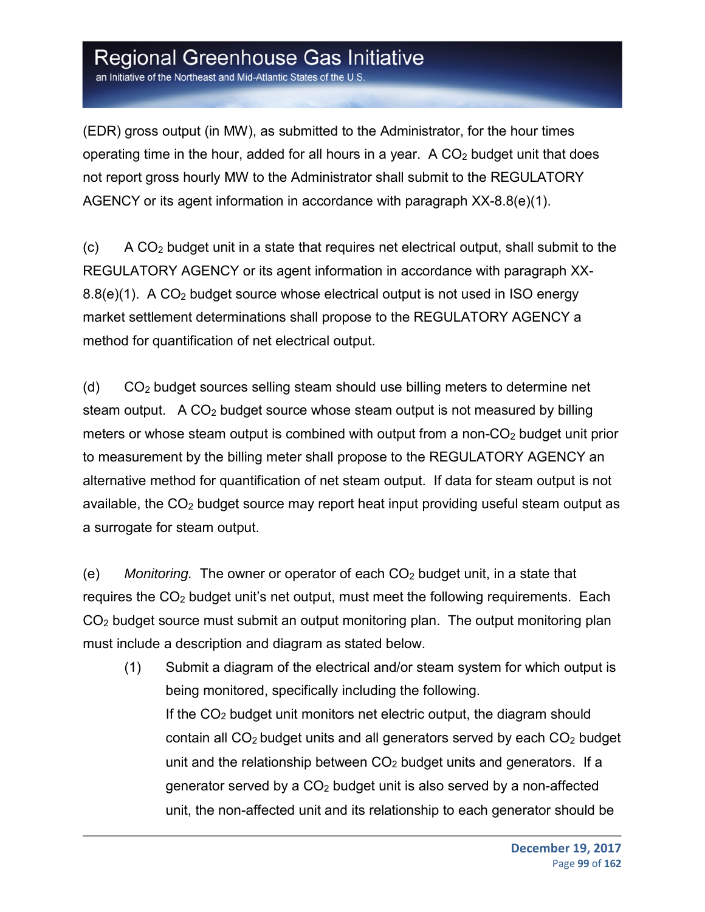(EDR) gross output (in MW), as submitted to the Administrator, for the hour times operating time in the hour, added for all hours in a year. A $CO_2$ budget unit that does not report gross hourly MW to the Administrator shall submit to the REGULATORY AGENCY or its agent information in accordance with paragraph XX-8.8(e)(1).

(c) A $CO_2$ budget unit in a state that requires net electrical output, shall submit to the REGULATORY AGENCY or its agent information in accordance with paragraph XX-8.8(e)(1). A $CO_2$ budget source whose electrical output is not used in ISO energy market settlement determinations shall propose to the REGULATORY AGENCY a method for quantification of net electrical output.

(d) $CO_2$ budget sources selling steam should use billing meters to determine net steam output. A $CO_2$ budget source whose steam output is not measured by billing meters or whose steam output is combined with output from a non-$CO_2$ budget unit prior to measurement by the billing meter shall propose to the REGULATORY AGENCY an alternative method for quantification of net steam output. If data for steam output is not available, the $CO_2$ budget source may report heat input providing useful steam output as a surrogate for steam output.

(e) *Monitoring.* The owner or operator of each $CO_2$ budget unit, in a state that requires the $CO_2$ budget unit's net output, must meet the following requirements. Each $CO_2$ budget source must submit an output monitoring plan. The output monitoring plan must include a description and diagram as stated below.

(1) Submit a diagram of the electrical and/or steam system for which output is being monitored, specifically including the following.
If the $CO_2$ budget unit monitors net electric output, the diagram should contain all $CO_2$ budget units and all generators served by each $CO_2$ budget unit and the relationship between $CO_2$ budget units and generators. If a generator served by a $CO_2$ budget unit is also served by a non-affected unit, the non-affected unit and its relationship to each generator should be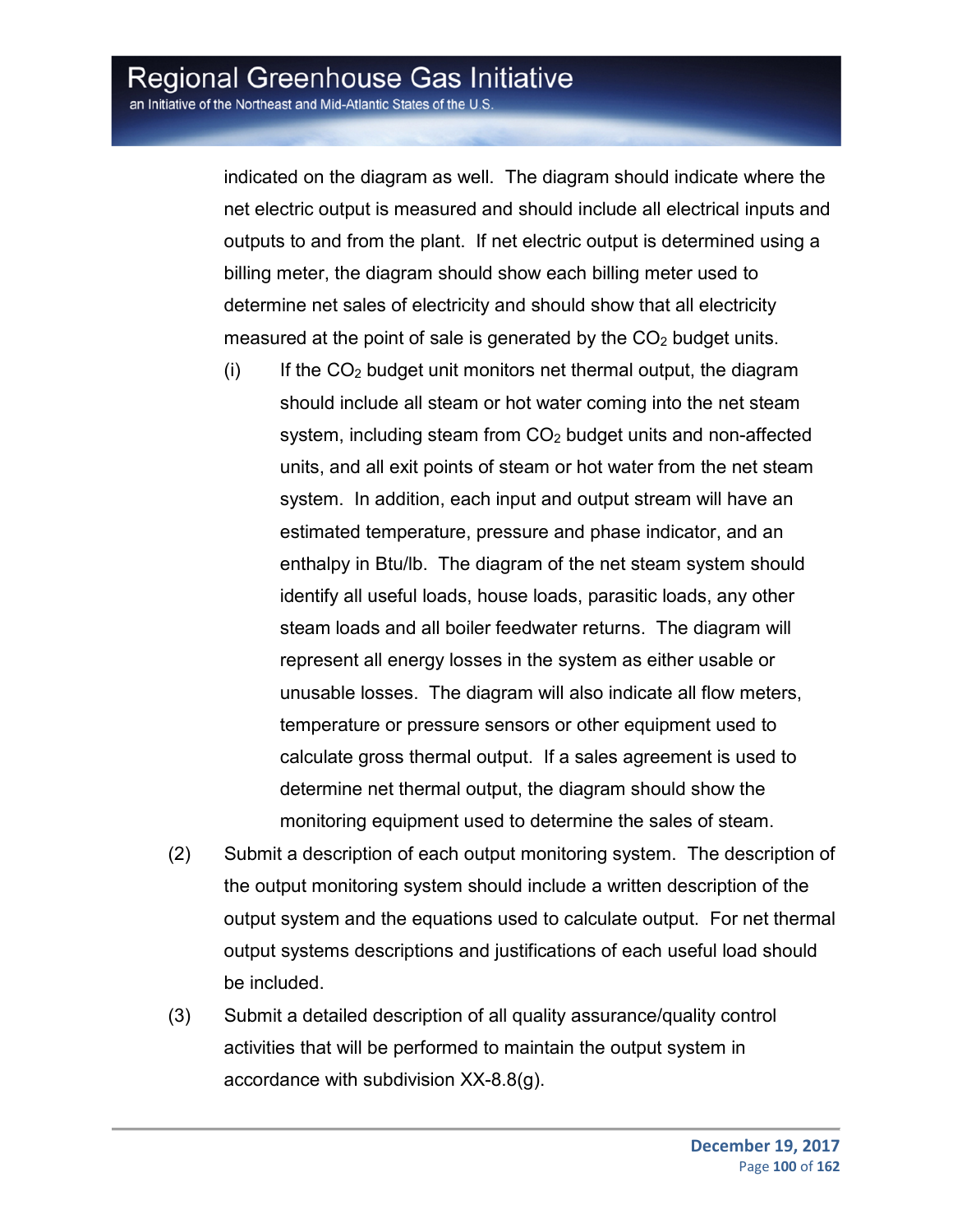indicated on the diagram as well. The diagram should indicate where the net electric output is measured and should include all electrical inputs and outputs to and from the plant. If net electric output is determined using a billing meter, the diagram should show each billing meter used to determine net sales of electricity and should show that all electricity measured at the point of sale is generated by the $CO_2$ budget units.

(i) If the $CO_2$ budget unit monitors net thermal output, the diagram should include all steam or hot water coming into the net steam system, including steam from $CO_2$ budget units and non-affected units, and all exit points of steam or hot water from the net steam system. In addition, each input and output stream will have an estimated temperature, pressure and phase indicator, and an enthalpy in Btu/lb. The diagram of the net steam system should identify all useful loads, house loads, parasitic loads, any other steam loads and all boiler feedwater returns. The diagram will represent all energy losses in the system as either usable or unusable losses. The diagram will also indicate all flow meters, temperature or pressure sensors or other equipment used to calculate gross thermal output. If a sales agreement is used to determine net thermal output, the diagram should show the monitoring equipment used to determine the sales of steam.

(2) Submit a description of each output monitoring system. The description of the output monitoring system should include a written description of the output system and the equations used to calculate output. For net thermal output systems descriptions and justifications of each useful load should be included.

(3) Submit a detailed description of all quality assurance/quality control activities that will be performed to maintain the output system in accordance with subdivision XX-8.8(g).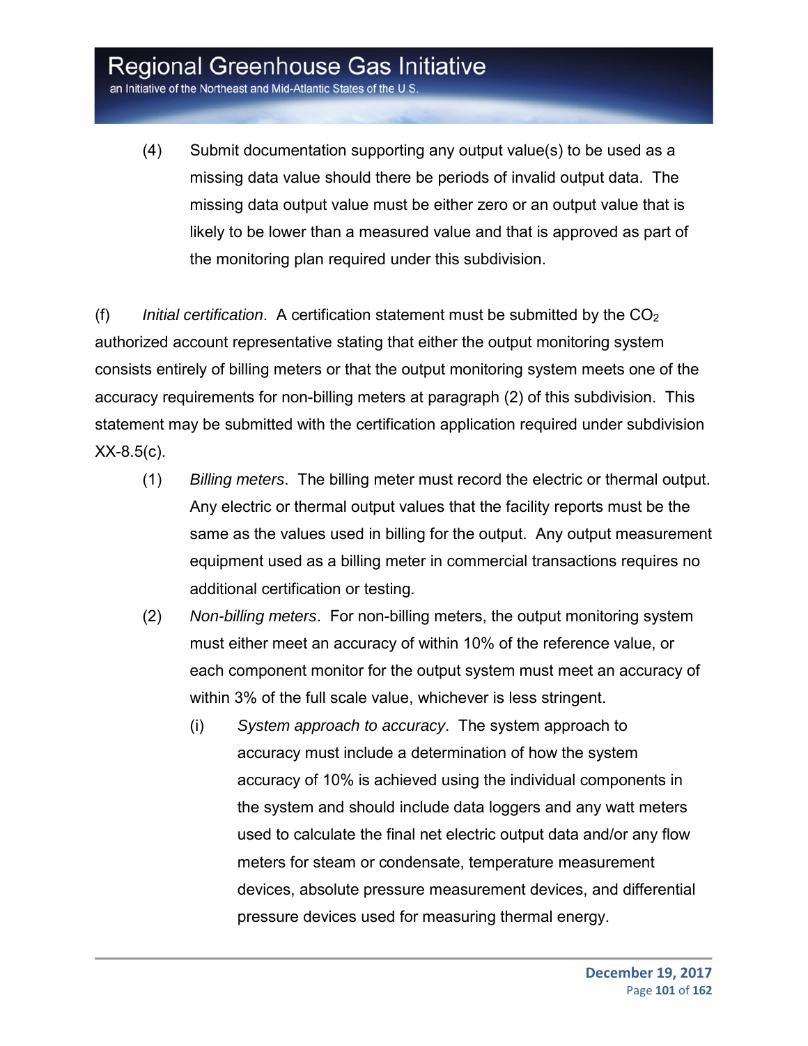(4) Submit documentation supporting any output value(s) to be used as a missing data value should there be periods of invalid output data. The missing data output value must be either zero or an output value that is likely to be lower than a measured value and that is approved as part of the monitoring plan required under this subdivision.

(f) *Initial certification*. A certification statement must be submitted by the $CO_2$ authorized account representative stating that either the output monitoring system consists entirely of billing meters or that the output monitoring system meets one of the accuracy requirements for non-billing meters at paragraph (2) of this subdivision. This statement may be submitted with the certification application required under subdivision XX-8.5(c).

(1) *Billing meters*. The billing meter must record the electric or thermal output. Any electric or thermal output values that the facility reports must be the same as the values used in billing for the output. Any output measurement equipment used as a billing meter in commercial transactions requires no additional certification or testing.

(2) *Non-billing meters*. For non-billing meters, the output monitoring system must either meet an accuracy of within 10% of the reference value, or each component monitor for the output system must meet an accuracy of within 3% of the full scale value, whichever is less stringent.

(i) *System approach to accuracy*. The system approach to accuracy must include a determination of how the system accuracy of 10% is achieved using the individual components in the system and should include data loggers and any watt meters used to calculate the final net electric output data and/or any flow meters for steam or condensate, temperature measurement devices, absolute pressure measurement devices, and differential pressure devices used for measuring thermal energy.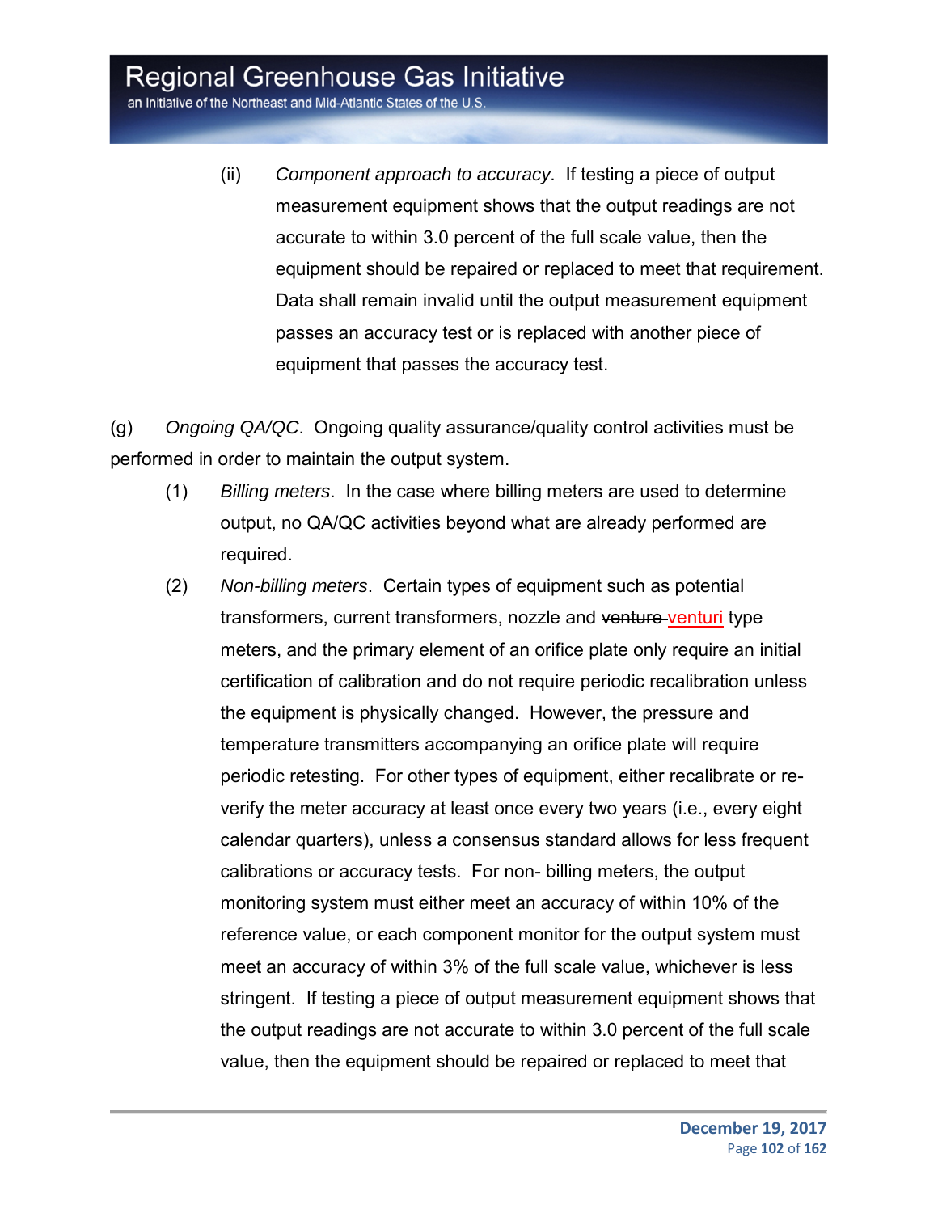(ii) *Component approach to accuracy*. If testing a piece of output measurement equipment shows that the output readings are not accurate to within 3.0 percent of the full scale value, then the equipment should be repaired or replaced to meet that requirement. Data shall remain invalid until the output measurement equipment passes an accuracy test or is replaced with another piece of equipment that passes the accuracy test.

(g) *Ongoing QA/QC*. Ongoing quality assurance/quality control activities must be performed in order to maintain the output system.

(1) *Billing meters*. In the case where billing meters are used to determine output, no QA/QC activities beyond what are already performed are required.

(2) *Non-billing meters*. Certain types of equipment such as potential transformers, current transformers, nozzle and ~~venture~~ venturi type meters, and the primary element of an orifice plate only require an initial certification of calibration and do not require periodic recalibration unless the equipment is physically changed. However, the pressure and temperature transmitters accompanying an orifice plate will require periodic retesting. For other types of equipment, either recalibrate or re-verify the meter accuracy at least once every two years (i.e., every eight calendar quarters), unless a consensus standard allows for less frequent calibrations or accuracy tests. For non- billing meters, the output monitoring system must either meet an accuracy of within 10% of the reference value, or each component monitor for the output system must meet an accuracy of within 3% of the full scale value, whichever is less stringent. If testing a piece of output measurement equipment shows that the output readings are not accurate to within 3.0 percent of the full scale value, then the equipment should be repaired or replaced to meet that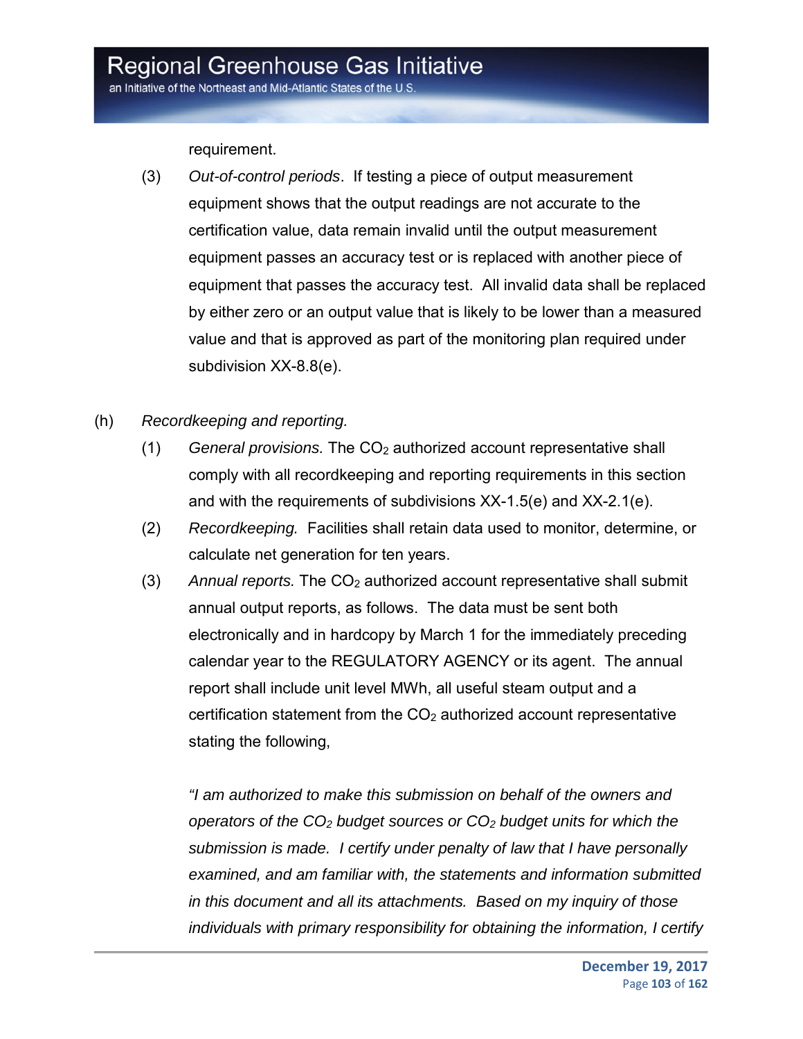requirement.

(3) *Out-of-control periods*. If testing a piece of output measurement equipment shows that the output readings are not accurate to the certification value, data remain invalid until the output measurement equipment passes an accuracy test or is replaced with another piece of equipment that passes the accuracy test. All invalid data shall be replaced by either zero or an output value that is likely to be lower than a measured value and that is approved as part of the monitoring plan required under subdivision XX-8.8(e).

(h) *Recordkeeping and reporting.*

(1) *General provisions.* The $CO_2$ authorized account representative shall comply with all recordkeeping and reporting requirements in this section and with the requirements of subdivisions XX-1.5(e) and XX-2.1(e).

(2) *Recordkeeping.* Facilities shall retain data used to monitor, determine, or calculate net generation for ten years.

(3) *Annual reports.* The $CO_2$ authorized account representative shall submit annual output reports, as follows. The data must be sent both electronically and in hardcopy by March 1 for the immediately preceding calendar year to the REGULATORY AGENCY or its agent. The annual report shall include unit level MWh, all useful steam output and a certification statement from the $CO_2$ authorized account representative stating the following,

*"I am authorized to make this submission on behalf of the owners and operators of the $CO_2$ budget sources or $CO_2$ budget units for which the submission is made. I certify under penalty of law that I have personally examined, and am familiar with, the statements and information submitted in this document and all its attachments. Based on my inquiry of those individuals with primary responsibility for obtaining the information, I certify*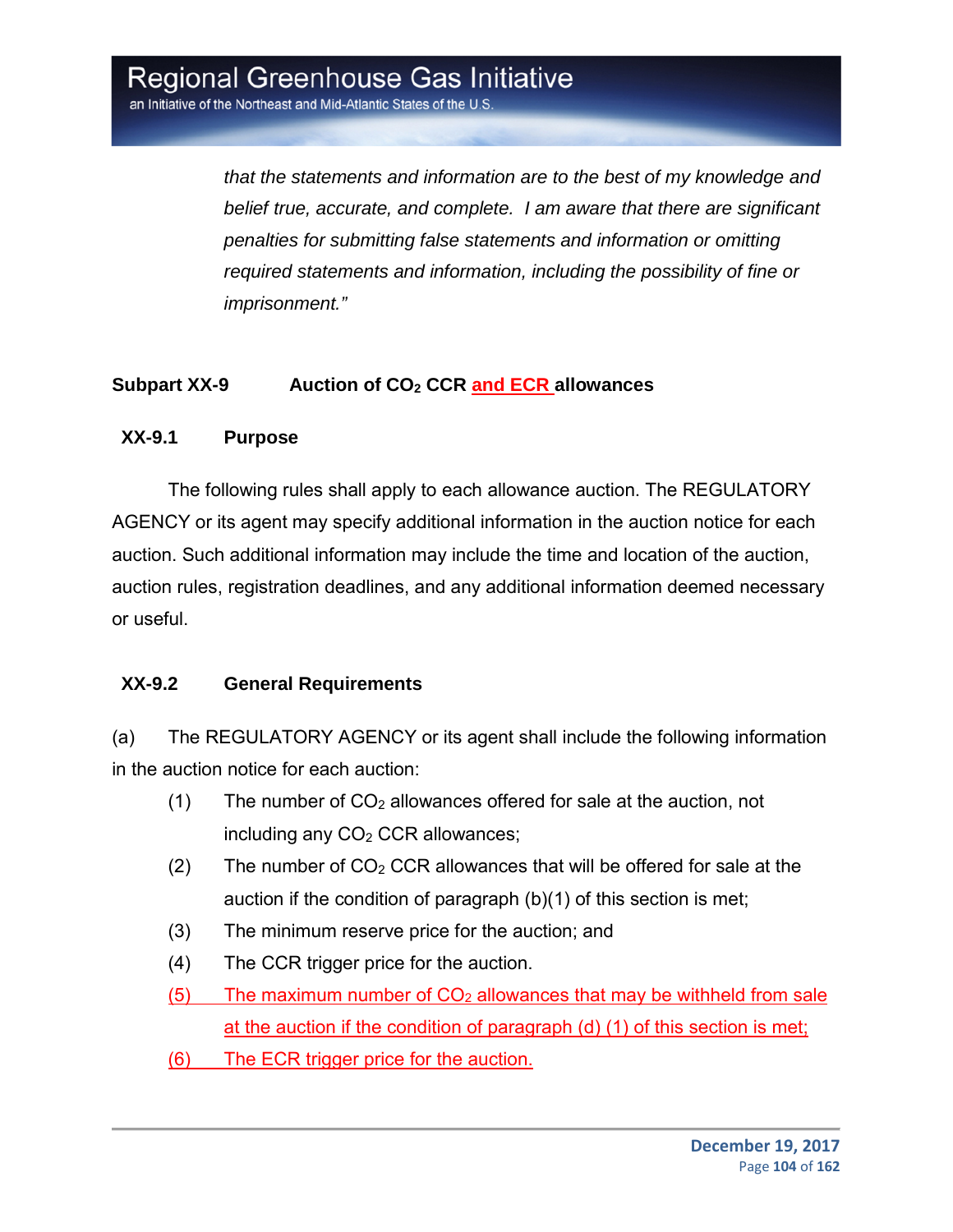*that the statements and information are to the best of my knowledge and belief true, accurate, and complete. I am aware that there are significant penalties for submitting false statements and information or omitting required statements and information, including the possibility of fine or imprisonment."*

## Subpart XX-9 Auction of $CO_2$ CCR and ECR allowances

### XX-9.1 Purpose

The following rules shall apply to each allowance auction. The REGULATORY AGENCY or its agent may specify additional information in the auction notice for each auction. Such additional information may include the time and location of the auction, auction rules, registration deadlines, and any additional information deemed necessary or useful.

### XX-9.2 General Requirements

(a) The REGULATORY AGENCY or its agent shall include the following information in the auction notice for each auction:

(1) The number of $CO_2$ allowances offered for sale at the auction, not including any $CO_2$ CCR allowances;

(2) The number of $CO_2$ CCR allowances that will be offered for sale at the auction if the condition of paragraph (b)(1) of this section is met;

(3) The minimum reserve price for the auction; and

(4) The CCR trigger price for the auction.

(5) The maximum number of $CO_2$ allowances that may be withheld from sale at the auction if the condition of paragraph (d) (1) of this section is met;

(6) The ECR trigger price for the auction.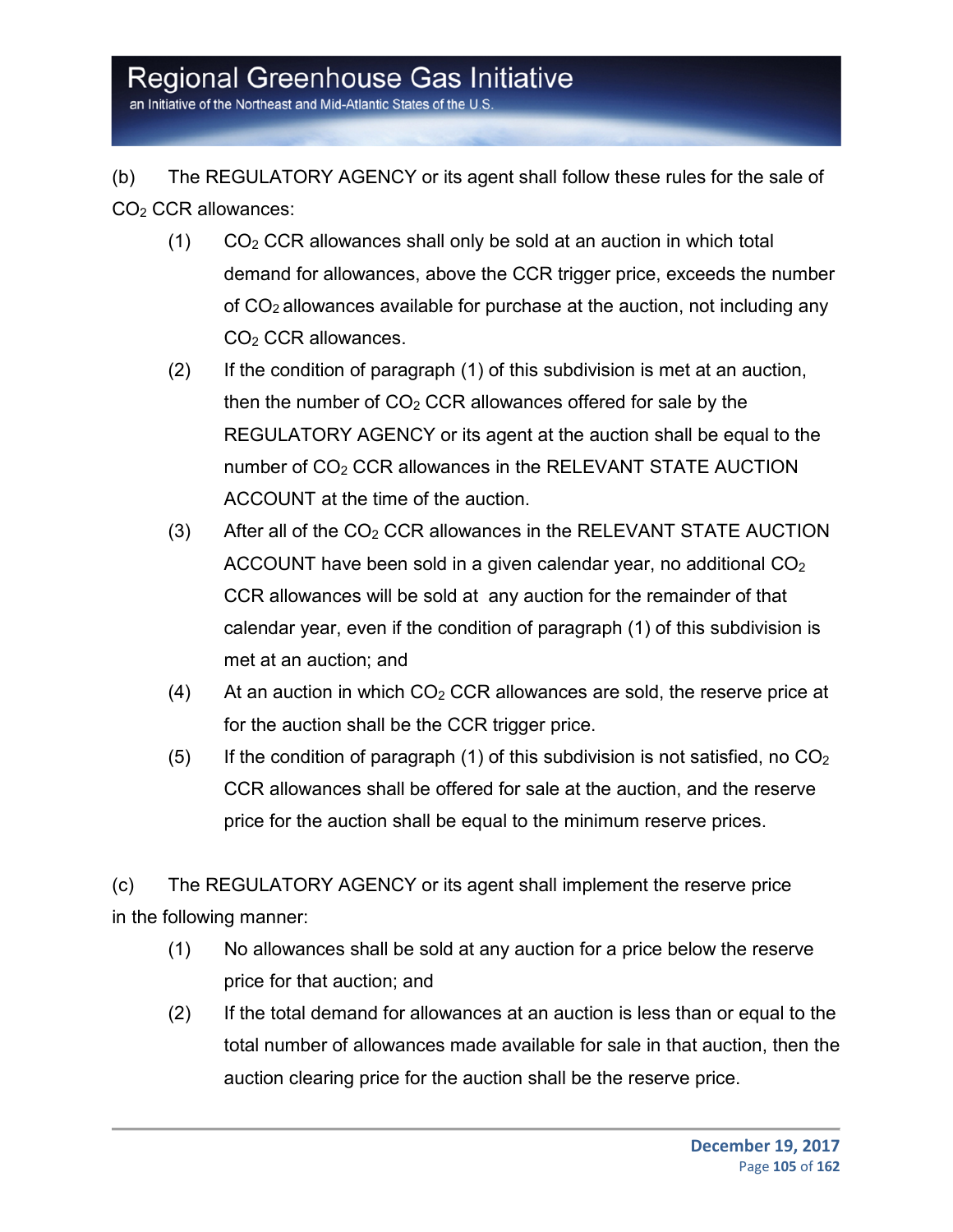(b) The REGULATORY AGENCY or its agent shall follow these rules for the sale of $CO_2$ CCR allowances:

(1) $CO_2$ CCR allowances shall only be sold at an auction in which total demand for allowances, above the CCR trigger price, exceeds the number of $CO_2$ allowances available for purchase at the auction, not including any $CO_2$ CCR allowances.

(2) If the condition of paragraph (1) of this subdivision is met at an auction, then the number of $CO_2$ CCR allowances offered for sale by the REGULATORY AGENCY or its agent at the auction shall be equal to the number of $CO_2$ CCR allowances in the RELEVANT STATE AUCTION ACCOUNT at the time of the auction.

(3) After all of the $CO_2$ CCR allowances in the RELEVANT STATE AUCTION ACCOUNT have been sold in a given calendar year, no additional $CO_2$ CCR allowances will be sold at any auction for the remainder of that calendar year, even if the condition of paragraph (1) of this subdivision is met at an auction; and

(4) At an auction in which $CO_2$ CCR allowances are sold, the reserve price at for the auction shall be the CCR trigger price.

(5) If the condition of paragraph (1) of this subdivision is not satisfied, no $CO_2$ CCR allowances shall be offered for sale at the auction, and the reserve price for the auction shall be equal to the minimum reserve prices.

(c) The REGULATORY AGENCY or its agent shall implement the reserve price in the following manner:

(1) No allowances shall be sold at any auction for a price below the reserve price for that auction; and

(2) If the total demand for allowances at an auction is less than or equal to the total number of allowances made available for sale in that auction, then the auction clearing price for the auction shall be the reserve price.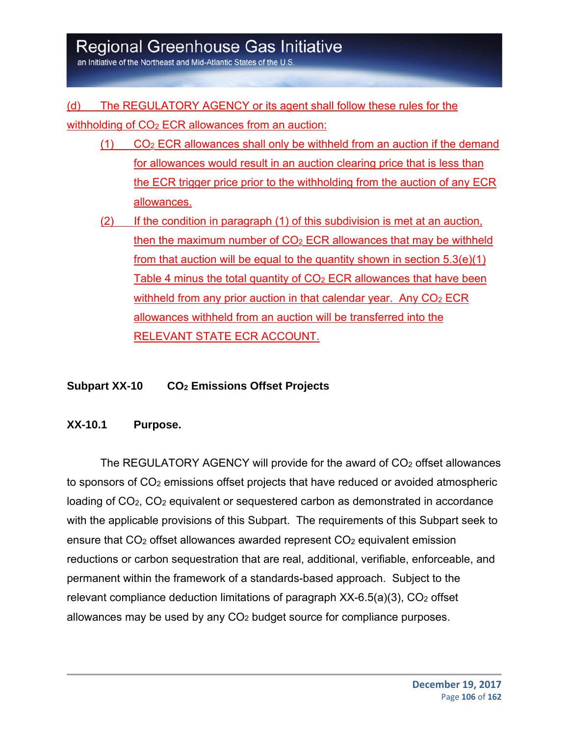(d) The REGULATORY AGENCY or its agent shall follow these rules for the withholding of $CO_2$ ECR allowances from an auction:

(1) $CO_2$ ECR allowances shall only be withheld from an auction if the demand for allowances would result in an auction clearing price that is less than the ECR trigger price prior to the withholding from the auction of any ECR allowances.

(2) If the condition in paragraph (1) of this subdivision is met at an auction, then the maximum number of $CO_2$ ECR allowances that may be withheld from that auction will be equal to the quantity shown in section 5.3(e)(1) Table 4 minus the total quantity of $CO_2$ ECR allowances that have been withheld from any prior auction in that calendar year. Any $CO_2$ ECR allowances withheld from an auction will be transferred into the RELEVANT STATE ECR ACCOUNT.

## Subpart XX-10 $CO_2$ Emissions Offset Projects

### XX-10.1 Purpose.

The REGULATORY AGENCY will provide for the award of $CO_2$ offset allowances to sponsors of $CO_2$ emissions offset projects that have reduced or avoided atmospheric loading of $CO_2$, $CO_2$ equivalent or sequestered carbon as demonstrated in accordance with the applicable provisions of this Subpart. The requirements of this Subpart seek to ensure that $CO_2$ offset allowances awarded represent $CO_2$ equivalent emission reductions or carbon sequestration that are real, additional, verifiable, enforceable, and permanent within the framework of a standards-based approach. Subject to the relevant compliance deduction limitations of paragraph XX-6.5(a)(3), $CO_2$ offset allowances may be used by any $CO_2$ budget source for compliance purposes.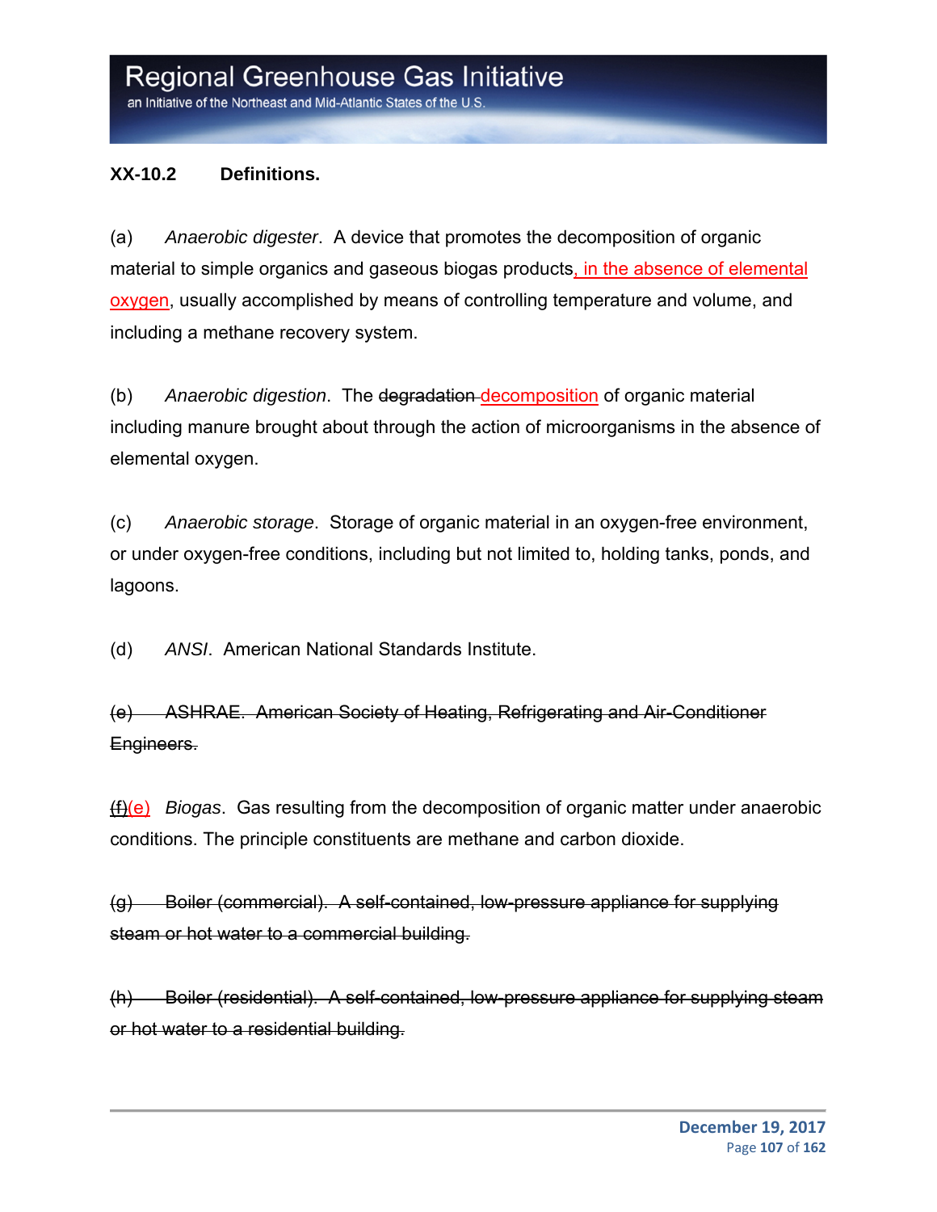**XX-10.2 Definitions.**

(a) *Anaerobic digester*. A device that promotes the decomposition of organic material to simple organics and gaseous biogas products, in the absence of elemental oxygen, usually accomplished by means of controlling temperature and volume, and including a methane recovery system.

(b) *Anaerobic digestion*. The ~~degradation~~ decomposition of organic material including manure brought about through the action of microorganisms in the absence of elemental oxygen.

(c) *Anaerobic storage*. Storage of organic material in an oxygen-free environment, or under oxygen-free conditions, including but not limited to, holding tanks, ponds, and lagoons.

(d) *ANSI*. American National Standards Institute.

~~(e) ASHRAE. American Society of Heating, Refrigerating and Air-Conditioner Engineers.~~

~~(f)~~(e) *Biogas*. Gas resulting from the decomposition of organic matter under anaerobic conditions. The principle constituents are methane and carbon dioxide.

~~(g) Boiler (commercial). A self-contained, low-pressure appliance for supplying steam or hot water to a commercial building.~~

~~(h) Boiler (residential). A self-contained, low-pressure appliance for supplying steam or hot water to a residential building.~~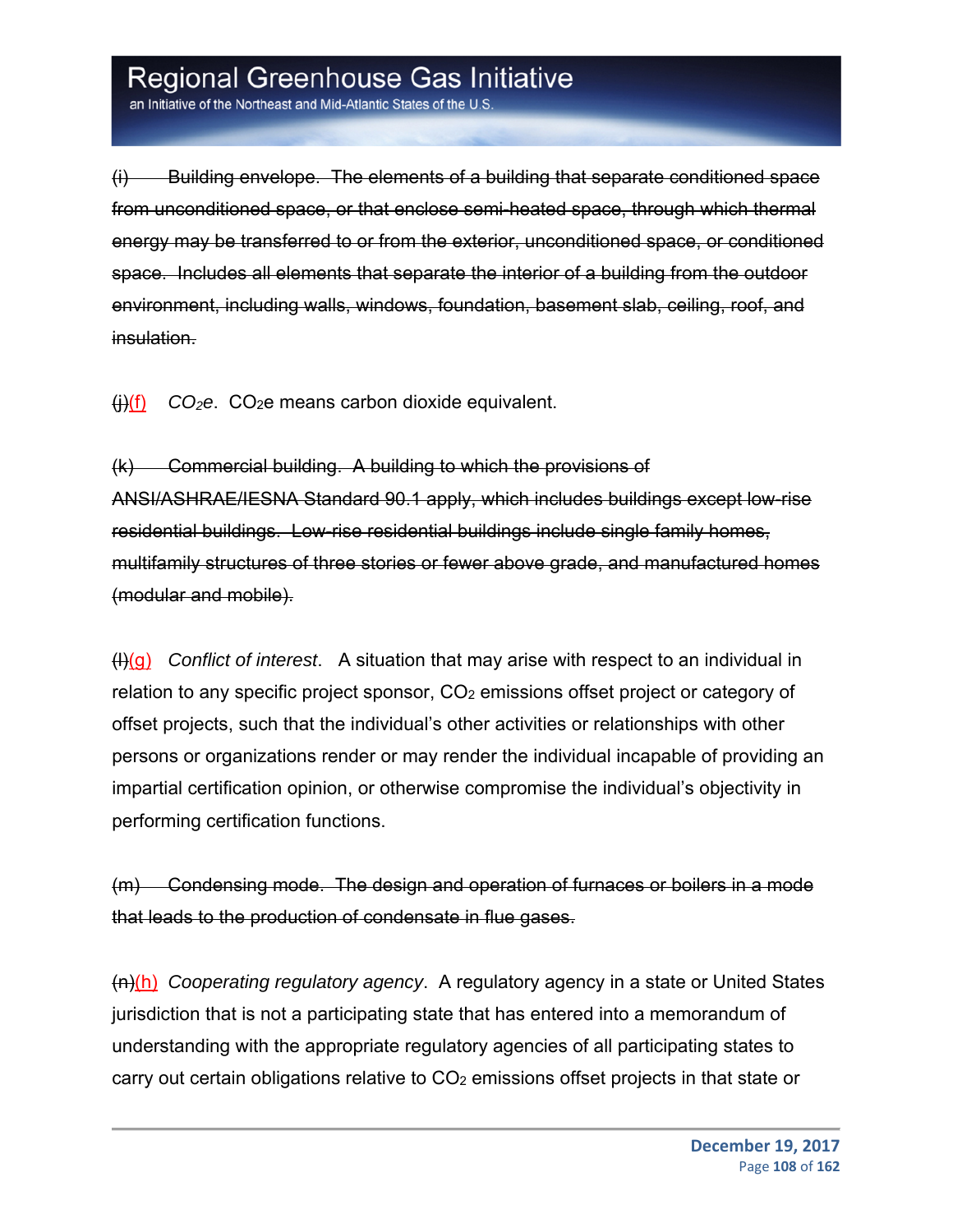~~(i) Building envelope. The elements of a building that separate conditioned space from unconditioned space, or that enclose semi-heated space, through which thermal energy may be transferred to or from the exterior, unconditioned space, or conditioned space. Includes all elements that separate the interior of a building from the outdoor environment, including walls, windows, foundation, basement slab, ceiling, roof, and insulation.~~

~~(j)~~(f) *$CO_2e$*. $CO_2e$ means carbon dioxide equivalent.

~~(k) Commercial building. A building to which the provisions of ANSI/ASHRAE/IESNA Standard 90.1 apply, which includes buildings except low-rise residential buildings. Low-rise residential buildings include single family homes, multifamily structures of three stories or fewer above grade, and manufactured homes (modular and mobile).~~

~~(l)~~(g) *Conflict of interest*. A situation that may arise with respect to an individual in relation to any specific project sponsor, $CO_2$ emissions offset project or category of offset projects, such that the individual's other activities or relationships with other persons or organizations render or may render the individual incapable of providing an impartial certification opinion, or otherwise compromise the individual's objectivity in performing certification functions.

~~(m) Condensing mode. The design and operation of furnaces or boilers in a mode that leads to the production of condensate in flue gases.~~

~~(n)~~(h) *Cooperating regulatory agency*. A regulatory agency in a state or United States jurisdiction that is not a participating state that has entered into a memorandum of understanding with the appropriate regulatory agencies of all participating states to carry out certain obligations relative to $CO_2$ emissions offset projects in that state or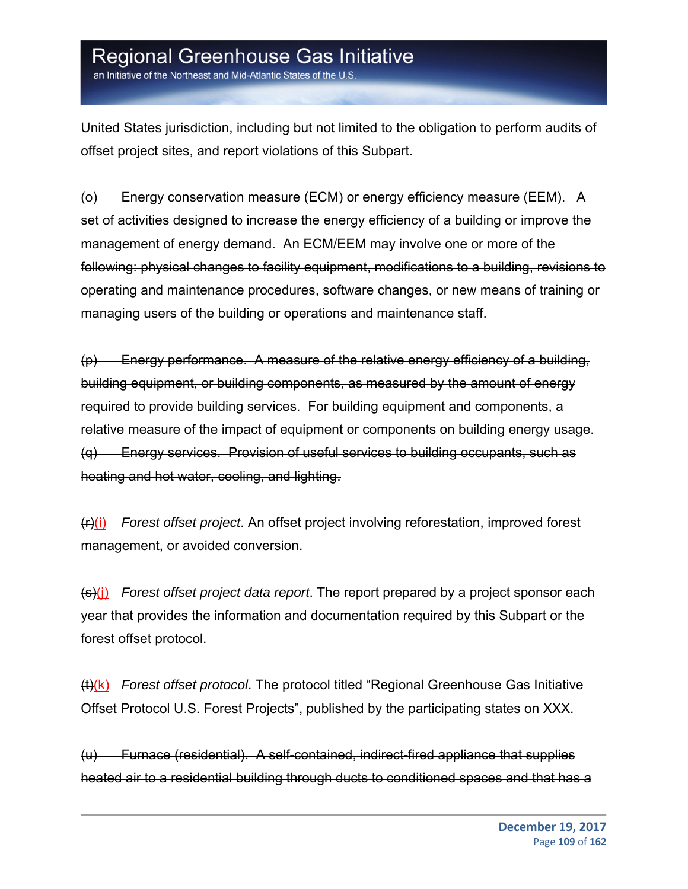United States jurisdiction, including but not limited to the obligation to perform audits of offset project sites, and report violations of this Subpart.

~~(o) Energy conservation measure (ECM) or energy efficiency measure (EEM). A set of activities designed to increase the energy efficiency of a building or improve the management of energy demand. An ECM/EEM may involve one or more of the following: physical changes to facility equipment, modifications to a building, revisions to operating and maintenance procedures, software changes, or new means of training or managing users of the building or operations and maintenance staff.~~

~~(p) Energy performance. A measure of the relative energy efficiency of a building, building equipment, or building components, as measured by the amount of energy required to provide building services. For building equipment and components, a relative measure of the impact of equipment or components on building energy usage.~~
~~(q) Energy services. Provision of useful services to building occupants, such as heating and hot water, cooling, and lighting.~~

~~(r)~~(i) *Forest offset project*. An offset project involving reforestation, improved forest management, or avoided conversion.

~~(s)~~(j) *Forest offset project data report*. The report prepared by a project sponsor each year that provides the information and documentation required by this Subpart or the forest offset protocol.

~~(t)~~(k) *Forest offset protocol*. The protocol titled "Regional Greenhouse Gas Initiative Offset Protocol U.S. Forest Projects", published by the participating states on XXX.

~~(u) Furnace (residential). A self-contained, indirect-fired appliance that supplies heated air to a residential building through ducts to conditioned spaces and that has a~~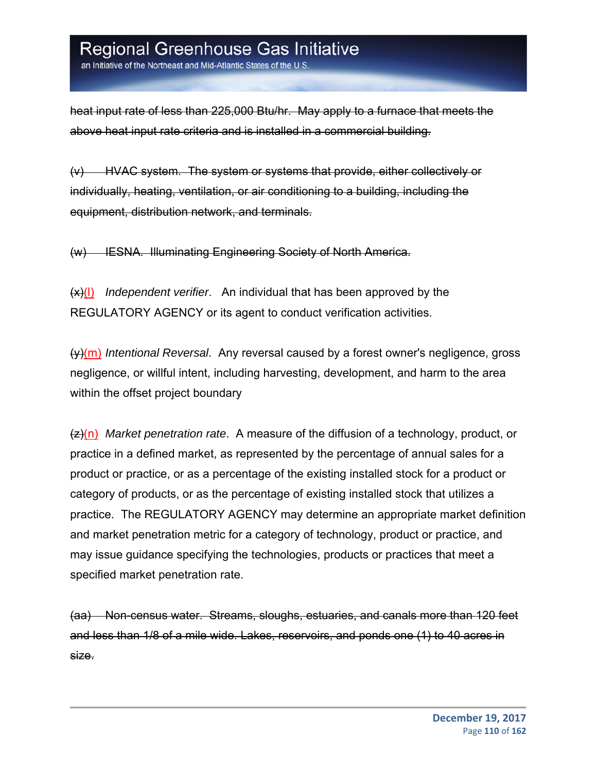~~heat input rate of less than 225,000 Btu/hr. May apply to a furnace that meets the above heat input rate criteria and is installed in a commercial building.~~

~~(v) HVAC system. The system or systems that provide, either collectively or individually, heating, ventilation, or air conditioning to a building, including the equipment, distribution network, and terminals.~~

~~(w) IESNA. Illuminating Engineering Society of North America.~~

~~(x)~~(l) *Independent verifier*. An individual that has been approved by the REGULATORY AGENCY or its agent to conduct verification activities.

~~(y)~~(m) *Intentional Reversal*. Any reversal caused by a forest owner's negligence, gross negligence, or willful intent, including harvesting, development, and harm to the area within the offset project boundary

~~(z)~~(n) *Market penetration rate*. A measure of the diffusion of a technology, product, or practice in a defined market, as represented by the percentage of annual sales for a product or practice, or as a percentage of the existing installed stock for a product or category of products, or as the percentage of existing installed stock that utilizes a practice. The REGULATORY AGENCY may determine an appropriate market definition and market penetration metric for a category of technology, product or practice, and may issue guidance specifying the technologies, products or practices that meet a specified market penetration rate.

~~(aa) Non-census water. Streams, sloughs, estuaries, and canals more than 120 feet and less than 1/8 of a mile wide. Lakes, reservoirs, and ponds one (1) to 40 acres in size.~~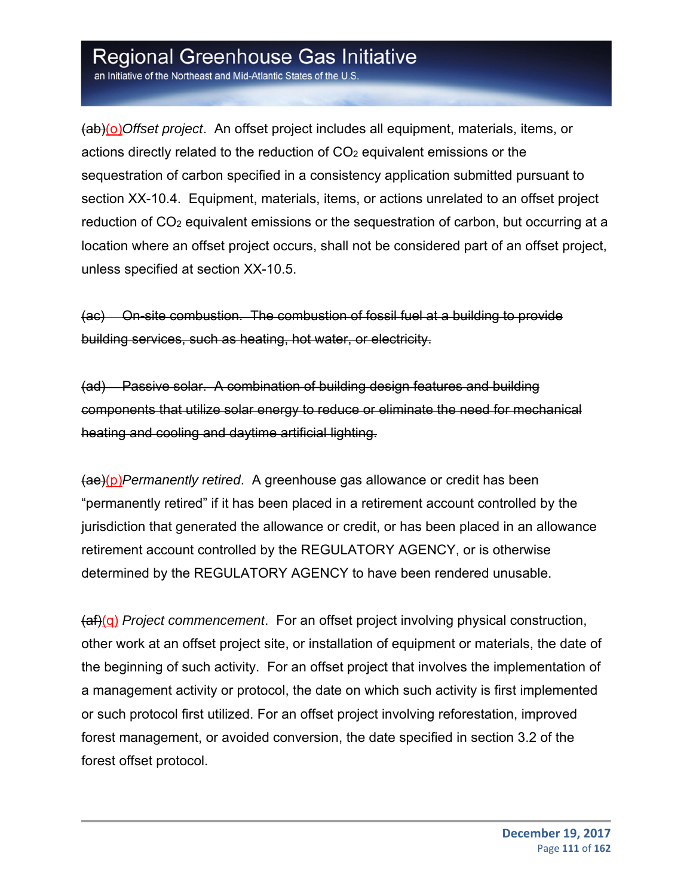~~(ab)~~(o)*Offset project*. An offset project includes all equipment, materials, items, or actions directly related to the reduction of $CO_2$ equivalent emissions or the sequestration of carbon specified in a consistency application submitted pursuant to section XX-10.4. Equipment, materials, items, or actions unrelated to an offset project reduction of $CO_2$ equivalent emissions or the sequestration of carbon, but occurring at a location where an offset project occurs, shall not be considered part of an offset project, unless specified at section XX-10.5.

~~(ac) On-site combustion. The combustion of fossil fuel at a building to provide building services, such as heating, hot water, or electricity.~~

~~(ad) Passive solar. A combination of building design features and building components that utilize solar energy to reduce or eliminate the need for mechanical heating and cooling and daytime artificial lighting.~~

~~(ae)~~(p)*Permanently retired*. A greenhouse gas allowance or credit has been "permanently retired" if it has been placed in a retirement account controlled by the jurisdiction that generated the allowance or credit, or has been placed in an allowance retirement account controlled by the REGULATORY AGENCY, or is otherwise determined by the REGULATORY AGENCY to have been rendered unusable.

~~(af)~~(q) *Project commencement*. For an offset project involving physical construction, other work at an offset project site, or installation of equipment or materials, the date of the beginning of such activity. For an offset project that involves the implementation of a management activity or protocol, the date on which such activity is first implemented or such protocol first utilized. For an offset project involving reforestation, improved forest management, or avoided conversion, the date specified in section 3.2 of the forest offset protocol.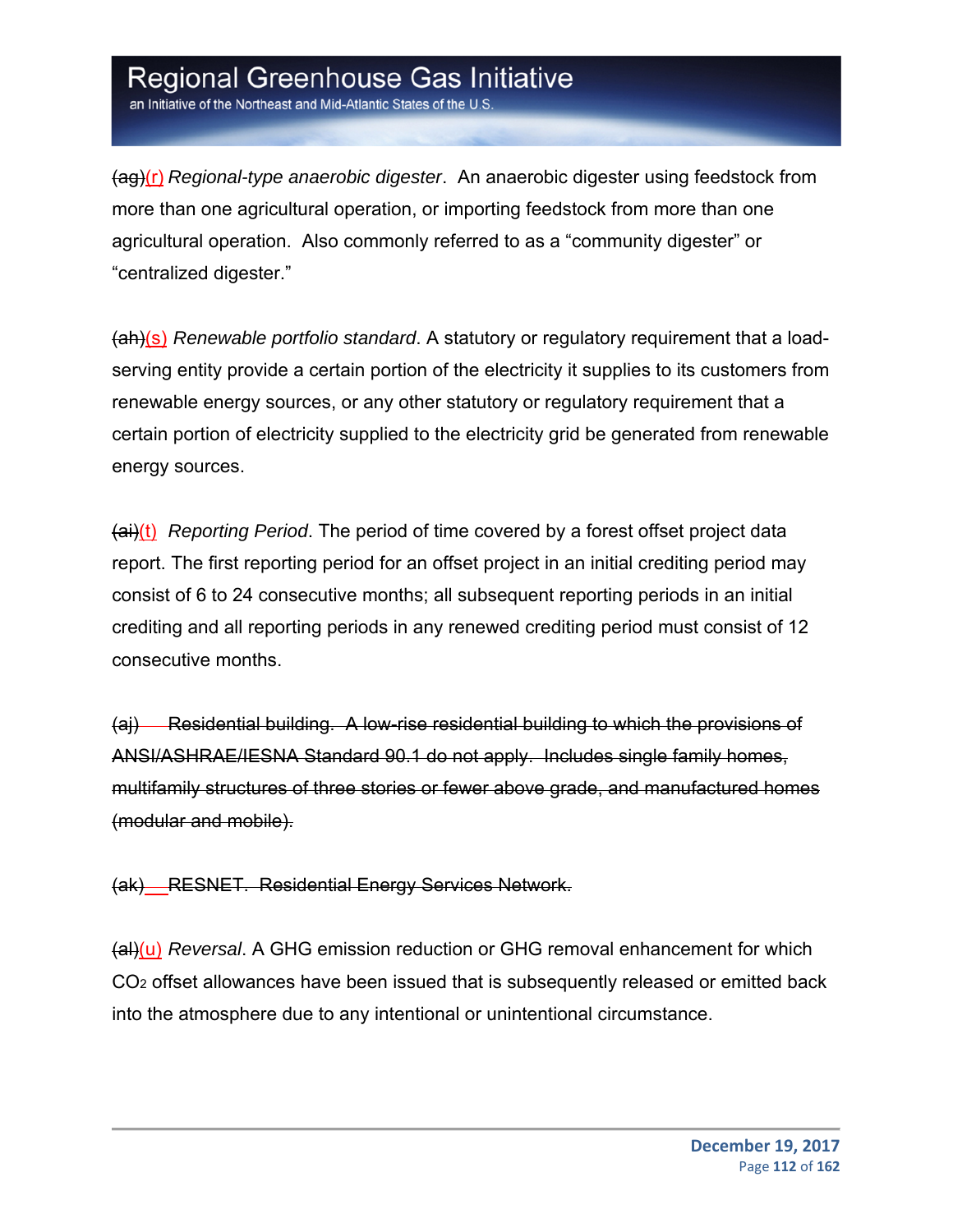~~(ag)~~(r) *Regional-type anaerobic digester*. An anaerobic digester using feedstock from more than one agricultural operation, or importing feedstock from more than one agricultural operation. Also commonly referred to as a "community digester" or "centralized digester."

~~(ah)~~(s) *Renewable portfolio standard*. A statutory or regulatory requirement that a load-serving entity provide a certain portion of the electricity it supplies to its customers from renewable energy sources, or any other statutory or regulatory requirement that a certain portion of electricity supplied to the electricity grid be generated from renewable energy sources.

~~(ai)~~(t) *Reporting Period*. The period of time covered by a forest offset project data report. The first reporting period for an offset project in an initial crediting period may consist of 6 to 24 consecutive months; all subsequent reporting periods in an initial crediting and all reporting periods in any renewed crediting period must consist of 12 consecutive months.

~~(aj) Residential building. A low-rise residential building to which the provisions of ANSI/ASHRAE/IESNA Standard 90.1 do not apply. Includes single family homes, multifamily structures of three stories or fewer above grade, and manufactured homes (modular and mobile).~~

~~(ak) RESNET. Residential Energy Services Network.~~

~~(al)~~(u) *Reversal*. A GHG emission reduction or GHG removal enhancement for which $CO_2$ offset allowances have been issued that is subsequently released or emitted back into the atmosphere due to any intentional or unintentional circumstance.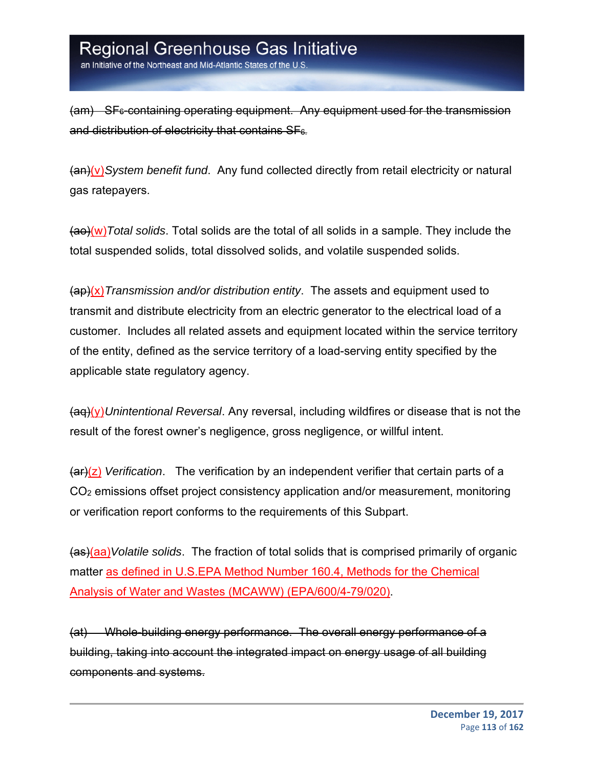~~(am) SF$_6$-containing operating equipment. Any equipment used for the transmission and distribution of electricity that contains SF$_6$.~~

~~(an)~~(v)*System benefit fund*. Any fund collected directly from retail electricity or natural gas ratepayers.

~~(ao)~~(w)*Total solids*. Total solids are the total of all solids in a sample. They include the total suspended solids, total dissolved solids, and volatile suspended solids.

~~(ap)~~(x)*Transmission and/or distribution entity*. The assets and equipment used to transmit and distribute electricity from an electric generator to the electrical load of a customer. Includes all related assets and equipment located within the service territory of the entity, defined as the service territory of a load-serving entity specified by the applicable state regulatory agency.

~~(aq)~~(y)*Unintentional Reversal*. Any reversal, including wildfires or disease that is not the result of the forest owner's negligence, gross negligence, or willful intent.

~~(ar)~~(z) *Verification*. The verification by an independent verifier that certain parts of a $CO_2$ emissions offset project consistency application and/or measurement, monitoring or verification report conforms to the requirements of this Subpart.

~~(as)~~(aa)*Volatile solids*. The fraction of total solids that is comprised primarily of organic matter as defined in U.S.EPA Method Number 160.4, Methods for the Chemical Analysis of Water and Wastes (MCAWW) (EPA/600/4-79/020).

~~(at) Whole-building energy performance. The overall energy performance of a building, taking into account the integrated impact on energy usage of all building components and systems.~~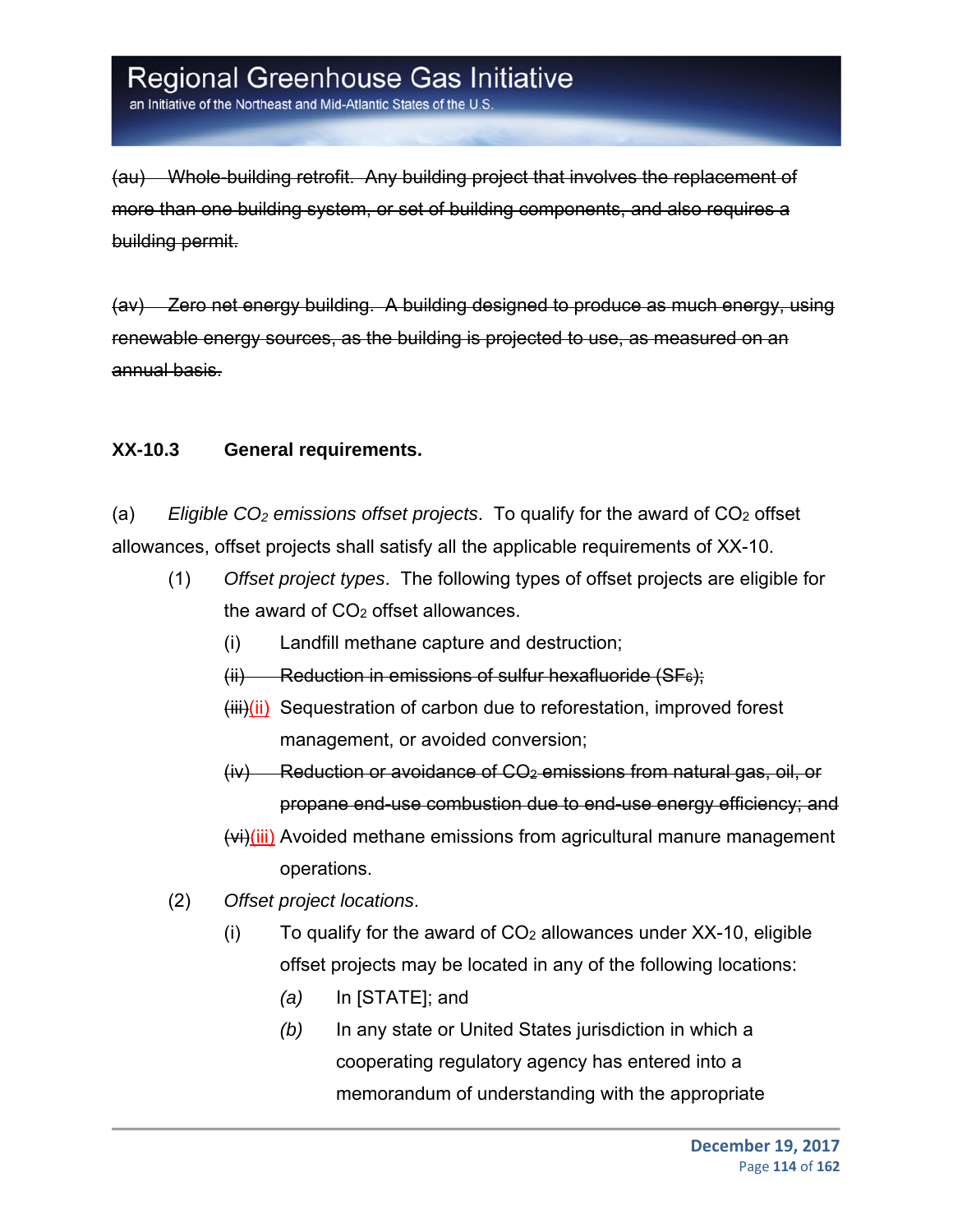~~(au) Whole-building retrofit. Any building project that involves the replacement of more than one building system, or set of building components, and also requires a building permit.~~

~~(av) Zero net energy building. A building designed to produce as much energy, using renewable energy sources, as the building is projected to use, as measured on an annual basis.~~

**XX-10.3 General requirements.**

(a) *Eligible $CO_2$ emissions offset projects*. To qualify for the award of $CO_2$ offset allowances, offset projects shall satisfy all the applicable requirements of XX-10.

(1) *Offset project types*. The following types of offset projects are eligible for the award of $CO_2$ offset allowances.

(i) Landfill methane capture and destruction;

~~(ii) Reduction in emissions of sulfur hexafluoride ($SF_6$);~~

~~(iii)~~(ii) Sequestration of carbon due to reforestation, improved forest management, or avoided conversion;

~~(iv) Reduction or avoidance of $CO_2$ emissions from natural gas, oil, or propane end-use combustion due to end-use energy efficiency; and~~

~~(vi)~~(iii) Avoided methane emissions from agricultural manure management operations.

(2) *Offset project locations*.

(i) To qualify for the award of $CO_2$ allowances under XX-10, eligible offset projects may be located in any of the following locations:

*(a)* In [STATE]; and

*(b)* In any state or United States jurisdiction in which a cooperating regulatory agency has entered into a memorandum of understanding with the appropriate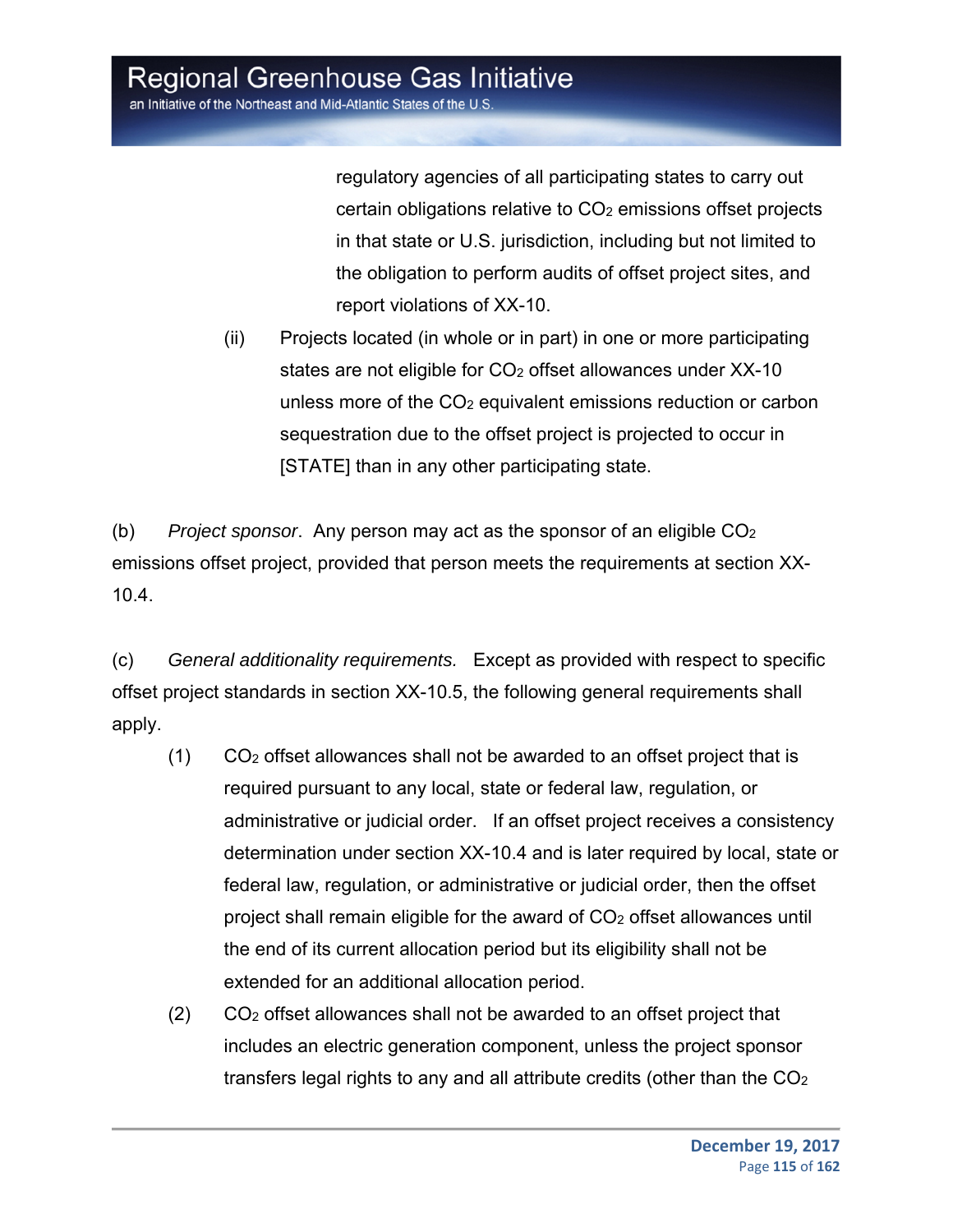regulatory agencies of all participating states to carry out certain obligations relative to $CO_2$ emissions offset projects in that state or U.S. jurisdiction, including but not limited to the obligation to perform audits of offset project sites, and report violations of XX-10.

(ii) Projects located (in whole or in part) in one or more participating states are not eligible for $CO_2$ offset allowances under XX-10 unless more of the $CO_2$ equivalent emissions reduction or carbon sequestration due to the offset project is projected to occur in [STATE] than in any other participating state.

(b) *Project sponsor*. Any person may act as the sponsor of an eligible $CO_2$ emissions offset project, provided that person meets the requirements at section XX-10.4.

(c) *General additionality requirements.* Except as provided with respect to specific offset project standards in section XX-10.5, the following general requirements shall apply.

(1) $CO_2$ offset allowances shall not be awarded to an offset project that is required pursuant to any local, state or federal law, regulation, or administrative or judicial order. If an offset project receives a consistency determination under section XX-10.4 and is later required by local, state or federal law, regulation, or administrative or judicial order, then the offset project shall remain eligible for the award of $CO_2$ offset allowances until the end of its current allocation period but its eligibility shall not be extended for an additional allocation period.

(2) $CO_2$ offset allowances shall not be awarded to an offset project that includes an electric generation component, unless the project sponsor transfers legal rights to any and all attribute credits (other than the $CO_2$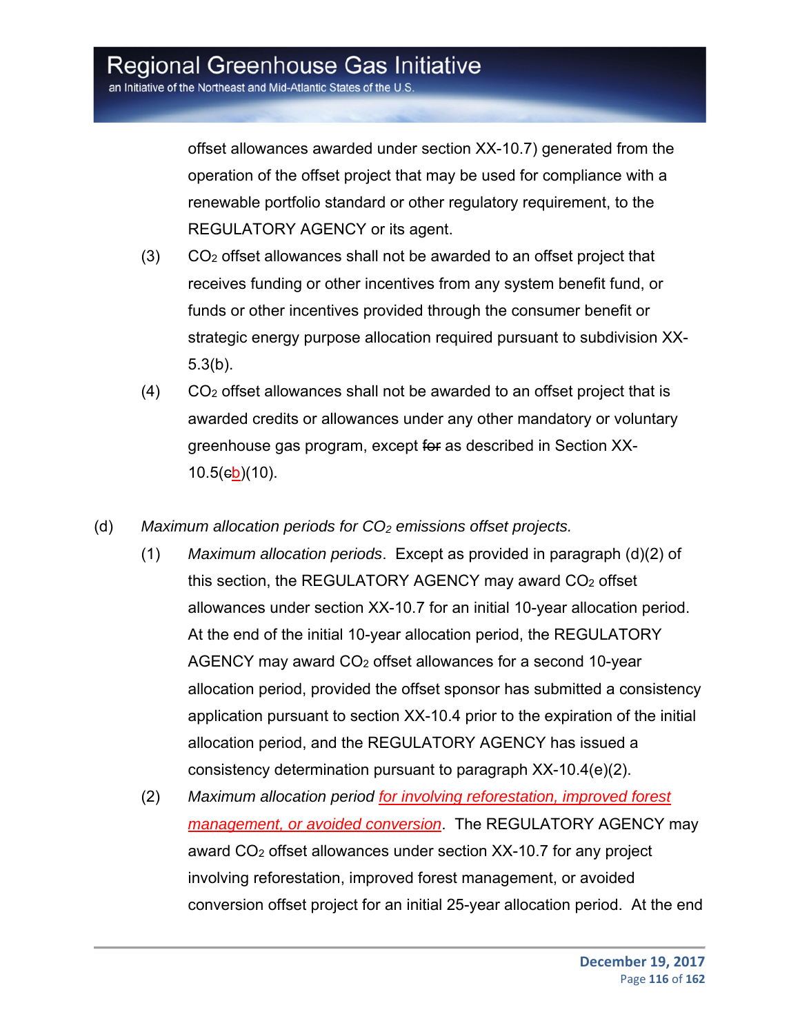offset allowances awarded under section XX-10.7) generated from the operation of the offset project that may be used for compliance with a renewable portfolio standard or other regulatory requirement, to the REGULATORY AGENCY or its agent.

(3) $CO_2$ offset allowances shall not be awarded to an offset project that receives funding or other incentives from any system benefit fund, or funds or other incentives provided through the consumer benefit or strategic energy purpose allocation required pursuant to subdivision XX-5.3(b).

(4) $CO_2$ offset allowances shall not be awarded to an offset project that is awarded credits or allowances under any other mandatory or voluntary greenhouse gas program, except ~~for~~ as described in Section XX-10.5(~~c~~b)(10).

(d) *Maximum allocation periods for $CO_2$ emissions offset projects.*

(1) *Maximum allocation periods*. Except as provided in paragraph (d)(2) of this section, the REGULATORY AGENCY may award $CO_2$ offset allowances under section XX-10.7 for an initial 10-year allocation period. At the end of the initial 10-year allocation period, the REGULATORY AGENCY may award $CO_2$ offset allowances for a second 10-year allocation period, provided the offset sponsor has submitted a consistency application pursuant to section XX-10.4 prior to the expiration of the initial allocation period, and the REGULATORY AGENCY has issued a consistency determination pursuant to paragraph XX-10.4(e)(2).

(2) *Maximum allocation period for involving reforestation, improved forest management, or avoided conversion*. The REGULATORY AGENCY may award $CO_2$ offset allowances under section XX-10.7 for any project involving reforestation, improved forest management, or avoided conversion offset project for an initial 25-year allocation period. At the end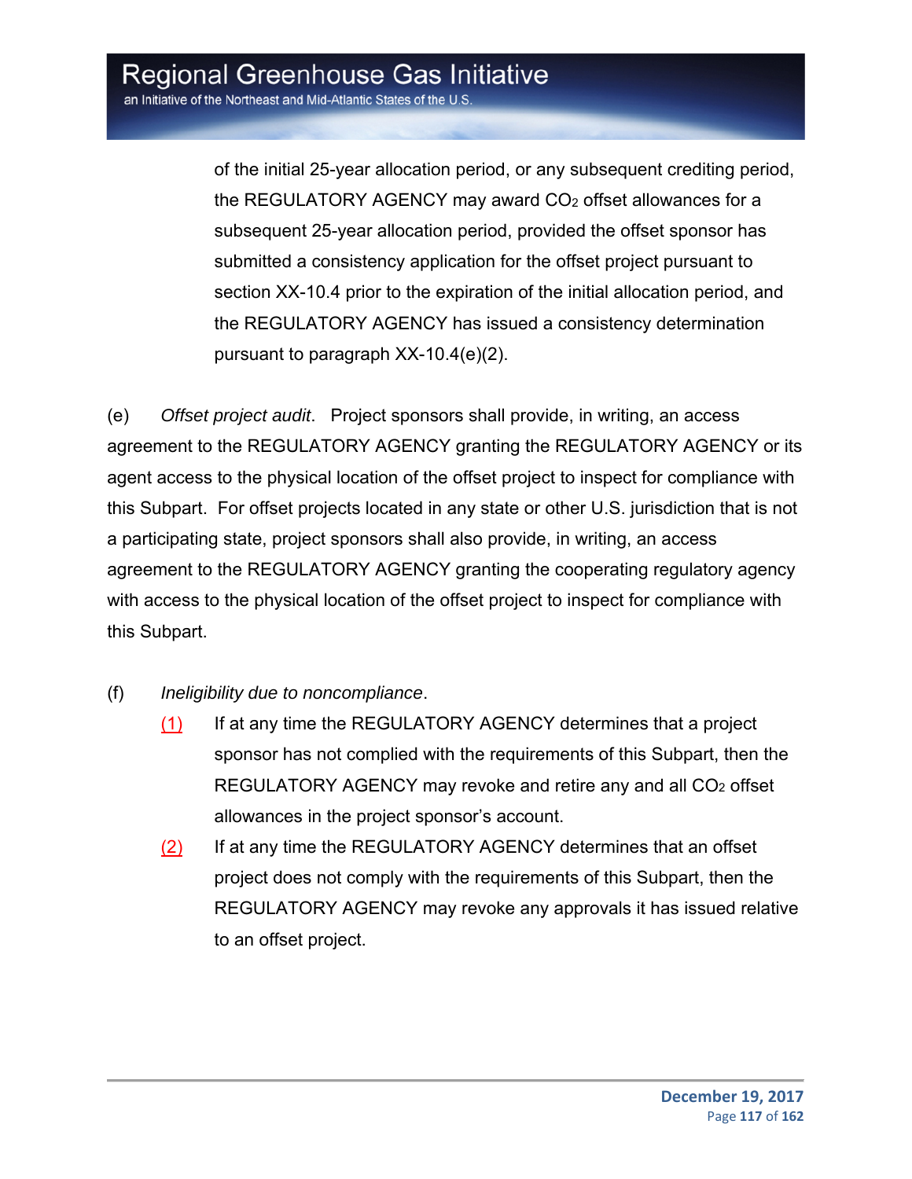of the initial 25-year allocation period, or any subsequent crediting period, the REGULATORY AGENCY may award $CO_2$ offset allowances for a subsequent 25-year allocation period, provided the offset sponsor has submitted a consistency application for the offset project pursuant to section XX-10.4 prior to the expiration of the initial allocation period, and the REGULATORY AGENCY has issued a consistency determination pursuant to paragraph XX-10.4(e)(2).

(e) *Offset project audit*. Project sponsors shall provide, in writing, an access agreement to the REGULATORY AGENCY granting the REGULATORY AGENCY or its agent access to the physical location of the offset project to inspect for compliance with this Subpart. For offset projects located in any state or other U.S. jurisdiction that is not a participating state, project sponsors shall also provide, in writing, an access agreement to the REGULATORY AGENCY granting the cooperating regulatory agency with access to the physical location of the offset project to inspect for compliance with this Subpart.

(f) *Ineligibility due to noncompliance*.

(1) If at any time the REGULATORY AGENCY determines that a project sponsor has not complied with the requirements of this Subpart, then the REGULATORY AGENCY may revoke and retire any and all $CO_2$ offset allowances in the project sponsor's account.

(2) If at any time the REGULATORY AGENCY determines that an offset project does not comply with the requirements of this Subpart, then the REGULATORY AGENCY may revoke any approvals it has issued relative to an offset project.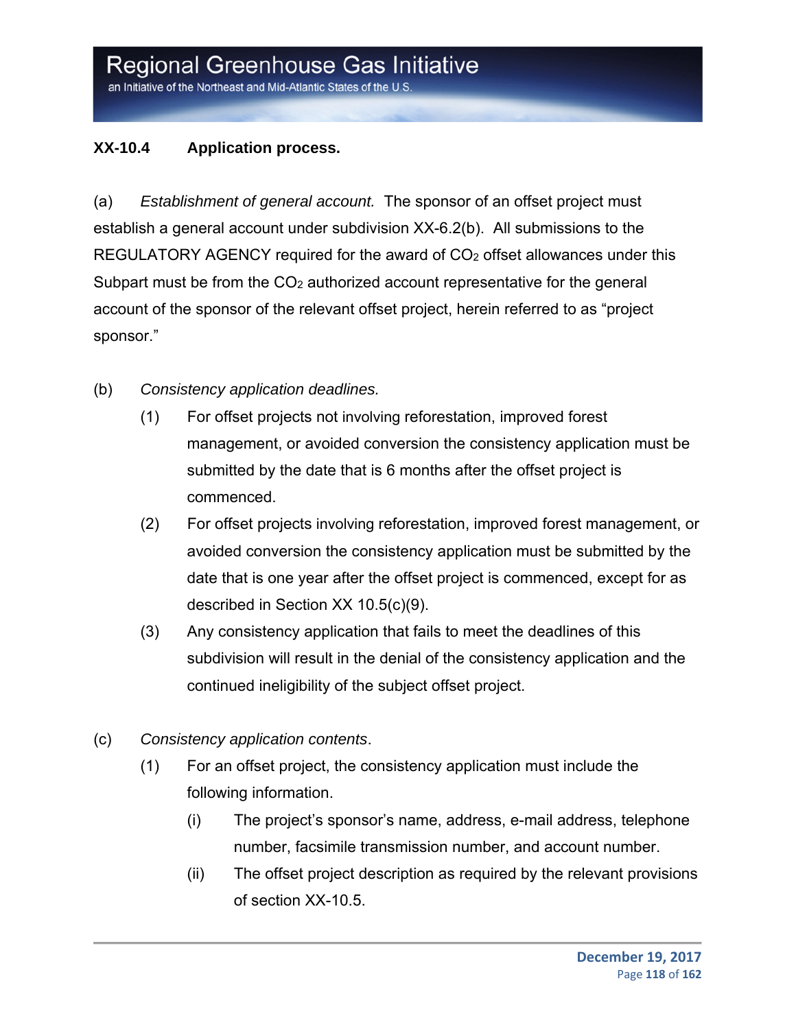### XX-10.4 Application process.

(a) *Establishment of general account.* The sponsor of an offset project must establish a general account under subdivision XX-6.2(b). All submissions to the REGULATORY AGENCY required for the award of $CO_2$ offset allowances under this Subpart must be from the $CO_2$ authorized account representative for the general account of the sponsor of the relevant offset project, herein referred to as "project sponsor."

(b) *Consistency application deadlines.*

(1) For offset projects not involving reforestation, improved forest management, or avoided conversion the consistency application must be submitted by the date that is 6 months after the offset project is commenced.

(2) For offset projects involving reforestation, improved forest management, or avoided conversion the consistency application must be submitted by the date that is one year after the offset project is commenced, except for as described in Section XX 10.5(c)(9).

(3) Any consistency application that fails to meet the deadlines of this subdivision will result in the denial of the consistency application and the continued ineligibility of the subject offset project.

(c) *Consistency application contents*.

(1) For an offset project, the consistency application must include the following information.

(i) The project's sponsor's name, address, e-mail address, telephone number, facsimile transmission number, and account number.

(ii) The offset project description as required by the relevant provisions of section XX-10.5.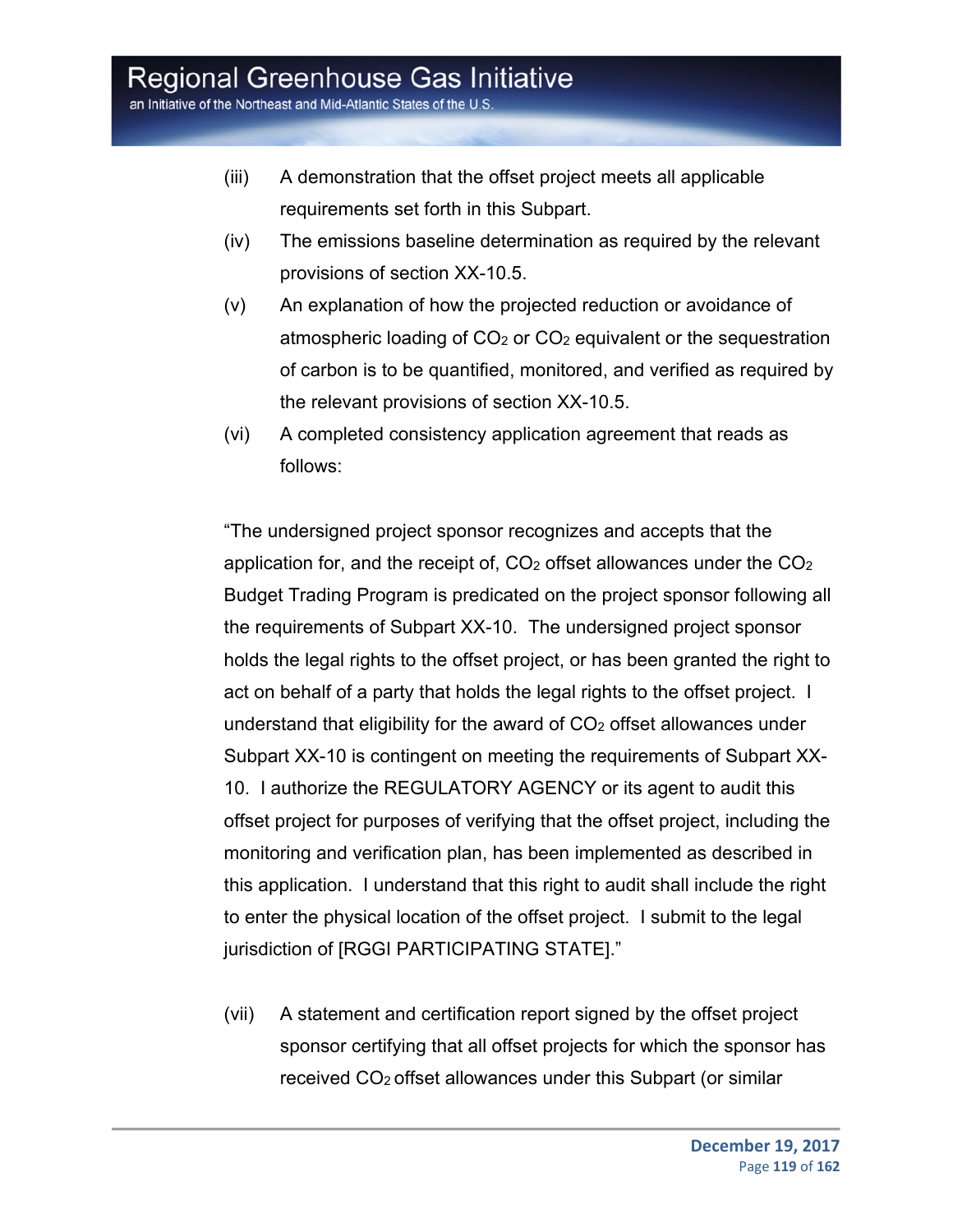(iii) A demonstration that the offset project meets all applicable requirements set forth in this Subpart.

(iv) The emissions baseline determination as required by the relevant provisions of section XX-10.5.

(v) An explanation of how the projected reduction or avoidance of atmospheric loading of $CO_2$ or $CO_2$ equivalent or the sequestration of carbon is to be quantified, monitored, and verified as required by the relevant provisions of section XX-10.5.

(vi) A completed consistency application agreement that reads as follows:

"The undersigned project sponsor recognizes and accepts that the application for, and the receipt of, $CO_2$ offset allowances under the $CO_2$ Budget Trading Program is predicated on the project sponsor following all the requirements of Subpart XX-10. The undersigned project sponsor holds the legal rights to the offset project, or has been granted the right to act on behalf of a party that holds the legal rights to the offset project. I understand that eligibility for the award of $CO_2$ offset allowances under Subpart XX-10 is contingent on meeting the requirements of Subpart XX-10. I authorize the REGULATORY AGENCY or its agent to audit this offset project for purposes of verifying that the offset project, including the monitoring and verification plan, has been implemented as described in this application. I understand that this right to audit shall include the right to enter the physical location of the offset project. I submit to the legal jurisdiction of [RGGI PARTICIPATING STATE]."

(vii) A statement and certification report signed by the offset project sponsor certifying that all offset projects for which the sponsor has received $CO_2$ offset allowances under this Subpart (or similar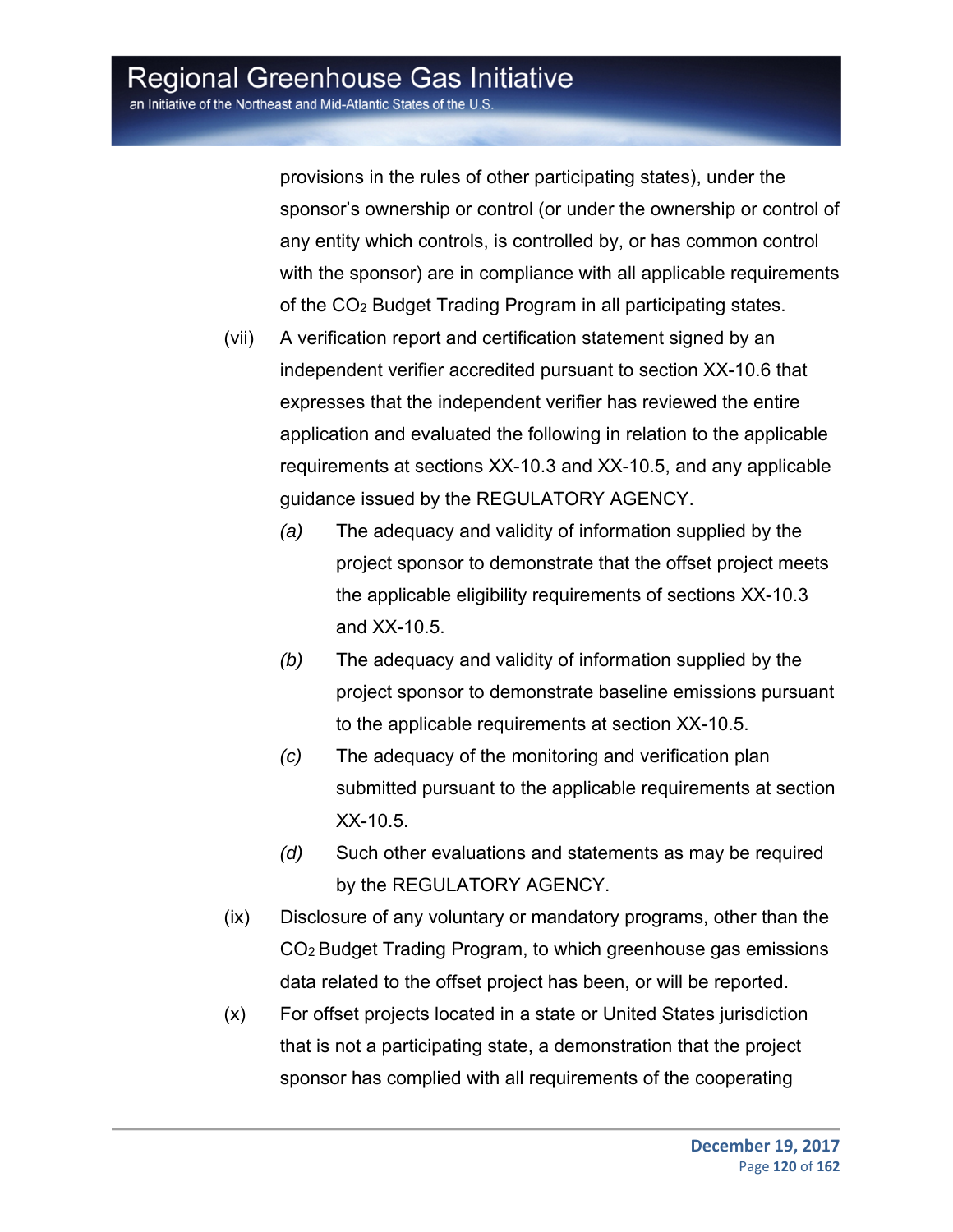provisions in the rules of other participating states), under the sponsor's ownership or control (or under the ownership or control of any entity which controls, is controlled by, or has common control with the sponsor) are in compliance with all applicable requirements of the $CO_2$ Budget Trading Program in all participating states.

(vii) A verification report and certification statement signed by an independent verifier accredited pursuant to section XX-10.6 that expresses that the independent verifier has reviewed the entire application and evaluated the following in relation to the applicable requirements at sections XX-10.3 and XX-10.5, and any applicable guidance issued by the REGULATORY AGENCY.

*(a)* The adequacy and validity of information supplied by the project sponsor to demonstrate that the offset project meets the applicable eligibility requirements of sections XX-10.3 and XX-10.5.

*(b)* The adequacy and validity of information supplied by the project sponsor to demonstrate baseline emissions pursuant to the applicable requirements at section XX-10.5.

*(c)* The adequacy of the monitoring and verification plan submitted pursuant to the applicable requirements at section XX-10.5.

*(d)* Such other evaluations and statements as may be required by the REGULATORY AGENCY.

(ix) Disclosure of any voluntary or mandatory programs, other than the $CO_2$ Budget Trading Program, to which greenhouse gas emissions data related to the offset project has been, or will be reported.

(x) For offset projects located in a state or United States jurisdiction that is not a participating state, a demonstration that the project sponsor has complied with all requirements of the cooperating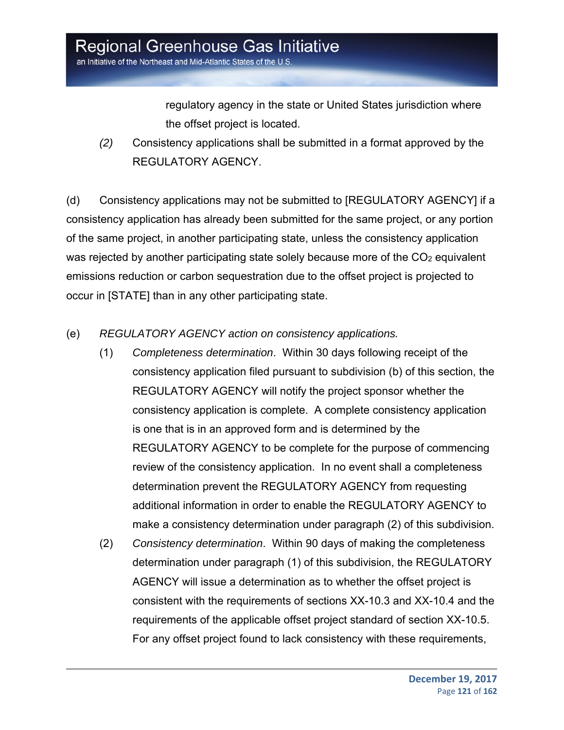regulatory agency in the state or United States jurisdiction where the offset project is located.

*(2)* Consistency applications shall be submitted in a format approved by the REGULATORY AGENCY.

(d) Consistency applications may not be submitted to [REGULATORY AGENCY] if a consistency application has already been submitted for the same project, or any portion of the same project, in another participating state, unless the consistency application was rejected by another participating state solely because more of the $CO_2$ equivalent emissions reduction or carbon sequestration due to the offset project is projected to occur in [STATE] than in any other participating state.

(e) *REGULATORY AGENCY action on consistency applications.*

(1) *Completeness determination*. Within 30 days following receipt of the consistency application filed pursuant to subdivision (b) of this section, the REGULATORY AGENCY will notify the project sponsor whether the consistency application is complete. A complete consistency application is one that is in an approved form and is determined by the REGULATORY AGENCY to be complete for the purpose of commencing review of the consistency application. In no event shall a completeness determination prevent the REGULATORY AGENCY from requesting additional information in order to enable the REGULATORY AGENCY to make a consistency determination under paragraph (2) of this subdivision.

(2) *Consistency determination*. Within 90 days of making the completeness determination under paragraph (1) of this subdivision, the REGULATORY AGENCY will issue a determination as to whether the offset project is consistent with the requirements of sections XX-10.3 and XX-10.4 and the requirements of the applicable offset project standard of section XX-10.5. For any offset project found to lack consistency with these requirements,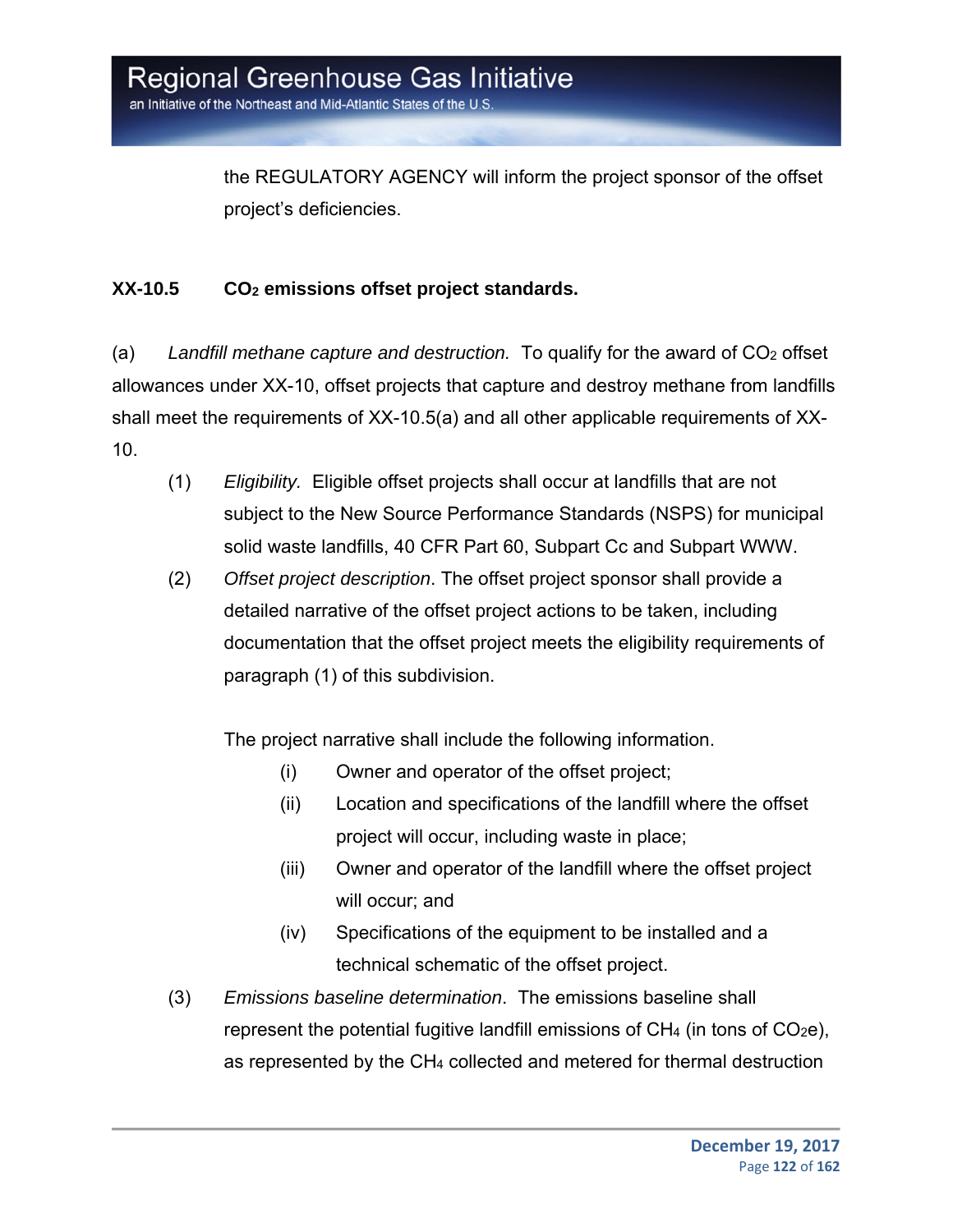the REGULATORY AGENCY will inform the project sponsor of the offset project's deficiencies.

### XX-10.5 $CO_2$ emissions offset project standards.

(a) *Landfill methane capture and destruction.* To qualify for the award of $CO_2$ offset allowances under XX-10, offset projects that capture and destroy methane from landfills shall meet the requirements of XX-10.5(a) and all other applicable requirements of XX-10.

(1) *Eligibility.* Eligible offset projects shall occur at landfills that are not subject to the New Source Performance Standards (NSPS) for municipal solid waste landfills, 40 CFR Part 60, Subpart Cc and Subpart WWW.

(2) *Offset project description*. The offset project sponsor shall provide a detailed narrative of the offset project actions to be taken, including documentation that the offset project meets the eligibility requirements of paragraph (1) of this subdivision.

The project narrative shall include the following information.

(i) Owner and operator of the offset project;

(ii) Location and specifications of the landfill where the offset project will occur, including waste in place;

(iii) Owner and operator of the landfill where the offset project will occur; and

(iv) Specifications of the equipment to be installed and a technical schematic of the offset project.

(3) *Emissions baseline determination*. The emissions baseline shall represent the potential fugitive landfill emissions of $CH_4$ (in tons of $CO_2e$), as represented by the $CH_4$ collected and metered for thermal destruction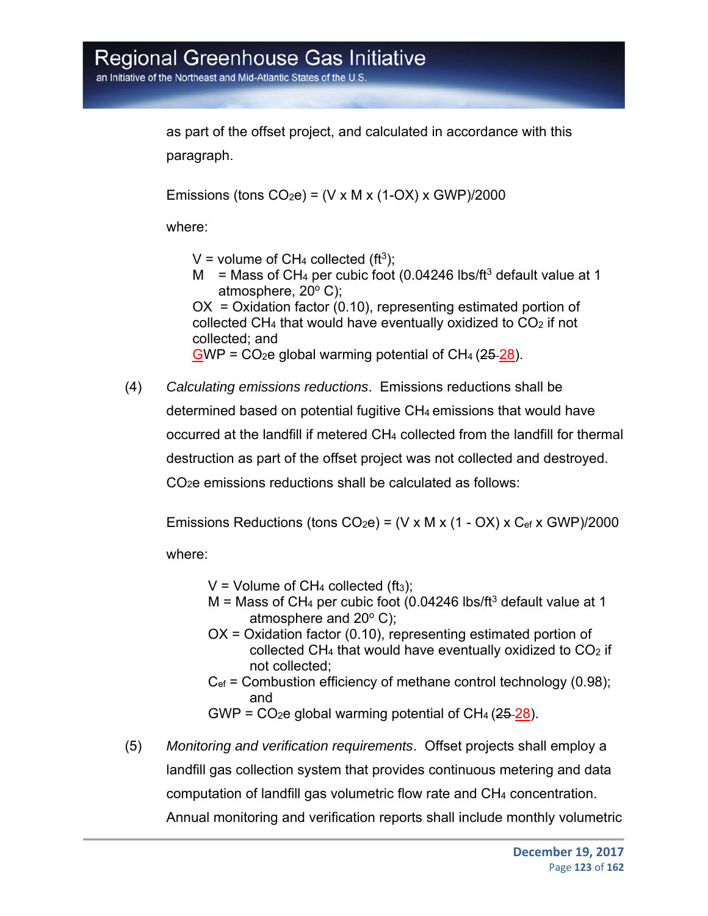as part of the offset project, and calculated in accordance with this paragraph.

$$\text{Emissions (tons } CO_2e) = (V \times M \times (1\text{-}OX) \times GWP)/2000$$

where:

> V = volume of $CH_4$ collected ($ft^3$);
> M = Mass of $CH_4$ per cubic foot (0.04246 lbs/$ft^3$ default value at 1 atmosphere, 20° C);
> OX = Oxidation factor (0.10), representing estimated portion of collected $CH_4$ that would have eventually oxidized to $CO_2$ if not collected; and
> GWP = $CO_2e$ global warming potential of $CH_4$ (~~25~~ 28).

(4) *Calculating emissions reductions*. Emissions reductions shall be determined based on potential fugitive $CH_4$ emissions that would have occurred at the landfill if metered $CH_4$ collected from the landfill for thermal destruction as part of the offset project was not collected and destroyed. $CO_2e$ emissions reductions shall be calculated as follows:

$$\text{Emissions Reductions (tons } CO_2e) = (V \times M \times (1 - OX) \times C_{ef} \times GWP)/2000$$

where:

> V = Volume of $CH_4$ collected ($ft_3$);
> M = Mass of $CH_4$ per cubic foot (0.04246 lbs/$ft^3$ default value at 1 atmosphere and 20° C);
> OX = Oxidation factor (0.10), representing estimated portion of collected $CH_4$ that would have eventually oxidized to $CO_2$ if not collected;
> $C_{ef}$ = Combustion efficiency of methane control technology (0.98); and
> GWP = $CO_2e$ global warming potential of $CH_4$ (~~25~~ 28).

(5) *Monitoring and verification requirements*. Offset projects shall employ a landfill gas collection system that provides continuous metering and data computation of landfill gas volumetric flow rate and $CH_4$ concentration. Annual monitoring and verification reports shall include monthly volumetric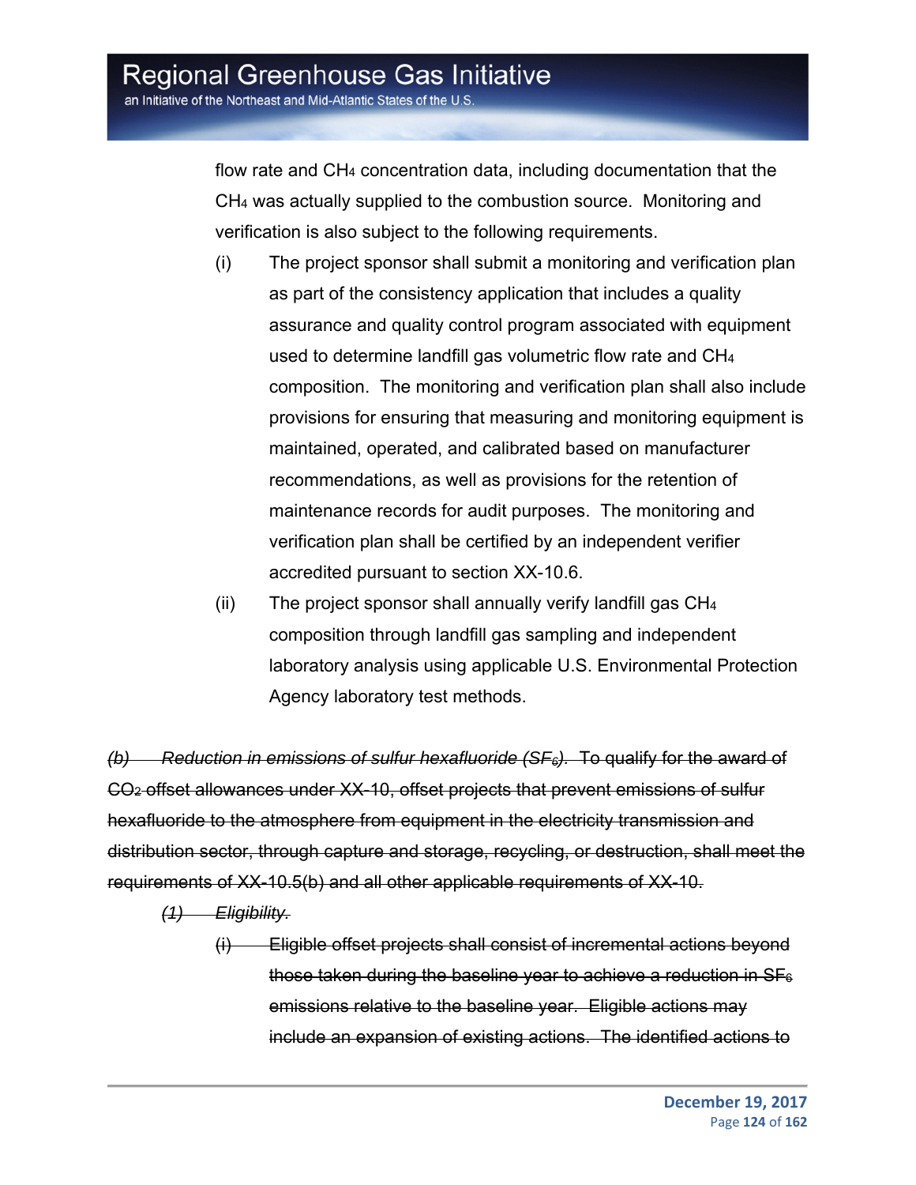flow rate and $CH_4$ concentration data, including documentation that the $CH_4$ was actually supplied to the combustion source. Monitoring and verification is also subject to the following requirements.

(i) The project sponsor shall submit a monitoring and verification plan as part of the consistency application that includes a quality assurance and quality control program associated with equipment used to determine landfill gas volumetric flow rate and $CH_4$ composition. The monitoring and verification plan shall also include provisions for ensuring that measuring and monitoring equipment is maintained, operated, and calibrated based on manufacturer recommendations, as well as provisions for the retention of maintenance records for audit purposes. The monitoring and verification plan shall be certified by an independent verifier accredited pursuant to section XX-10.6.

(ii) The project sponsor shall annually verify landfill gas $CH_4$ composition through landfill gas sampling and independent laboratory analysis using applicable U.S. Environmental Protection Agency laboratory test methods.

~~*(b) Reduction in emissions of sulfur hexafluoride ($SF_6$).* To qualify for the award of $CO_2$ offset allowances under XX-10, offset projects that prevent emissions of sulfur hexafluoride to the atmosphere from equipment in the electricity transmission and distribution sector, through capture and storage, recycling, or destruction, shall meet the requirements of XX-10.5(b) and all other applicable requirements of XX-10.~~

~~*(1) Eligibility.*~~

~~(i) Eligible offset projects shall consist of incremental actions beyond those taken during the baseline year to achieve a reduction in $SF_6$ emissions relative to the baseline year. Eligible actions may include an expansion of existing actions. The identified actions to~~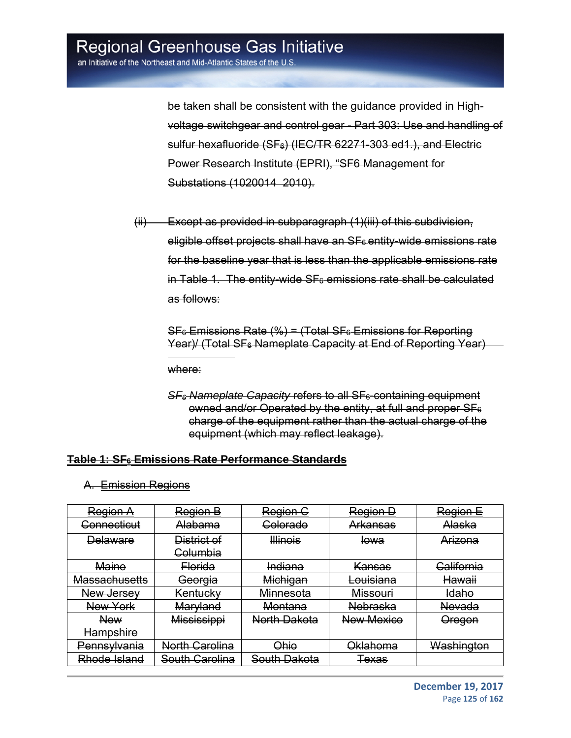be taken shall be consistent with the guidance provided in High-voltage switchgear and control gear - Part 303: Use and handling of sulfur hexafluoride ($SF_6$) (IEC/TR 62271-303 ed1.), and Electric Power Research Institute (EPRI), "SF6 Management for Substations (1020014 2010).

(ii) Except as provided in subparagraph (1)(iii) of this subdivision, eligible offset projects shall have an $SF_6$ entity-wide emissions rate for the baseline year that is less than the applicable emissions rate in Table 1. The entity-wide $SF_6$ emissions rate shall be calculated as follows:

$SF_6$ Emissions Rate (%) = (Total $SF_6$ Emissions for Reporting Year)/ (Total $SF_6$ Nameplate Capacity at End of Reporting Year)

where:

*$SF_6$ Nameplate Capacity* refers to all $SF_6$-containing equipment owned and/or Operated by the entity, at full and proper $SF_6$ charge of the equipment rather than the actual charge of the equipment (which may reflect leakage).

**Table 1: $SF_6$ Emissions Rate Performance Standards**

A. Emission Regions

| Region A | Region B | Region C | Region D | Region E |
|---|---|---|---|---|
| Connecticut | Alabama | Colorado | Arkansas | Alaska |
| Delaware | District of Columbia | Illinois | Iowa | Arizona |
| Maine | Florida | Indiana | Kansas | California |
| Massachusetts | Georgia | Michigan | Louisiana | Hawaii |
| New Jersey | Kentucky | Minnesota | Missouri | Idaho |
| New York | Maryland | Montana | Nebraska | Nevada |
| New Hampshire | Mississippi | North Dakota | New Mexico | Oregon |
| Pennsylvania | North Carolina | Ohio | Oklahoma | Washington |
| Rhode Island | South Carolina | South Dakota | Texas | |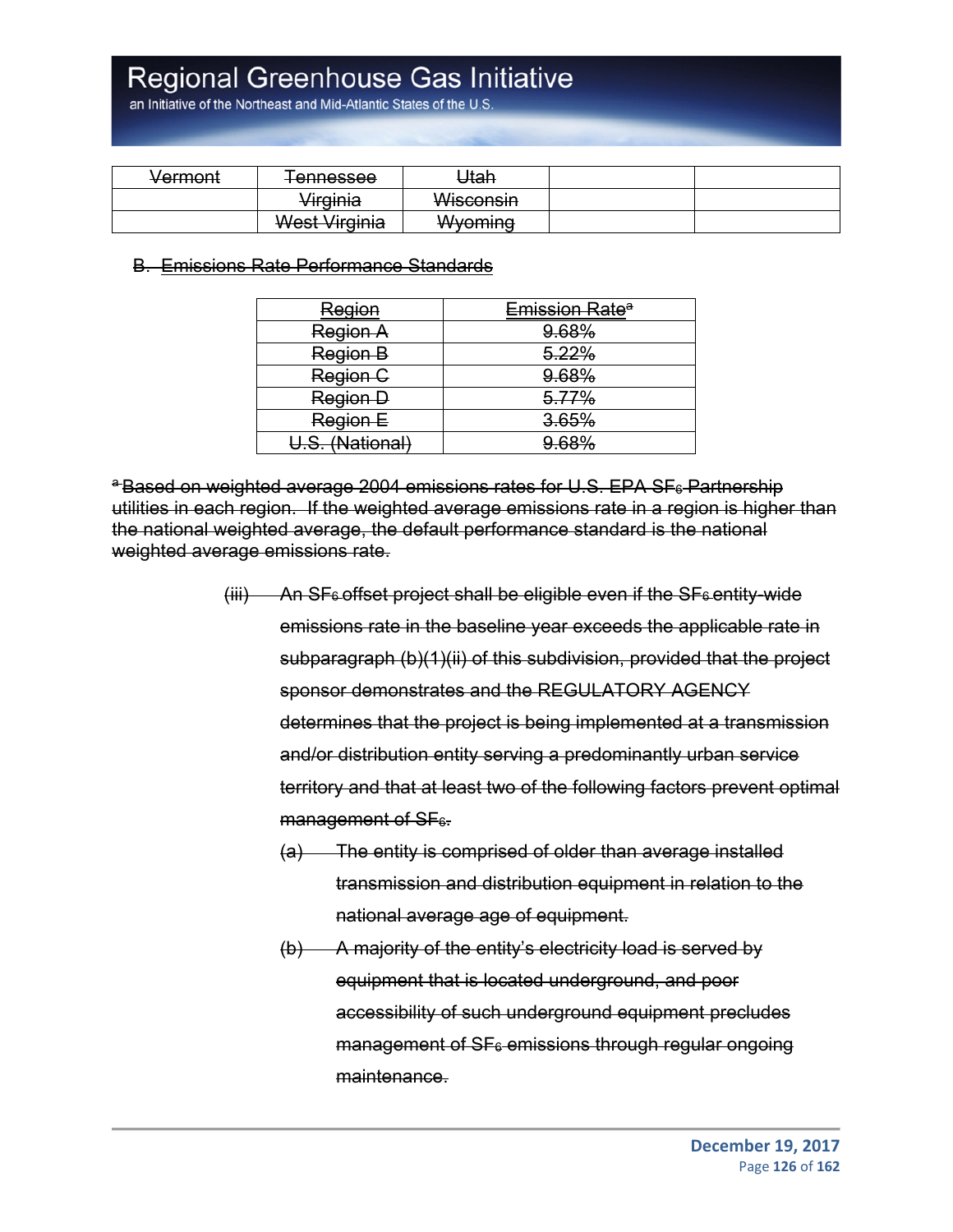| ~~Vermont~~ | ~~Tennessee~~ | ~~Utah~~ | | |
|---|---|---|---|---|
| | ~~Virginia~~ | ~~Wisconsin~~ | | |
| | ~~West Virginia~~ | ~~Wyoming~~ | | |

~~B. Emissions Rate Performance Standards~~

| ~~Region~~ | ~~Emission Rate~~[a] |
|---|---|
| ~~Region A~~ | ~~9.68%~~ |
| ~~Region B~~ | ~~5.22%~~ |
| ~~Region C~~ | ~~9.68%~~ |
| ~~Region D~~ | ~~5.77%~~ |
| ~~Region E~~ | ~~3.65%~~ |
| ~~U.S. (National)~~ | ~~9.68%~~ |

~~[a] Based on weighted average 2004 emissions rates for U.S. EPA $SF_6$ Partnership utilities in each region. If the weighted average emissions rate in a region is higher than the national weighted average, the default performance standard is the national weighted average emissions rate.~~

~~(iii) An $SF_6$ offset project shall be eligible even if the $SF_6$ entity-wide emissions rate in the baseline year exceeds the applicable rate in subparagraph (b)(1)(ii) of this subdivision, provided that the project sponsor demonstrates and the REGULATORY AGENCY determines that the project is being implemented at a transmission and/or distribution entity serving a predominantly urban service territory and that at least two of the following factors prevent optimal management of $SF_6$.~~

~~(a) The entity is comprised of older than average installed transmission and distribution equipment in relation to the national average age of equipment.~~

~~(b) A majority of the entity's electricity load is served by equipment that is located underground, and poor accessibility of such underground equipment precludes management of $SF_6$ emissions through regular ongoing maintenance.~~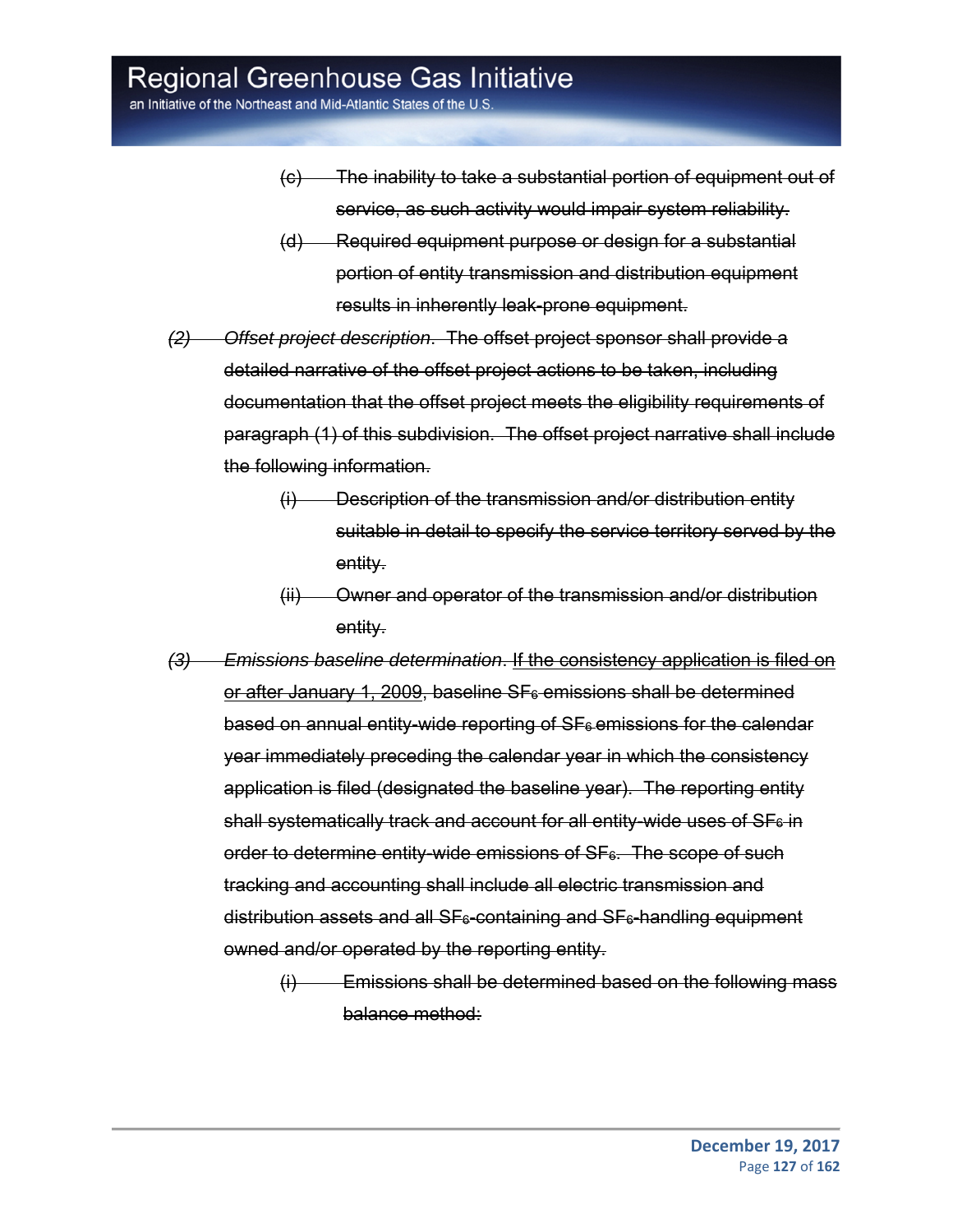~~(c) The inability to take a substantial portion of equipment out of service, as such activity would impair system reliability.~~

~~(d) Required equipment purpose or design for a substantial portion of entity transmission and distribution equipment results in inherently leak-prone equipment.~~

~~*(2) Offset project description*. The offset project sponsor shall provide a detailed narrative of the offset project actions to be taken, including documentation that the offset project meets the eligibility requirements of paragraph (1) of this subdivision. The offset project narrative shall include the following information.~~

~~(i) Description of the transmission and/or distribution entity suitable in detail to specify the service territory served by the entity.~~

~~(ii) Owner and operator of the transmission and/or distribution entity.~~

~~*(3) Emissions baseline determination*. If the consistency application is filed on or after January 1, 2009, baseline $SF_6$ emissions shall be determined based on annual entity-wide reporting of $SF_6$ emissions for the calendar year immediately preceding the calendar year in which the consistency application is filed (designated the baseline year). The reporting entity shall systematically track and account for all entity-wide uses of $SF_6$ in order to determine entity-wide emissions of $SF_6$. The scope of such tracking and accounting shall include all electric transmission and distribution assets and all $SF_6$-containing and $SF_6$-handling equipment owned and/or operated by the reporting entity.~~

~~(i) Emissions shall be determined based on the following mass balance method:~~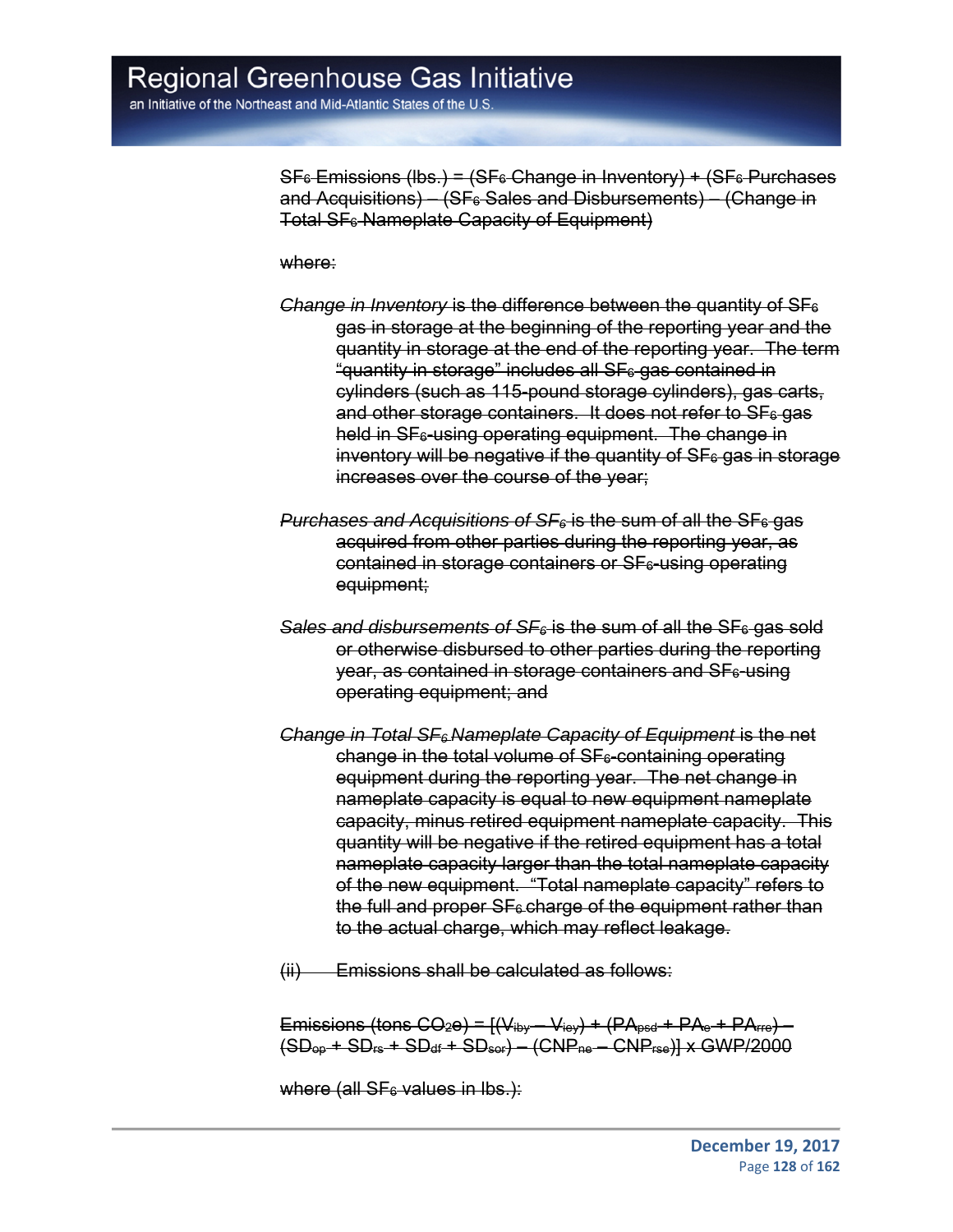~~$SF_6$ Emissions (lbs.) = ($SF_6$ Change in Inventory) + ($SF_6$ Purchases and Acquisitions) – ($SF_6$ Sales and Disbursements) – (Change in Total $SF_6$ Nameplate Capacity of Equipment)~~

~~where:~~

~~*Change in Inventory* is the difference between the quantity of $SF_6$ gas in storage at the beginning of the reporting year and the quantity in storage at the end of the reporting year. The term "quantity in storage" includes all $SF_6$ gas contained in cylinders (such as 115-pound storage cylinders), gas carts, and other storage containers. It does not refer to $SF_6$ gas held in $SF_6$-using operating equipment. The change in inventory will be negative if the quantity of $SF_6$ gas in storage increases over the course of the year;~~

~~*Purchases and Acquisitions of $SF_6$* is the sum of all the $SF_6$ gas acquired from other parties during the reporting year, as contained in storage containers or $SF_6$-using operating equipment;~~

~~*Sales and disbursements of $SF_6$* is the sum of all the $SF_6$ gas sold or otherwise disbursed to other parties during the reporting year, as contained in storage containers and $SF_6$-using operating equipment; and~~

~~*Change in Total $SF_6$ Nameplate Capacity of Equipment* is the net change in the total volume of $SF_6$-containing operating equipment during the reporting year. The net change in nameplate capacity is equal to new equipment nameplate capacity, minus retired equipment nameplate capacity. This quantity will be negative if the retired equipment has a total nameplate capacity larger than the total nameplate capacity of the new equipment. "Total nameplate capacity" refers to the full and proper $SF_6$ charge of the equipment rather than to the actual charge, which may reflect leakage.~~

~~(ii) Emissions shall be calculated as follows:~~

~~Emissions (tons $CO_2e$) = $[(V_{iby} - V_{iey}) + (PA_{psd} + PA_{e} + PA_{rre}) - (SD_{op} + SD_{rs} + SD_{df} + SD_{sor}) - (CNP_{ne} - CNP_{rse})] \times GWP/2000$~~

~~where (all $SF_6$ values in lbs.):~~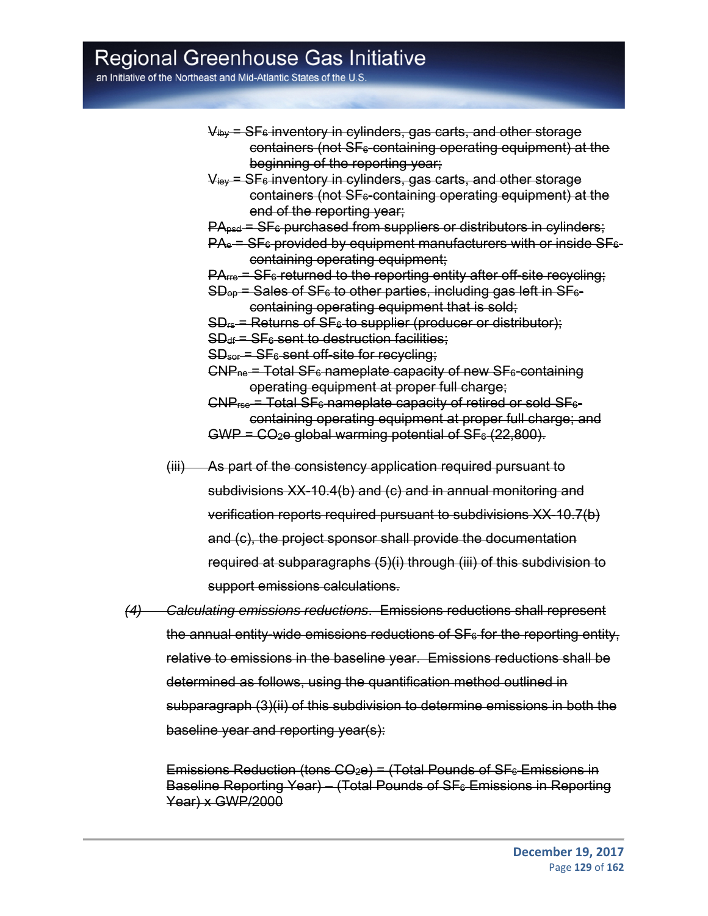~~$V_{iby}$ = $SF_6$ inventory in cylinders, gas carts, and other storage containers (not $SF_6$-containing operating equipment) at the beginning of the reporting year;~~

~~$V_{iey}$ = $SF_6$ inventory in cylinders, gas carts, and other storage containers (not $SF_6$-containing operating equipment) at the end of the reporting year;~~

~~$PA_{psd}$ = $SF_6$ purchased from suppliers or distributors in cylinders;~~

~~$PA_e$ = $SF_6$ provided by equipment manufacturers with or inside $SF_6$-containing operating equipment;~~

~~$PA_{rre}$ = $SF_6$ returned to the reporting entity after off-site recycling;~~

~~$SD_{op}$ = Sales of $SF_6$ to other parties, including gas left in $SF_6$-containing operating equipment that is sold;~~

~~$SD_{rs}$ = Returns of $SF_6$ to supplier (producer or distributor);~~

~~$SD_{df}$ = $SF_6$ sent to destruction facilities;~~

~~$SD_{sor}$ = $SF_6$ sent off-site for recycling;~~

~~$CNP_{ne}$ = Total $SF_6$ nameplate capacity of new $SF_6$-containing operating equipment at proper full charge;~~

~~$CNP_{rse}$ = Total $SF_6$ nameplate capacity of retired or sold $SF_6$-containing operating equipment at proper full charge; and~~

~~GWP = $CO_2e$ global warming potential of $SF_6$ (22,800).~~

~~(iii) As part of the consistency application required pursuant to subdivisions XX-10.4(b) and (c) and in annual monitoring and verification reports required pursuant to subdivisions XX-10.7(b) and (c), the project sponsor shall provide the documentation required at subparagraphs (5)(i) through (iii) of this subdivision to support emissions calculations.~~

~~*(4) Calculating emissions reductions*. Emissions reductions shall represent the annual entity-wide emissions reductions of $SF_6$ for the reporting entity, relative to emissions in the baseline year. Emissions reductions shall be determined as follows, using the quantification method outlined in subparagraph (3)(ii) of this subdivision to determine emissions in both the baseline year and reporting year(s):~~

~~Emissions Reduction (tons $CO_2e$) = (Total Pounds of $SF_6$ Emissions in Baseline Reporting Year) – (Total Pounds of $SF_6$ Emissions in Reporting Year) x GWP/2000~~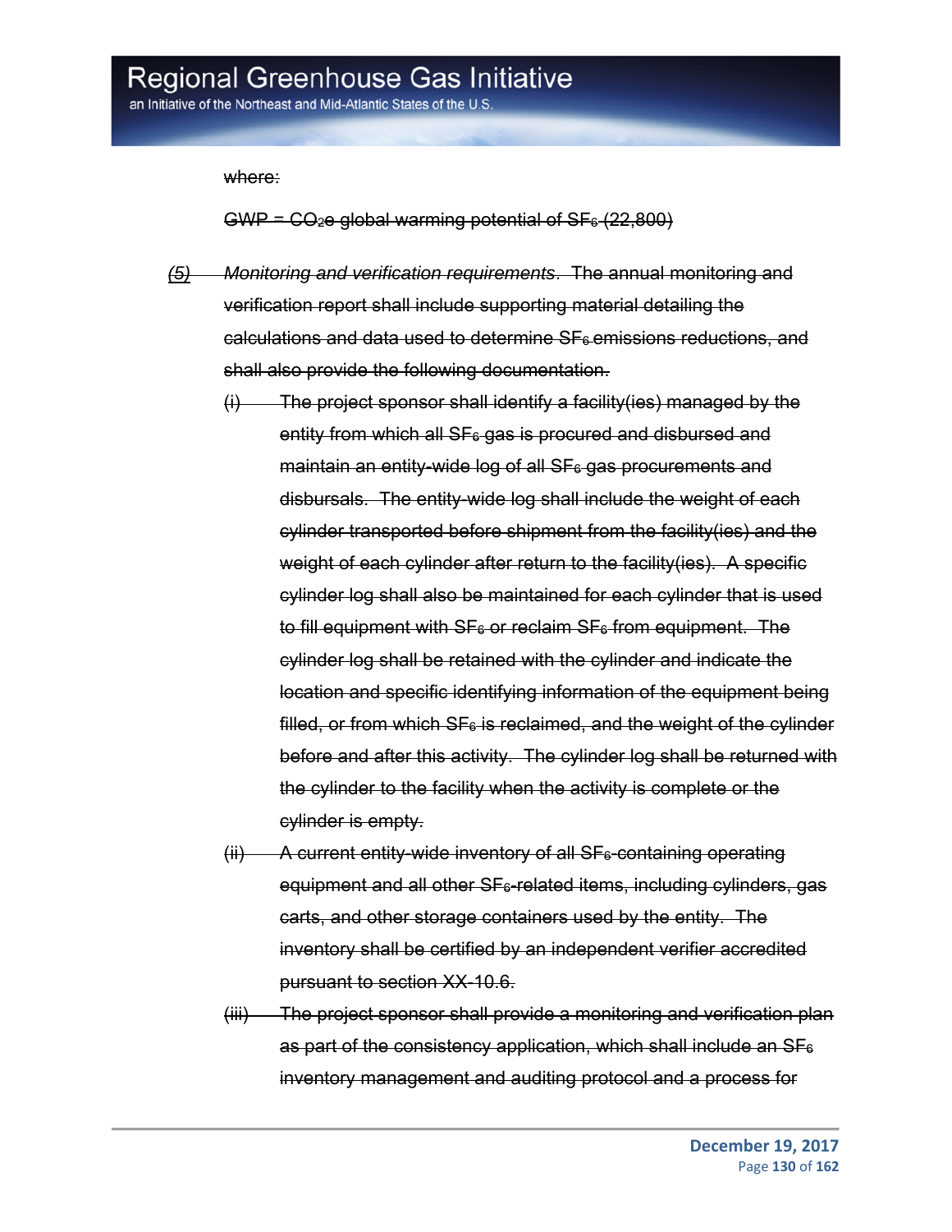~~where:~~

~~GWP = $CO_2$e global warming potential of $SF_6$ (22,800)~~

~~*(5)* *Monitoring and verification requirements*. The annual monitoring and verification report shall include supporting material detailing the calculations and data used to determine $SF_6$ emissions reductions, and shall also provide the following documentation.~~

~~(i) The project sponsor shall identify a facility(ies) managed by the entity from which all $SF_6$ gas is procured and disbursed and maintain an entity-wide log of all $SF_6$ gas procurements and disbursals. The entity-wide log shall include the weight of each cylinder transported before shipment from the facility(ies) and the weight of each cylinder after return to the facility(ies). A specific cylinder log shall also be maintained for each cylinder that is used to fill equipment with $SF_6$ or reclaim $SF_6$ from equipment. The cylinder log shall be retained with the cylinder and indicate the location and specific identifying information of the equipment being filled, or from which $SF_6$ is reclaimed, and the weight of the cylinder before and after this activity. The cylinder log shall be returned with the cylinder to the facility when the activity is complete or the cylinder is empty.~~

~~(ii) A current entity-wide inventory of all $SF_6$-containing operating equipment and all other $SF_6$-related items, including cylinders, gas carts, and other storage containers used by the entity. The inventory shall be certified by an independent verifier accredited pursuant to section XX-10.6.~~

~~(iii) The project sponsor shall provide a monitoring and verification plan as part of the consistency application, which shall include an $SF_6$ inventory management and auditing protocol and a process for~~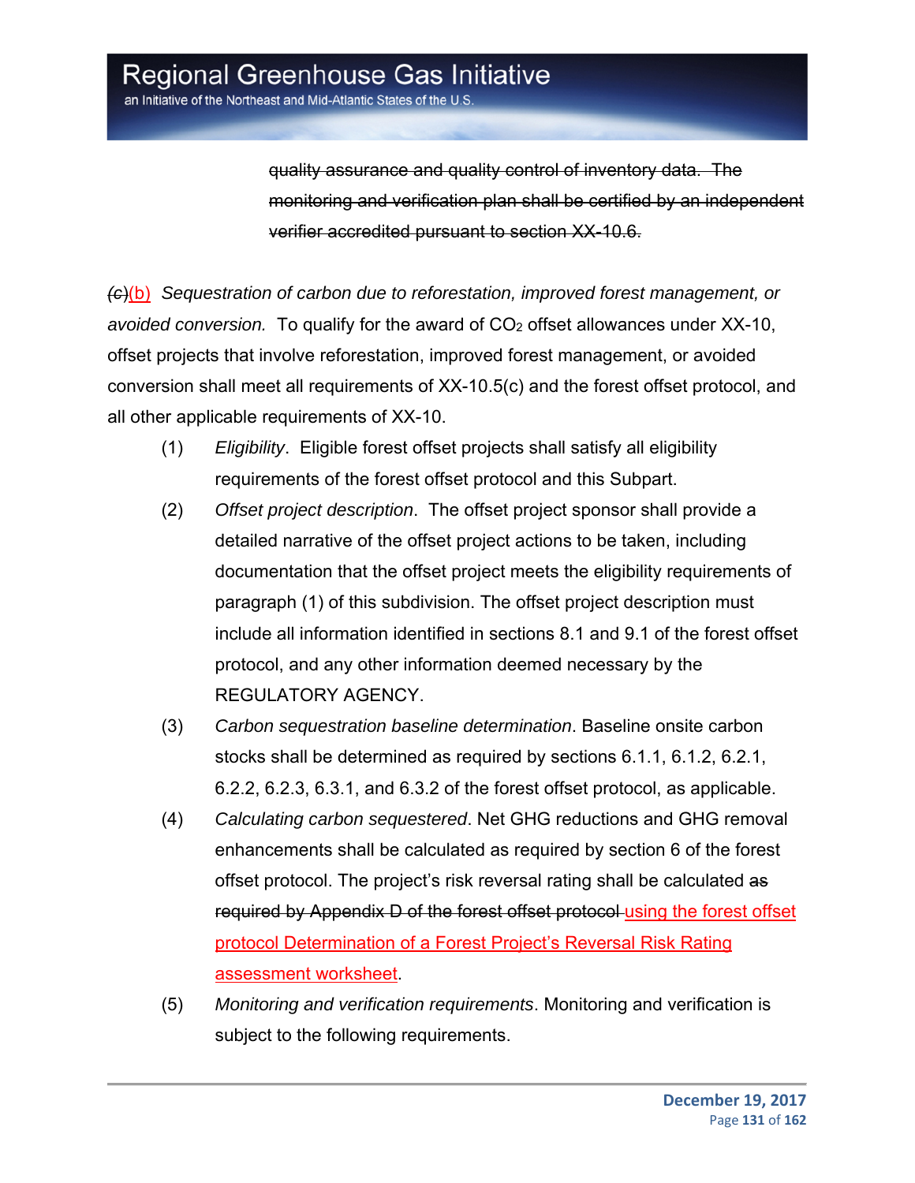~~quality assurance and quality control of inventory data. The monitoring and verification plan shall be certified by an independent verifier accredited pursuant to section XX-10.6.~~

~~(c)~~<u>(b)</u> *Sequestration of carbon due to reforestation, improved forest management, or avoided conversion.* To qualify for the award of $CO_2$ offset allowances under XX-10, offset projects that involve reforestation, improved forest management, or avoided conversion shall meet all requirements of XX-10.5(c) and the forest offset protocol, and all other applicable requirements of XX-10.

(1) *Eligibility*. Eligible forest offset projects shall satisfy all eligibility requirements of the forest offset protocol and this Subpart.

(2) *Offset project description*. The offset project sponsor shall provide a detailed narrative of the offset project actions to be taken, including documentation that the offset project meets the eligibility requirements of paragraph (1) of this subdivision. The offset project description must include all information identified in sections 8.1 and 9.1 of the forest offset protocol, and any other information deemed necessary by the REGULATORY AGENCY.

(3) *Carbon sequestration baseline determination*. Baseline onsite carbon stocks shall be determined as required by sections 6.1.1, 6.1.2, 6.2.1, 6.2.2, 6.2.3, 6.3.1, and 6.3.2 of the forest offset protocol, as applicable.

(4) *Calculating carbon sequestered*. Net GHG reductions and GHG removal enhancements shall be calculated as required by section 6 of the forest offset protocol. The project's risk reversal rating shall be calculated ~~as required by Appendix D of the forest offset protocol~~ <u>using the forest offset protocol Determination of a Forest Project's Reversal Risk Rating assessment worksheet</u>.

(5) *Monitoring and verification requirements*. Monitoring and verification is subject to the following requirements.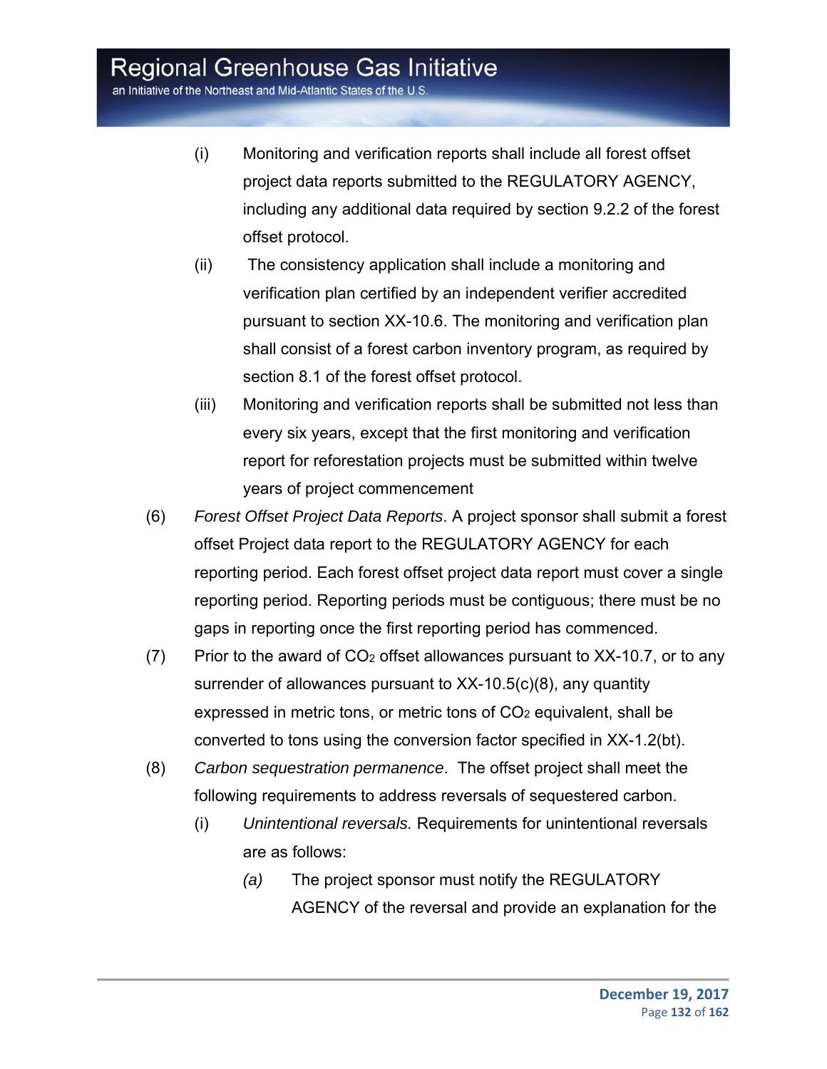(i) Monitoring and verification reports shall include all forest offset project data reports submitted to the REGULATORY AGENCY, including any additional data required by section 9.2.2 of the forest offset protocol.

(ii) The consistency application shall include a monitoring and verification plan certified by an independent verifier accredited pursuant to section XX-10.6. The monitoring and verification plan shall consist of a forest carbon inventory program, as required by section 8.1 of the forest offset protocol.

(iii) Monitoring and verification reports shall be submitted not less than every six years, except that the first monitoring and verification report for reforestation projects must be submitted within twelve years of project commencement

(6) *Forest Offset Project Data Reports*. A project sponsor shall submit a forest offset Project data report to the REGULATORY AGENCY for each reporting period. Each forest offset project data report must cover a single reporting period. Reporting periods must be contiguous; there must be no gaps in reporting once the first reporting period has commenced.

(7) Prior to the award of $CO_2$ offset allowances pursuant to XX-10.7, or to any surrender of allowances pursuant to XX-10.5(c)(8), any quantity expressed in metric tons, or metric tons of $CO_2$ equivalent, shall be converted to tons using the conversion factor specified in XX-1.2(bt).

(8) *Carbon sequestration permanence*. The offset project shall meet the following requirements to address reversals of sequestered carbon.

(i) *Unintentional reversals.* Requirements for unintentional reversals are as follows:

*(a)* The project sponsor must notify the REGULATORY AGENCY of the reversal and provide an explanation for the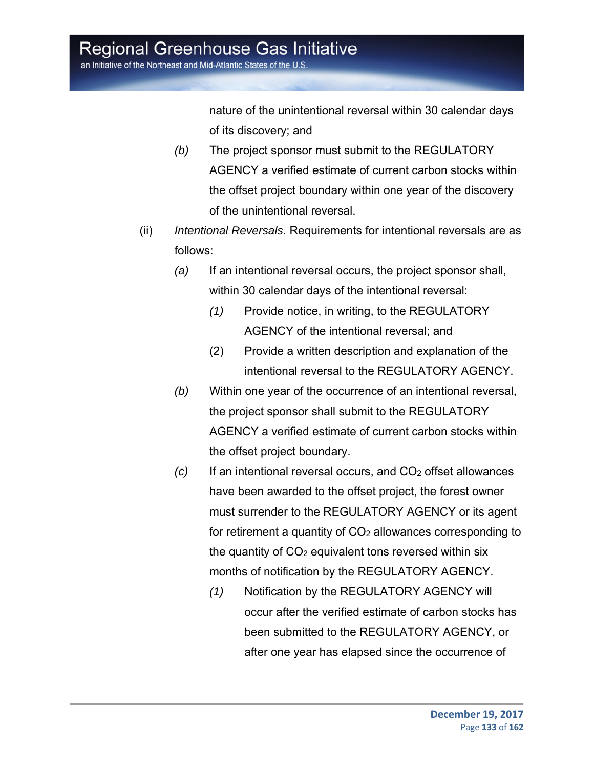nature of the unintentional reversal within 30 calendar days of its discovery; and

*(b)* The project sponsor must submit to the REGULATORY AGENCY a verified estimate of current carbon stocks within the offset project boundary within one year of the discovery of the unintentional reversal.

(ii) *Intentional Reversals.* Requirements for intentional reversals are as follows:

*(a)* If an intentional reversal occurs, the project sponsor shall, within 30 calendar days of the intentional reversal:

*(1)* Provide notice, in writing, to the REGULATORY AGENCY of the intentional reversal; and

(2) Provide a written description and explanation of the intentional reversal to the REGULATORY AGENCY.

*(b)* Within one year of the occurrence of an intentional reversal, the project sponsor shall submit to the REGULATORY AGENCY a verified estimate of current carbon stocks within the offset project boundary.

*(c)* If an intentional reversal occurs, and $CO_2$ offset allowances have been awarded to the offset project, the forest owner must surrender to the REGULATORY AGENCY or its agent for retirement a quantity of $CO_2$ allowances corresponding to the quantity of $CO_2$ equivalent tons reversed within six months of notification by the REGULATORY AGENCY.

*(1)* Notification by the REGULATORY AGENCY will occur after the verified estimate of carbon stocks has been submitted to the REGULATORY AGENCY, or after one year has elapsed since the occurrence of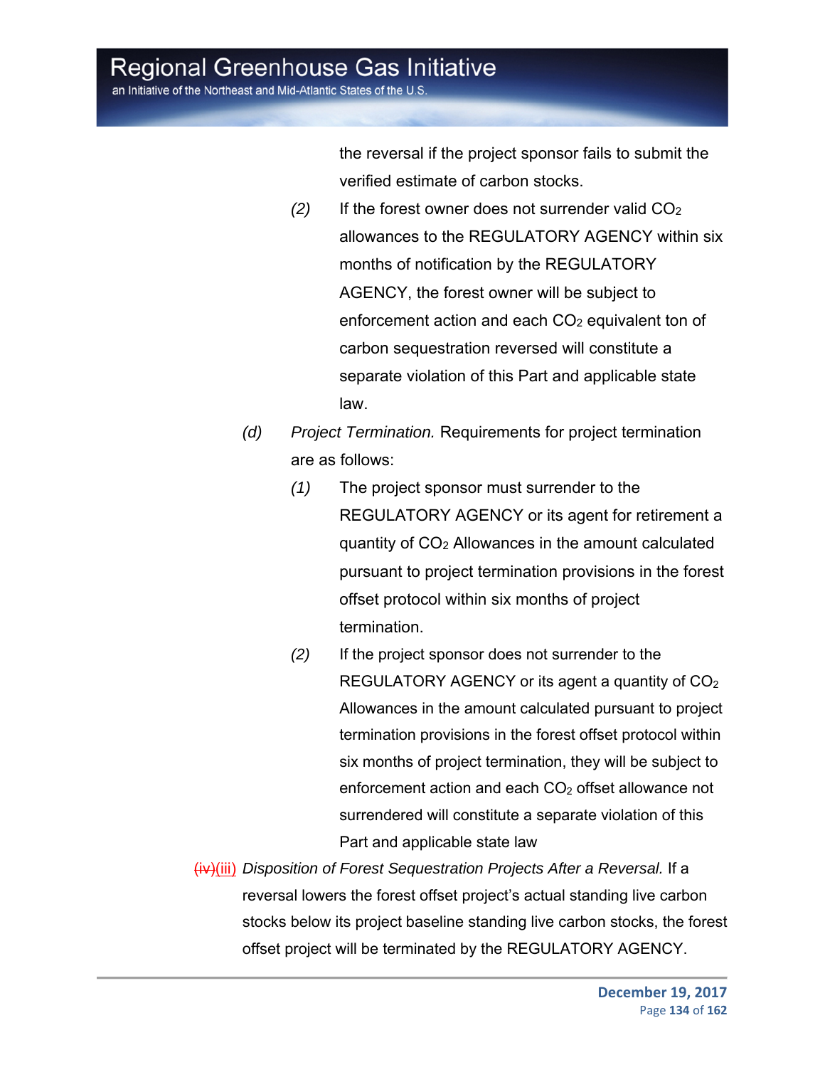the reversal if the project sponsor fails to submit the verified estimate of carbon stocks.

*(2)* If the forest owner does not surrender valid $CO_2$ allowances to the REGULATORY AGENCY within six months of notification by the REGULATORY AGENCY, the forest owner will be subject to enforcement action and each $CO_2$ equivalent ton of carbon sequestration reversed will constitute a separate violation of this Part and applicable state law.

*(d)* *Project Termination.* Requirements for project termination are as follows:

*(1)* The project sponsor must surrender to the REGULATORY AGENCY or its agent for retirement a quantity of $CO_2$ Allowances in the amount calculated pursuant to project termination provisions in the forest offset protocol within six months of project termination.

*(2)* If the project sponsor does not surrender to the REGULATORY AGENCY or its agent a quantity of $CO_2$ Allowances in the amount calculated pursuant to project termination provisions in the forest offset protocol within six months of project termination, they will be subject to enforcement action and each $CO_2$ offset allowance not surrendered will constitute a separate violation of this Part and applicable state law

~~(iv)~~(iii) *Disposition of Forest Sequestration Projects After a Reversal.* If a reversal lowers the forest offset project's actual standing live carbon stocks below its project baseline standing live carbon stocks, the forest offset project will be terminated by the REGULATORY AGENCY.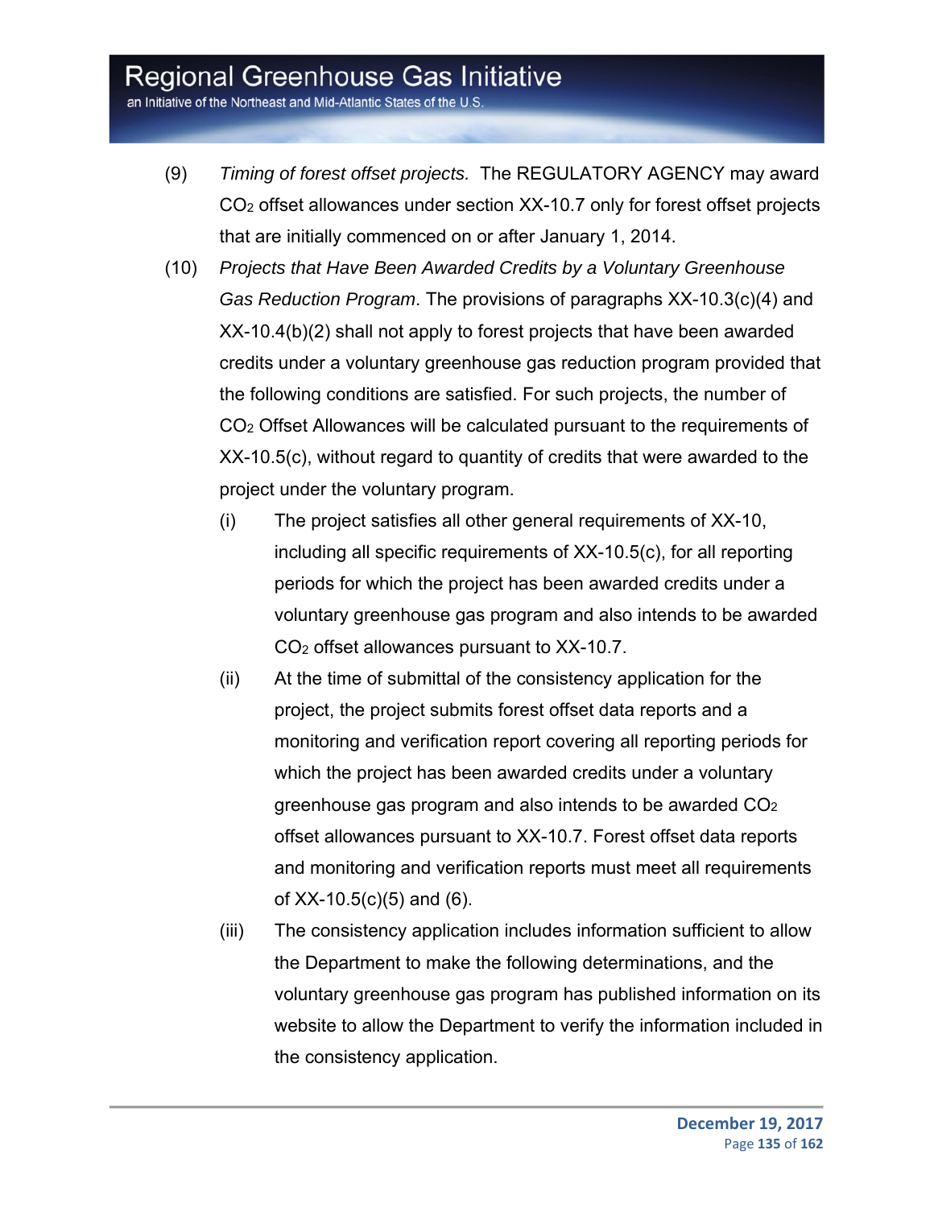(9) *Timing of forest offset projects.* The REGULATORY AGENCY may award $CO_2$ offset allowances under section XX-10.7 only for forest offset projects that are initially commenced on or after January 1, 2014.

(10) *Projects that Have Been Awarded Credits by a Voluntary Greenhouse Gas Reduction Program*. The provisions of paragraphs XX-10.3(c)(4) and XX-10.4(b)(2) shall not apply to forest projects that have been awarded credits under a voluntary greenhouse gas reduction program provided that the following conditions are satisfied. For such projects, the number of $CO_2$ Offset Allowances will be calculated pursuant to the requirements of XX-10.5(c), without regard to quantity of credits that were awarded to the project under the voluntary program.

(i) The project satisfies all other general requirements of XX-10, including all specific requirements of XX-10.5(c), for all reporting periods for which the project has been awarded credits under a voluntary greenhouse gas program and also intends to be awarded $CO_2$ offset allowances pursuant to XX-10.7.

(ii) At the time of submittal of the consistency application for the project, the project submits forest offset data reports and a monitoring and verification report covering all reporting periods for which the project has been awarded credits under a voluntary greenhouse gas program and also intends to be awarded $CO_2$ offset allowances pursuant to XX-10.7. Forest offset data reports and monitoring and verification reports must meet all requirements of XX-10.5(c)(5) and (6).

(iii) The consistency application includes information sufficient to allow the Department to make the following determinations, and the voluntary greenhouse gas program has published information on its website to allow the Department to verify the information included in the consistency application.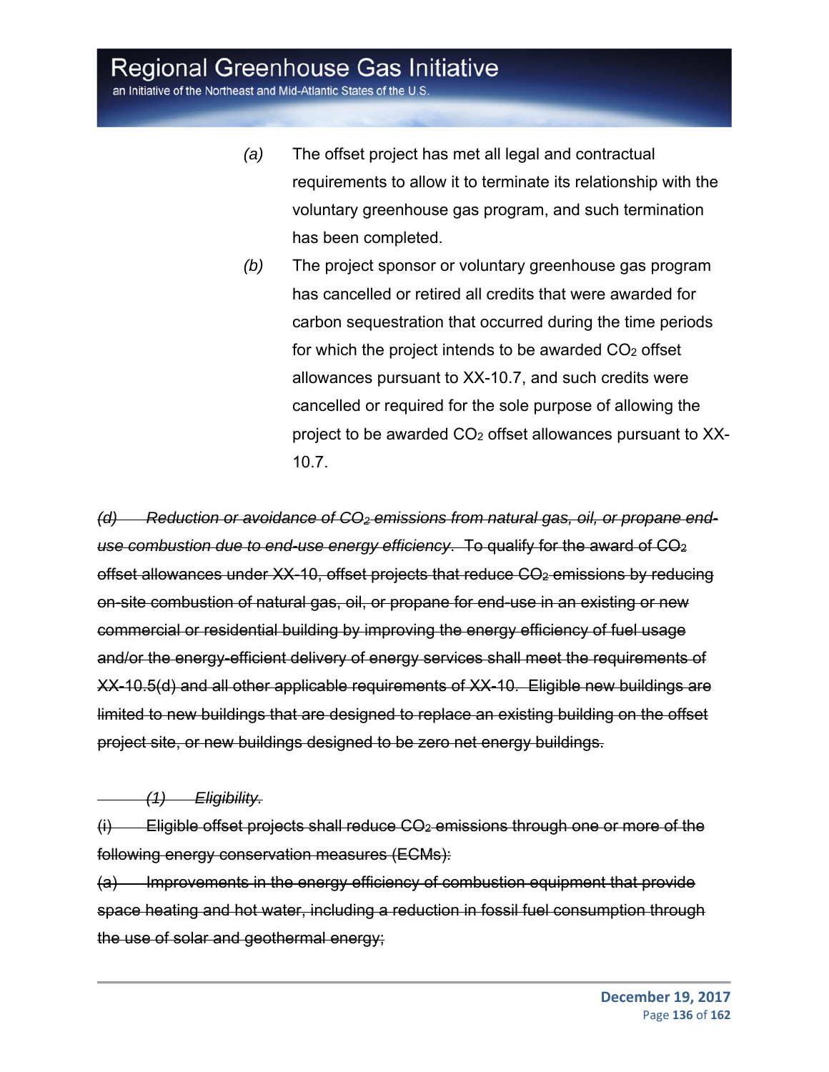(a) The offset project has met all legal and contractual requirements to allow it to terminate its relationship with the voluntary greenhouse gas program, and such termination has been completed.

(b) The project sponsor or voluntary greenhouse gas program has cancelled or retired all credits that were awarded for carbon sequestration that occurred during the time periods for which the project intends to be awarded $CO_2$ offset allowances pursuant to XX-10.7, and such credits were cancelled or required for the sole purpose of allowing the project to be awarded $CO_2$ offset allowances pursuant to XX-10.7.

~~*(d) Reduction or avoidance of $CO_2$ emissions from natural gas, oil, or propane end-use combustion due to end-use energy efficiency.* To qualify for the award of $CO_2$ offset allowances under XX-10, offset projects that reduce $CO_2$ emissions by reducing on-site combustion of natural gas, oil, or propane for end-use in an existing or new commercial or residential building by improving the energy efficiency of fuel usage and/or the energy-efficient delivery of energy services shall meet the requirements of XX-10.5(d) and all other applicable requirements of XX-10. Eligible new buildings are limited to new buildings that are designed to replace an existing building on the offset project site, or new buildings designed to be zero net energy buildings.~~

~~*(1) Eligibility.*~~

~~(i) Eligible offset projects shall reduce $CO_2$ emissions through one or more of the following energy conservation measures (ECMs):~~

~~(a) Improvements in the energy efficiency of combustion equipment that provide space heating and hot water, including a reduction in fossil fuel consumption through the use of solar and geothermal energy;~~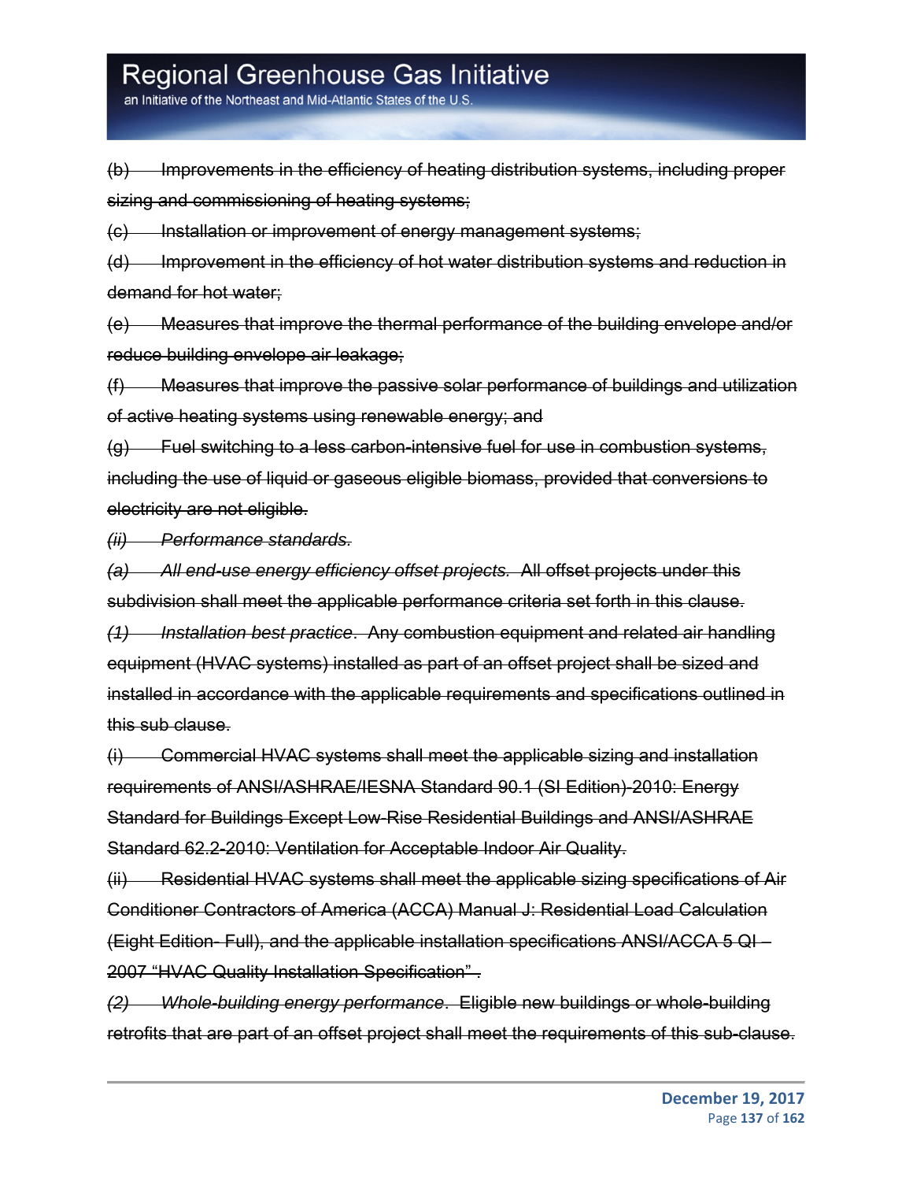~~(b) Improvements in the efficiency of heating distribution systems, including proper sizing and commissioning of heating systems;~~

~~(c) Installation or improvement of energy management systems;~~

~~(d) Improvement in the efficiency of hot water distribution systems and reduction in demand for hot water;~~

~~(e) Measures that improve the thermal performance of the building envelope and/or reduce building envelope air leakage;~~

~~(f) Measures that improve the passive solar performance of buildings and utilization of active heating systems using renewable energy; and~~

~~(g) Fuel switching to a less carbon-intensive fuel for use in combustion systems, including the use of liquid or gaseous eligible biomass, provided that conversions to electricity are not eligible.~~

~~*(ii) Performance standards.*~~

~~*(a) All end-use energy efficiency offset projects.* All offset projects under this subdivision shall meet the applicable performance criteria set forth in this clause.~~

~~*(1) Installation best practice*. Any combustion equipment and related air handling equipment (HVAC systems) installed as part of an offset project shall be sized and installed in accordance with the applicable requirements and specifications outlined in this sub clause.~~

~~(i) Commercial HVAC systems shall meet the applicable sizing and installation requirements of ANSI/ASHRAE/IESNA Standard 90.1 (SI Edition)-2010: Energy Standard for Buildings Except Low-Rise Residential Buildings and ANSI/ASHRAE Standard 62.2-2010: Ventilation for Acceptable Indoor Air Quality.~~

~~(ii) Residential HVAC systems shall meet the applicable sizing specifications of Air Conditioner Contractors of America (ACCA) Manual J: Residential Load Calculation (Eight Edition- Full), and the applicable installation specifications ANSI/ACCA 5 QI – 2007 "HVAC Quality Installation Specification".~~

~~*(2) Whole-building energy performance*. Eligible new buildings or whole-building retrofits that are part of an offset project shall meet the requirements of this sub-clause.~~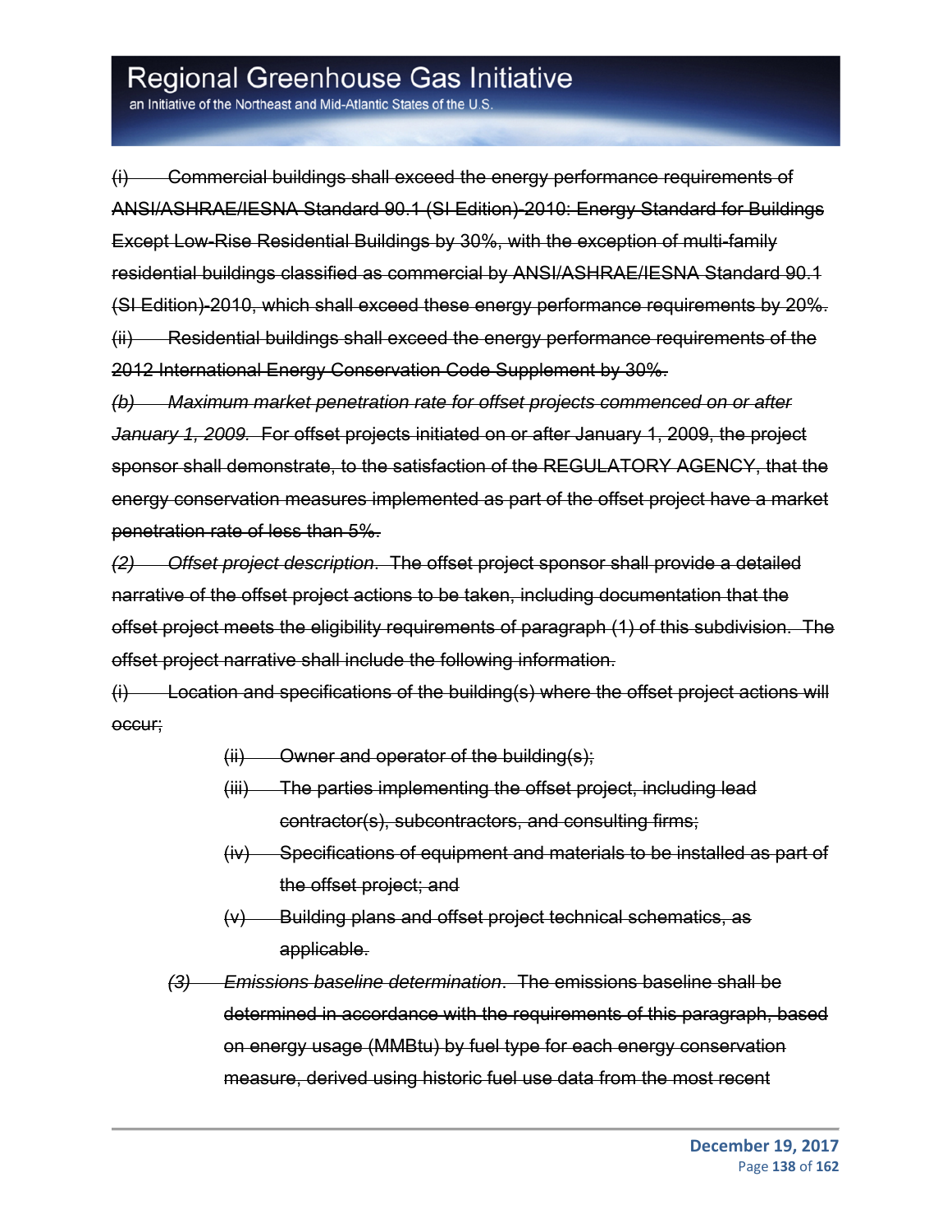~~(i) Commercial buildings shall exceed the energy performance requirements of ANSI/ASHRAE/IESNA Standard 90.1 (SI Edition)-2010: Energy Standard for Buildings Except Low-Rise Residential Buildings by 30%, with the exception of multi-family residential buildings classified as commercial by ANSI/ASHRAE/IESNA Standard 90.1 (SI Edition)-2010, which shall exceed these energy performance requirements by 20%.~~

~~(ii) Residential buildings shall exceed the energy performance requirements of the 2012 International Energy Conservation Code Supplement by 30%.~~

~~*(b) Maximum market penetration rate for offset projects commenced on or after January 1, 2009.* For offset projects initiated on or after January 1, 2009, the project sponsor shall demonstrate, to the satisfaction of the REGULATORY AGENCY, that the energy conservation measures implemented as part of the offset project have a market penetration rate of less than 5%.~~

~~*(2) Offset project description*. The offset project sponsor shall provide a detailed narrative of the offset project actions to be taken, including documentation that the offset project meets the eligibility requirements of paragraph (1) of this subdivision. The offset project narrative shall include the following information.~~

~~(i) Location and specifications of the building(s) where the offset project actions will occur;~~

- ~~(ii) Owner and operator of the building(s);~~
- ~~(iii) The parties implementing the offset project, including lead contractor(s), subcontractors, and consulting firms;~~
- ~~(iv) Specifications of equipment and materials to be installed as part of the offset project; and~~
- ~~(v) Building plans and offset project technical schematics, as applicable.~~

~~*(3) Emissions baseline determination*. The emissions baseline shall be determined in accordance with the requirements of this paragraph, based on energy usage (MMBtu) by fuel type for each energy conservation measure, derived using historic fuel use data from the most recent~~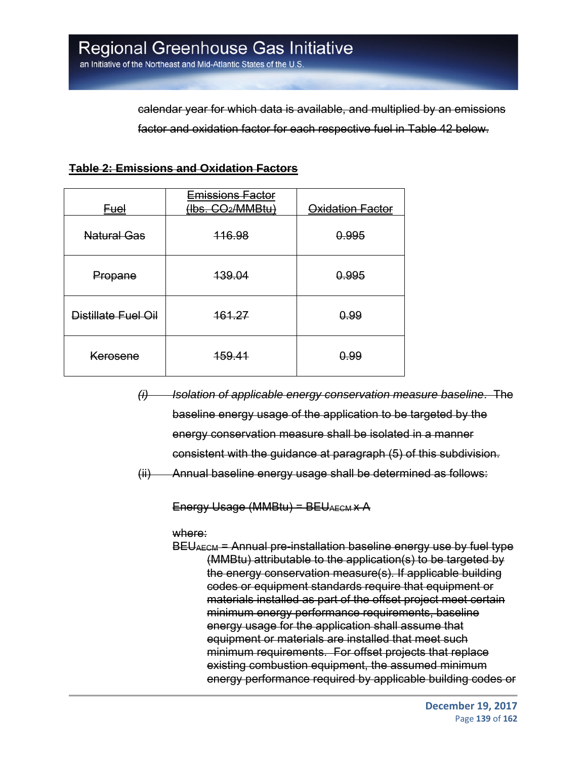calendar year for which data is available, and multiplied by an emissions factor and oxidation factor for each respective fuel in Table 42 below.

**Table 2: Emissions and Oxidation Factors**

| Fuel | Emissions Factor (lbs. $CO_2$/MMBtu) | Oxidation Factor |
|---|---|---|
| Natural Gas | 116.98 | 0.995 |
| Propane | 139.04 | 0.995 |
| Distillate Fuel Oil | 161.27 | 0.99 |
| Kerosene | 159.41 | 0.99 |

*(i)* *Isolation of applicable energy conservation measure baseline*. The baseline energy usage of the application to be targeted by the energy conservation measure shall be isolated in a manner consistent with the guidance at paragraph (5) of this subdivision.

(ii) Annual baseline energy usage shall be determined as follows:

$$\text{Energy Usage (MMBtu)} = BEU_{AECM} \times A$$

where:

$BEU_{AECM}$ = Annual pre-installation baseline energy use by fuel type (MMBtu) attributable to the application(s) to be targeted by the energy conservation measure(s). If applicable building codes or equipment standards require that equipment or materials installed as part of the offset project meet certain minimum energy performance requirements, baseline energy usage for the application shall assume that equipment or materials are installed that meet such minimum requirements. For offset projects that replace existing combustion equipment, the assumed minimum energy performance required by applicable building codes or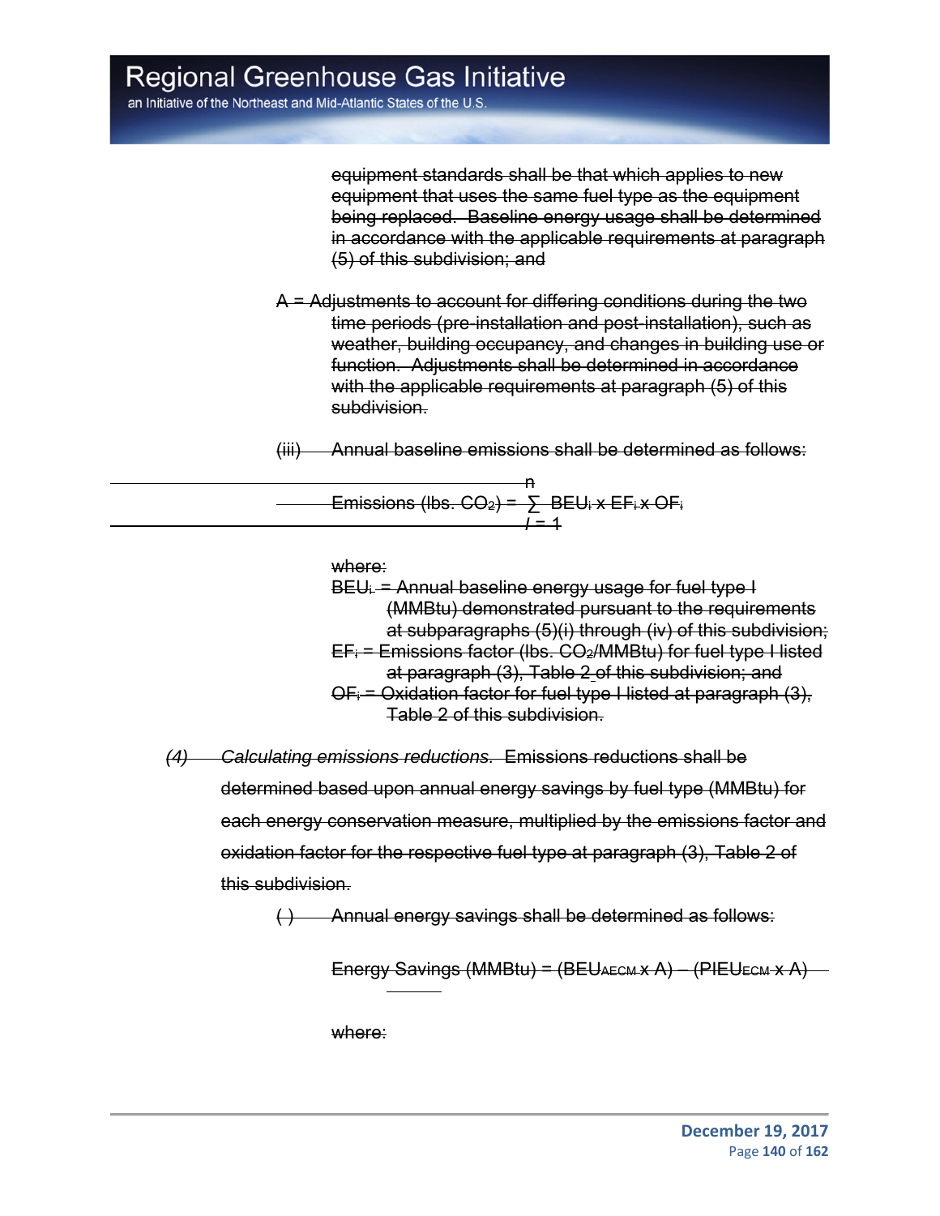equipment standards shall be that which applies to new equipment that uses the same fuel type as the equipment being replaced. Baseline energy usage shall be determined in accordance with the applicable requirements at paragraph (5) of this subdivision; and

A = Adjustments to account for differing conditions during the two time periods (pre-installation and post-installation), such as weather, building occupancy, and changes in building use or function. Adjustments shall be determined in accordance with the applicable requirements at paragraph (5) of this subdivision.

(iii) Annual baseline emissions shall be determined as follows:

$$\text{Emissions (lbs. } CO_2\text{)} = \sum_{i=1}^{n} BEU_i \times EF_i \times OF_i$$

where:

$BEU_i$ = Annual baseline energy usage for fuel type I (MMBtu) demonstrated pursuant to the requirements at subparagraphs (5)(i) through (iv) of this subdivision;

$EF_i$ = Emissions factor (lbs. $CO_2$/MMBtu) for fuel type I listed at paragraph (3), Table 2 of this subdivision; and

$OF_i$ = Oxidation factor for fuel type I listed at paragraph (3), Table 2 of this subdivision.

*(4) Calculating emissions reductions.* Emissions reductions shall be determined based upon annual energy savings by fuel type (MMBtu) for each energy conservation measure, multiplied by the emissions factor and oxidation factor for the respective fuel type at paragraph (3), Table 2 of this subdivision.

( ) Annual energy savings shall be determined as follows:

$$\text{Energy Savings (MMBtu)} = (BEU_{AECM} \times A) - (PIEU_{ECM} \times A)$$

where: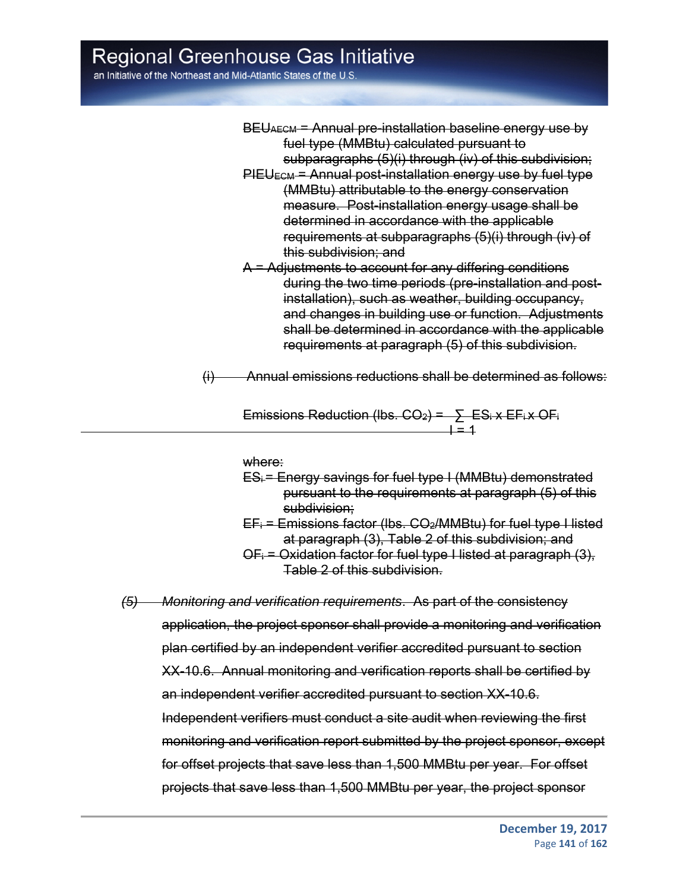~~$BEU_{AECM}$ = Annual pre-installation baseline energy use by fuel type (MMBtu) calculated pursuant to subparagraphs (5)(i) through (iv) of this subdivision;~~

~~$PIEU_{ECM}$ = Annual post-installation energy use by fuel type (MMBtu) attributable to the energy conservation measure. Post-installation energy usage shall be determined in accordance with the applicable requirements at subparagraphs (5)(i) through (iv) of this subdivision; and~~

~~A = Adjustments to account for any differing conditions during the two time periods (pre-installation and post-installation), such as weather, building occupancy, and changes in building use or function. Adjustments shall be determined in accordance with the applicable requirements at paragraph (5) of this subdivision.~~

~~(i) Annual emissions reductions shall be determined as follows:~~

$$\text{Emissions Reduction (lbs. } CO_2) = \sum_{I=1} ES_i \times EF_i \times OF_i$$

~~where:~~

~~$ES_i$ = Energy savings for fuel type I (MMBtu) demonstrated pursuant to the requirements at paragraph (5) of this subdivision;~~

~~$EF_i$ = Emissions factor (lbs. $CO_2$/MMBtu) for fuel type I listed at paragraph (3), Table 2 of this subdivision; and~~

~~$OF_i$ = Oxidation factor for fuel type I listed at paragraph (3), Table 2 of this subdivision.~~

~~*(5) Monitoring and verification requirements*. As part of the consistency application, the project sponsor shall provide a monitoring and verification plan certified by an independent verifier accredited pursuant to section XX-10.6. Annual monitoring and verification reports shall be certified by an independent verifier accredited pursuant to section XX-10.6. Independent verifiers must conduct a site audit when reviewing the first monitoring and verification report submitted by the project sponsor, except for offset projects that save less than 1,500 MMBtu per year. For offset projects that save less than 1,500 MMBtu per year, the project sponsor~~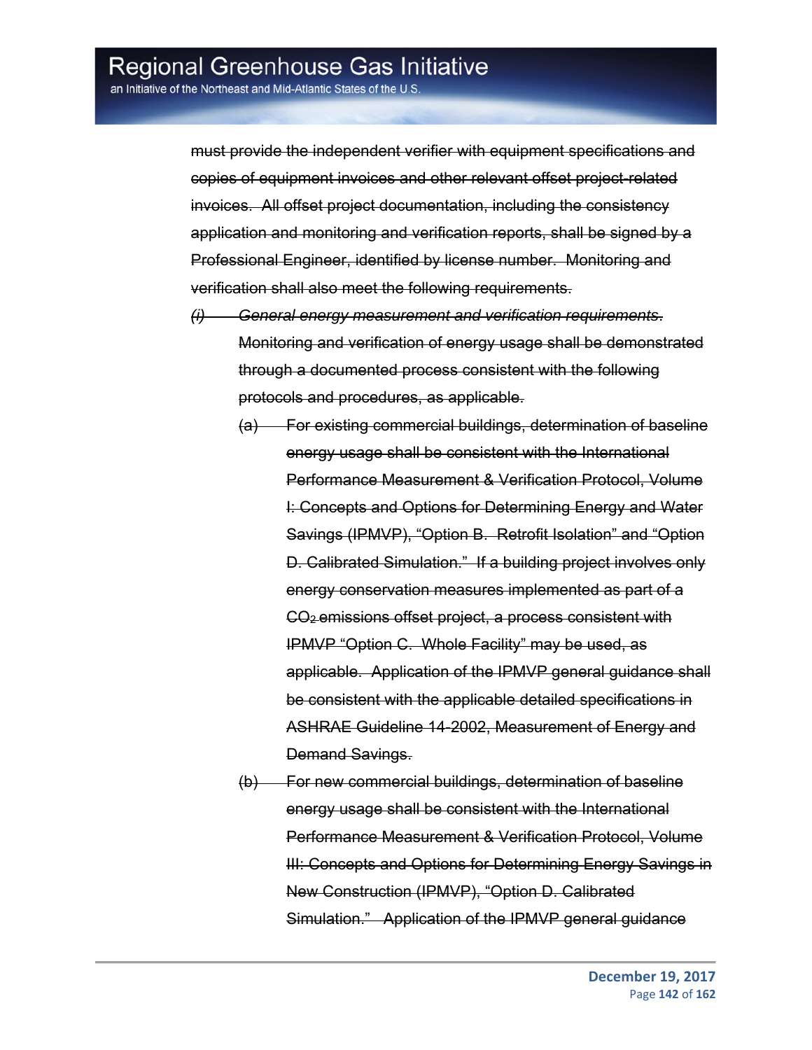~~must provide the independent verifier with equipment specifications and copies of equipment invoices and other relevant offset project-related invoices. All offset project documentation, including the consistency application and monitoring and verification reports, shall be signed by a Professional Engineer, identified by license number. Monitoring and verification shall also meet the following requirements.~~

~~*(i) General energy measurement and verification requirements*. Monitoring and verification of energy usage shall be demonstrated through a documented process consistent with the following protocols and procedures, as applicable.~~

~~(a) For existing commercial buildings, determination of baseline energy usage shall be consistent with the International Performance Measurement & Verification Protocol, Volume I: Concepts and Options for Determining Energy and Water Savings (IPMVP), "Option B. Retrofit Isolation" and "Option D. Calibrated Simulation." If a building project involves only energy conservation measures implemented as part of a $CO_2$ emissions offset project, a process consistent with IPMVP "Option C. Whole Facility" may be used, as applicable. Application of the IPMVP general guidance shall be consistent with the applicable detailed specifications in ASHRAE Guideline 14-2002, Measurement of Energy and Demand Savings.~~

~~(b) For new commercial buildings, determination of baseline energy usage shall be consistent with the International Performance Measurement & Verification Protocol, Volume III: Concepts and Options for Determining Energy Savings in New Construction (IPMVP), "Option D. Calibrated Simulation." Application of the IPMVP general guidance~~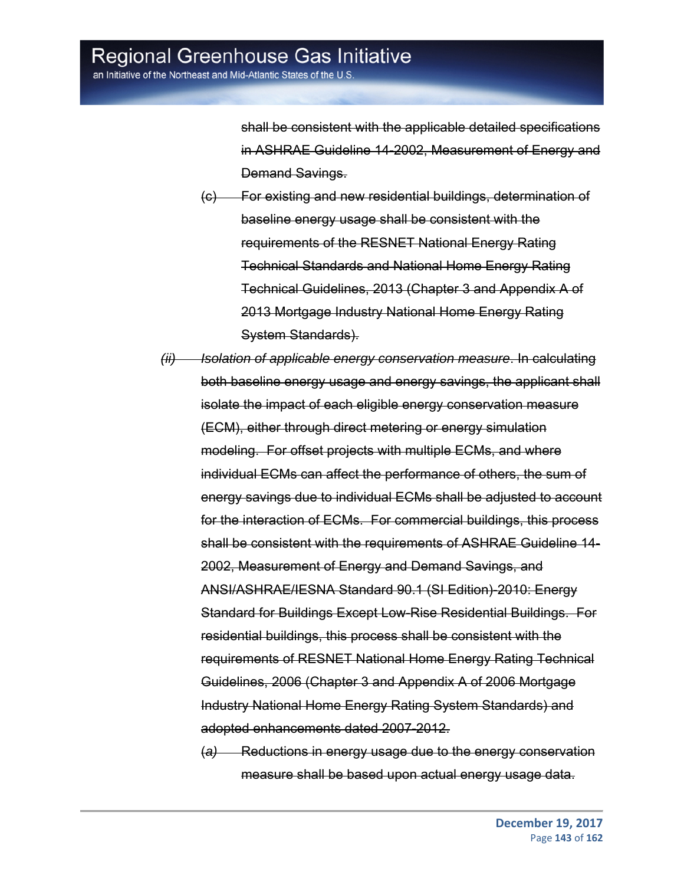~~shall be consistent with the applicable detailed specifications in ASHRAE Guideline 14-2002, Measurement of Energy and Demand Savings.~~

~~(c) For existing and new residential buildings, determination of baseline energy usage shall be consistent with the requirements of the RESNET National Energy Rating Technical Standards and National Home Energy Rating Technical Guidelines, 2013 (Chapter 3 and Appendix A of 2013 Mortgage Industry National Home Energy Rating System Standards).~~

~~*(ii)* *Isolation of applicable energy conservation measure*. In calculating both baseline energy usage and energy savings, the applicant shall isolate the impact of each eligible energy conservation measure (ECM), either through direct metering or energy simulation modeling. For offset projects with multiple ECMs, and where individual ECMs can affect the performance of others, the sum of energy savings due to individual ECMs shall be adjusted to account for the interaction of ECMs. For commercial buildings, this process shall be consistent with the requirements of ASHRAE Guideline 14-2002, Measurement of Energy and Demand Savings, and ANSI/ASHRAE/IESNA Standard 90.1 (SI Edition)-2010: Energy Standard for Buildings Except Low-Rise Residential Buildings. For residential buildings, this process shall be consistent with the requirements of RESNET National Home Energy Rating Technical Guidelines, 2006 (Chapter 3 and Appendix A of 2006 Mortgage Industry National Home Energy Rating System Standards) and adopted enhancements dated 2007-2012.~~

~~(*a*) Reductions in energy usage due to the energy conservation measure shall be based upon actual energy usage data.~~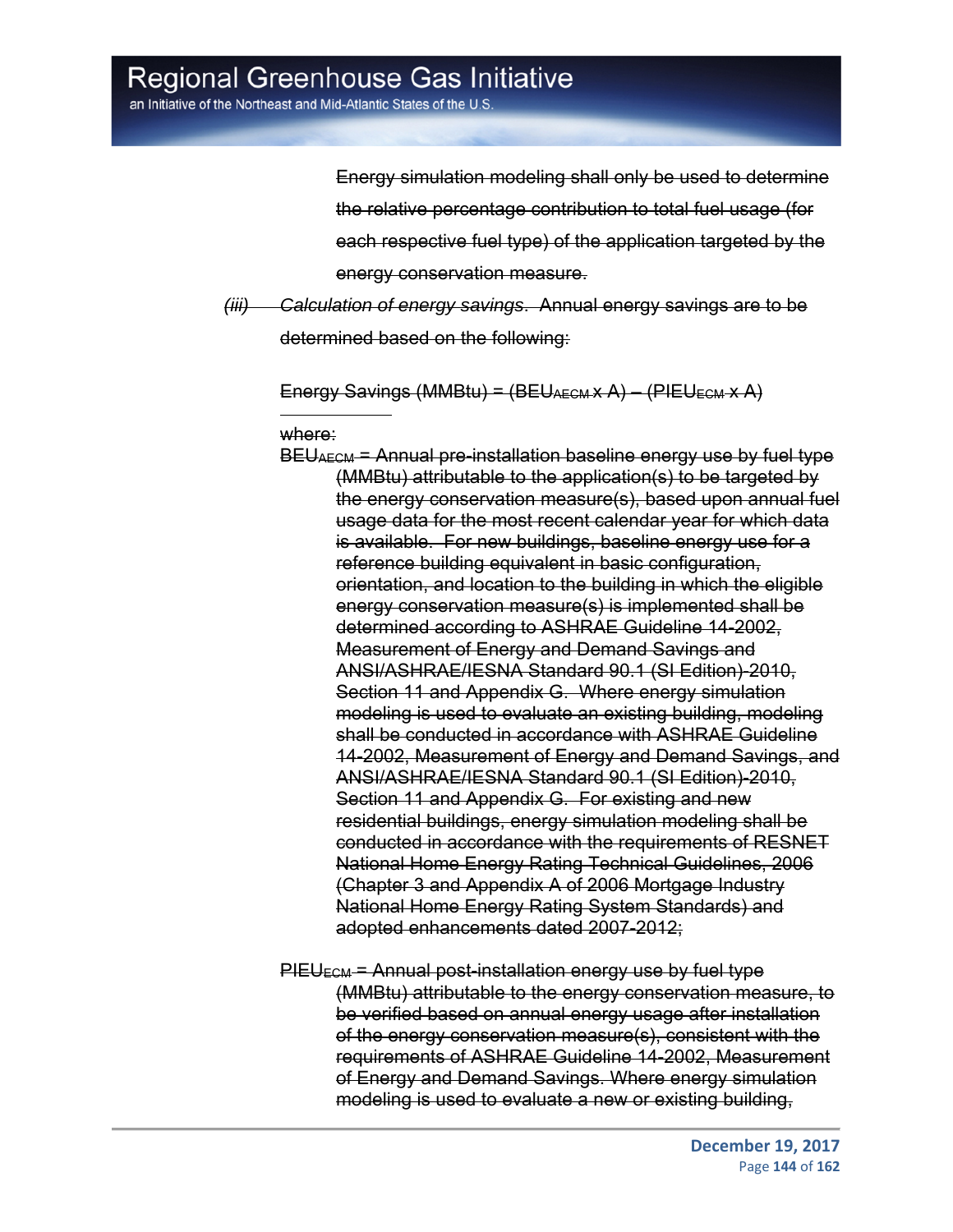~~Energy simulation modeling shall only be used to determine the relative percentage contribution to total fuel usage (for each respective fuel type) of the application targeted by the energy conservation measure.~~

~~*(iii)* *Calculation of energy savings*. Annual energy savings are to be determined based on the following:~~

~~Energy Savings (MMBtu) = ($BEU_{AECM}$ x A) – ($PIEU_{ECM}$ x A)~~

~~where:~~

~~$BEU_{AECM}$ = Annual pre-installation baseline energy use by fuel type (MMBtu) attributable to the application(s) to be targeted by the energy conservation measure(s), based upon annual fuel usage data for the most recent calendar year for which data is available. For new buildings, baseline energy use for a reference building equivalent in basic configuration, orientation, and location to the building in which the eligible energy conservation measure(s) is implemented shall be determined according to ASHRAE Guideline 14-2002, Measurement of Energy and Demand Savings and ANSI/ASHRAE/IESNA Standard 90.1 (SI Edition)-2010, Section 11 and Appendix G. Where energy simulation modeling is used to evaluate an existing building, modeling shall be conducted in accordance with ASHRAE Guideline 14-2002, Measurement of Energy and Demand Savings, and ANSI/ASHRAE/IESNA Standard 90.1 (SI Edition)-2010, Section 11 and Appendix G. For existing and new residential buildings, energy simulation modeling shall be conducted in accordance with the requirements of RESNET National Home Energy Rating Technical Guidelines, 2006 (Chapter 3 and Appendix A of 2006 Mortgage Industry National Home Energy Rating System Standards) and adopted enhancements dated 2007-2012;~~

~~$PIEU_{ECM}$ = Annual post-installation energy use by fuel type (MMBtu) attributable to the energy conservation measure, to be verified based on annual energy usage after installation of the energy conservation measure(s), consistent with the requirements of ASHRAE Guideline 14-2002, Measurement of Energy and Demand Savings. Where energy simulation modeling is used to evaluate a new or existing building,~~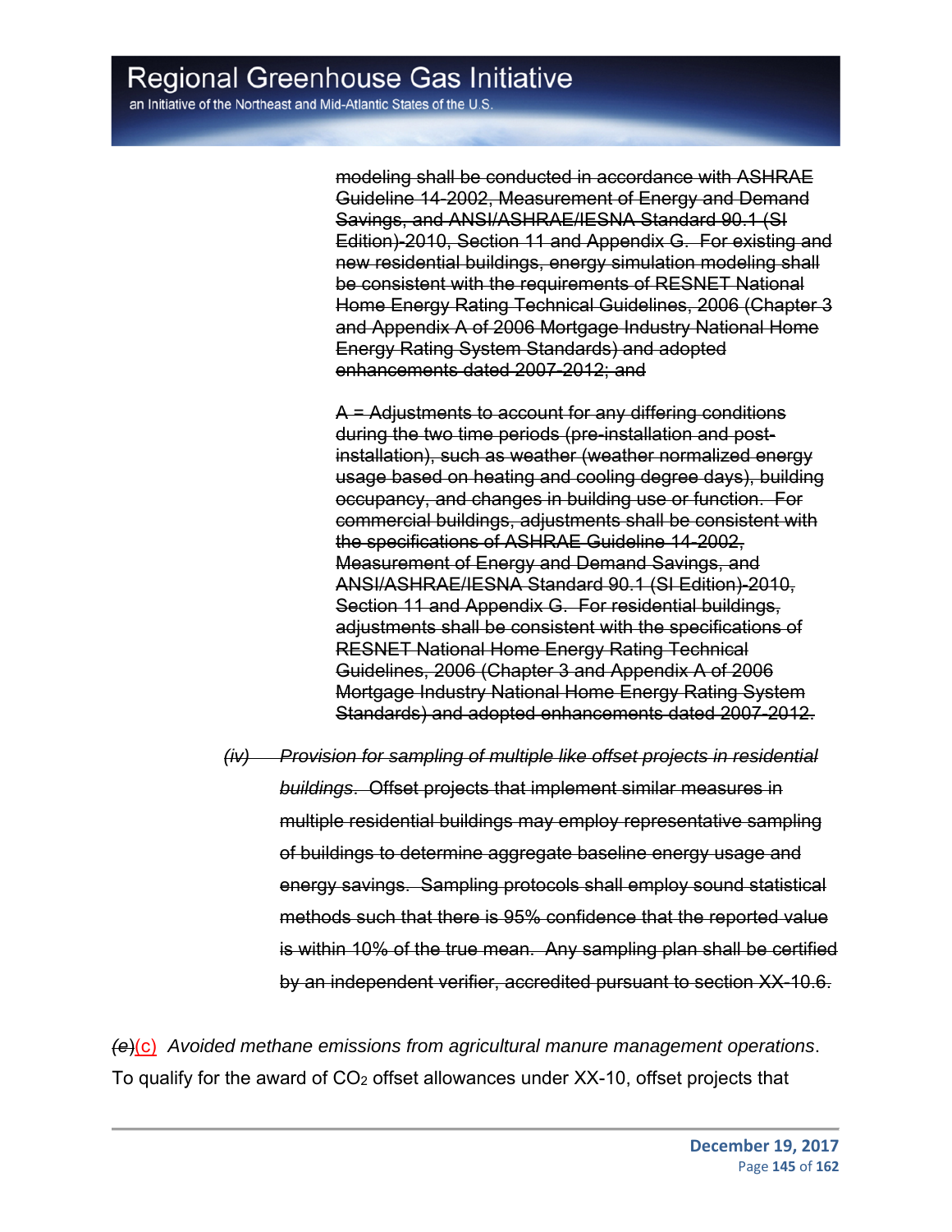~~modeling shall be conducted in accordance with ASHRAE Guideline 14-2002, Measurement of Energy and Demand Savings, and ANSI/ASHRAE/IESNA Standard 90.1 (SI Edition)-2010, Section 11 and Appendix G. For existing and new residential buildings, energy simulation modeling shall be consistent with the requirements of RESNET National Home Energy Rating Technical Guidelines, 2006 (Chapter 3 and Appendix A of 2006 Mortgage Industry National Home Energy Rating System Standards) and adopted enhancements dated 2007-2012; and~~

~~A = Adjustments to account for any differing conditions during the two time periods (pre-installation and post-installation), such as weather (weather normalized energy usage based on heating and cooling degree days), building occupancy, and changes in building use or function. For commercial buildings, adjustments shall be consistent with the specifications of ASHRAE Guideline 14-2002, Measurement of Energy and Demand Savings, and ANSI/ASHRAE/IESNA Standard 90.1 (SI Edition)-2010, Section 11 and Appendix G. For residential buildings, adjustments shall be consistent with the specifications of RESNET National Home Energy Rating Technical Guidelines, 2006 (Chapter 3 and Appendix A of 2006 Mortgage Industry National Home Energy Rating System Standards) and adopted enhancements dated 2007-2012.~~

~~*(iv) Provision for sampling of multiple like offset projects in residential buildings*. Offset projects that implement similar measures in multiple residential buildings may employ representative sampling of buildings to determine aggregate baseline energy usage and energy savings. Sampling protocols shall employ sound statistical methods such that there is 95% confidence that the reported value is within 10% of the true mean. Any sampling plan shall be certified by an independent verifier, accredited pursuant to section XX-10.6.~~

~~*(e)*~~(c) *Avoided methane emissions from agricultural manure management operations*. To qualify for the award of $CO_2$ offset allowances under XX-10, offset projects that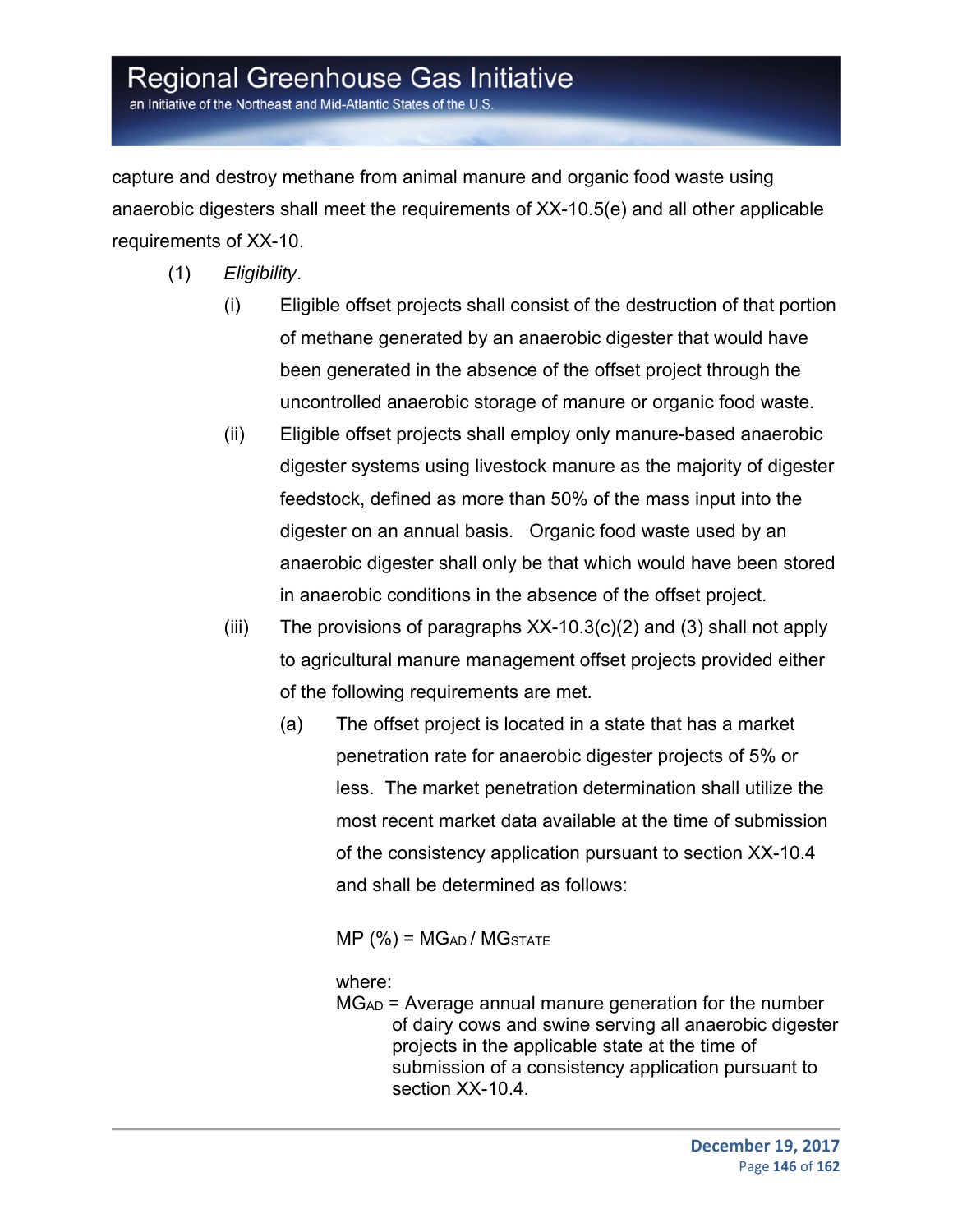capture and destroy methane from animal manure and organic food waste using anaerobic digesters shall meet the requirements of XX-10.5(e) and all other applicable requirements of XX-10.

(1) *Eligibility*.

(i) Eligible offset projects shall consist of the destruction of that portion of methane generated by an anaerobic digester that would have been generated in the absence of the offset project through the uncontrolled anaerobic storage of manure or organic food waste.

(ii) Eligible offset projects shall employ only manure-based anaerobic digester systems using livestock manure as the majority of digester feedstock, defined as more than 50% of the mass input into the digester on an annual basis. Organic food waste used by an anaerobic digester shall only be that which would have been stored in anaerobic conditions in the absence of the offset project.

(iii) The provisions of paragraphs XX-10.3(c)(2) and (3) shall not apply to agricultural manure management offset projects provided either of the following requirements are met.

(a) The offset project is located in a state that has a market penetration rate for anaerobic digester projects of 5% or less. The market penetration determination shall utilize the most recent market data available at the time of submission of the consistency application pursuant to section XX-10.4 and shall be determined as follows:

$$MP\ (\%) = MG_{AD} / MG_{STATE}$$

where:

$MG_{AD}$ = Average annual manure generation for the number of dairy cows and swine serving all anaerobic digester projects in the applicable state at the time of submission of a consistency application pursuant to section XX-10.4.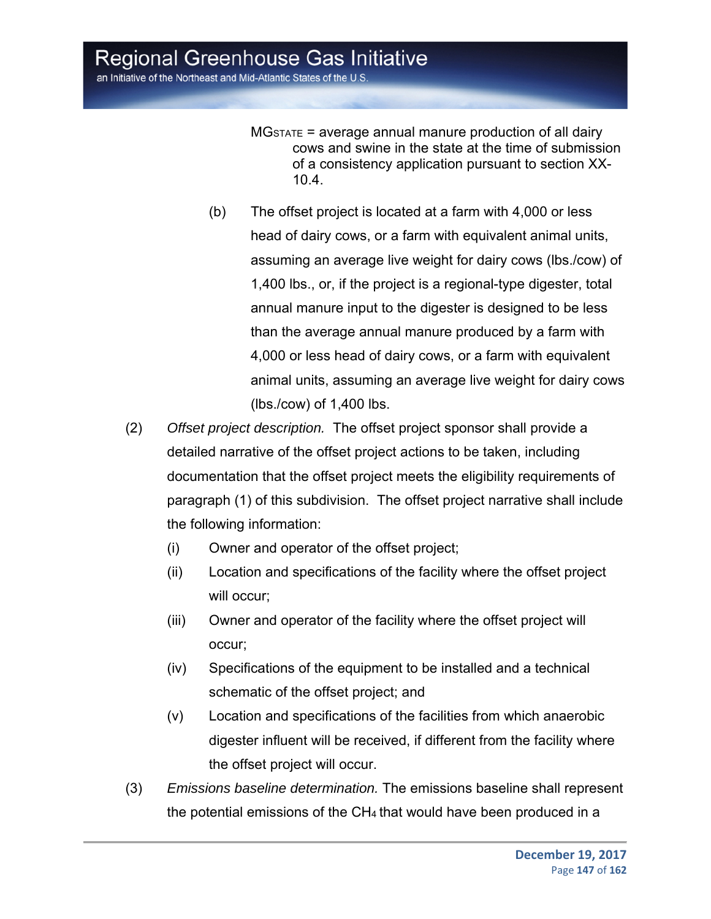$MG_{STATE}$ = average annual manure production of all dairy cows and swine in the state at the time of submission of a consistency application pursuant to section XX-10.4.

(b) The offset project is located at a farm with 4,000 or less head of dairy cows, or a farm with equivalent animal units, assuming an average live weight for dairy cows (lbs./cow) of 1,400 lbs., or, if the project is a regional-type digester, total annual manure input to the digester is designed to be less than the average annual manure produced by a farm with 4,000 or less head of dairy cows, or a farm with equivalent animal units, assuming an average live weight for dairy cows (lbs./cow) of 1,400 lbs.

(2) *Offset project description.* The offset project sponsor shall provide a detailed narrative of the offset project actions to be taken, including documentation that the offset project meets the eligibility requirements of paragraph (1) of this subdivision. The offset project narrative shall include the following information:

(i) Owner and operator of the offset project;

(ii) Location and specifications of the facility where the offset project will occur;

(iii) Owner and operator of the facility where the offset project will occur;

(iv) Specifications of the equipment to be installed and a technical schematic of the offset project; and

(v) Location and specifications of the facilities from which anaerobic digester influent will be received, if different from the facility where the offset project will occur.

(3) *Emissions baseline determination.* The emissions baseline shall represent the potential emissions of the $CH_4$ that would have been produced in a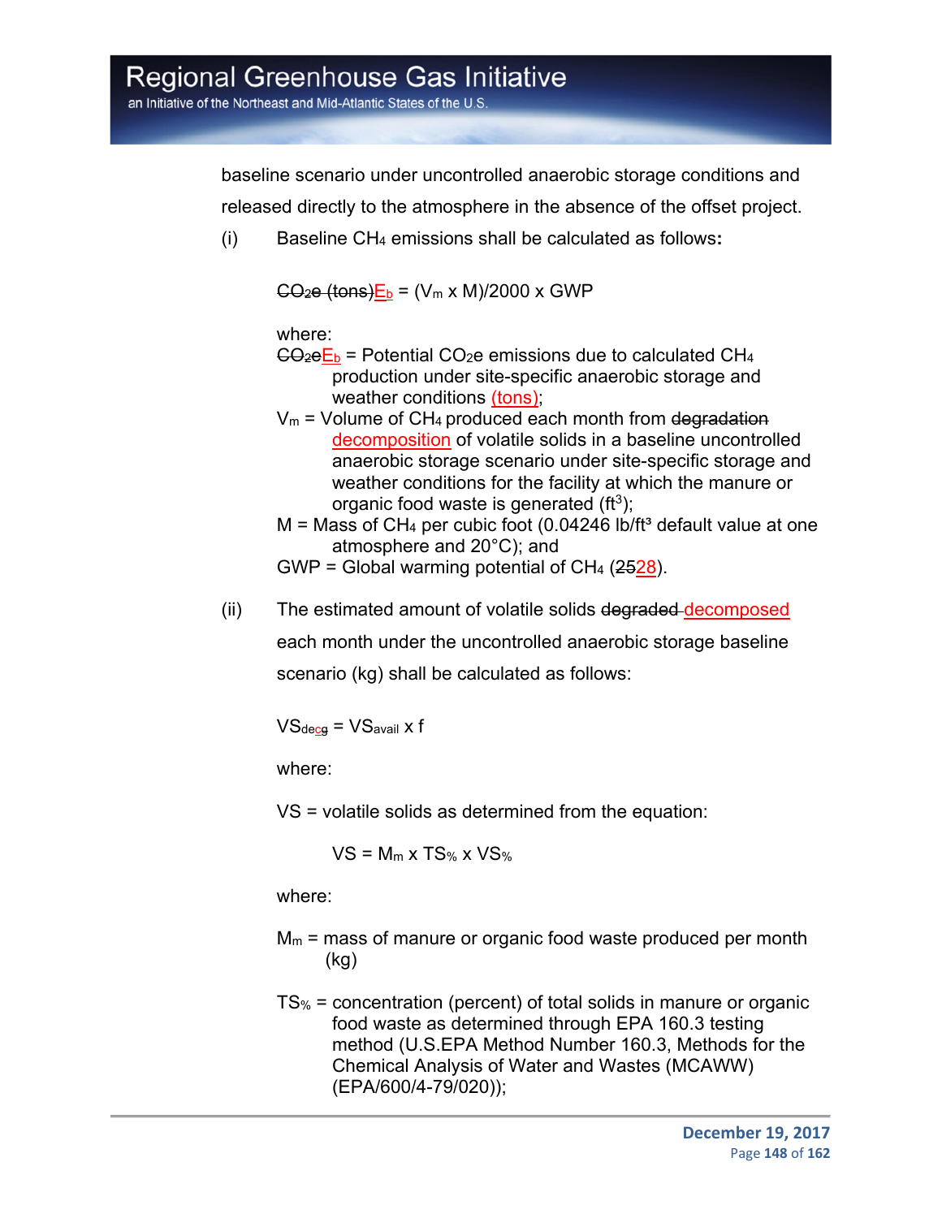baseline scenario under uncontrolled anaerobic storage conditions and released directly to the atmosphere in the absence of the offset project.

(i) Baseline $CH_4$ emissions shall be calculated as follows:

~~$CO_2e$ (tons)~~$E_b$ = $(V_m \times M)/2000 \times GWP$

where:

~~$CO_2e$~~$E_b$ = Potential $CO_2e$ emissions due to calculated $CH_4$ production under site-specific anaerobic storage and weather conditions (tons);

$V_m$ = Volume of $CH_4$ produced each month from ~~degradation~~ decomposition of volatile solids in a baseline uncontrolled anaerobic storage scenario under site-specific storage and weather conditions for the facility at which the manure or organic food waste is generated ($ft^3$);

M = Mass of $CH_4$ per cubic foot (0.04246 lb/ft³ default value at one atmosphere and 20°C); and

GWP = Global warming potential of $CH_4$ (~~25~~28).

(ii) The estimated amount of volatile solids ~~degraded~~ decomposed each month under the uncontrolled anaerobic storage baseline scenario (kg) shall be calculated as follows:

$VS_{dec} = VS_{avail} \times f$

where:

VS = volatile solids as determined from the equation:

$VS = M_m \times TS_{\%} \times VS_{\%}$

where:

$M_m$ = mass of manure or organic food waste produced per month (kg)

$TS_{\%}$ = concentration (percent) of total solids in manure or organic food waste as determined through EPA 160.3 testing method (U.S.EPA Method Number 160.3, Methods for the Chemical Analysis of Water and Wastes (MCAWW) (EPA/600/4-79/020));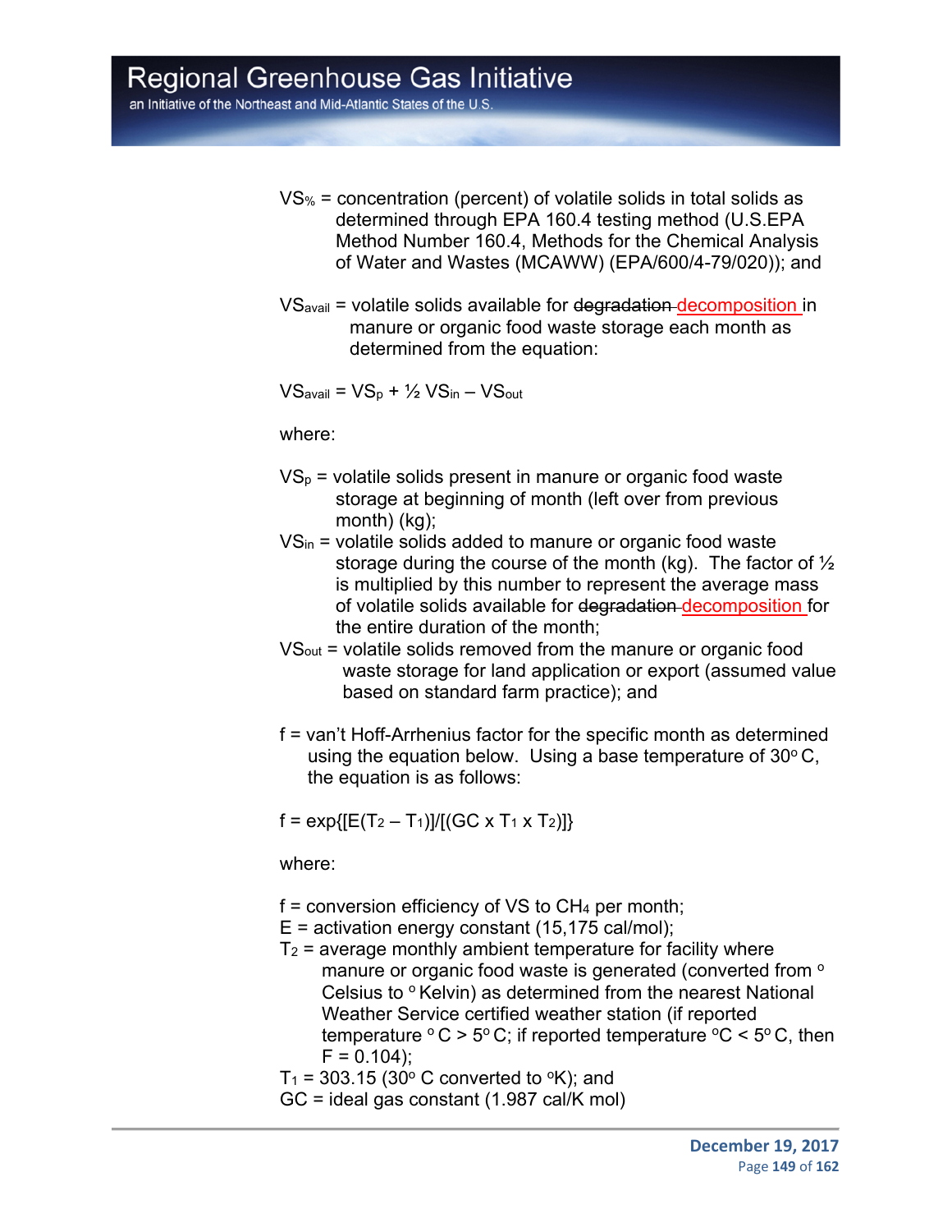$VS_{\%}$ = concentration (percent) of volatile solids in total solids as determined through EPA 160.4 testing method (U.S.EPA Method Number 160.4, Methods for the Chemical Analysis of Water and Wastes (MCAWW) (EPA/600/4-79/020)); and

$VS_{avail}$ = volatile solids available for ~~degradation~~ decomposition in manure or organic food waste storage each month as determined from the equation:

$$VS_{avail} = VS_p + ½\ VS_{in} – VS_{out}$$

where:

$VS_p$ = volatile solids present in manure or organic food waste storage at beginning of month (left over from previous month) (kg);

$VS_{in}$ = volatile solids added to manure or organic food waste storage during the course of the month (kg). The factor of ½ is multiplied by this number to represent the average mass of volatile solids available for ~~degradation~~ decomposition for the entire duration of the month;

$VS_{out}$ = volatile solids removed from the manure or organic food waste storage for land application or export (assumed value based on standard farm practice); and

f = van't Hoff-Arrhenius factor for the specific month as determined using the equation below. Using a base temperature of 30° C, the equation is as follows:

$$f = \exp\{[E(T_2 – T_1)]/[(GC \times T_1 \times T_2)]\}$$

where:

f = conversion efficiency of VS to $CH_4$ per month;

E = activation energy constant (15,175 cal/mol);

$T_2$ = average monthly ambient temperature for facility where manure or organic food waste is generated (converted from ° Celsius to ° Kelvin) as determined from the nearest National Weather Service certified weather station (if reported temperature ° C > 5° C; if reported temperature °C < 5° C, then F = 0.104);

$T_1$ = 303.15 (30° C converted to °K); and

GC = ideal gas constant (1.987 cal/K mol)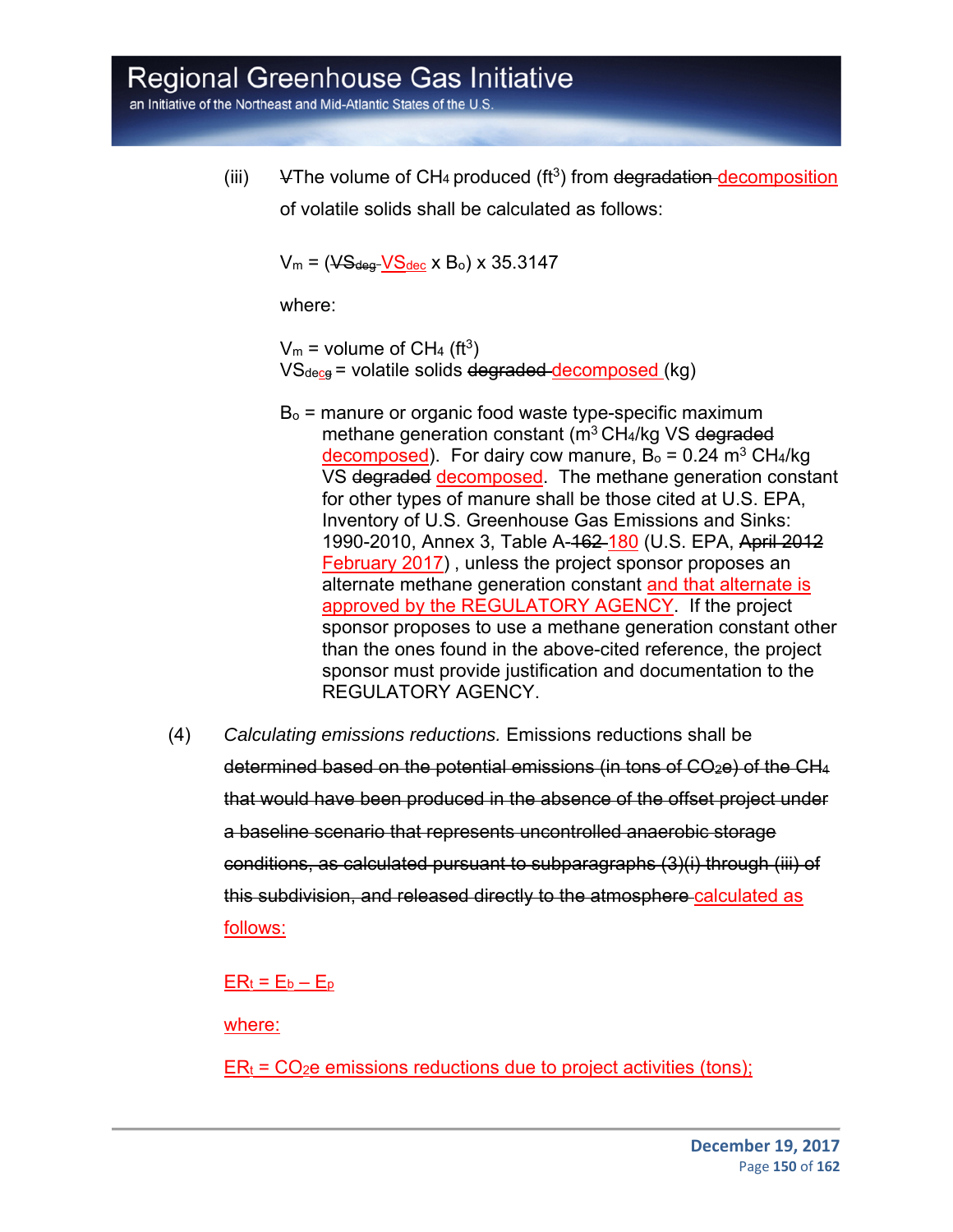(iii) VThe volume of $CH_4$ produced ($ft^3$) from ~~degradation~~ decomposition of volatile solids shall be calculated as follows:

$$V_m = (\sout{VS_{deg}}\ VS_{dec} \times B_o) \times 35.3147$$

where:

$V_m$ = volume of $CH_4$ ($ft^3$)
$VS_{dec}$ = volatile solids ~~degraded~~ decomposed (kg)

$B_o$ = manure or organic food waste type-specific maximum methane generation constant ($m^3$ $CH_4$/kg VS ~~degraded~~ decomposed). For dairy cow manure, $B_o$ = 0.24 $m^3$ $CH_4$/kg VS ~~degraded~~ decomposed. The methane generation constant for other types of manure shall be those cited at U.S. EPA, Inventory of U.S. Greenhouse Gas Emissions and Sinks: 1990-2010, Annex 3, Table A-~~162~~ 180 (U.S. EPA, ~~April 2012~~ February 2017) , unless the project sponsor proposes an alternate methane generation constant and that alternate is approved by the REGULATORY AGENCY. If the project sponsor proposes to use a methane generation constant other than the ones found in the above-cited reference, the project sponsor must provide justification and documentation to the REGULATORY AGENCY.

(4) *Calculating emissions reductions.* Emissions reductions shall be ~~determined based on the potential emissions (in tons of $CO_2e$) of the $CH_4$ that would have been produced in the absence of the offset project under a baseline scenario that represents uncontrolled anaerobic storage conditions, as calculated pursuant to subparagraphs (3)(i) through (iii) of this subdivision, and released directly to the atmosphere~~ calculated as follows:

$$ER_t = E_b - E_p$$

where:

$ER_t$ = $CO_2e$ emissions reductions due to project activities (tons);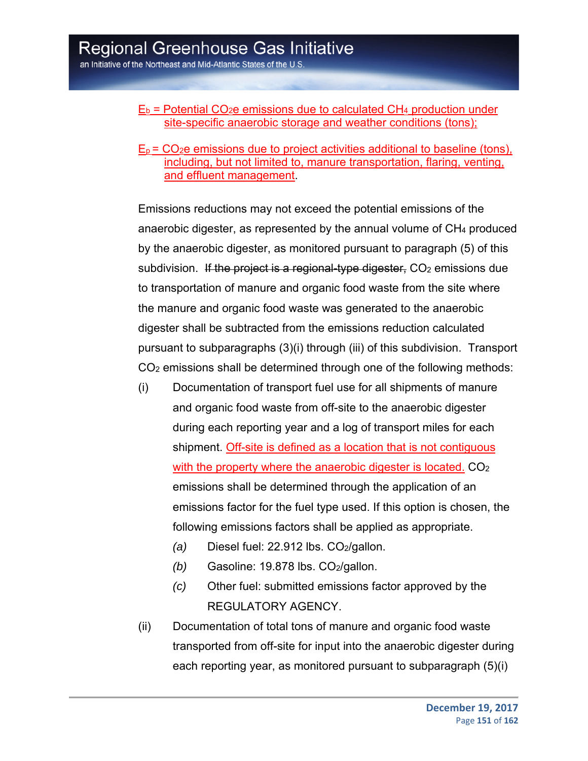$E_b$ = Potential $CO_2e$ emissions due to calculated $CH_4$ production under site-specific anaerobic storage and weather conditions (tons);

$E_p$ = $CO_2e$ emissions due to project activities additional to baseline (tons), including, but not limited to, manure transportation, flaring, venting, and effluent management.

Emissions reductions may not exceed the potential emissions of the anaerobic digester, as represented by the annual volume of $CH_4$ produced by the anaerobic digester, as monitored pursuant to paragraph (5) of this subdivision. ~~If the project is a regional-type digester,~~ $CO_2$ emissions due to transportation of manure and organic food waste from the site where the manure and organic food waste was generated to the anaerobic digester shall be subtracted from the emissions reduction calculated pursuant to subparagraphs (3)(i) through (iii) of this subdivision. Transport $CO_2$ emissions shall be determined through one of the following methods:

(i) Documentation of transport fuel use for all shipments of manure and organic food waste from off-site to the anaerobic digester during each reporting year and a log of transport miles for each shipment. Off-site is defined as a location that is not contiguous with the property where the anaerobic digester is located. $CO_2$ emissions shall be determined through the application of an emissions factor for the fuel type used. If this option is chosen, the following emissions factors shall be applied as appropriate.

   *(a)* Diesel fuel: 22.912 lbs. $CO_2$/gallon.

   *(b)* Gasoline: 19.878 lbs. $CO_2$/gallon.

   *(c)* Other fuel: submitted emissions factor approved by the REGULATORY AGENCY.

(ii) Documentation of total tons of manure and organic food waste transported from off-site for input into the anaerobic digester during each reporting year, as monitored pursuant to subparagraph (5)(i)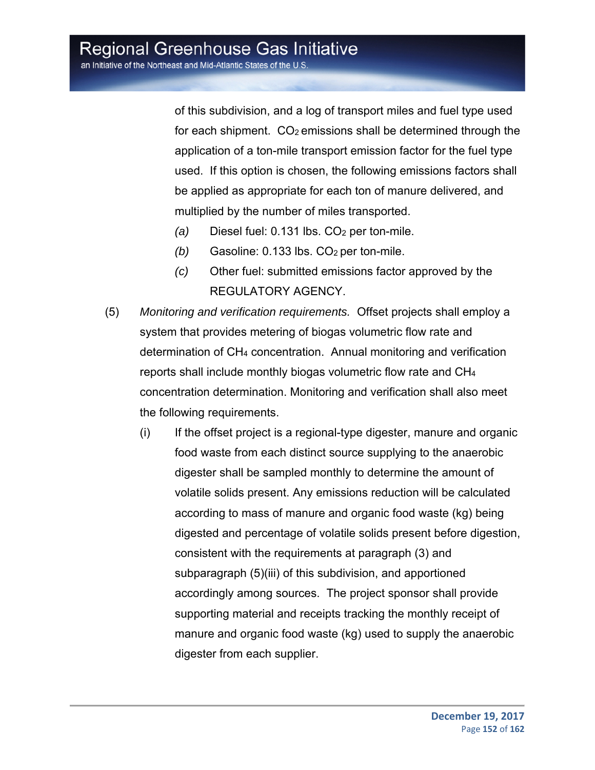of this subdivision, and a log of transport miles and fuel type used for each shipment. $CO_2$ emissions shall be determined through the application of a ton-mile transport emission factor for the fuel type used. If this option is chosen, the following emissions factors shall be applied as appropriate for each ton of manure delivered, and multiplied by the number of miles transported.

*(a)* Diesel fuel: 0.131 lbs. $CO_2$ per ton-mile.

*(b)* Gasoline: 0.133 lbs. $CO_2$ per ton-mile.

*(c)* Other fuel: submitted emissions factor approved by the REGULATORY AGENCY.

(5) *Monitoring and verification requirements.* Offset projects shall employ a system that provides metering of biogas volumetric flow rate and determination of $CH_4$ concentration. Annual monitoring and verification reports shall include monthly biogas volumetric flow rate and $CH_4$ concentration determination. Monitoring and verification shall also meet the following requirements.

(i) If the offset project is a regional-type digester, manure and organic food waste from each distinct source supplying to the anaerobic digester shall be sampled monthly to determine the amount of volatile solids present. Any emissions reduction will be calculated according to mass of manure and organic food waste (kg) being digested and percentage of volatile solids present before digestion, consistent with the requirements at paragraph (3) and subparagraph (5)(iii) of this subdivision, and apportioned accordingly among sources. The project sponsor shall provide supporting material and receipts tracking the monthly receipt of manure and organic food waste (kg) used to supply the anaerobic digester from each supplier.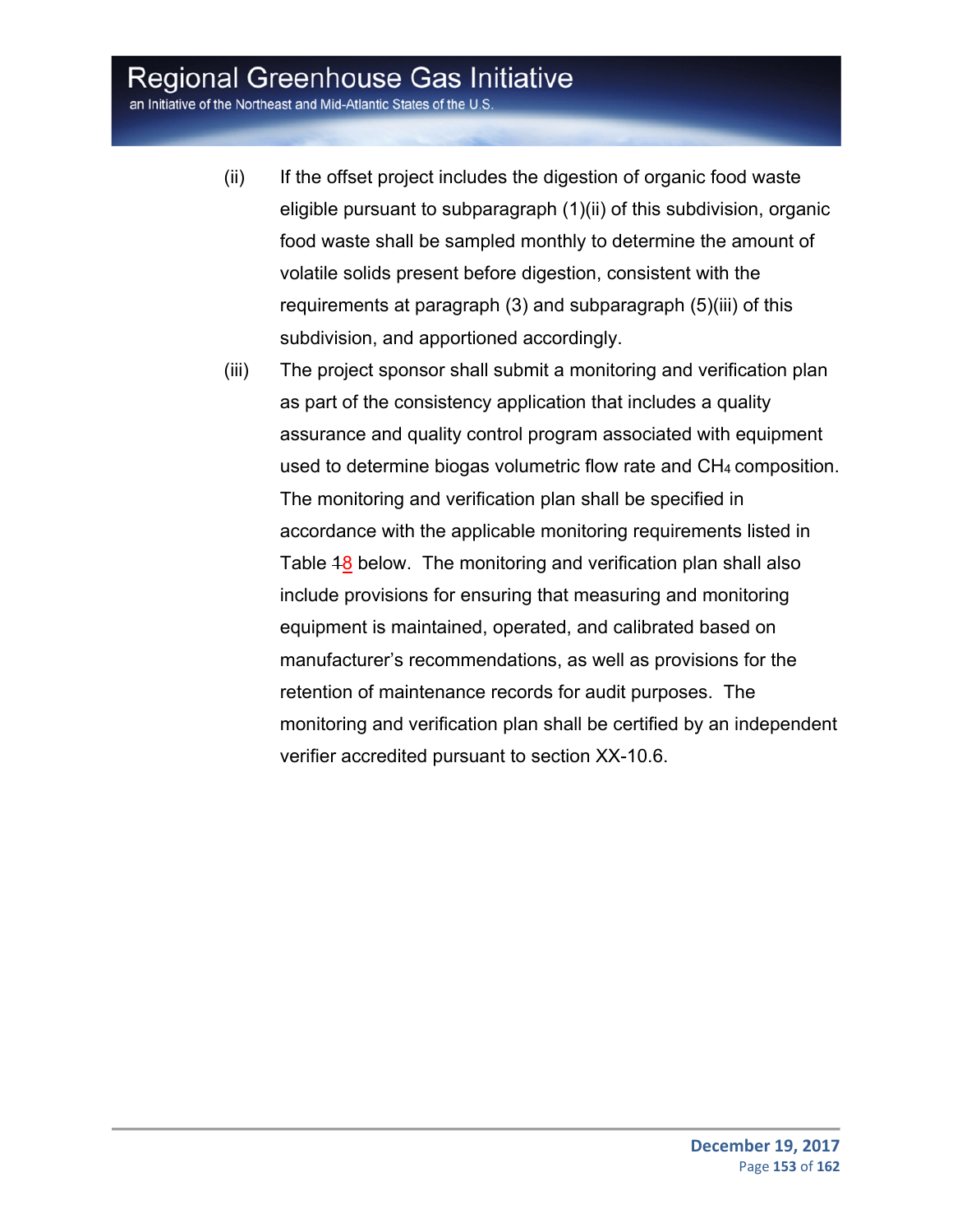(ii) If the offset project includes the digestion of organic food waste eligible pursuant to subparagraph (1)(ii) of this subdivision, organic food waste shall be sampled monthly to determine the amount of volatile solids present before digestion, consistent with the requirements at paragraph (3) and subparagraph (5)(iii) of this subdivision, and apportioned accordingly.

(iii) The project sponsor shall submit a monitoring and verification plan as part of the consistency application that includes a quality assurance and quality control program associated with equipment used to determine biogas volumetric flow rate and $CH_4$ composition. The monitoring and verification plan shall be specified in accordance with the applicable monitoring requirements listed in Table ~~1~~8 below. The monitoring and verification plan shall also include provisions for ensuring that measuring and monitoring equipment is maintained, operated, and calibrated based on manufacturer's recommendations, as well as provisions for the retention of maintenance records for audit purposes. The monitoring and verification plan shall be certified by an independent verifier accredited pursuant to section XX-10.6.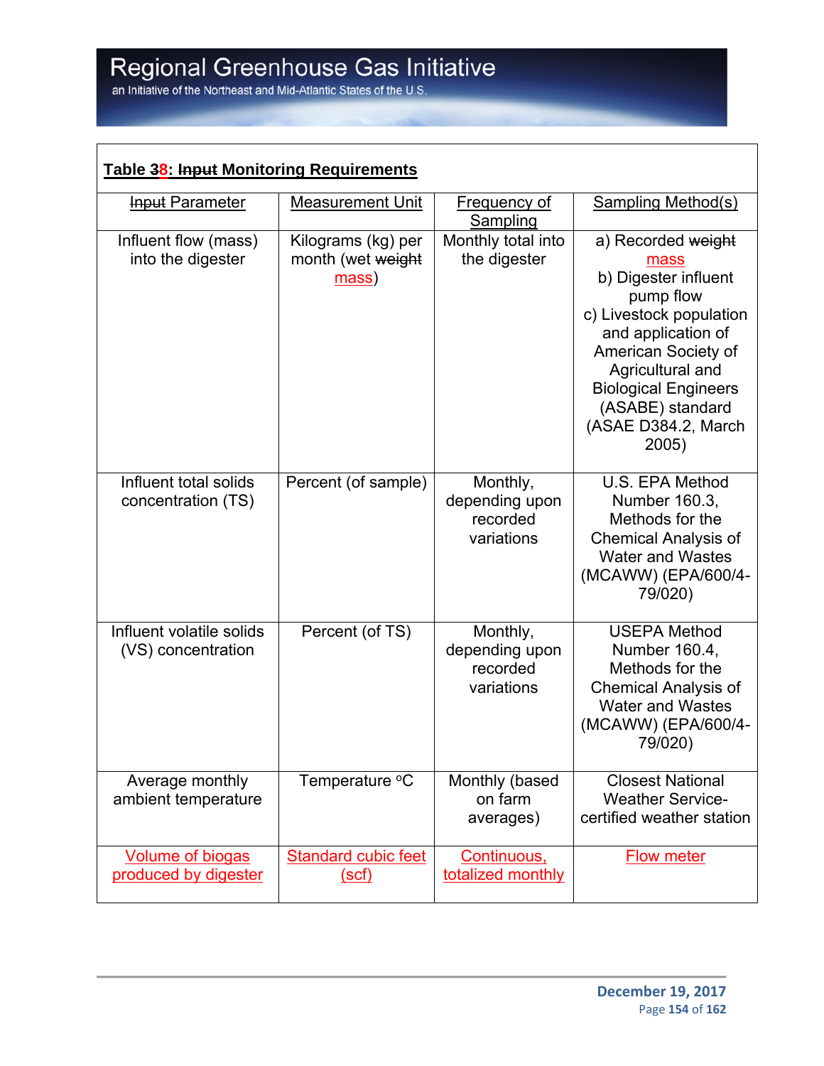**Table 38: Input Monitoring Requirements**

| Input Parameter | Measurement Unit | Frequency of Sampling | Sampling Method(s) |
|---|---|---|---|
| Influent flow (mass) into the digester | Kilograms (kg) per month (wet weight mass) | Monthly total into the digester | a) Recorded weight mass<br>b) Digester influent pump flow<br>c) Livestock population and application of American Society of Agricultural and Biological Engineers (ASABE) standard (ASAE D384.2, March 2005) |
| Influent total solids concentration (TS) | Percent (of sample) | Monthly, depending upon recorded variations | U.S. EPA Method Number 160.3, Methods for the Chemical Analysis of Water and Wastes (MCAWW) (EPA/600/4-79/020) |
| Influent volatile solids (VS) concentration | Percent (of TS) | Monthly, depending upon recorded variations | USEPA Method Number 160.4, Methods for the Chemical Analysis of Water and Wastes (MCAWW) (EPA/600/4-79/020) |
| Average monthly ambient temperature | Temperature °C | Monthly (based on farm averages) | Closest National Weather Service-certified weather station |
| Volume of biogas produced by digester | Standard cubic feet (scf) | Continuous, totalized monthly | Flow meter |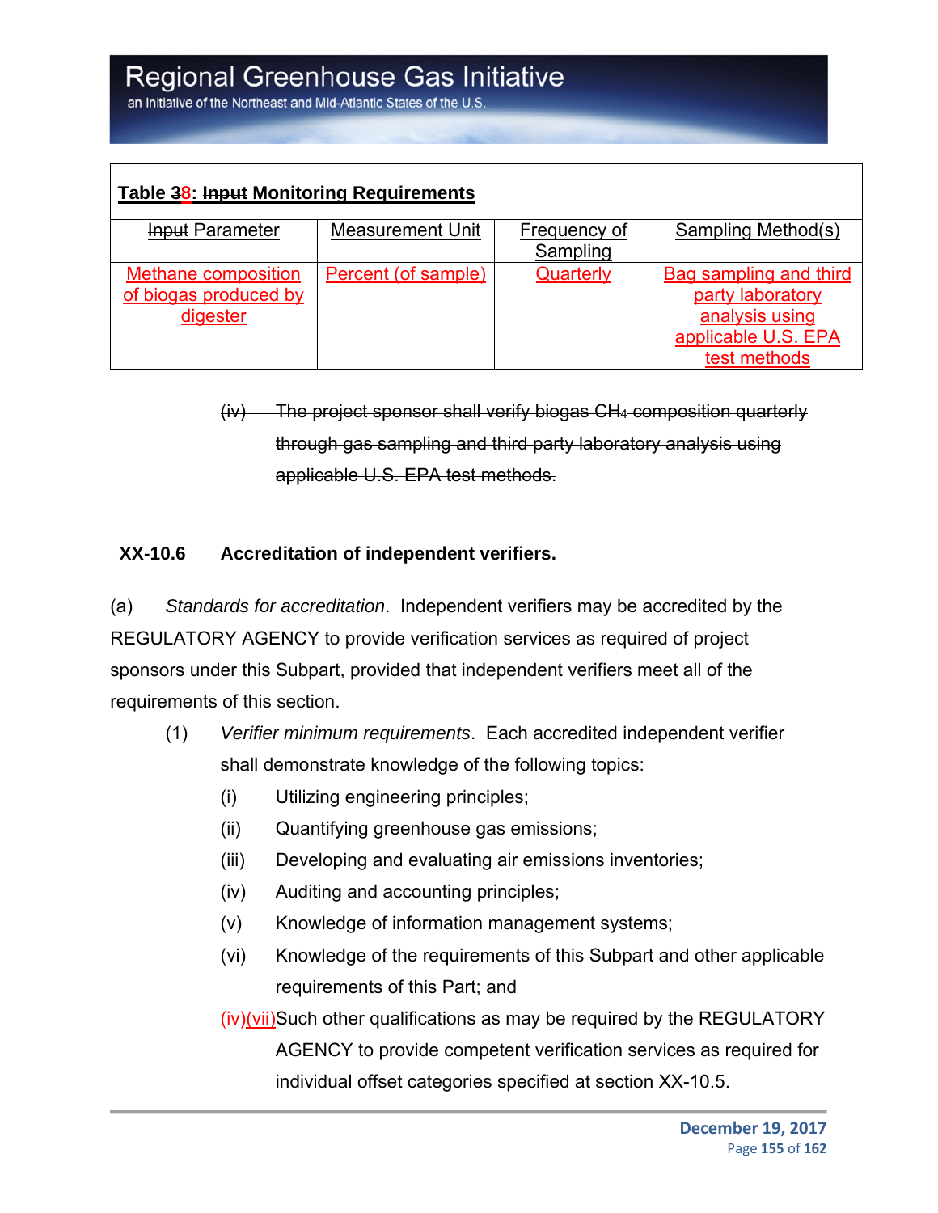**Table ~~3~~8: ~~Input~~ Monitoring Requirements**

| ~~Input~~ Parameter | Measurement Unit | Frequency of Sampling | Sampling Method(s) |
|---|---|---|---|
| Methane composition of biogas produced by digester | Percent (of sample) | Quarterly | Bag sampling and third party laboratory analysis using applicable U.S. EPA test methods |

~~(iv) The project sponsor shall verify biogas $CH_4$ composition quarterly through gas sampling and third party laboratory analysis using applicable U.S. EPA test methods.~~

**XX-10.6 Accreditation of independent verifiers.**

(a) *Standards for accreditation*. Independent verifiers may be accredited by the REGULATORY AGENCY to provide verification services as required of project sponsors under this Subpart, provided that independent verifiers meet all of the requirements of this section.

(1) *Verifier minimum requirements*. Each accredited independent verifier shall demonstrate knowledge of the following topics:

(i) Utilizing engineering principles;

(ii) Quantifying greenhouse gas emissions;

(iii) Developing and evaluating air emissions inventories;

(iv) Auditing and accounting principles;

(v) Knowledge of information management systems;

(vi) Knowledge of the requirements of this Subpart and other applicable requirements of this Part; and

~~(iv)~~(vii) Such other qualifications as may be required by the REGULATORY AGENCY to provide competent verification services as required for individual offset categories specified at section XX-10.5.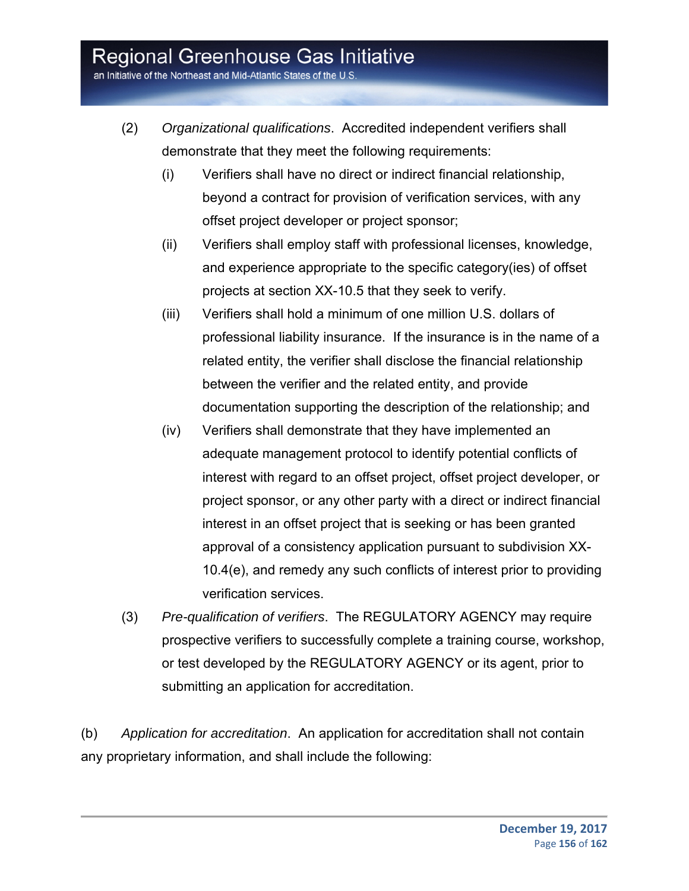(2) *Organizational qualifications*. Accredited independent verifiers shall demonstrate that they meet the following requirements:

(i) Verifiers shall have no direct or indirect financial relationship, beyond a contract for provision of verification services, with any offset project developer or project sponsor;

(ii) Verifiers shall employ staff with professional licenses, knowledge, and experience appropriate to the specific category(ies) of offset projects at section XX-10.5 that they seek to verify.

(iii) Verifiers shall hold a minimum of one million U.S. dollars of professional liability insurance. If the insurance is in the name of a related entity, the verifier shall disclose the financial relationship between the verifier and the related entity, and provide documentation supporting the description of the relationship; and

(iv) Verifiers shall demonstrate that they have implemented an adequate management protocol to identify potential conflicts of interest with regard to an offset project, offset project developer, or project sponsor, or any other party with a direct or indirect financial interest in an offset project that is seeking or has been granted approval of a consistency application pursuant to subdivision XX-10.4(e), and remedy any such conflicts of interest prior to providing verification services.

(3) *Pre-qualification of verifiers*. The REGULATORY AGENCY may require prospective verifiers to successfully complete a training course, workshop, or test developed by the REGULATORY AGENCY or its agent, prior to submitting an application for accreditation.

(b) *Application for accreditation*. An application for accreditation shall not contain any proprietary information, and shall include the following: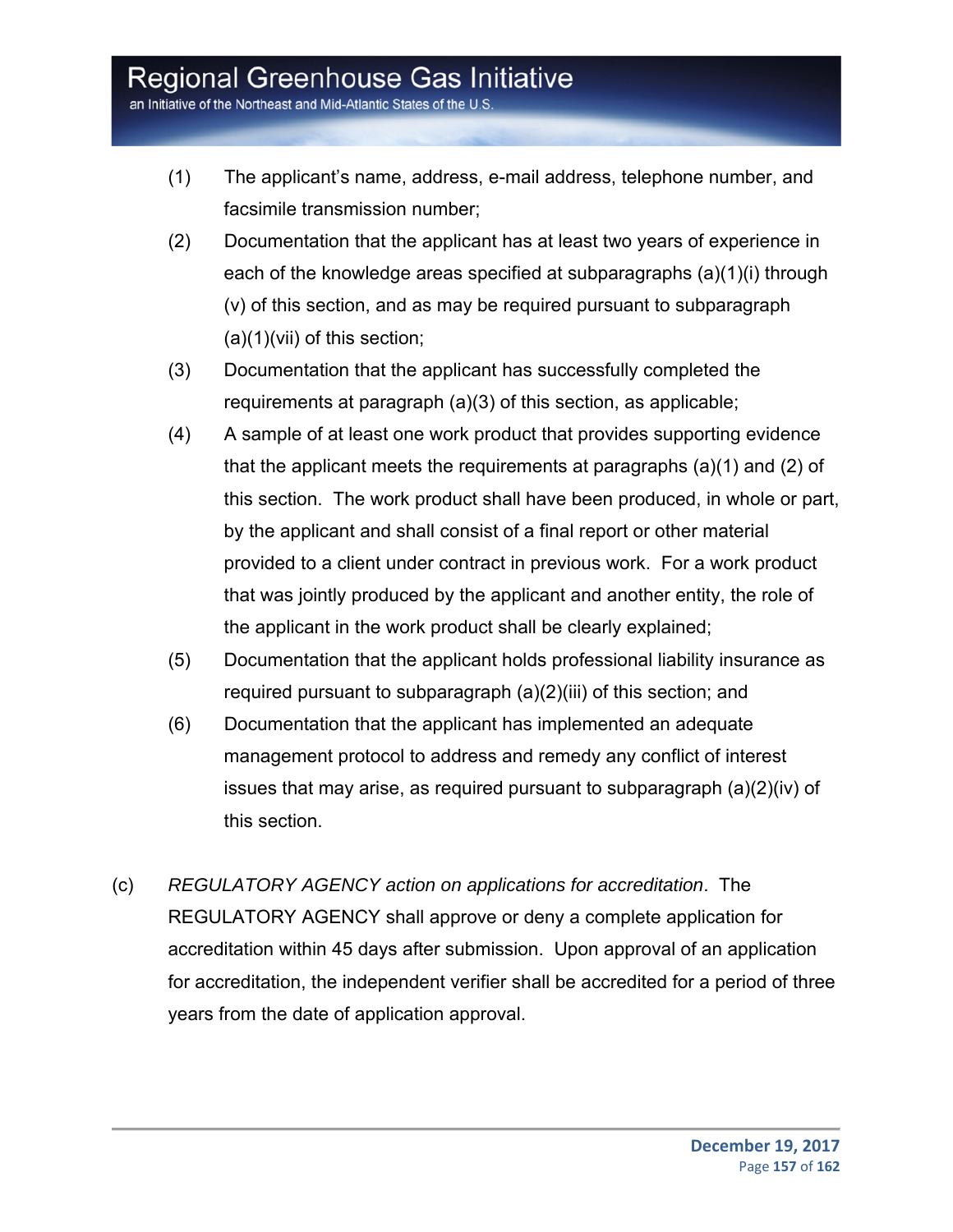(1) The applicant's name, address, e-mail address, telephone number, and facsimile transmission number;

(2) Documentation that the applicant has at least two years of experience in each of the knowledge areas specified at subparagraphs (a)(1)(i) through (v) of this section, and as may be required pursuant to subparagraph (a)(1)(vii) of this section;

(3) Documentation that the applicant has successfully completed the requirements at paragraph (a)(3) of this section, as applicable;

(4) A sample of at least one work product that provides supporting evidence that the applicant meets the requirements at paragraphs (a)(1) and (2) of this section. The work product shall have been produced, in whole or part, by the applicant and shall consist of a final report or other material provided to a client under contract in previous work. For a work product that was jointly produced by the applicant and another entity, the role of the applicant in the work product shall be clearly explained;

(5) Documentation that the applicant holds professional liability insurance as required pursuant to subparagraph (a)(2)(iii) of this section; and

(6) Documentation that the applicant has implemented an adequate management protocol to address and remedy any conflict of interest issues that may arise, as required pursuant to subparagraph (a)(2)(iv) of this section.

(c) *REGULATORY AGENCY action on applications for accreditation*. The REGULATORY AGENCY shall approve or deny a complete application for accreditation within 45 days after submission. Upon approval of an application for accreditation, the independent verifier shall be accredited for a period of three years from the date of application approval.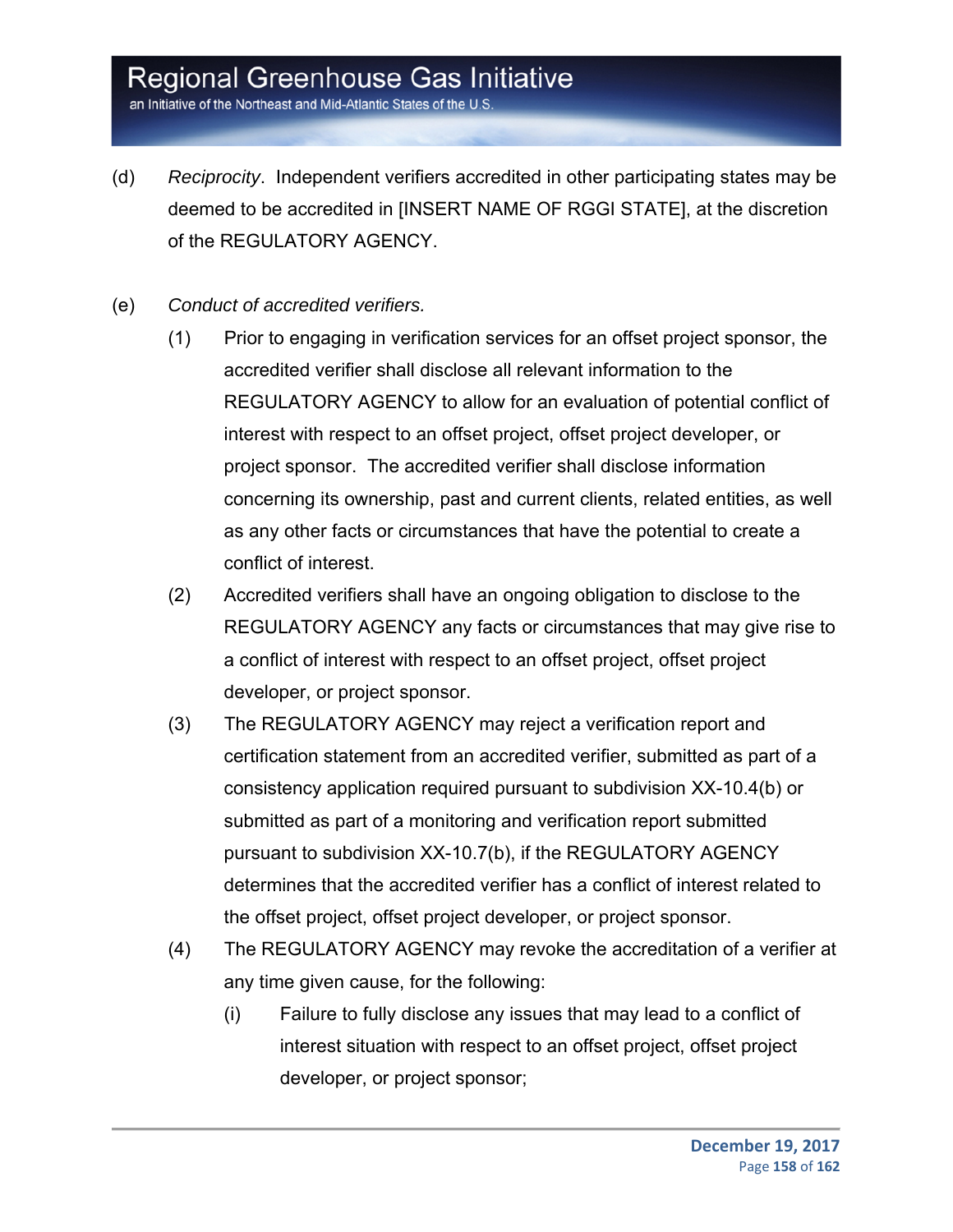(d) *Reciprocity*. Independent verifiers accredited in other participating states may be deemed to be accredited in [INSERT NAME OF RGGI STATE], at the discretion of the REGULATORY AGENCY.

(e) *Conduct of accredited verifiers.*

(1) Prior to engaging in verification services for an offset project sponsor, the accredited verifier shall disclose all relevant information to the REGULATORY AGENCY to allow for an evaluation of potential conflict of interest with respect to an offset project, offset project developer, or project sponsor. The accredited verifier shall disclose information concerning its ownership, past and current clients, related entities, as well as any other facts or circumstances that have the potential to create a conflict of interest.

(2) Accredited verifiers shall have an ongoing obligation to disclose to the REGULATORY AGENCY any facts or circumstances that may give rise to a conflict of interest with respect to an offset project, offset project developer, or project sponsor.

(3) The REGULATORY AGENCY may reject a verification report and certification statement from an accredited verifier, submitted as part of a consistency application required pursuant to subdivision XX-10.4(b) or submitted as part of a monitoring and verification report submitted pursuant to subdivision XX-10.7(b), if the REGULATORY AGENCY determines that the accredited verifier has a conflict of interest related to the offset project, offset project developer, or project sponsor.

(4) The REGULATORY AGENCY may revoke the accreditation of a verifier at any time given cause, for the following:

(i) Failure to fully disclose any issues that may lead to a conflict of interest situation with respect to an offset project, offset project developer, or project sponsor;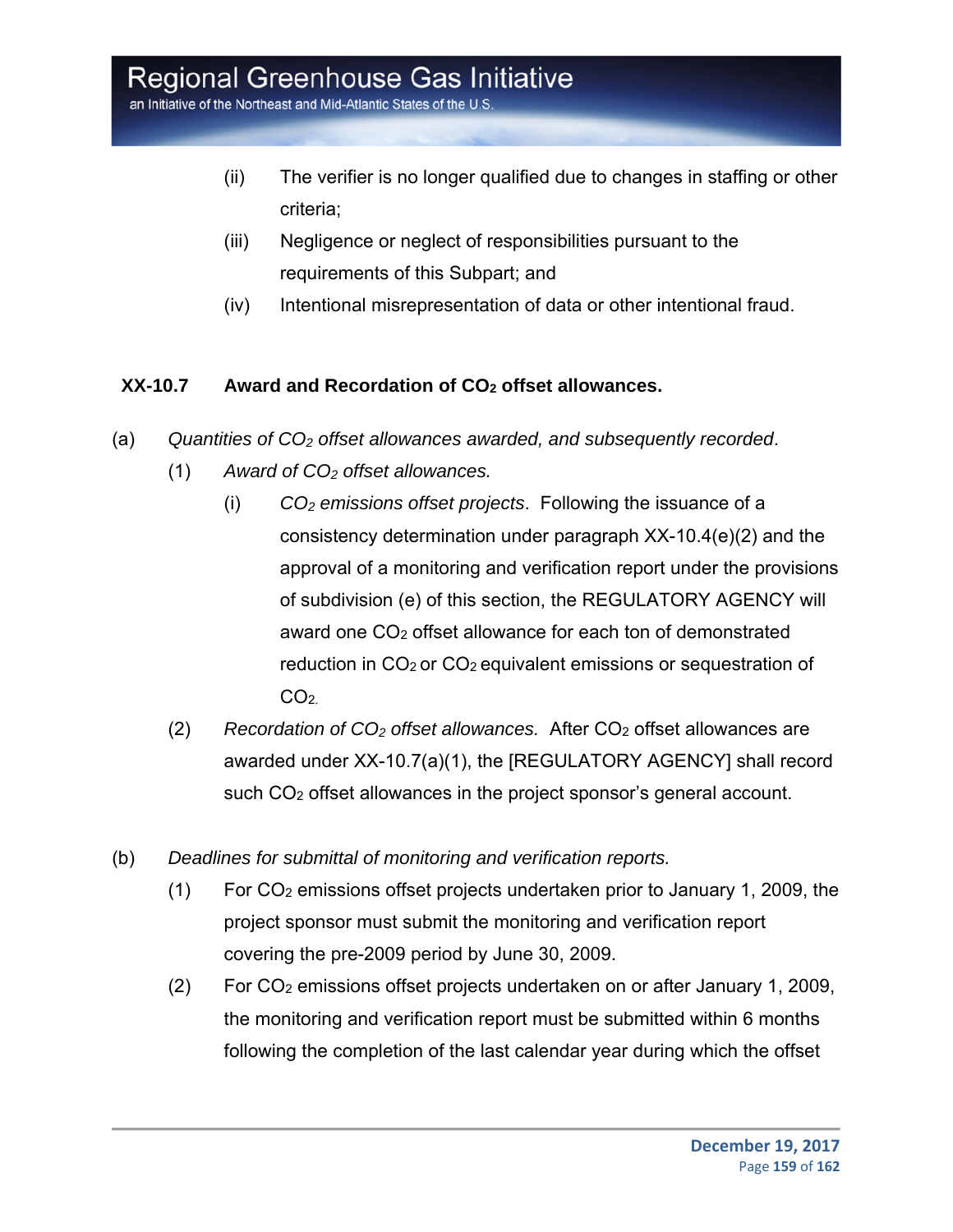(ii) The verifier is no longer qualified due to changes in staffing or other criteria;

(iii) Negligence or neglect of responsibilities pursuant to the requirements of this Subpart; and

(iv) Intentional misrepresentation of data or other intentional fraud.

### XX-10.7 Award and Recordation of $CO_2$ offset allowances.

(a) *Quantities of $CO_2$ offset allowances awarded, and subsequently recorded*.

(1) *Award of $CO_2$ offset allowances.*

(i) *$CO_2$ emissions offset projects*. Following the issuance of a consistency determination under paragraph XX-10.4(e)(2) and the approval of a monitoring and verification report under the provisions of subdivision (e) of this section, the REGULATORY AGENCY will award one $CO_2$ offset allowance for each ton of demonstrated reduction in $CO_2$ or $CO_2$ equivalent emissions or sequestration of $CO_2$.

(2) *Recordation of $CO_2$ offset allowances.* After $CO_2$ offset allowances are awarded under XX-10.7(a)(1), the [REGULATORY AGENCY] shall record such $CO_2$ offset allowances in the project sponsor's general account.

(b) *Deadlines for submittal of monitoring and verification reports.*

(1) For $CO_2$ emissions offset projects undertaken prior to January 1, 2009, the project sponsor must submit the monitoring and verification report covering the pre-2009 period by June 30, 2009.

(2) For $CO_2$ emissions offset projects undertaken on or after January 1, 2009, the monitoring and verification report must be submitted within 6 months following the completion of the last calendar year during which the offset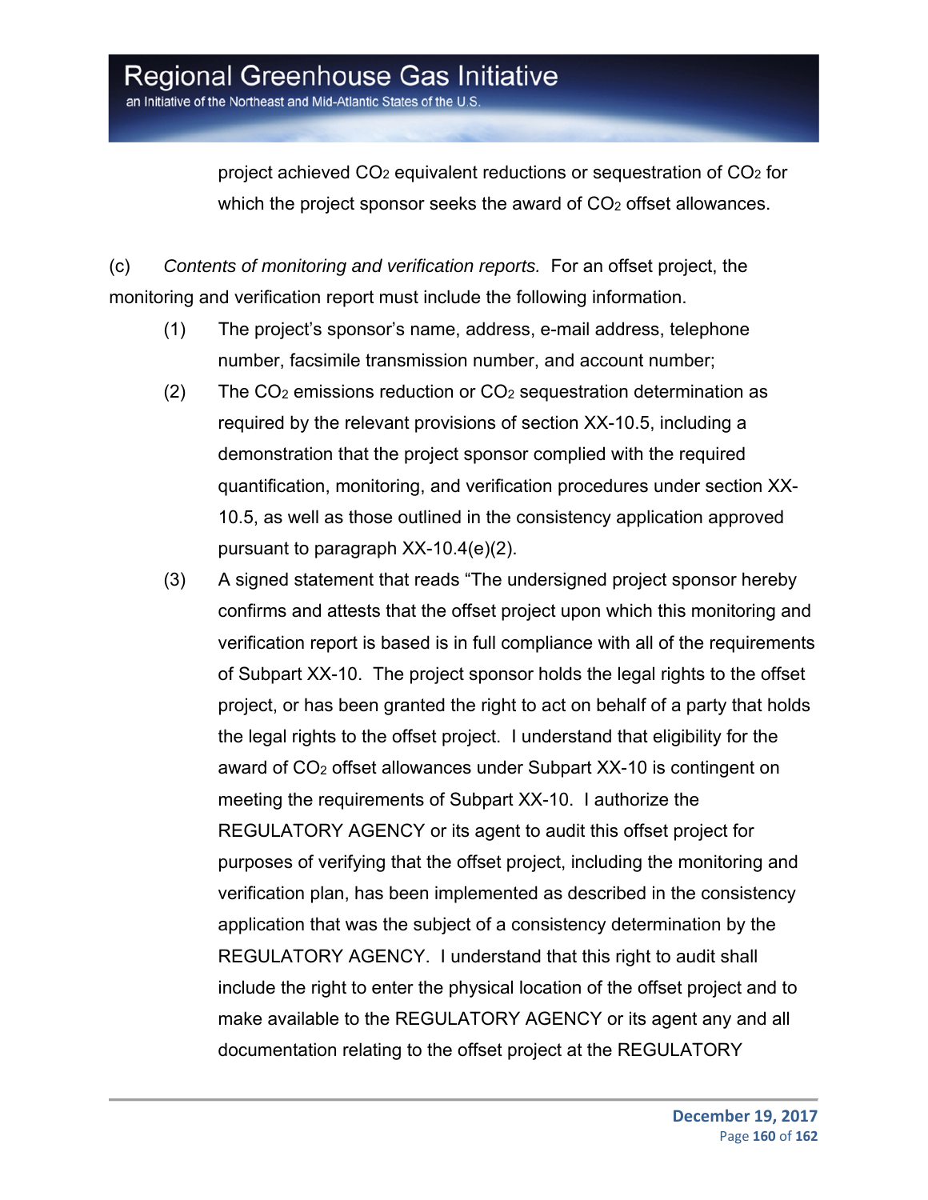project achieved $CO_2$ equivalent reductions or sequestration of $CO_2$ for which the project sponsor seeks the award of $CO_2$ offset allowances.

(c) *Contents of monitoring and verification reports.* For an offset project, the monitoring and verification report must include the following information.

(1) The project's sponsor's name, address, e-mail address, telephone number, facsimile transmission number, and account number;

(2) The $CO_2$ emissions reduction or $CO_2$ sequestration determination as required by the relevant provisions of section XX-10.5, including a demonstration that the project sponsor complied with the required quantification, monitoring, and verification procedures under section XX-10.5, as well as those outlined in the consistency application approved pursuant to paragraph XX-10.4(e)(2).

(3) A signed statement that reads "The undersigned project sponsor hereby confirms and attests that the offset project upon which this monitoring and verification report is based is in full compliance with all of the requirements of Subpart XX-10. The project sponsor holds the legal rights to the offset project, or has been granted the right to act on behalf of a party that holds the legal rights to the offset project. I understand that eligibility for the award of $CO_2$ offset allowances under Subpart XX-10 is contingent on meeting the requirements of Subpart XX-10. I authorize the REGULATORY AGENCY or its agent to audit this offset project for purposes of verifying that the offset project, including the monitoring and verification plan, has been implemented as described in the consistency application that was the subject of a consistency determination by the REGULATORY AGENCY. I understand that this right to audit shall include the right to enter the physical location of the offset project and to make available to the REGULATORY AGENCY or its agent any and all documentation relating to the offset project at the REGULATORY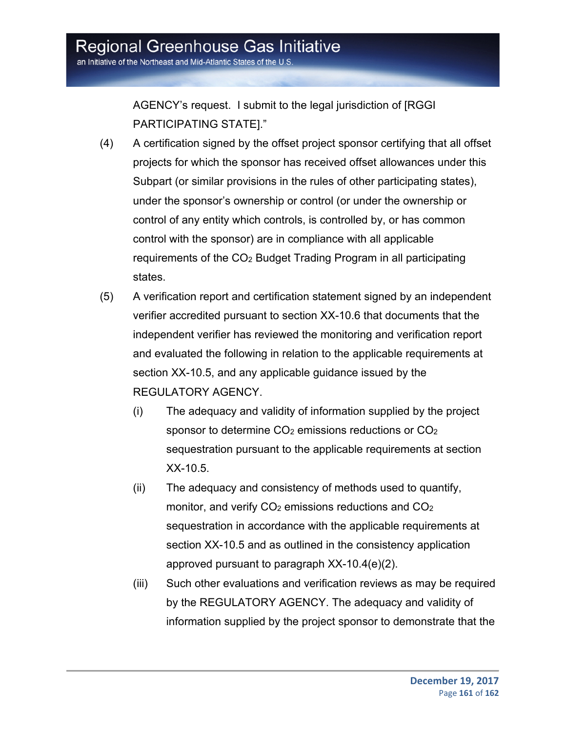AGENCY's request. I submit to the legal jurisdiction of [RGGI PARTICIPATING STATE]."

(4) A certification signed by the offset project sponsor certifying that all offset projects for which the sponsor has received offset allowances under this Subpart (or similar provisions in the rules of other participating states), under the sponsor's ownership or control (or under the ownership or control of any entity which controls, is controlled by, or has common control with the sponsor) are in compliance with all applicable requirements of the $CO_2$ Budget Trading Program in all participating states.

(5) A verification report and certification statement signed by an independent verifier accredited pursuant to section XX-10.6 that documents that the independent verifier has reviewed the monitoring and verification report and evaluated the following in relation to the applicable requirements at section XX-10.5, and any applicable guidance issued by the REGULATORY AGENCY.

 (i) The adequacy and validity of information supplied by the project sponsor to determine $CO_2$ emissions reductions or $CO_2$ sequestration pursuant to the applicable requirements at section XX-10.5.

 (ii) The adequacy and consistency of methods used to quantify, monitor, and verify $CO_2$ emissions reductions and $CO_2$ sequestration in accordance with the applicable requirements at section XX-10.5 and as outlined in the consistency application approved pursuant to paragraph XX-10.4(e)(2).

 (iii) Such other evaluations and verification reviews as may be required by the REGULATORY AGENCY. The adequacy and validity of information supplied by the project sponsor to demonstrate that the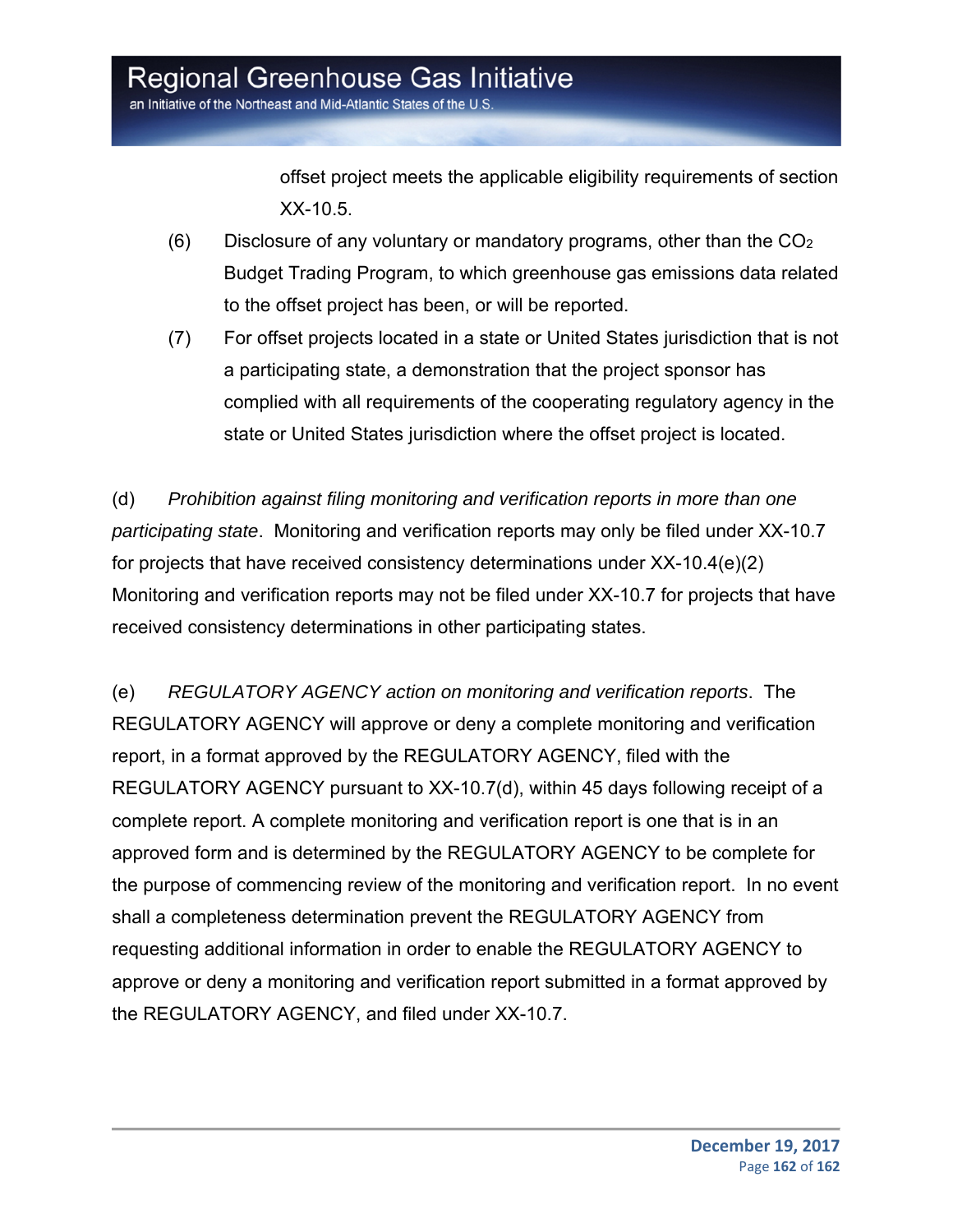offset project meets the applicable eligibility requirements of section XX-10.5.

(6) Disclosure of any voluntary or mandatory programs, other than the $CO_2$ Budget Trading Program, to which greenhouse gas emissions data related to the offset project has been, or will be reported.

(7) For offset projects located in a state or United States jurisdiction that is not a participating state, a demonstration that the project sponsor has complied with all requirements of the cooperating regulatory agency in the state or United States jurisdiction where the offset project is located.

(d) *Prohibition against filing monitoring and verification reports in more than one participating state*. Monitoring and verification reports may only be filed under XX-10.7 for projects that have received consistency determinations under XX-10.4(e)(2) Monitoring and verification reports may not be filed under XX-10.7 for projects that have received consistency determinations in other participating states.

(e) *REGULATORY AGENCY action on monitoring and verification reports*. The REGULATORY AGENCY will approve or deny a complete monitoring and verification report, in a format approved by the REGULATORY AGENCY, filed with the REGULATORY AGENCY pursuant to XX-10.7(d), within 45 days following receipt of a complete report. A complete monitoring and verification report is one that is in an approved form and is determined by the REGULATORY AGENCY to be complete for the purpose of commencing review of the monitoring and verification report. In no event shall a completeness determination prevent the REGULATORY AGENCY from requesting additional information in order to enable the REGULATORY AGENCY to approve or deny a monitoring and verification report submitted in a format approved by the REGULATORY AGENCY, and filed under XX-10.7.